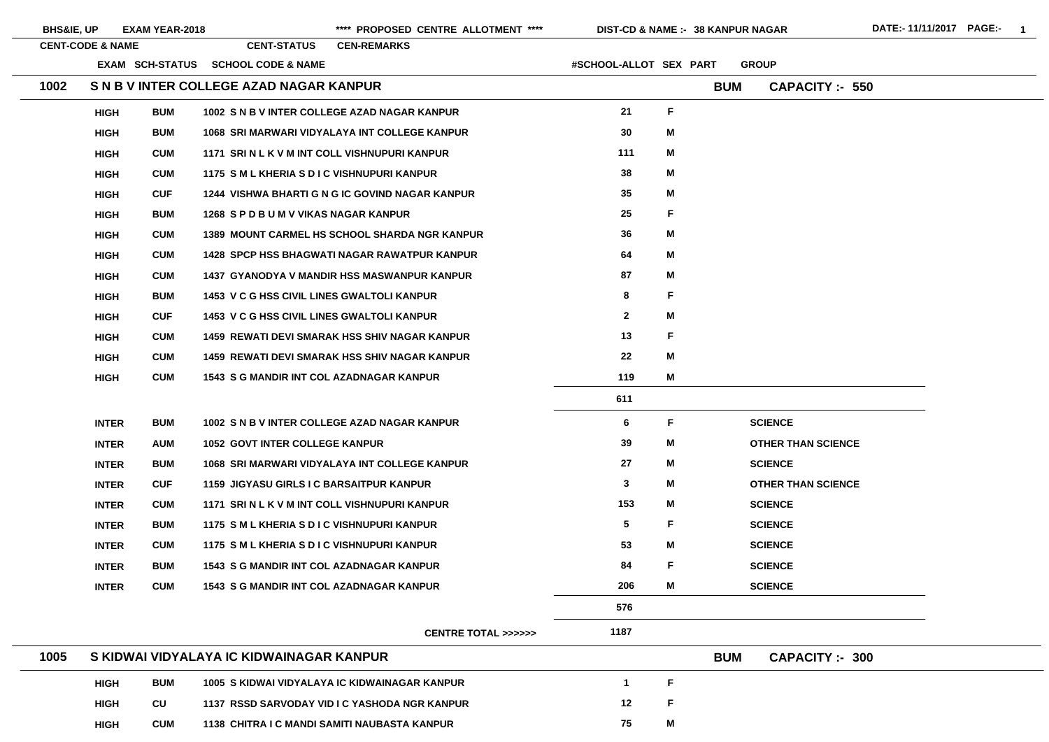BHS&IE, UP EXAM YEAR-2018 **** PROPOSED CENTRE ALLOTMENT **** DIST-CD & NAME :- 38 KANPUR NAGAR DATE:- 11/11/2017

CENT-CODE & NAME / CENT-STATUS / CEN-REMARKS

## 1002 S N B V INTER COLLEGE AZAD NAGAR KANPUR — BUM — CAPACITY :- 550

| EXAM | SCH-STATUS | SCHOOL CODE & NAME | #SCHOOL-ALLOT | SEX | PART | GROUP |
|---|---|---|---|---|---|---|
| HIGH | BUM | 1002 S N B V INTER COLLEGE AZAD NAGAR KANPUR | 21 | F | | |
| HIGH | BUM | 1068 SRI MARWARI VIDYALAYA INT COLLEGE KANPUR | 30 | M | | |
| HIGH | CUM | 1171 SRI N L K V M INT COLL VISHNUPURI KANPUR | 111 | M | | |
| HIGH | CUM | 1175 S M L KHERIA S D I C VISHNUPURI KANPUR | 38 | M | | |
| HIGH | CUF | 1244 VISHWA BHARTI G N G IC GOVIND NAGAR KANPUR | 35 | M | | |
| HIGH | BUM | 1268 S P D B U M V VIKAS NAGAR KANPUR | 25 | F | | |
| HIGH | CUM | 1389 MOUNT CARMEL HS SCHOOL SHARDA NGR KANPUR | 36 | M | | |
| HIGH | CUM | 1428 SPCP HSS BHAGWATI NAGAR RAWATPUR KANPUR | 64 | M | | |
| HIGH | CUM | 1437 GYANODYA V MANDIR HSS MASWANPUR KANPUR | 87 | M | | |
| HIGH | BUM | 1453 V C G HSS CIVIL LINES GWALTOLI KANPUR | 8 | F | | |
| HIGH | CUF | 1453 V C G HSS CIVIL LINES GWALTOLI KANPUR | 2 | M | | |
| HIGH | CUM | 1459 REWATI DEVI SMARAK HSS SHIV NAGAR KANPUR | 13 | F | | |
| HIGH | CUM | 1459 REWATI DEVI SMARAK HSS SHIV NAGAR KANPUR | 22 | M | | |
| HIGH | CUM | 1543 S G MANDIR INT COL AZADNAGAR KANPUR | 119 | M | | |
| | | | 611 | | | |
| INTER | BUM | 1002 S N B V INTER COLLEGE AZAD NAGAR KANPUR | 6 | F | | SCIENCE |
| INTER | AUM | 1052 GOVT INTER COLLEGE KANPUR | 39 | M | | OTHER THAN SCIENCE |
| INTER | BUM | 1068 SRI MARWARI VIDYALAYA INT COLLEGE KANPUR | 27 | M | | SCIENCE |
| INTER | CUF | 1159 JIGYASU GIRLS I C BARSAITPUR KANPUR | 3 | M | | OTHER THAN SCIENCE |
| INTER | CUM | 1171 SRI N L K V M INT COLL VISHNUPURI KANPUR | 153 | M | | SCIENCE |
| INTER | BUM | 1175 S M L KHERIA S D I C VISHNUPURI KANPUR | 5 | F | | SCIENCE |
| INTER | CUM | 1175 S M L KHERIA S D I C VISHNUPURI KANPUR | 53 | M | | SCIENCE |
| INTER | BUM | 1543 S G MANDIR INT COL AZADNAGAR KANPUR | 84 | F | | SCIENCE |
| INTER | CUM | 1543 S G MANDIR INT COL AZADNAGAR KANPUR | 206 | M | | SCIENCE |
| | | | 576 | | | |
| | | CENTRE TOTAL >>>>>> | 1187 | | | |

## 1005 S KIDWAI VIDYALAYA IC KIDWAINAGAR KANPUR — BUM — CAPACITY :- 300

| EXAM | SCH-STATUS | SCHOOL CODE & NAME | #SCHOOL-ALLOT | SEX | PART | GROUP |
|---|---|---|---|---|---|---|
| HIGH | BUM | 1005 S KIDWAI VIDYALAYA IC KIDWAINAGAR KANPUR | 1 | F | | |
| HIGH | CU | 1137 RSSD SARVODAY VID I C YASHODA NGR KANPUR | 12 | F | | |
| HIGH | CUM | 1138 CHITRA I C MANDI SAMITI NAUBASTA KANPUR | 75 | M | | |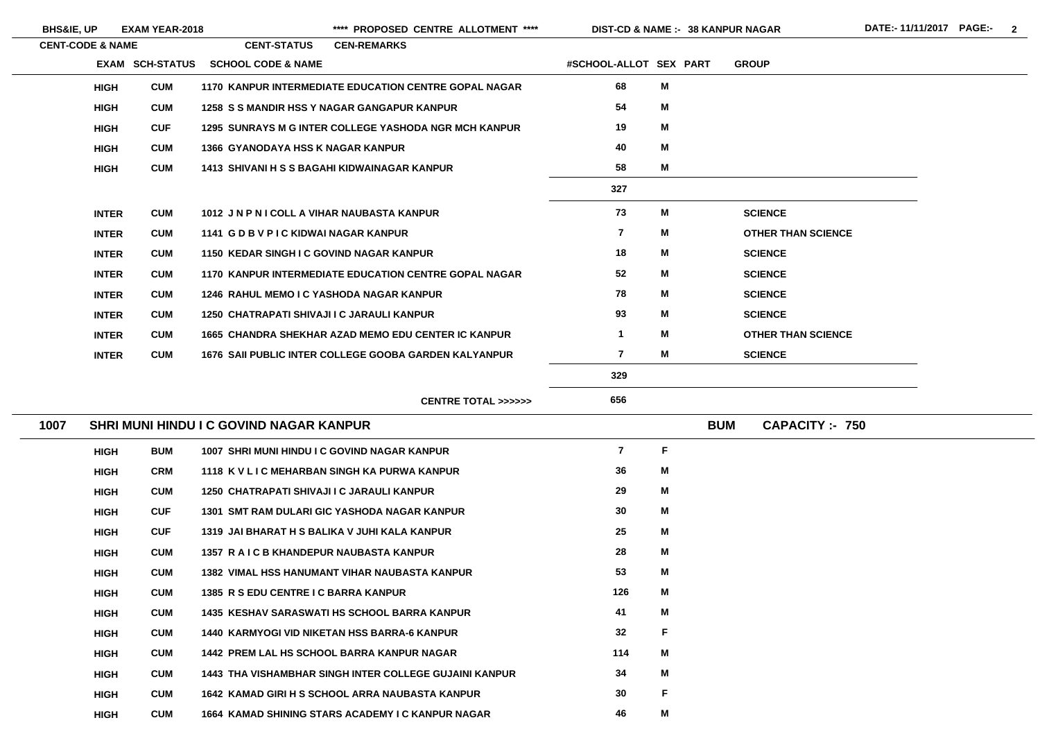| CENT-CODE & NAME | | | CENT-STATUS | CEN-REMARKS | | | |
|---|---|---|---|---|---|---|---|
| | EXAM | SCH-STATUS | SCHOOL CODE & NAME | #SCHOOL-ALLOT | SEX | PART | GROUP |
| | HIGH | CUM | 1170 KANPUR INTERMEDIATE EDUCATION CENTRE GOPAL NAGAR | 68 | M | | |
| | HIGH | CUM | 1258 S S MANDIR HSS Y NAGAR GANGAPUR KANPUR | 54 | M | | |
| | HIGH | CUF | 1295 SUNRAYS M G INTER COLLEGE YASHODA NGR MCH KANPUR | 19 | M | | |
| | HIGH | CUM | 1366 GYANODAYA HSS K NAGAR KANPUR | 40 | M | | |
| | HIGH | CUM | 1413 SHIVANI H S S BAGAHI KIDWAINAGAR KANPUR | 58 | M | | |
| | | | | 327 | | | |
| | INTER | CUM | 1012 J N P N I COLL A VIHAR NAUBASTA KANPUR | 73 | M | | SCIENCE |
| | INTER | CUM | 1141 G D B V P I C KIDWAI NAGAR KANPUR | 7 | M | | OTHER THAN SCIENCE |
| | INTER | CUM | 1150 KEDAR SINGH I C GOVIND NAGAR KANPUR | 18 | M | | SCIENCE |
| | INTER | CUM | 1170 KANPUR INTERMEDIATE EDUCATION CENTRE GOPAL NAGAR | 52 | M | | SCIENCE |
| | INTER | CUM | 1246 RAHUL MEMO I C YASHODA NAGAR KANPUR | 78 | M | | SCIENCE |
| | INTER | CUM | 1250 CHATRAPATI SHIVAJI I C JARAULI KANPUR | 93 | M | | SCIENCE |
| | INTER | CUM | 1665 CHANDRA SHEKHAR AZAD MEMO EDU CENTER IC KANPUR | 1 | M | | OTHER THAN SCIENCE |
| | INTER | CUM | 1676 SAII PUBLIC INTER COLLEGE GOOBA GARDEN KALYANPUR | 7 | M | | SCIENCE |
| | | | | 329 | | | |
| | | | CENTRE TOTAL >>>>>> | 656 | | | |
| 1007 | SHRI MUNI HINDU I C GOVIND NAGAR KANPUR | | BUM | CAPACITY :- 750 | | | |
| | HIGH | BUM | 1007 SHRI MUNI HINDU I C GOVIND NAGAR KANPUR | 7 | F | | |
| | HIGH | CRM | 1118 K V L I C MEHARBAN SINGH KA PURWA KANPUR | 36 | M | | |
| | HIGH | CUM | 1250 CHATRAPATI SHIVAJI I C JARAULI KANPUR | 29 | M | | |
| | HIGH | CUF | 1301 SMT RAM DULARI GIC YASHODA NAGAR KANPUR | 30 | M | | |
| | HIGH | CUF | 1319 JAI BHARAT H S BALIKA V JUHI KALA KANPUR | 25 | M | | |
| | HIGH | CUM | 1357 R A I C B KHANDEPUR NAUBASTA KANPUR | 28 | M | | |
| | HIGH | CUM | 1382 VIMAL HSS HANUMANT VIHAR NAUBASTA KANPUR | 53 | M | | |
| | HIGH | CUM | 1385 R S EDU CENTRE I C BARRA KANPUR | 126 | M | | |
| | HIGH | CUM | 1435 KESHAV SARASWATI HS SCHOOL BARRA KANPUR | 41 | M | | |
| | HIGH | CUM | 1440 KARMYOGI VID NIKETAN HSS BARRA-6 KANPUR | 32 | F | | |
| | HIGH | CUM | 1442 PREM LAL HS SCHOOL BARRA KANPUR NAGAR | 114 | M | | |
| | HIGH | CUM | 1443 THA VISHAMBHAR SINGH INTER COLLEGE GUJAINI KANPUR | 34 | M | | |
| | HIGH | CUM | 1642 KAMAD GIRI H S SCHOOL ARRA NAUBASTA KANPUR | 30 | F | | |
| | HIGH | CUM | 1664 KAMAD SHINING STARS ACADEMY I C KANPUR NAGAR | 46 | M | | |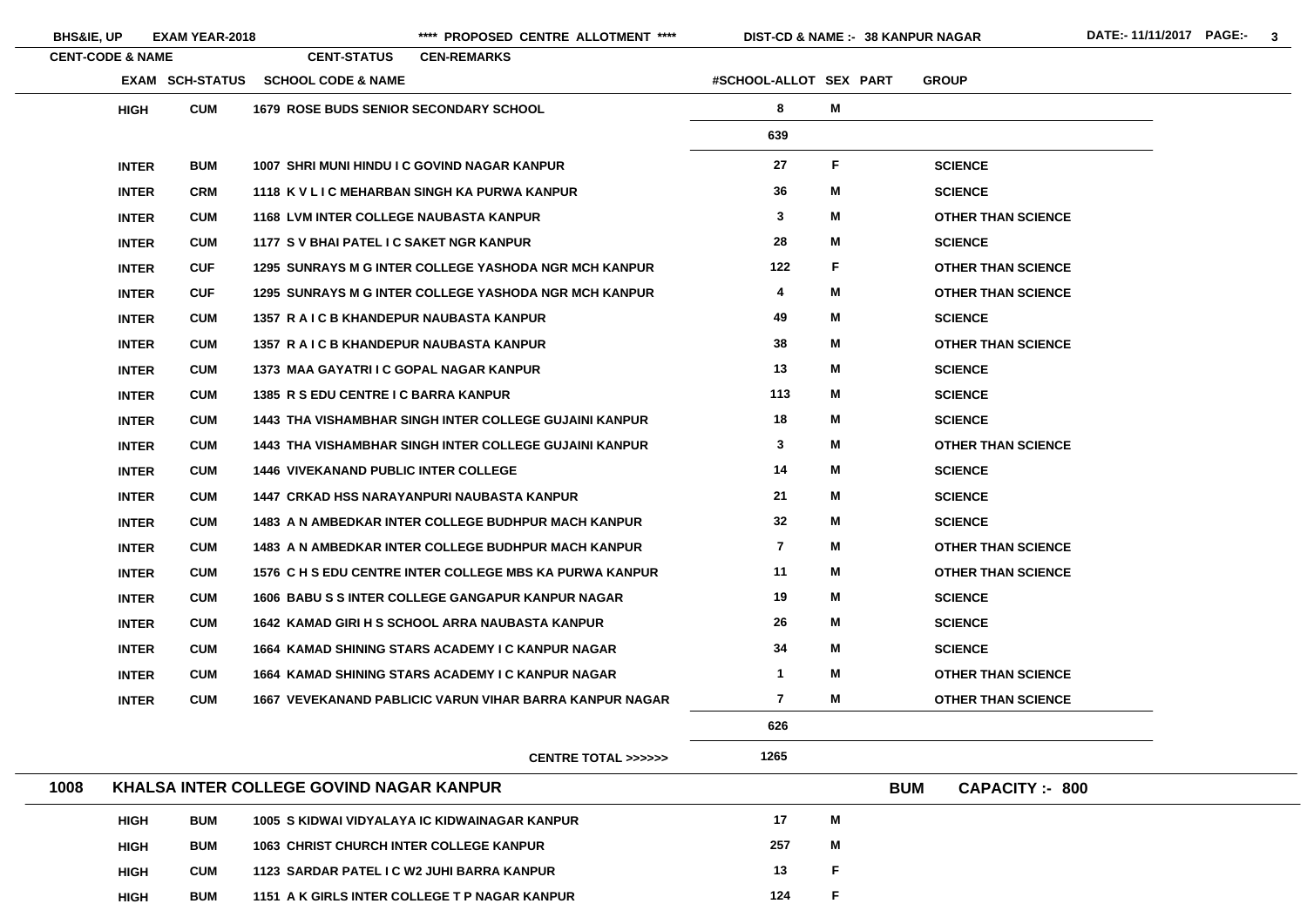BHS&IE, UP EXAM YEAR-2018 **** PROPOSED CENTRE ALLOTMENT **** DIST-CD & NAME :- 38 KANPUR NAGAR DATE:- 11/11/2017

| CENT-CODE & NAME | | CENT-STATUS | CEN-REMARKS | | | |
|---|---|---|---|---|---|---|
| EXAM | SCH-STATUS | SCHOOL CODE & NAME | #SCHOOL-ALLOT | SEX | PART | GROUP |
| HIGH | CUM | 1679 ROSE BUDS SENIOR SECONDARY SCHOOL | 8 | M | | |
| | | | 639 | | | |
| INTER | BUM | 1007 SHRI MUNI HINDU I C GOVIND NAGAR KANPUR | 27 | F | | SCIENCE |
| INTER | CRM | 1118 K V L I C MEHARBAN SINGH KA PURWA KANPUR | 36 | M | | SCIENCE |
| INTER | CUM | 1168 LVM INTER COLLEGE NAUBASTA KANPUR | 3 | M | | OTHER THAN SCIENCE |
| INTER | CUM | 1177 S V BHAI PATEL I C SAKET NGR KANPUR | 28 | M | | SCIENCE |
| INTER | CUF | 1295 SUNRAYS M G INTER COLLEGE YASHODA NGR MCH KANPUR | 122 | F | | OTHER THAN SCIENCE |
| INTER | CUF | 1295 SUNRAYS M G INTER COLLEGE YASHODA NGR MCH KANPUR | 4 | M | | OTHER THAN SCIENCE |
| INTER | CUM | 1357 R A I C B KHANDEPUR NAUBASTA KANPUR | 49 | M | | SCIENCE |
| INTER | CUM | 1357 R A I C B KHANDEPUR NAUBASTA KANPUR | 38 | M | | OTHER THAN SCIENCE |
| INTER | CUM | 1373 MAA GAYATRI I C GOPAL NAGAR KANPUR | 13 | M | | SCIENCE |
| INTER | CUM | 1385 R S EDU CENTRE I C BARRA KANPUR | 113 | M | | SCIENCE |
| INTER | CUM | 1443 THA VISHAMBHAR SINGH INTER COLLEGE GUJAINI KANPUR | 18 | M | | SCIENCE |
| INTER | CUM | 1443 THA VISHAMBHAR SINGH INTER COLLEGE GUJAINI KANPUR | 3 | M | | OTHER THAN SCIENCE |
| INTER | CUM | 1446 VIVEKANAND PUBLIC INTER COLLEGE | 14 | M | | SCIENCE |
| INTER | CUM | 1447 CRKAD HSS NARAYANPURI NAUBASTA KANPUR | 21 | M | | SCIENCE |
| INTER | CUM | 1483 A N AMBEDKAR INTER COLLEGE BUDHPUR MACH KANPUR | 32 | M | | SCIENCE |
| INTER | CUM | 1483 A N AMBEDKAR INTER COLLEGE BUDHPUR MACH KANPUR | 7 | M | | OTHER THAN SCIENCE |
| INTER | CUM | 1576 C H S EDU CENTRE INTER COLLEGE MBS KA PURWA KANPUR | 11 | M | | OTHER THAN SCIENCE |
| INTER | CUM | 1606 BABU S S INTER COLLEGE GANGAPUR KANPUR NAGAR | 19 | M | | SCIENCE |
| INTER | CUM | 1642 KAMAD GIRI H S SCHOOL ARRA NAUBASTA KANPUR | 26 | M | | SCIENCE |
| INTER | CUM | 1664 KAMAD SHINING STARS ACADEMY I C KANPUR NAGAR | 34 | M | | SCIENCE |
| INTER | CUM | 1664 KAMAD SHINING STARS ACADEMY I C KANPUR NAGAR | 1 | M | | OTHER THAN SCIENCE |
| INTER | CUM | 1667 VEVEKANAND PABLICIC VARUN VIHAR BARRA KANPUR NAGAR | 7 | M | | OTHER THAN SCIENCE |
| | | | 626 | | | |
| | | CENTRE TOTAL >>>>>> | 1265 | | | |

## 1008 KHALSA INTER COLLEGE GOVIND NAGAR KANPUR — BUM — CAPACITY :- 800

| EXAM | SCH-STATUS | SCHOOL CODE & NAME | #SCHOOL-ALLOT | SEX | PART | GROUP |
|---|---|---|---|---|---|---|
| HIGH | BUM | 1005 S KIDWAI VIDYALAYA IC KIDWAINAGAR KANPUR | 17 | M | | |
| HIGH | BUM | 1063 CHRIST CHURCH INTER COLLEGE KANPUR | 257 | M | | |
| HIGH | CUM | 1123 SARDAR PATEL I C W2 JUHI BARRA KANPUR | 13 | F | | |
| HIGH | BUM | 1151 A K GIRLS INTER COLLEGE T P NAGAR KANPUR | 124 | F | | |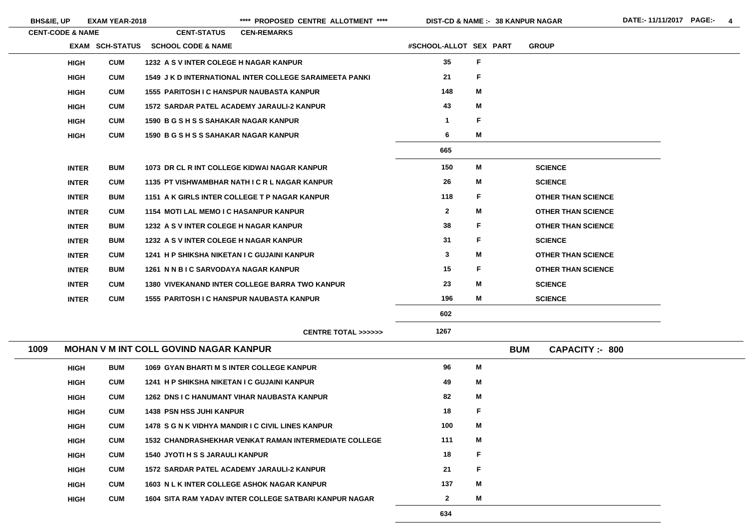| CENT-CODE & NAME | EXAM | SCH-STATUS | SCHOOL CODE & NAME | #SCHOOL-ALLOT | SEX | PART | GROUP |
|---|---|---|---|---|---|---|---|
| | HIGH | CUM | 1232 A S V INTER COLEGE H NAGAR KANPUR | 35 | F | | |
| | HIGH | CUM | 1549 J K D INTERNATIONAL INTER COLLEGE SARAIMEETA PANKI | 21 | F | | |
| | HIGH | CUM | 1555 PARITOSH I C HANSPUR NAUBASTA KANPUR | 148 | M | | |
| | HIGH | CUM | 1572 SARDAR PATEL ACADEMY JARAULI-2 KANPUR | 43 | M | | |
| | HIGH | CUM | 1590 B G S H S S SAHAKAR NAGAR KANPUR | 1 | F | | |
| | HIGH | CUM | 1590 B G S H S S SAHAKAR NAGAR KANPUR | 6 | M | | |
| | | | | 665 | | | |
| | INTER | BUM | 1073 DR CL R INT COLLEGE KIDWAI NAGAR KANPUR | 150 | M | | SCIENCE |
| | INTER | CUM | 1135 PT VISHWAMBHAR NATH I C R L NAGAR KANPUR | 26 | M | | SCIENCE |
| | INTER | BUM | 1151 A K GIRLS INTER COLLEGE T P NAGAR KANPUR | 118 | F | | OTHER THAN SCIENCE |
| | INTER | CUM | 1154 MOTI LAL MEMO I C HASANPUR KANPUR | 2 | M | | OTHER THAN SCIENCE |
| | INTER | BUM | 1232 A S V INTER COLEGE H NAGAR KANPUR | 38 | F | | OTHER THAN SCIENCE |
| | INTER | BUM | 1232 A S V INTER COLEGE H NAGAR KANPUR | 31 | F | | SCIENCE |
| | INTER | CUM | 1241 H P SHIKSHA NIKETAN I C GUJAINI KANPUR | 3 | M | | OTHER THAN SCIENCE |
| | INTER | BUM | 1261 N N B I C SARVODAYA NAGAR KANPUR | 15 | F | | OTHER THAN SCIENCE |
| | INTER | CUM | 1380 VIVEKANAND INTER COLLEGE BARRA TWO KANPUR | 23 | M | | SCIENCE |
| | INTER | CUM | 1555 PARITOSH I C HANSPUR NAUBASTA KANPUR | 196 | M | | SCIENCE |
| | | | | 602 | | | |
| | | | CENTRE TOTAL >>>>>> | 1267 | | | |

## 1009 MOHAN V M INT COLL GOVIND NAGAR KANPUR — BUM — CAPACITY :- 800

| EXAM | SCH-STATUS | SCHOOL CODE & NAME | #SCHOOL-ALLOT | SEX | PART | GROUP |
|---|---|---|---|---|---|---|
| HIGH | BUM | 1069 GYAN BHARTI M S INTER COLLEGE KANPUR | 96 | M | | |
| HIGH | CUM | 1241 H P SHIKSHA NIKETAN I C GUJAINI KANPUR | 49 | M | | |
| HIGH | CUM | 1262 DNS I C HANUMANT VIHAR NAUBASTA KANPUR | 82 | M | | |
| HIGH | CUM | 1438 PSN HSS JUHI KANPUR | 18 | F | | |
| HIGH | CUM | 1478 S G N K VIDHYA MANDIR I C CIVIL LINES KANPUR | 100 | M | | |
| HIGH | CUM | 1532 CHANDRASHEKHAR VENKAT RAMAN INTERMEDIATE COLLEGE | 111 | M | | |
| HIGH | CUM | 1540 JYOTI H S S JARAULI KANPUR | 18 | F | | |
| HIGH | CUM | 1572 SARDAR PATEL ACADEMY JARAULI-2 KANPUR | 21 | F | | |
| HIGH | CUM | 1603 N L K INTER COLLEGE ASHOK NAGAR KANPUR | 137 | M | | |
| HIGH | CUM | 1604 SITA RAM YADAV INTER COLLEGE SATBARI KANPUR NAGAR | 2 | M | | |
| | | | 634 | | | |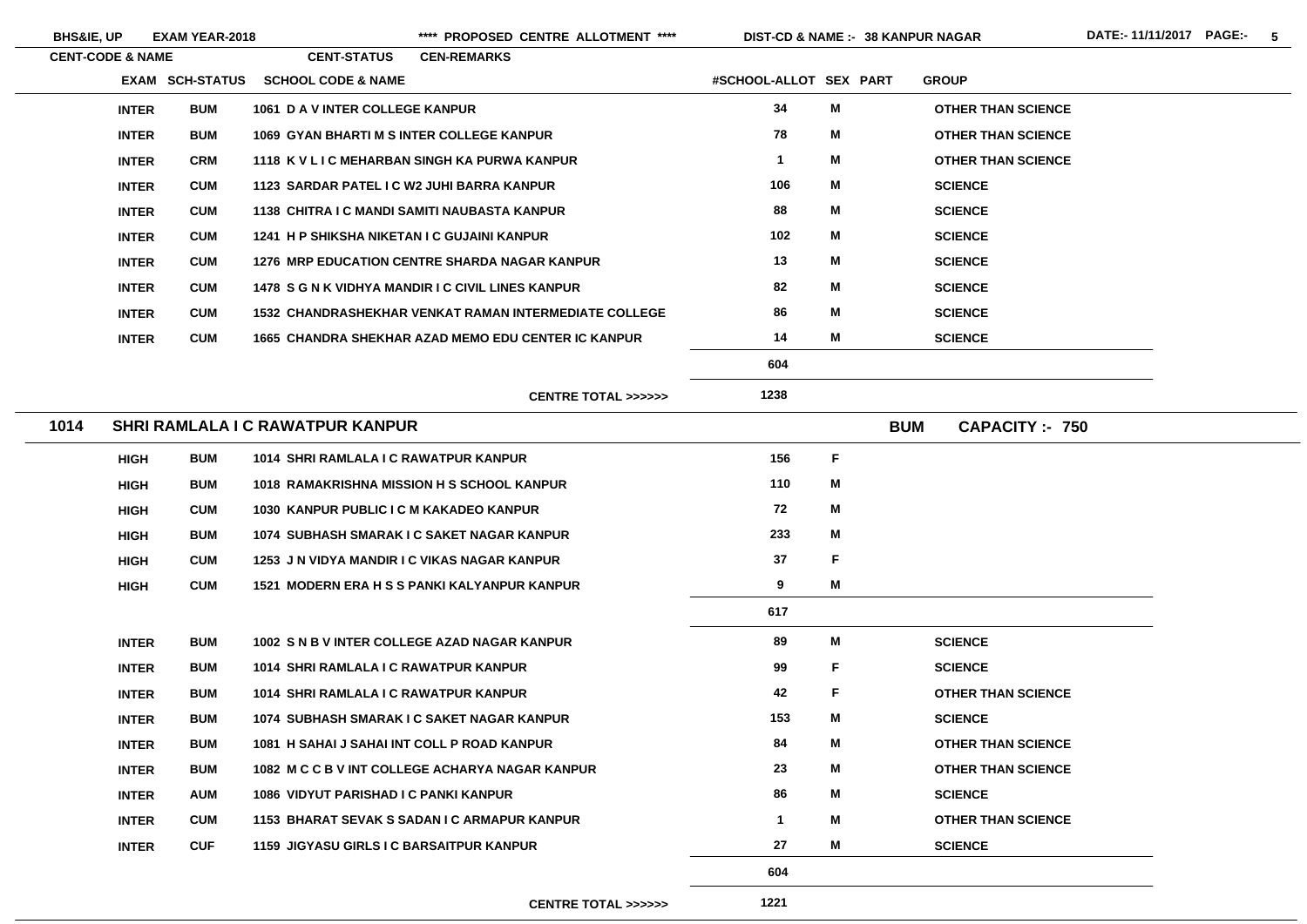| CENT-CODE & NAME | EXAM | SCH-STATUS | SCHOOL CODE & NAME | #SCHOOL-ALLOT | SEX | PART | GROUP |
|---|---|---|---|---|---|---|---|
| | INTER | BUM | 1061 D A V INTER COLLEGE KANPUR | 34 | M | | OTHER THAN SCIENCE |
| | INTER | BUM | 1069 GYAN BHARTI M S INTER COLLEGE KANPUR | 78 | M | | OTHER THAN SCIENCE |
| | INTER | CRM | 1118 K V L I C MEHARBAN SINGH KA PURWA KANPUR | 1 | M | | OTHER THAN SCIENCE |
| | INTER | CUM | 1123 SARDAR PATEL I C W2 JUHI BARRA KANPUR | 106 | M | | SCIENCE |
| | INTER | CUM | 1138 CHITRA I C MANDI SAMITI NAUBASTA KANPUR | 88 | M | | SCIENCE |
| | INTER | CUM | 1241 H P SHIKSHA NIKETAN I C GUJAINI KANPUR | 102 | M | | SCIENCE |
| | INTER | CUM | 1276 MRP EDUCATION CENTRE SHARDA NAGAR KANPUR | 13 | M | | SCIENCE |
| | INTER | CUM | 1478 S G N K VIDHYA MANDIR I C CIVIL LINES KANPUR | 82 | M | | SCIENCE |
| | INTER | CUM | 1532 CHANDRASHEKHAR VENKAT RAMAN INTERMEDIATE COLLEGE | 86 | M | | SCIENCE |
| | INTER | CUM | 1665 CHANDRA SHEKHAR AZAD MEMO EDU CENTER IC KANPUR | 14 | M | | SCIENCE |
| | | | | 604 | | | |
| | | | CENTRE TOTAL >>>>>> | 1238 | | | |

## 1014 SHRI RAMLALA I C RAWATPUR KANPUR — BUM — CAPACITY :- 750

| EXAM | SCH-STATUS | SCHOOL CODE & NAME | #SCHOOL-ALLOT | SEX | PART | GROUP |
|---|---|---|---|---|---|---|
| HIGH | BUM | 1014 SHRI RAMLALA I C RAWATPUR KANPUR | 156 | F | | |
| HIGH | BUM | 1018 RAMAKRISHNA MISSION H S SCHOOL KANPUR | 110 | M | | |
| HIGH | CUM | 1030 KANPUR PUBLIC I C M KAKADEO KANPUR | 72 | M | | |
| HIGH | BUM | 1074 SUBHASH SMARAK I C SAKET NAGAR KANPUR | 233 | M | | |
| HIGH | CUM | 1253 J N VIDYA MANDIR I C VIKAS NAGAR KANPUR | 37 | F | | |
| HIGH | CUM | 1521 MODERN ERA H S S PANKI KALYANPUR KANPUR | 9 | M | | |
| | | | 617 | | | |
| INTER | BUM | 1002 S N B V INTER COLLEGE AZAD NAGAR KANPUR | 89 | M | | SCIENCE |
| INTER | BUM | 1014 SHRI RAMLALA I C RAWATPUR KANPUR | 99 | F | | SCIENCE |
| INTER | BUM | 1014 SHRI RAMLALA I C RAWATPUR KANPUR | 42 | F | | OTHER THAN SCIENCE |
| INTER | BUM | 1074 SUBHASH SMARAK I C SAKET NAGAR KANPUR | 153 | M | | SCIENCE |
| INTER | BUM | 1081 H SAHAI J SAHAI INT COLL P ROAD KANPUR | 84 | M | | OTHER THAN SCIENCE |
| INTER | BUM | 1082 M C C B V INT COLLEGE ACHARYA NAGAR KANPUR | 23 | M | | OTHER THAN SCIENCE |
| INTER | AUM | 1086 VIDYUT PARISHAD I C PANKI KANPUR | 86 | M | | SCIENCE |
| INTER | CUM | 1153 BHARAT SEVAK S SADAN I C ARMAPUR KANPUR | 1 | M | | OTHER THAN SCIENCE |
| INTER | CUF | 1159 JIGYASU GIRLS I C BARSAITPUR KANPUR | 27 | M | | SCIENCE |
| | | | 604 | | | |
| | | CENTRE TOTAL >>>>>> | 1221 | | | |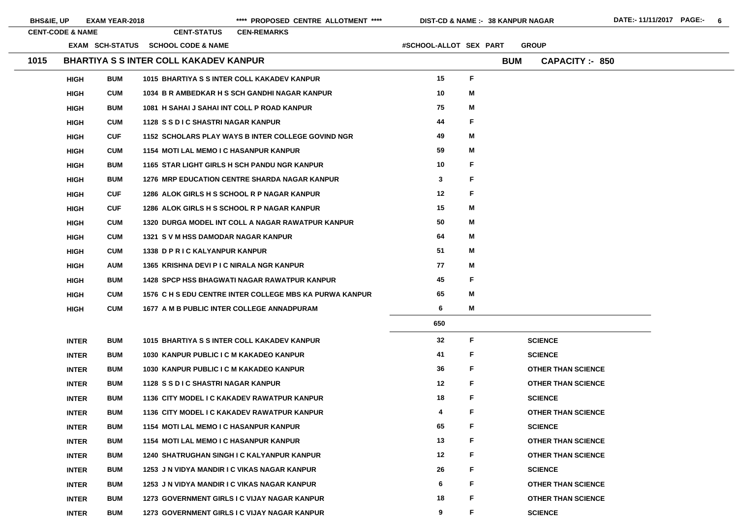BHS&IE, UP EXAM YEAR-2018 **** PROPOSED CENTRE ALLOTMENT **** DIST-CD & NAME :- 38 KANPUR NAGAR DATE:- 11/11/2017

| CENT-CODE & NAME | EXAM | SCH-STATUS | SCHOOL CODE & NAME | #SCHOOL-ALLOT | SEX | PART | GROUP |
|---|---|---|---|---|---|---|---|
| **1015 BHARTIYA S S INTER COLL KAKADEV KANPUR** | | | | | | **BUM** | **CAPACITY :- 850** |
| | HIGH | BUM | 1015 BHARTIYA S S INTER COLL KAKADEV KANPUR | 15 | F | | |
| | HIGH | CUM | 1034 B R AMBEDKAR H S SCH GANDHI NAGAR KANPUR | 10 | M | | |
| | HIGH | BUM | 1081 H SAHAI J SAHAI INT COLL P ROAD KANPUR | 75 | M | | |
| | HIGH | CUM | 1128 S S D I C SHASTRI NAGAR KANPUR | 44 | F | | |
| | HIGH | CUF | 1152 SCHOLARS PLAY WAYS B INTER COLLEGE GOVIND NGR | 49 | M | | |
| | HIGH | CUM | 1154 MOTI LAL MEMO I C HASANPUR KANPUR | 59 | M | | |
| | HIGH | BUM | 1165 STAR LIGHT GIRLS H SCH PANDU NGR KANPUR | 10 | F | | |
| | HIGH | BUM | 1276 MRP EDUCATION CENTRE SHARDA NAGAR KANPUR | 3 | F | | |
| | HIGH | CUF | 1286 ALOK GIRLS H S SCHOOL R P NAGAR KANPUR | 12 | F | | |
| | HIGH | CUF | 1286 ALOK GIRLS H S SCHOOL R P NAGAR KANPUR | 15 | M | | |
| | HIGH | CUM | 1320 DURGA MODEL INT COLL A NAGAR RAWATPUR KANPUR | 50 | M | | |
| | HIGH | CUM | 1321 S V M HSS DAMODAR NAGAR KANPUR | 64 | M | | |
| | HIGH | CUM | 1338 D P R I C KALYANPUR KANPUR | 51 | M | | |
| | HIGH | AUM | 1365 KRISHNA DEVI P I C NIRALA NGR KANPUR | 77 | M | | |
| | HIGH | BUM | 1428 SPCP HSS BHAGWATI NAGAR RAWATPUR KANPUR | 45 | F | | |
| | HIGH | CUM | 1576 C H S EDU CENTRE INTER COLLEGE MBS KA PURWA KANPUR | 65 | M | | |
| | HIGH | CUM | 1677 A M B PUBLIC INTER COLLEGE ANNADPURAM | 6 | M | | |
| | | | | 650 | | | |
| | INTER | BUM | 1015 BHARTIYA S S INTER COLL KAKADEV KANPUR | 32 | F | | SCIENCE |
| | INTER | BUM | 1030 KANPUR PUBLIC I C M KAKADEO KANPUR | 41 | F | | SCIENCE |
| | INTER | BUM | 1030 KANPUR PUBLIC I C M KAKADEO KANPUR | 36 | F | | OTHER THAN SCIENCE |
| | INTER | BUM | 1128 S S D I C SHASTRI NAGAR KANPUR | 12 | F | | OTHER THAN SCIENCE |
| | INTER | BUM | 1136 CITY MODEL I C KAKADEV RAWATPUR KANPUR | 18 | F | | SCIENCE |
| | INTER | BUM | 1136 CITY MODEL I C KAKADEV RAWATPUR KANPUR | 4 | F | | OTHER THAN SCIENCE |
| | INTER | BUM | 1154 MOTI LAL MEMO I C HASANPUR KANPUR | 65 | F | | SCIENCE |
| | INTER | BUM | 1154 MOTI LAL MEMO I C HASANPUR KANPUR | 13 | F | | OTHER THAN SCIENCE |
| | INTER | BUM | 1240 SHATRUGHAN SINGH I C KALYANPUR KANPUR | 12 | F | | OTHER THAN SCIENCE |
| | INTER | BUM | 1253 J N VIDYA MANDIR I C VIKAS NAGAR KANPUR | 26 | F | | SCIENCE |
| | INTER | BUM | 1253 J N VIDYA MANDIR I C VIKAS NAGAR KANPUR | 6 | F | | OTHER THAN SCIENCE |
| | INTER | BUM | 1273 GOVERNMENT GIRLS I C VIJAY NAGAR KANPUR | 18 | F | | OTHER THAN SCIENCE |
| | INTER | BUM | 1273 GOVERNMENT GIRLS I C VIJAY NAGAR KANPUR | 9 | F | | SCIENCE |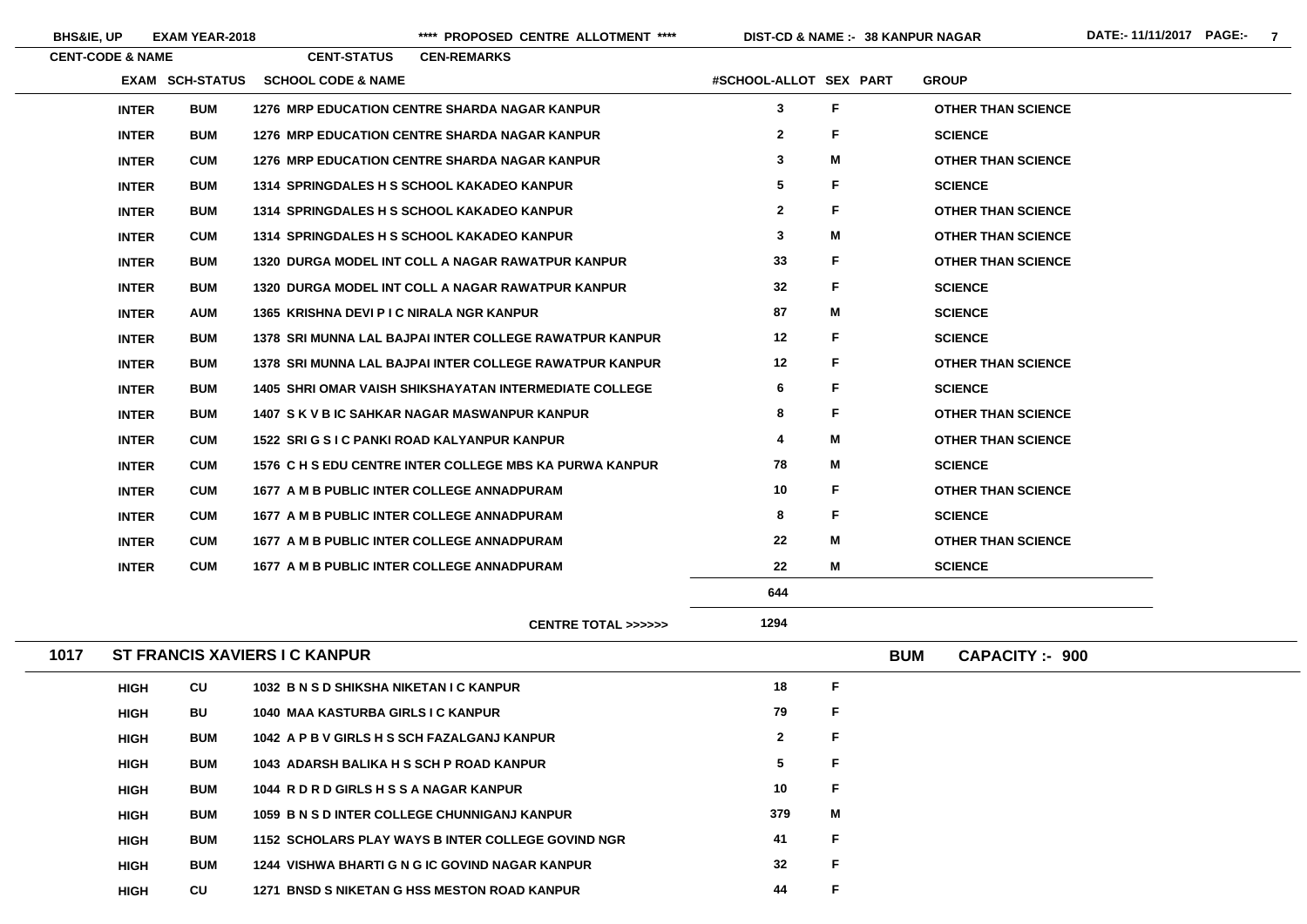**BHS&IE, UP** **EXAM YEAR-2018** **\*\*\*\* PROPOSED CENTRE ALLOTMENT \*\*\*\*** **DIST-CD & NAME :- 38 KANPUR NAGAR** **DATE:- 11/11/2017**

| CENT-CODE & NAME | | CENT-STATUS | CEN-REMARKS | | | | |
|---|---|---|---|---|---|---|---|
| | EXAM | SCH-STATUS | SCHOOL CODE & NAME | #SCHOOL-ALLOT | SEX | PART | GROUP |
| | INTER | BUM | 1276 MRP EDUCATION CENTRE SHARDA NAGAR KANPUR | 3 | F | | OTHER THAN SCIENCE |
| | INTER | BUM | 1276 MRP EDUCATION CENTRE SHARDA NAGAR KANPUR | 2 | F | | SCIENCE |
| | INTER | CUM | 1276 MRP EDUCATION CENTRE SHARDA NAGAR KANPUR | 3 | M | | OTHER THAN SCIENCE |
| | INTER | BUM | 1314 SPRINGDALES H S SCHOOL KAKADEO KANPUR | 5 | F | | SCIENCE |
| | INTER | BUM | 1314 SPRINGDALES H S SCHOOL KAKADEO KANPUR | 2 | F | | OTHER THAN SCIENCE |
| | INTER | CUM | 1314 SPRINGDALES H S SCHOOL KAKADEO KANPUR | 3 | M | | OTHER THAN SCIENCE |
| | INTER | BUM | 1320 DURGA MODEL INT COLL A NAGAR RAWATPUR KANPUR | 33 | F | | OTHER THAN SCIENCE |
| | INTER | BUM | 1320 DURGA MODEL INT COLL A NAGAR RAWATPUR KANPUR | 32 | F | | SCIENCE |
| | INTER | AUM | 1365 KRISHNA DEVI P I C NIRALA NGR KANPUR | 87 | M | | SCIENCE |
| | INTER | BUM | 1378 SRI MUNNA LAL BAJPAI INTER COLLEGE RAWATPUR KANPUR | 12 | F | | SCIENCE |
| | INTER | BUM | 1378 SRI MUNNA LAL BAJPAI INTER COLLEGE RAWATPUR KANPUR | 12 | F | | OTHER THAN SCIENCE |
| | INTER | BUM | 1405 SHRI OMAR VAISH SHIKSHAYATAN INTERMEDIATE COLLEGE | 6 | F | | SCIENCE |
| | INTER | BUM | 1407 S K V B IC SAHKAR NAGAR MASWANPUR KANPUR | 8 | F | | OTHER THAN SCIENCE |
| | INTER | CUM | 1522 SRI G S I C PANKI ROAD KALYANPUR KANPUR | 4 | M | | OTHER THAN SCIENCE |
| | INTER | CUM | 1576 C H S EDU CENTRE INTER COLLEGE MBS KA PURWA KANPUR | 78 | M | | SCIENCE |
| | INTER | CUM | 1677 A M B PUBLIC INTER COLLEGE ANNADPURAM | 10 | F | | OTHER THAN SCIENCE |
| | INTER | CUM | 1677 A M B PUBLIC INTER COLLEGE ANNADPURAM | 8 | F | | SCIENCE |
| | INTER | CUM | 1677 A M B PUBLIC INTER COLLEGE ANNADPURAM | 22 | M | | OTHER THAN SCIENCE |
| | INTER | CUM | 1677 A M B PUBLIC INTER COLLEGE ANNADPURAM | 22 | M | | SCIENCE |
| | | | | 644 | | | |
| | | | CENTRE TOTAL >>>>>> | 1294 | | | |

**1017 ST FRANCIS XAVIERS I C KANPUR** **BUM** **CAPACITY :- 900**

| EXAM | SCH-STATUS | SCHOOL CODE & NAME | #SCHOOL-ALLOT | SEX |
|---|---|---|---|---|
| HIGH | CU | 1032 B N S D SHIKSHA NIKETAN I C KANPUR | 18 | F |
| HIGH | BU | 1040 MAA KASTURBA GIRLS I C KANPUR | 79 | F |
| HIGH | BUM | 1042 A P B V GIRLS H S SCH FAZALGANJ KANPUR | 2 | F |
| HIGH | BUM | 1043 ADARSH BALIKA H S SCH P ROAD KANPUR | 5 | F |
| HIGH | BUM | 1044 R D R D GIRLS H S S A NAGAR KANPUR | 10 | F |
| HIGH | BUM | 1059 B N S D INTER COLLEGE CHUNNIGANJ KANPUR | 379 | M |
| HIGH | BUM | 1152 SCHOLARS PLAY WAYS B INTER COLLEGE GOVIND NGR | 41 | F |
| HIGH | BUM | 1244 VISHWA BHARTI G N G IC GOVIND NAGAR KANPUR | 32 | F |
| HIGH | CU | 1271 BNSD S NIKETAN G HSS MESTON ROAD KANPUR | 44 | F |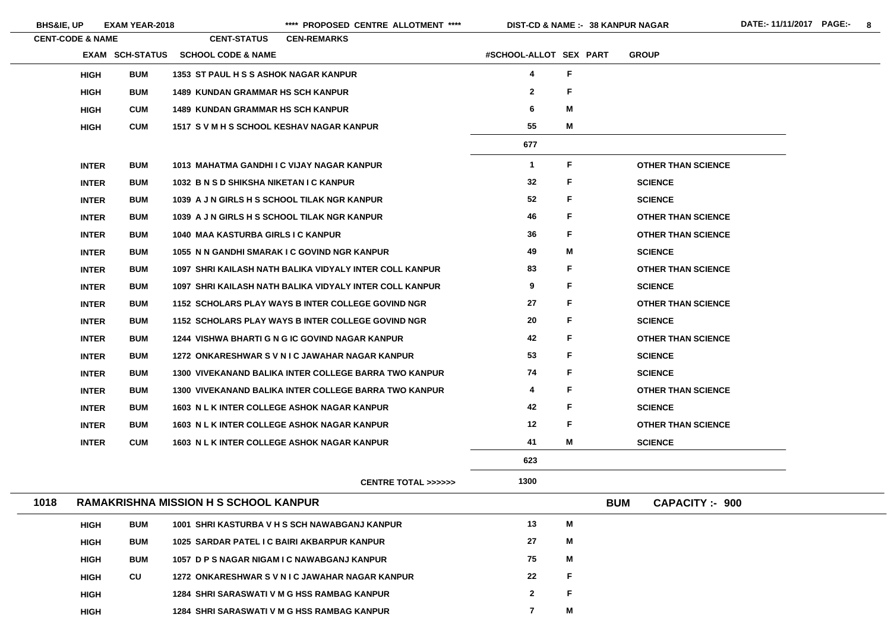| CENT-CODE & NAME | | CENT-STATUS | CEN-REMARKS | | | |
|---|---|---|---|---|---|---|
| EXAM | SCH-STATUS | SCHOOL CODE & NAME | #SCHOOL-ALLOT | SEX | PART | GROUP |
| HIGH | BUM | 1353 ST PAUL H S S ASHOK NAGAR KANPUR | 4 | F | | |
| HIGH | BUM | 1489 KUNDAN GRAMMAR HS SCH KANPUR | 2 | F | | |
| HIGH | CUM | 1489 KUNDAN GRAMMAR HS SCH KANPUR | 6 | M | | |
| HIGH | CUM | 1517 S V M H S SCHOOL KESHAV NAGAR KANPUR | 55 | M | | |
| | | | 677 | | | |
| INTER | BUM | 1013 MAHATMA GANDHI I C VIJAY NAGAR KANPUR | 1 | F | | OTHER THAN SCIENCE |
| INTER | BUM | 1032 B N S D SHIKSHA NIKETAN I C KANPUR | 32 | F | | SCIENCE |
| INTER | BUM | 1039 A J N GIRLS H S SCHOOL TILAK NGR KANPUR | 52 | F | | SCIENCE |
| INTER | BUM | 1039 A J N GIRLS H S SCHOOL TILAK NGR KANPUR | 46 | F | | OTHER THAN SCIENCE |
| INTER | BUM | 1040 MAA KASTURBA GIRLS I C KANPUR | 36 | F | | OTHER THAN SCIENCE |
| INTER | BUM | 1055 N N GANDHI SMARAK I C GOVIND NGR KANPUR | 49 | M | | SCIENCE |
| INTER | BUM | 1097 SHRI KAILASH NATH BALIKA VIDYALY INTER COLL KANPUR | 83 | F | | OTHER THAN SCIENCE |
| INTER | BUM | 1097 SHRI KAILASH NATH BALIKA VIDYALY INTER COLL KANPUR | 9 | F | | SCIENCE |
| INTER | BUM | 1152 SCHOLARS PLAY WAYS B INTER COLLEGE GOVIND NGR | 27 | F | | OTHER THAN SCIENCE |
| INTER | BUM | 1152 SCHOLARS PLAY WAYS B INTER COLLEGE GOVIND NGR | 20 | F | | SCIENCE |
| INTER | BUM | 1244 VISHWA BHARTI G N G IC GOVIND NAGAR KANPUR | 42 | F | | OTHER THAN SCIENCE |
| INTER | BUM | 1272 ONKARESHWAR S V N I C JAWAHAR NAGAR KANPUR | 53 | F | | SCIENCE |
| INTER | BUM | 1300 VIVEKANAND BALIKA INTER COLLEGE BARRA TWO KANPUR | 74 | F | | SCIENCE |
| INTER | BUM | 1300 VIVEKANAND BALIKA INTER COLLEGE BARRA TWO KANPUR | 4 | F | | OTHER THAN SCIENCE |
| INTER | BUM | 1603 N L K INTER COLLEGE ASHOK NAGAR KANPUR | 42 | F | | SCIENCE |
| INTER | BUM | 1603 N L K INTER COLLEGE ASHOK NAGAR KANPUR | 12 | F | | OTHER THAN SCIENCE |
| INTER | CUM | 1603 N L K INTER COLLEGE ASHOK NAGAR KANPUR | 41 | M | | SCIENCE |
| | | | 623 | | | |
| | | CENTRE TOTAL >>>>>> | 1300 | | | |

**1018 RAMAKRISHNA MISSION H S SCHOOL KANPUR** — BUM — CAPACITY :- 900

| EXAM | SCH-STATUS | SCHOOL CODE & NAME | #SCHOOL-ALLOT | SEX | PART | GROUP |
|---|---|---|---|---|---|---|
| HIGH | BUM | 1001 SHRI KASTURBA V H S SCH NAWABGANJ KANPUR | 13 | M | | |
| HIGH | BUM | 1025 SARDAR PATEL I C BAIRI AKBARPUR KANPUR | 27 | M | | |
| HIGH | BUM | 1057 D P S NAGAR NIGAM I C NAWABGANJ KANPUR | 75 | M | | |
| HIGH | CU | 1272 ONKARESHWAR S V N I C JAWAHAR NAGAR KANPUR | 22 | F | | |
| HIGH | | 1284 SHRI SARASWATI V M G HSS RAMBAG KANPUR | 2 | F | | |
| HIGH | | 1284 SHRI SARASWATI V M G HSS RAMBAG KANPUR | 7 | M | | |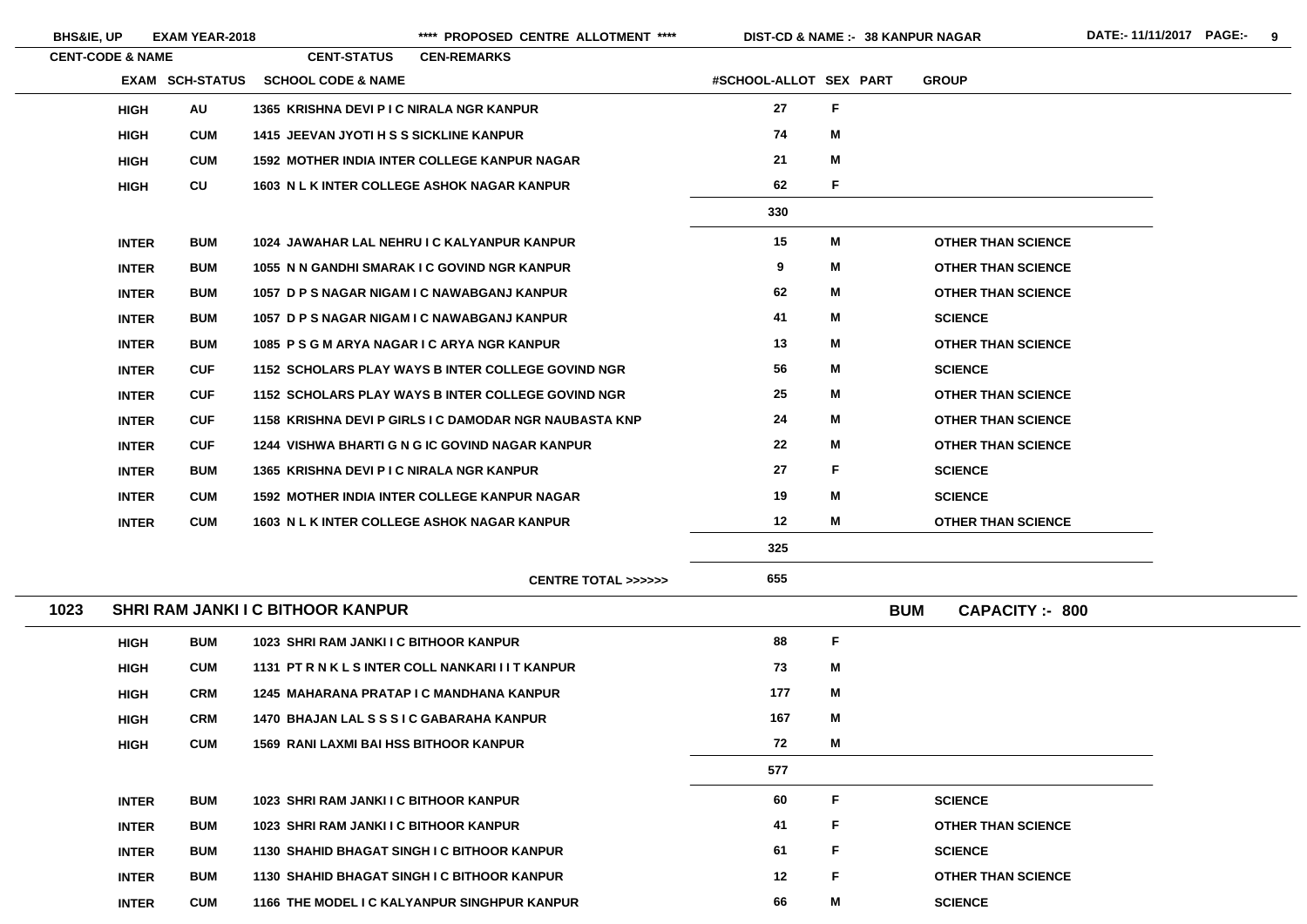BHS&IE, UP EXAM YEAR-2018 **** PROPOSED CENTRE ALLOTMENT **** DIST-CD & NAME :- 38 KANPUR NAGAR DATE:- 11/11/2017

| CENT-CODE & NAME | | CENT-STATUS | CEN-REMARKS | | | |
|---|---|---|---|---|---|---|
| EXAM | SCH-STATUS | SCHOOL CODE & NAME | #SCHOOL-ALLOT | SEX | PART | GROUP |
| HIGH | AU | 1365 KRISHNA DEVI P I C NIRALA NGR KANPUR | 27 | F | | |
| HIGH | CUM | 1415 JEEVAN JYOTI H S S SICKLINE KANPUR | 74 | M | | |
| HIGH | CUM | 1592 MOTHER INDIA INTER COLLEGE KANPUR NAGAR | 21 | M | | |
| HIGH | CU | 1603 N L K INTER COLLEGE ASHOK NAGAR KANPUR | 62 | F | | |
| | | | 330 | | | |
| INTER | BUM | 1024 JAWAHAR LAL NEHRU I C KALYANPUR KANPUR | 15 | M | | OTHER THAN SCIENCE |
| INTER | BUM | 1055 N N GANDHI SMARAK I C GOVIND NGR KANPUR | 9 | M | | OTHER THAN SCIENCE |
| INTER | BUM | 1057 D P S NAGAR NIGAM I C NAWABGANJ KANPUR | 62 | M | | OTHER THAN SCIENCE |
| INTER | BUM | 1057 D P S NAGAR NIGAM I C NAWABGANJ KANPUR | 41 | M | | SCIENCE |
| INTER | BUM | 1085 P S G M ARYA NAGAR I C ARYA NGR KANPUR | 13 | M | | OTHER THAN SCIENCE |
| INTER | CUF | 1152 SCHOLARS PLAY WAYS B INTER COLLEGE GOVIND NGR | 56 | M | | SCIENCE |
| INTER | CUF | 1152 SCHOLARS PLAY WAYS B INTER COLLEGE GOVIND NGR | 25 | M | | OTHER THAN SCIENCE |
| INTER | CUF | 1158 KRISHNA DEVI P GIRLS I C DAMODAR NGR NAUBASTA KNP | 24 | M | | OTHER THAN SCIENCE |
| INTER | CUF | 1244 VISHWA BHARTI G N G IC GOVIND NAGAR KANPUR | 22 | M | | OTHER THAN SCIENCE |
| INTER | BUM | 1365 KRISHNA DEVI P I C NIRALA NGR KANPUR | 27 | F | | SCIENCE |
| INTER | CUM | 1592 MOTHER INDIA INTER COLLEGE KANPUR NAGAR | 19 | M | | SCIENCE |
| INTER | CUM | 1603 N L K INTER COLLEGE ASHOK NAGAR KANPUR | 12 | M | | OTHER THAN SCIENCE |
| | | | 325 | | | |
| | | CENTRE TOTAL >>>>>> | 655 | | | |

## 1023 SHRI RAM JANKI I C BITHOOR KANPUR — BUM — CAPACITY :- 800

| EXAM | SCH-STATUS | SCHOOL CODE & NAME | #SCHOOL-ALLOT | SEX | PART | GROUP |
|---|---|---|---|---|---|---|
| HIGH | BUM | 1023 SHRI RAM JANKI I C BITHOOR KANPUR | 88 | F | | |
| HIGH | CUM | 1131 PT R N K L S INTER COLL NANKARI I I T KANPUR | 73 | M | | |
| HIGH | CRM | 1245 MAHARANA PRATAP I C MANDHANA KANPUR | 177 | M | | |
| HIGH | CRM | 1470 BHAJAN LAL S S S I C GABARAHA KANPUR | 167 | M | | |
| HIGH | CUM | 1569 RANI LAXMI BAI HSS BITHOOR KANPUR | 72 | M | | |
| | | | 577 | | | |
| INTER | BUM | 1023 SHRI RAM JANKI I C BITHOOR KANPUR | 60 | F | | SCIENCE |
| INTER | BUM | 1023 SHRI RAM JANKI I C BITHOOR KANPUR | 41 | F | | OTHER THAN SCIENCE |
| INTER | BUM | 1130 SHAHID BHAGAT SINGH I C BITHOOR KANPUR | 61 | F | | SCIENCE |
| INTER | BUM | 1130 SHAHID BHAGAT SINGH I C BITHOOR KANPUR | 12 | F | | OTHER THAN SCIENCE |
| INTER | CUM | 1166 THE MODEL I C KALYANPUR SINGHPUR KANPUR | 66 | M | | SCIENCE |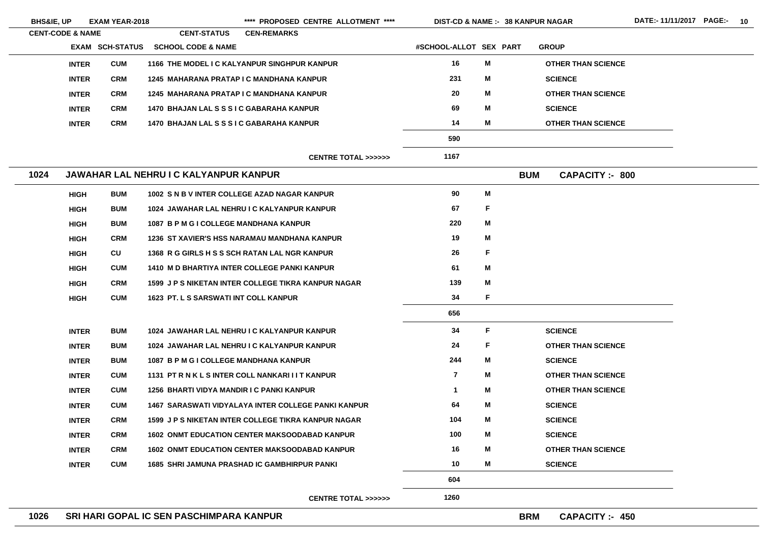| CENT-CODE & NAME | EXAM | SCH-STATUS | SCHOOL CODE & NAME | #SCHOOL-ALLOT | SEX | PART | GROUP |
|---|---|---|---|---|---|---|---|
| | INTER | CUM | 1166 THE MODEL I C KALYANPUR SINGHPUR KANPUR | 16 | M | | OTHER THAN SCIENCE |
| | INTER | CRM | 1245 MAHARANA PRATAP I C MANDHANA KANPUR | 231 | M | | SCIENCE |
| | INTER | CRM | 1245 MAHARANA PRATAP I C MANDHANA KANPUR | 20 | M | | OTHER THAN SCIENCE |
| | INTER | CRM | 1470 BHAJAN LAL S S S I C GABARAHA KANPUR | 69 | M | | SCIENCE |
| | INTER | CRM | 1470 BHAJAN LAL S S S I C GABARAHA KANPUR | 14 | M | | OTHER THAN SCIENCE |
| | | | | 590 | | | |
| | | | CENTRE TOTAL >>>>>> | 1167 | | | |

## 1024 JAWAHAR LAL NEHRU I C KALYANPUR KANPUR — BUM — CAPACITY :- 800

| EXAM | SCH-STATUS | SCHOOL CODE & NAME | #SCHOOL-ALLOT | SEX | PART | GROUP |
|---|---|---|---|---|---|---|
| HIGH | BUM | 1002 S N B V INTER COLLEGE AZAD NAGAR KANPUR | 90 | M | | |
| HIGH | BUM | 1024 JAWAHAR LAL NEHRU I C KALYANPUR KANPUR | 67 | F | | |
| HIGH | BUM | 1087 B P M G I COLLEGE MANDHANA KANPUR | 220 | M | | |
| HIGH | CRM | 1236 ST XAVIER'S HSS NARAMAU MANDHANA KANPUR | 19 | M | | |
| HIGH | CU | 1368 R G GIRLS H S S SCH RATAN LAL NGR KANPUR | 26 | F | | |
| HIGH | CUM | 1410 M D BHARTIYA INTER COLLEGE PANKI KANPUR | 61 | M | | |
| HIGH | CRM | 1599 J P S NIKETAN INTER COLLEGE TIKRA KANPUR NAGAR | 139 | M | | |
| HIGH | CUM | 1623 PT. L S SARSWATI INT COLL KANPUR | 34 | F | | |
| | | | 656 | | | |
| INTER | BUM | 1024 JAWAHAR LAL NEHRU I C KALYANPUR KANPUR | 34 | F | | SCIENCE |
| INTER | BUM | 1024 JAWAHAR LAL NEHRU I C KALYANPUR KANPUR | 24 | F | | OTHER THAN SCIENCE |
| INTER | BUM | 1087 B P M G I COLLEGE MANDHANA KANPUR | 244 | M | | SCIENCE |
| INTER | CUM | 1131 PT R N K L S INTER COLL NANKARI I I T KANPUR | 7 | M | | OTHER THAN SCIENCE |
| INTER | CUM | 1256 BHARTI VIDYA MANDIR I C PANKI KANPUR | 1 | M | | OTHER THAN SCIENCE |
| INTER | CUM | 1467 SARASWATI VIDYALAYA INTER COLLEGE PANKI KANPUR | 64 | M | | SCIENCE |
| INTER | CRM | 1599 J P S NIKETAN INTER COLLEGE TIKRA KANPUR NAGAR | 104 | M | | SCIENCE |
| INTER | CRM | 1602 ONMT EDUCATION CENTER MAKSOODABAD KANPUR | 100 | M | | SCIENCE |
| INTER | CRM | 1602 ONMT EDUCATION CENTER MAKSOODABAD KANPUR | 16 | M | | OTHER THAN SCIENCE |
| INTER | CUM | 1685 SHRI JAMUNA PRASHAD IC GAMBHIRPUR PANKI | 10 | M | | SCIENCE |
| | | | 604 | | | |
| | | CENTRE TOTAL >>>>>> | 1260 | | | |

## 1026 SRI HARI GOPAL IC SEN PASCHIMPARA KANPUR — BRM — CAPACITY :- 450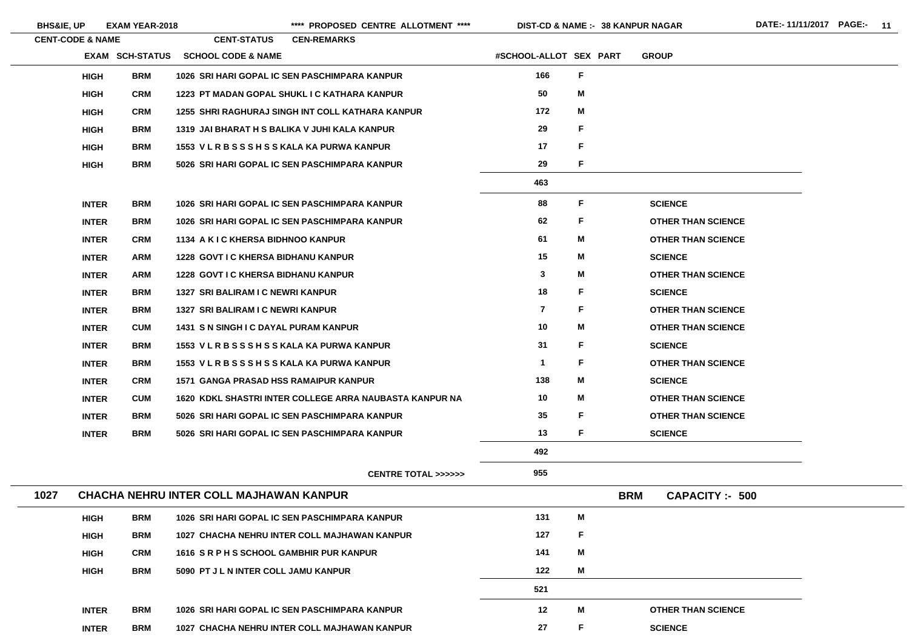| EXAM | SCH-STATUS | SCHOOL CODE & NAME | #SCHOOL-ALLOT | SEX | PART | GROUP |
|---|---|---|---|---|---|---|
| HIGH | BRM | 1026 SRI HARI GOPAL IC SEN PASCHIMPARA KANPUR | 166 | F | | |
| HIGH | CRM | 1223 PT MADAN GOPAL SHUKL I C KATHARA KANPUR | 50 | M | | |
| HIGH | CRM | 1255 SHRI RAGHURAJ SINGH INT COLL KATHARA KANPUR | 172 | M | | |
| HIGH | BRM | 1319 JAI BHARAT H S BALIKA V JUHI KALA KANPUR | 29 | F | | |
| HIGH | BRM | 1553 V L R B S S S H S S KALA KA PURWA KANPUR | 17 | F | | |
| HIGH | BRM | 5026 SRI HARI GOPAL IC SEN PASCHIMPARA KANPUR | 29 | F | | |
| | | | 463 | | | |
| INTER | BRM | 1026 SRI HARI GOPAL IC SEN PASCHIMPARA KANPUR | 88 | F | | SCIENCE |
| INTER | BRM | 1026 SRI HARI GOPAL IC SEN PASCHIMPARA KANPUR | 62 | F | | OTHER THAN SCIENCE |
| INTER | CRM | 1134 A K I C KHERSA BIDHNOO KANPUR | 61 | M | | OTHER THAN SCIENCE |
| INTER | ARM | 1228 GOVT I C KHERSA BIDHANU KANPUR | 15 | M | | SCIENCE |
| INTER | ARM | 1228 GOVT I C KHERSA BIDHANU KANPUR | 3 | M | | OTHER THAN SCIENCE |
| INTER | BRM | 1327 SRI BALIRAM I C NEWRI KANPUR | 18 | F | | SCIENCE |
| INTER | BRM | 1327 SRI BALIRAM I C NEWRI KANPUR | 7 | F | | OTHER THAN SCIENCE |
| INTER | CUM | 1431 S N SINGH I C DAYAL PURAM KANPUR | 10 | M | | OTHER THAN SCIENCE |
| INTER | BRM | 1553 V L R B S S S H S S KALA KA PURWA KANPUR | 31 | F | | SCIENCE |
| INTER | BRM | 1553 V L R B S S S H S S KALA KA PURWA KANPUR | 1 | F | | OTHER THAN SCIENCE |
| INTER | CRM | 1571 GANGA PRASAD HSS RAMAIPUR KANPUR | 138 | M | | SCIENCE |
| INTER | CUM | 1620 KDKL SHASTRI INTER COLLEGE ARRA NAUBASTA KANPUR NA | 10 | M | | OTHER THAN SCIENCE |
| INTER | BRM | 5026 SRI HARI GOPAL IC SEN PASCHIMPARA KANPUR | 35 | F | | OTHER THAN SCIENCE |
| INTER | BRM | 5026 SRI HARI GOPAL IC SEN PASCHIMPARA KANPUR | 13 | F | | SCIENCE |
| | | | 492 | | | |
| | | CENTRE TOTAL >>>>>> | 955 | | | |

**1027 CHACHA NEHRU INTER COLL MAJHAWAN KANPUR** — BRM — CAPACITY :- 500

| EXAM | SCH-STATUS | SCHOOL CODE & NAME | #SCHOOL-ALLOT | SEX | PART | GROUP |
|---|---|---|---|---|---|---|
| HIGH | BRM | 1026 SRI HARI GOPAL IC SEN PASCHIMPARA KANPUR | 131 | M | | |
| HIGH | BRM | 1027 CHACHA NEHRU INTER COLL MAJHAWAN KANPUR | 127 | F | | |
| HIGH | CRM | 1616 S R P H S SCHOOL GAMBHIR PUR KANPUR | 141 | M | | |
| HIGH | BRM | 5090 PT J L N INTER COLL JAMU KANPUR | 122 | M | | |
| | | | 521 | | | |
| INTER | BRM | 1026 SRI HARI GOPAL IC SEN PASCHIMPARA KANPUR | 12 | M | | OTHER THAN SCIENCE |
| INTER | BRM | 1027 CHACHA NEHRU INTER COLL MAJHAWAN KANPUR | 27 | F | | SCIENCE |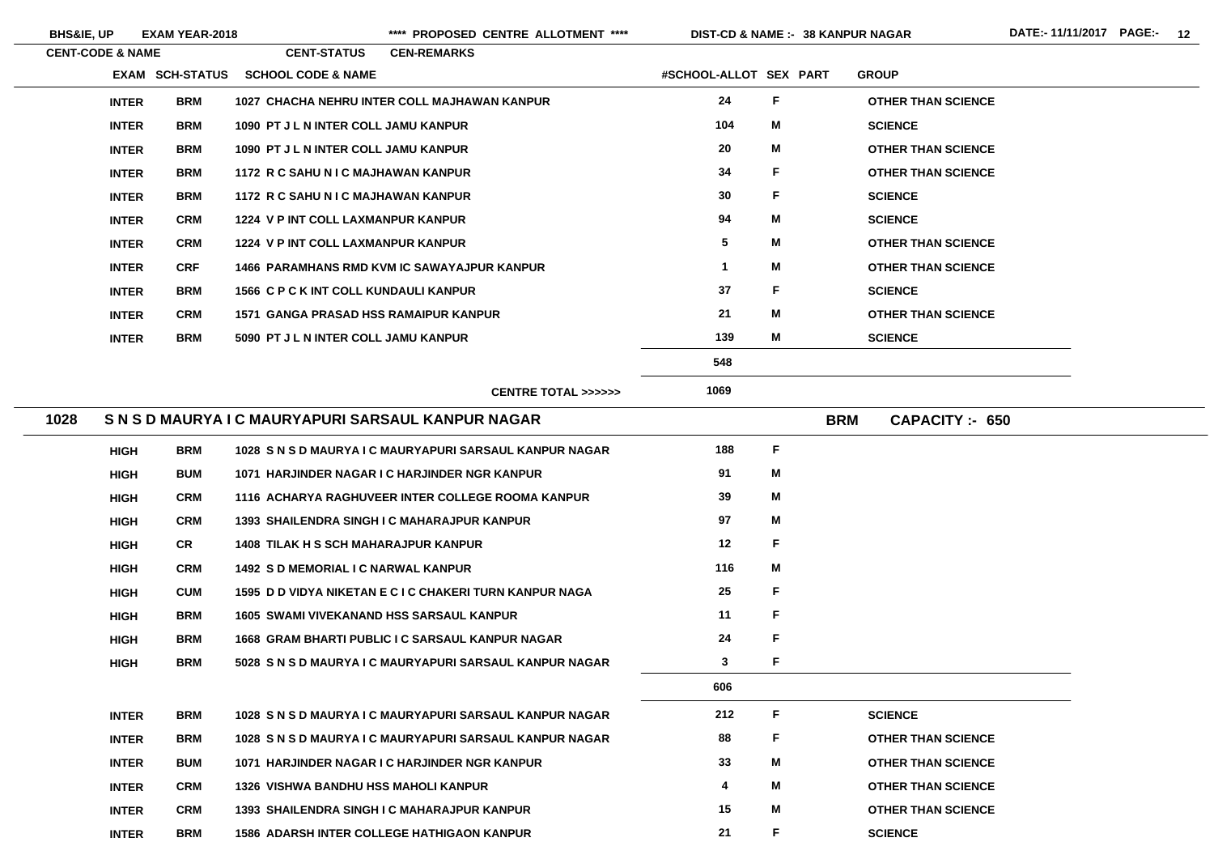| CENT-CODE & NAME | EXAM | SCH-STATUS | SCHOOL CODE & NAME | #SCHOOL-ALLOT | SEX | PART | GROUP |
|---|---|---|---|---|---|---|---|
| | INTER | BRM | 1027 CHACHA NEHRU INTER COLL MAJHAWAN KANPUR | 24 | F | | OTHER THAN SCIENCE |
| | INTER | BRM | 1090 PT J L N INTER COLL JAMU KANPUR | 104 | M | | SCIENCE |
| | INTER | BRM | 1090 PT J L N INTER COLL JAMU KANPUR | 20 | M | | OTHER THAN SCIENCE |
| | INTER | BRM | 1172 R C SAHU N I C MAJHAWAN KANPUR | 34 | F | | OTHER THAN SCIENCE |
| | INTER | BRM | 1172 R C SAHU N I C MAJHAWAN KANPUR | 30 | F | | SCIENCE |
| | INTER | CRM | 1224 V P INT COLL LAXMANPUR KANPUR | 94 | M | | SCIENCE |
| | INTER | CRM | 1224 V P INT COLL LAXMANPUR KANPUR | 5 | M | | OTHER THAN SCIENCE |
| | INTER | CRF | 1466 PARAMHANS RMD KVM IC SAWAYAJPUR KANPUR | 1 | M | | OTHER THAN SCIENCE |
| | INTER | BRM | 1566 C P C K INT COLL KUNDAULI KANPUR | 37 | F | | SCIENCE |
| | INTER | CRM | 1571 GANGA PRASAD HSS RAMAIPUR KANPUR | 21 | M | | OTHER THAN SCIENCE |
| | INTER | BRM | 5090 PT J L N INTER COLL JAMU KANPUR | 139 | M | | SCIENCE |
| | | | | 548 | | | |
| | | | CENTRE TOTAL >>>>>> | 1069 | | | |

## 1028 S N S D MAURYA I C MAURYAPURI SARSAUL KANPUR NAGAR — BRM — CAPACITY :- 650

| EXAM | SCH-STATUS | SCHOOL CODE & NAME | #SCHOOL-ALLOT | SEX | PART | GROUP |
|---|---|---|---|---|---|---|
| HIGH | BRM | 1028 S N S D MAURYA I C MAURYAPURI SARSAUL KANPUR NAGAR | 188 | F | | |
| HIGH | BUM | 1071 HARJINDER NAGAR I C HARJINDER NGR KANPUR | 91 | M | | |
| HIGH | CRM | 1116 ACHARYA RAGHUVEER INTER COLLEGE ROOMA KANPUR | 39 | M | | |
| HIGH | CRM | 1393 SHAILENDRA SINGH I C MAHARAJPUR KANPUR | 97 | M | | |
| HIGH | CR | 1408 TILAK H S SCH MAHARAJPUR KANPUR | 12 | F | | |
| HIGH | CRM | 1492 S D MEMORIAL I C NARWAL KANPUR | 116 | M | | |
| HIGH | CUM | 1595 D D VIDYA NIKETAN E C I C CHAKERI TURN KANPUR NAGA | 25 | F | | |
| HIGH | BRM | 1605 SWAMI VIVEKANAND HSS SARSAUL KANPUR | 11 | F | | |
| HIGH | BRM | 1668 GRAM BHARTI PUBLIC I C SARSAUL KANPUR NAGAR | 24 | F | | |
| HIGH | BRM | 5028 S N S D MAURYA I C MAURYAPURI SARSAUL KANPUR NAGAR | 3 | F | | |
| | | | 606 | | | |
| INTER | BRM | 1028 S N S D MAURYA I C MAURYAPURI SARSAUL KANPUR NAGAR | 212 | F | | SCIENCE |
| INTER | BRM | 1028 S N S D MAURYA I C MAURYAPURI SARSAUL KANPUR NAGAR | 88 | F | | OTHER THAN SCIENCE |
| INTER | BUM | 1071 HARJINDER NAGAR I C HARJINDER NGR KANPUR | 33 | M | | OTHER THAN SCIENCE |
| INTER | CRM | 1326 VISHWA BANDHU HSS MAHOLI KANPUR | 4 | M | | OTHER THAN SCIENCE |
| INTER | CRM | 1393 SHAILENDRA SINGH I C MAHARAJPUR KANPUR | 15 | M | | OTHER THAN SCIENCE |
| INTER | BRM | 1586 ADARSH INTER COLLEGE HATHIGAON KANPUR | 21 | F | | SCIENCE |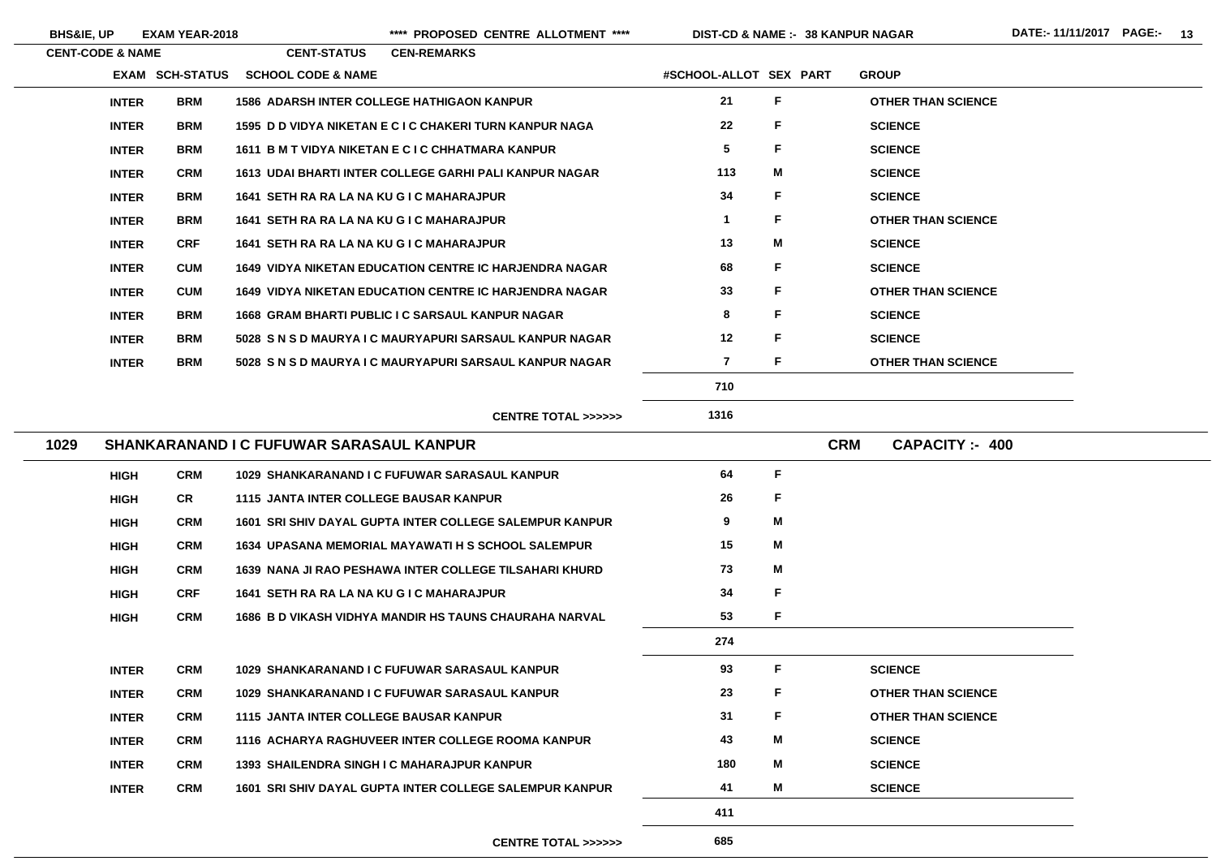| EXAM | SCH-STATUS | SCHOOL CODE & NAME | #SCHOOL-ALLOT | SEX | PART | GROUP |
|---|---|---|---|---|---|---|
| INTER | BRM | 1586 ADARSH INTER COLLEGE HATHIGAON KANPUR | 21 | F | | OTHER THAN SCIENCE |
| INTER | BRM | 1595 D D VIDYA NIKETAN E C I C CHAKERI TURN KANPUR NAGA | 22 | F | | SCIENCE |
| INTER | BRM | 1611 B M T VIDYA NIKETAN E C I C CHHATMARA KANPUR | 5 | F | | SCIENCE |
| INTER | CRM | 1613 UDAI BHARTI INTER COLLEGE GARHI PALI KANPUR NAGAR | 113 | M | | SCIENCE |
| INTER | BRM | 1641 SETH RA RA LA NA KU G I C MAHARAJPUR | 34 | F | | SCIENCE |
| INTER | BRM | 1641 SETH RA RA LA NA KU G I C MAHARAJPUR | 1 | F | | OTHER THAN SCIENCE |
| INTER | CRF | 1641 SETH RA RA LA NA KU G I C MAHARAJPUR | 13 | M | | SCIENCE |
| INTER | CUM | 1649 VIDYA NIKETAN EDUCATION CENTRE IC HARJENDRA NAGAR | 68 | F | | SCIENCE |
| INTER | CUM | 1649 VIDYA NIKETAN EDUCATION CENTRE IC HARJENDRA NAGAR | 33 | F | | OTHER THAN SCIENCE |
| INTER | BRM | 1668 GRAM BHARTI PUBLIC I C SARSAUL KANPUR NAGAR | 8 | F | | SCIENCE |
| INTER | BRM | 5028 S N S D MAURYA I C MAURYAPURI SARSAUL KANPUR NAGAR | 12 | F | | SCIENCE |
| INTER | BRM | 5028 S N S D MAURYA I C MAURYAPURI SARSAUL KANPUR NAGAR | 7 | F | | OTHER THAN SCIENCE |
| | | | 710 | | | |
| | | CENTRE TOTAL >>>>>> | 1316 | | | |

## 1029 SHANKARANAND I C FUFUWAR SARASAUL KANPUR — CRM — CAPACITY :- 400

| EXAM | SCH-STATUS | SCHOOL CODE & NAME | #SCHOOL-ALLOT | SEX | PART | GROUP |
|---|---|---|---|---|---|---|
| HIGH | CRM | 1029 SHANKARANAND I C FUFUWAR SARASAUL KANPUR | 64 | F | | |
| HIGH | CR | 1115 JANTA INTER COLLEGE BAUSAR KANPUR | 26 | F | | |
| HIGH | CRM | 1601 SRI SHIV DAYAL GUPTA INTER COLLEGE SALEMPUR KANPUR | 9 | M | | |
| HIGH | CRM | 1634 UPASANA MEMORIAL MAYAWATI H S SCHOOL SALEMPUR | 15 | M | | |
| HIGH | CRM | 1639 NANA JI RAO PESHAWA INTER COLLEGE TILSAHARI KHURD | 73 | M | | |
| HIGH | CRF | 1641 SETH RA RA LA NA KU G I C MAHARAJPUR | 34 | F | | |
| HIGH | CRM | 1686 B D VIKASH VIDHYA MANDIR HS TAUNS CHAURAHA NARVAL | 53 | F | | |
| | | | 274 | | | |
| INTER | CRM | 1029 SHANKARANAND I C FUFUWAR SARASAUL KANPUR | 93 | F | | SCIENCE |
| INTER | CRM | 1029 SHANKARANAND I C FUFUWAR SARASAUL KANPUR | 23 | F | | OTHER THAN SCIENCE |
| INTER | CRM | 1115 JANTA INTER COLLEGE BAUSAR KANPUR | 31 | F | | OTHER THAN SCIENCE |
| INTER | CRM | 1116 ACHARYA RAGHUVEER INTER COLLEGE ROOMA KANPUR | 43 | M | | SCIENCE |
| INTER | CRM | 1393 SHAILENDRA SINGH I C MAHARAJPUR KANPUR | 180 | M | | SCIENCE |
| INTER | CRM | 1601 SRI SHIV DAYAL GUPTA INTER COLLEGE SALEMPUR KANPUR | 41 | M | | SCIENCE |
| | | | 411 | | | |
| | | CENTRE TOTAL >>>>>> | 685 | | | |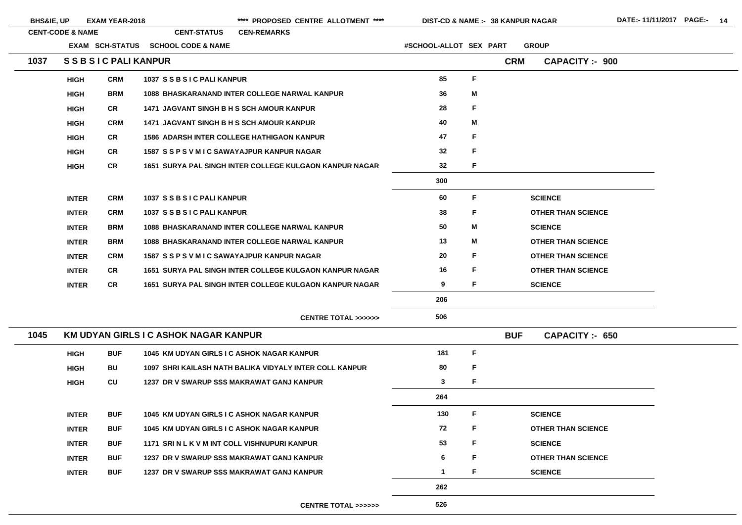BHS&IE, UP EXAM YEAR-2018 **** PROPOSED CENTRE ALLOTMENT **** DIST-CD & NAME :- 38 KANPUR NAGAR DATE:- 11/11/2017

| CENT-CODE & NAME | | CENT-STATUS | CEN-REMARKS | | | |
|---|---|---|---|---|---|---|
| EXAM | SCH-STATUS | SCHOOL CODE & NAME | #SCHOOL-ALLOT | SEX | PART | GROUP |

## 1037 S S B S I C PALI KANPUR — CRM — CAPACITY :- 900

| EXAM | SCH-STATUS | SCHOOL CODE & NAME | #SCHOOL-ALLOT | SEX | GROUP |
|---|---|---|---|---|---|
| HIGH | CRM | 1037 S S B S I C PALI KANPUR | 85 | F | |
| HIGH | BRM | 1088 BHASKARANAND INTER COLLEGE NARWAL KANPUR | 36 | M | |
| HIGH | CR | 1471 JAGVANT SINGH B H S SCH AMOUR KANPUR | 28 | F | |
| HIGH | CRM | 1471 JAGVANT SINGH B H S SCH AMOUR KANPUR | 40 | M | |
| HIGH | CR | 1586 ADARSH INTER COLLEGE HATHIGAON KANPUR | 47 | F | |
| HIGH | CR | 1587 S S P S V M I C SAWAYAJPUR KANPUR NAGAR | 32 | F | |
| HIGH | CR | 1651 SURYA PAL SINGH INTER COLLEGE KULGAON KANPUR NAGAR | 32 | F | |
| | | | 300 | | |
| INTER | CRM | 1037 S S B S I C PALI KANPUR | 60 | F | SCIENCE |
| INTER | CRM | 1037 S S B S I C PALI KANPUR | 38 | F | OTHER THAN SCIENCE |
| INTER | BRM | 1088 BHASKARANAND INTER COLLEGE NARWAL KANPUR | 50 | M | SCIENCE |
| INTER | BRM | 1088 BHASKARANAND INTER COLLEGE NARWAL KANPUR | 13 | M | OTHER THAN SCIENCE |
| INTER | CRM | 1587 S S P S V M I C SAWAYAJPUR KANPUR NAGAR | 20 | F | OTHER THAN SCIENCE |
| INTER | CR | 1651 SURYA PAL SINGH INTER COLLEGE KULGAON KANPUR NAGAR | 16 | F | OTHER THAN SCIENCE |
| INTER | CR | 1651 SURYA PAL SINGH INTER COLLEGE KULGAON KANPUR NAGAR | 9 | F | SCIENCE |
| | | | 206 | | |
| | | CENTRE TOTAL >>>>>> | 506 | | |

## 1045 KM UDYAN GIRLS I C ASHOK NAGAR KANPUR — BUF — CAPACITY :- 650

| EXAM | SCH-STATUS | SCHOOL CODE & NAME | #SCHOOL-ALLOT | SEX | GROUP |
|---|---|---|---|---|---|
| HIGH | BUF | 1045 KM UDYAN GIRLS I C ASHOK NAGAR KANPUR | 181 | F | |
| HIGH | BU | 1097 SHRI KAILASH NATH BALIKA VIDYALY INTER COLL KANPUR | 80 | F | |
| HIGH | CU | 1237 DR V SWARUP SSS MAKRAWAT GANJ KANPUR | 3 | F | |
| | | | 264 | | |
| INTER | BUF | 1045 KM UDYAN GIRLS I C ASHOK NAGAR KANPUR | 130 | F | SCIENCE |
| INTER | BUF | 1045 KM UDYAN GIRLS I C ASHOK NAGAR KANPUR | 72 | F | OTHER THAN SCIENCE |
| INTER | BUF | 1171 SRI N L K V M INT COLL VISHNUPURI KANPUR | 53 | F | SCIENCE |
| INTER | BUF | 1237 DR V SWARUP SSS MAKRAWAT GANJ KANPUR | 6 | F | OTHER THAN SCIENCE |
| INTER | BUF | 1237 DR V SWARUP SSS MAKRAWAT GANJ KANPUR | 1 | F | SCIENCE |
| | | | 262 | | |
| | | CENTRE TOTAL >>>>>> | 526 | | |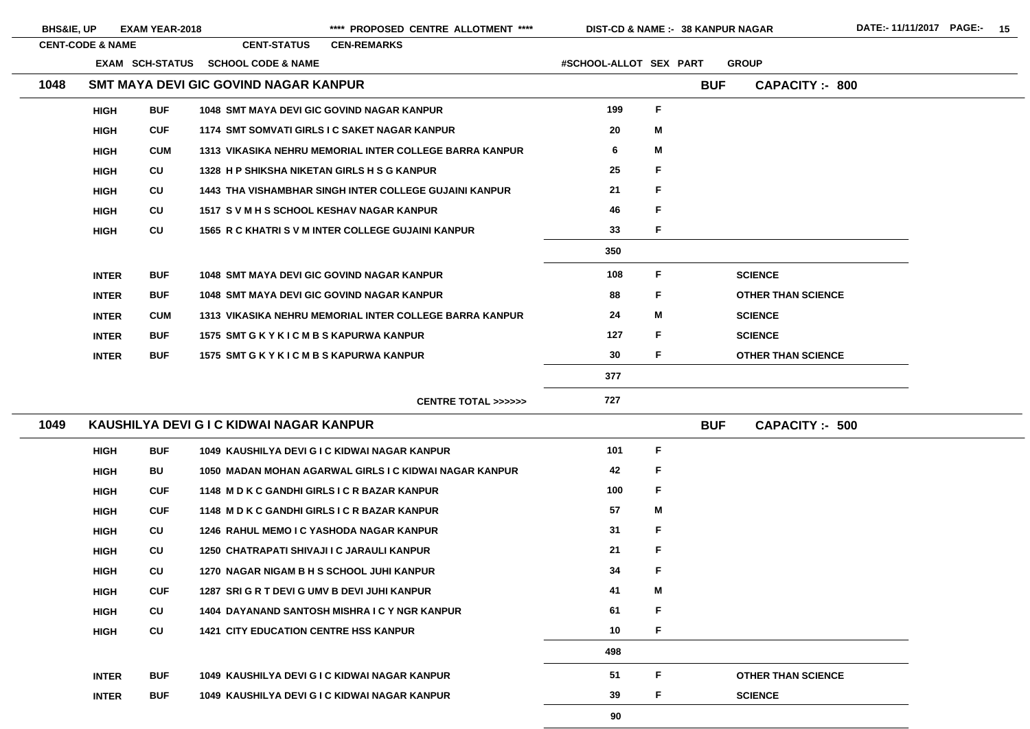BHS&IE, UP EXAM YEAR-2018 **** PROPOSED CENTRE ALLOTMENT **** DIST-CD & NAME :- 38 KANPUR NAGAR DATE:- 11/11/2017

| CENT-CODE & NAME | | | CENT-STATUS | CEN-REMARKS | | |
|---|---|---|---|---|---|---|
| EXAM | SCH-STATUS | SCHOOL CODE & NAME | #SCHOOL-ALLOT | SEX | PART | GROUP |

## 1048 SMT MAYA DEVI GIC GOVIND NAGAR KANPUR — BUF — CAPACITY :- 800

| EXAM | SCH-STATUS | SCHOOL CODE & NAME | #SCHOOL-ALLOT | SEX | GROUP |
|---|---|---|---|---|---|
| HIGH | BUF | 1048 SMT MAYA DEVI GIC GOVIND NAGAR KANPUR | 199 | F | |
| HIGH | CUF | 1174 SMT SOMVATI GIRLS I C SAKET NAGAR KANPUR | 20 | M | |
| HIGH | CUM | 1313 VIKASIKA NEHRU MEMORIAL INTER COLLEGE BARRA KANPUR | 6 | M | |
| HIGH | CU | 1328 H P SHIKSHA NIKETAN GIRLS H S G KANPUR | 25 | F | |
| HIGH | CU | 1443 THA VISHAMBHAR SINGH INTER COLLEGE GUJAINI KANPUR | 21 | F | |
| HIGH | CU | 1517 S V M H S SCHOOL KESHAV NAGAR KANPUR | 46 | F | |
| HIGH | CU | 1565 R C KHATRI S V M INTER COLLEGE GUJAINI KANPUR | 33 | F | |
| | | | 350 | | |
| INTER | BUF | 1048 SMT MAYA DEVI GIC GOVIND NAGAR KANPUR | 108 | F | SCIENCE |
| INTER | BUF | 1048 SMT MAYA DEVI GIC GOVIND NAGAR KANPUR | 88 | F | OTHER THAN SCIENCE |
| INTER | CUM | 1313 VIKASIKA NEHRU MEMORIAL INTER COLLEGE BARRA KANPUR | 24 | M | SCIENCE |
| INTER | BUF | 1575 SMT G K Y K I C M B S KAPURWA KANPUR | 127 | F | SCIENCE |
| INTER | BUF | 1575 SMT G K Y K I C M B S KAPURWA KANPUR | 30 | F | OTHER THAN SCIENCE |
| | | | 377 | | |
| | | CENTRE TOTAL >>>>>> | 727 | | |

## 1049 KAUSHILYA DEVI G I C KIDWAI NAGAR KANPUR — BUF — CAPACITY :- 500

| EXAM | SCH-STATUS | SCHOOL CODE & NAME | #SCHOOL-ALLOT | SEX | GROUP |
|---|---|---|---|---|---|
| HIGH | BUF | 1049 KAUSHILYA DEVI G I C KIDWAI NAGAR KANPUR | 101 | F | |
| HIGH | BU | 1050 MADAN MOHAN AGARWAL GIRLS I C KIDWAI NAGAR KANPUR | 42 | F | |
| HIGH | CUF | 1148 M D K C GANDHI GIRLS I C R BAZAR KANPUR | 100 | F | |
| HIGH | CUF | 1148 M D K C GANDHI GIRLS I C R BAZAR KANPUR | 57 | M | |
| HIGH | CU | 1246 RAHUL MEMO I C YASHODA NAGAR KANPUR | 31 | F | |
| HIGH | CU | 1250 CHATRAPATI SHIVAJI I C JARAULI KANPUR | 21 | F | |
| HIGH | CU | 1270 NAGAR NIGAM B H S SCHOOL JUHI KANPUR | 34 | F | |
| HIGH | CUF | 1287 SRI G R T DEVI G UMV B DEVI JUHI KANPUR | 41 | M | |
| HIGH | CU | 1404 DAYANAND SANTOSH MISHRA I C Y NGR KANPUR | 61 | F | |
| HIGH | CU | 1421 CITY EDUCATION CENTRE HSS KANPUR | 10 | F | |
| | | | 498 | | |
| INTER | BUF | 1049 KAUSHILYA DEVI G I C KIDWAI NAGAR KANPUR | 51 | F | OTHER THAN SCIENCE |
| INTER | BUF | 1049 KAUSHILYA DEVI G I C KIDWAI NAGAR KANPUR | 39 | F | SCIENCE |
| | | | 90 | | |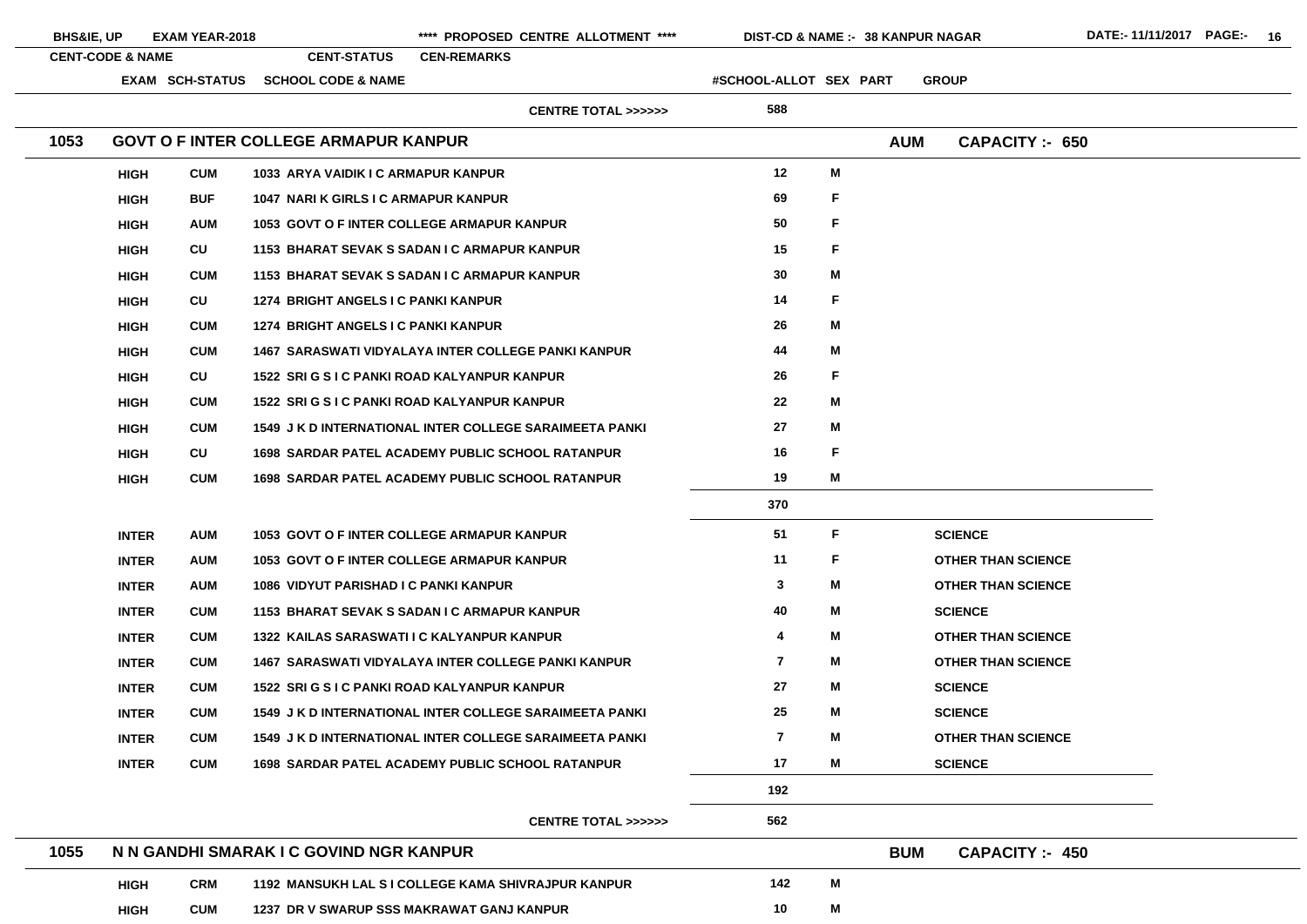BHS&IE, UP EXAM YEAR-2018 **** PROPOSED CENTRE ALLOTMENT **** DIST-CD & NAME :- 38 KANPUR NAGAR DATE:- 11/11/2017

| CENT-CODE & NAME | | CENT-STATUS | CEN-REMARKS | | | |
|---|---|---|---|---|---|---|
| EXAM | SCH-STATUS | SCHOOL CODE & NAME | #SCHOOL-ALLOT | SEX | PART | GROUP |
| | | CENTRE TOTAL >>>>>> | 588 | | | |

## 1053 GOVT O F INTER COLLEGE ARMAPUR KANPUR — AUM — CAPACITY :- 650

| EXAM | SCH-STATUS | SCHOOL CODE & NAME | #SCHOOL-ALLOT | SEX | GROUP |
|---|---|---|---|---|---|
| HIGH | CUM | 1033 ARYA VAIDIK I C ARMAPUR KANPUR | 12 | M | |
| HIGH | BUF | 1047 NARI K GIRLS I C ARMAPUR KANPUR | 69 | F | |
| HIGH | AUM | 1053 GOVT O F INTER COLLEGE ARMAPUR KANPUR | 50 | F | |
| HIGH | CU | 1153 BHARAT SEVAK S SADAN I C ARMAPUR KANPUR | 15 | F | |
| HIGH | CUM | 1153 BHARAT SEVAK S SADAN I C ARMAPUR KANPUR | 30 | M | |
| HIGH | CU | 1274 BRIGHT ANGELS I C PANKI KANPUR | 14 | F | |
| HIGH | CUM | 1274 BRIGHT ANGELS I C PANKI KANPUR | 26 | M | |
| HIGH | CUM | 1467 SARASWATI VIDYALAYA INTER COLLEGE PANKI KANPUR | 44 | M | |
| HIGH | CU | 1522 SRI G S I C PANKI ROAD KALYANPUR KANPUR | 26 | F | |
| HIGH | CUM | 1522 SRI G S I C PANKI ROAD KALYANPUR KANPUR | 22 | M | |
| HIGH | CUM | 1549 J K D INTERNATIONAL INTER COLLEGE SARAIMEETA PANKI | 27 | M | |
| HIGH | CU | 1698 SARDAR PATEL ACADEMY PUBLIC SCHOOL RATANPUR | 16 | F | |
| HIGH | CUM | 1698 SARDAR PATEL ACADEMY PUBLIC SCHOOL RATANPUR | 19 | M | |
| | | | 370 | | |
| INTER | AUM | 1053 GOVT O F INTER COLLEGE ARMAPUR KANPUR | 51 | F | SCIENCE |
| INTER | AUM | 1053 GOVT O F INTER COLLEGE ARMAPUR KANPUR | 11 | F | OTHER THAN SCIENCE |
| INTER | AUM | 1086 VIDYUT PARISHAD I C PANKI KANPUR | 3 | M | OTHER THAN SCIENCE |
| INTER | CUM | 1153 BHARAT SEVAK S SADAN I C ARMAPUR KANPUR | 40 | M | SCIENCE |
| INTER | CUM | 1322 KAILAS SARASWATI I C KALYANPUR KANPUR | 4 | M | OTHER THAN SCIENCE |
| INTER | CUM | 1467 SARASWATI VIDYALAYA INTER COLLEGE PANKI KANPUR | 7 | M | OTHER THAN SCIENCE |
| INTER | CUM | 1522 SRI G S I C PANKI ROAD KALYANPUR KANPUR | 27 | M | SCIENCE |
| INTER | CUM | 1549 J K D INTERNATIONAL INTER COLLEGE SARAIMEETA PANKI | 25 | M | SCIENCE |
| INTER | CUM | 1549 J K D INTERNATIONAL INTER COLLEGE SARAIMEETA PANKI | 7 | M | OTHER THAN SCIENCE |
| INTER | CUM | 1698 SARDAR PATEL ACADEMY PUBLIC SCHOOL RATANPUR | 17 | M | SCIENCE |
| | | | 192 | | |
| | | CENTRE TOTAL >>>>>> | 562 | | |

## 1055 N N GANDHI SMARAK I C GOVIND NGR KANPUR — BUM — CAPACITY :- 450

| EXAM | SCH-STATUS | SCHOOL CODE & NAME | #SCHOOL-ALLOT | SEX | GROUP |
|---|---|---|---|---|---|
| HIGH | CRM | 1192 MANSUKH LAL S I COLLEGE KAMA SHIVRAJPUR KANPUR | 142 | M | |
| HIGH | CUM | 1237 DR V SWARUP SSS MAKRAWAT GANJ KANPUR | 10 | M | |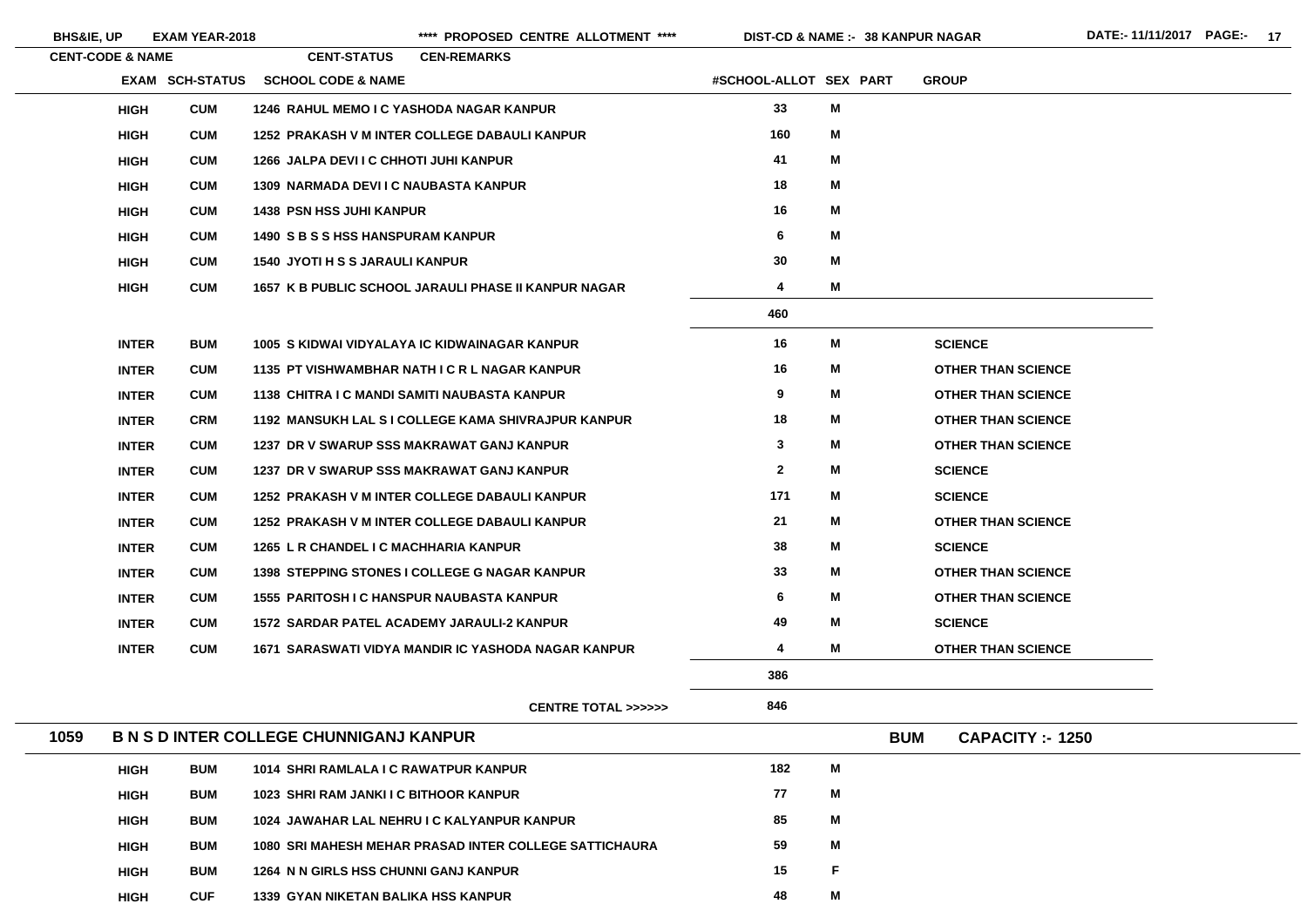| CENT-CODE & NAME | EXAM | SCH-STATUS | SCHOOL CODE & NAME | #SCHOOL-ALLOT | SEX | PART | GROUP |
|---|---|---|---|---|---|---|---|
| | HIGH | CUM | 1246 RAHUL MEMO I C YASHODA NAGAR KANPUR | 33 | M | | |
| | HIGH | CUM | 1252 PRAKASH V M INTER COLLEGE DABAULI KANPUR | 160 | M | | |
| | HIGH | CUM | 1266 JALPA DEVI I C CHHOTI JUHI KANPUR | 41 | M | | |
| | HIGH | CUM | 1309 NARMADA DEVI I C NAUBASTA KANPUR | 18 | M | | |
| | HIGH | CUM | 1438 PSN HSS JUHI KANPUR | 16 | M | | |
| | HIGH | CUM | 1490 S B S S HSS HANSPURAM KANPUR | 6 | M | | |
| | HIGH | CUM | 1540 JYOTI H S S JARAULI KANPUR | 30 | M | | |
| | HIGH | CUM | 1657 K B PUBLIC SCHOOL JARAULI PHASE II KANPUR NAGAR | 4 | M | | |
| | | | | 460 | | | |
| | INTER | BUM | 1005 S KIDWAI VIDYALAYA IC KIDWAINAGAR KANPUR | 16 | M | | SCIENCE |
| | INTER | CUM | 1135 PT VISHWAMBHAR NATH I C R L NAGAR KANPUR | 16 | M | | OTHER THAN SCIENCE |
| | INTER | CUM | 1138 CHITRA I C MANDI SAMITI NAUBASTA KANPUR | 9 | M | | OTHER THAN SCIENCE |
| | INTER | CRM | 1192 MANSUKH LAL S I COLLEGE KAMA SHIVRAJPUR KANPUR | 18 | M | | OTHER THAN SCIENCE |
| | INTER | CUM | 1237 DR V SWARUP SSS MAKRAWAT GANJ KANPUR | 3 | M | | OTHER THAN SCIENCE |
| | INTER | CUM | 1237 DR V SWARUP SSS MAKRAWAT GANJ KANPUR | 2 | M | | SCIENCE |
| | INTER | CUM | 1252 PRAKASH V M INTER COLLEGE DABAULI KANPUR | 171 | M | | SCIENCE |
| | INTER | CUM | 1252 PRAKASH V M INTER COLLEGE DABAULI KANPUR | 21 | M | | OTHER THAN SCIENCE |
| | INTER | CUM | 1265 L R CHANDEL I C MACHHARIA KANPUR | 38 | M | | SCIENCE |
| | INTER | CUM | 1398 STEPPING STONES I COLLEGE G NAGAR KANPUR | 33 | M | | OTHER THAN SCIENCE |
| | INTER | CUM | 1555 PARITOSH I C HANSPUR NAUBASTA KANPUR | 6 | M | | OTHER THAN SCIENCE |
| | INTER | CUM | 1572 SARDAR PATEL ACADEMY JARAULI-2 KANPUR | 49 | M | | SCIENCE |
| | INTER | CUM | 1671 SARASWATI VIDYA MANDIR IC YASHODA NAGAR KANPUR | 4 | M | | OTHER THAN SCIENCE |
| | | | | 386 | | | |
| | | | CENTRE TOTAL >>>>>> | 846 | | | |

## 1059 B N S D INTER COLLEGE CHUNNIGANJ KANPUR — BUM — CAPACITY :- 1250

| EXAM | SCH-STATUS | SCHOOL CODE & NAME | #SCHOOL-ALLOT | SEX | PART | GROUP |
|---|---|---|---|---|---|---|
| HIGH | BUM | 1014 SHRI RAMLALA I C RAWATPUR KANPUR | 182 | M | | |
| HIGH | BUM | 1023 SHRI RAM JANKI I C BITHOOR KANPUR | 77 | M | | |
| HIGH | BUM | 1024 JAWAHAR LAL NEHRU I C KALYANPUR KANPUR | 85 | M | | |
| HIGH | BUM | 1080 SRI MAHESH MEHAR PRASAD INTER COLLEGE SATTICHAURA | 59 | M | | |
| HIGH | BUM | 1264 N N GIRLS HSS CHUNNI GANJ KANPUR | 15 | F | | |
| HIGH | CUF | 1339 GYAN NIKETAN BALIKA HSS KANPUR | 48 | M | | |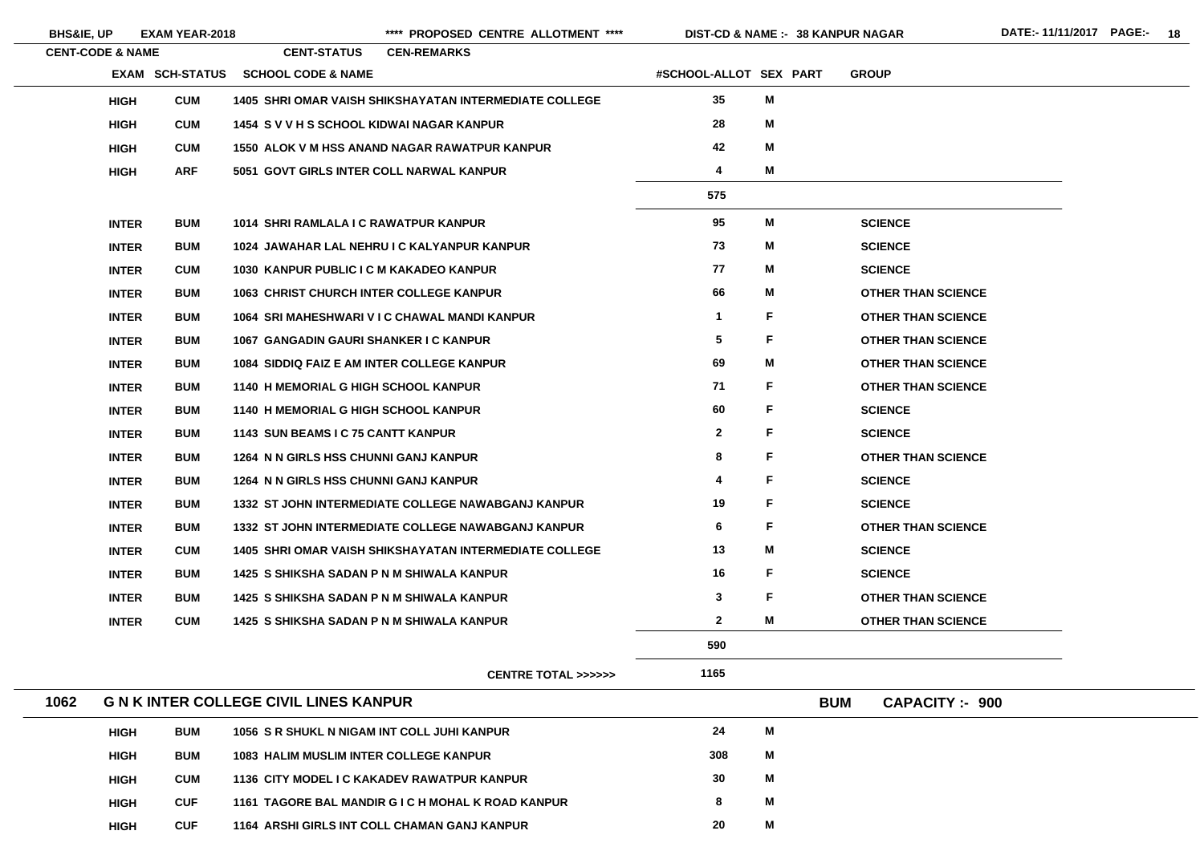BHS&IE, UP EXAM YEAR-2018 **** PROPOSED CENTRE ALLOTMENT **** DIST-CD & NAME :- 38 KANPUR NAGAR DATE:- 11/11/2017

| CENT-CODE & NAME | EXAM | SCH-STATUS | SCHOOL CODE & NAME | #SCHOOL-ALLOT | SEX | PART | GROUP |
|---|---|---|---|---|---|---|---|
| | HIGH | CUM | 1405 SHRI OMAR VAISH SHIKSHAYATAN INTERMEDIATE COLLEGE | 35 | M | | |
| | HIGH | CUM | 1454 S V V H S SCHOOL KIDWAI NAGAR KANPUR | 28 | M | | |
| | HIGH | CUM | 1550 ALOK V M HSS ANAND NAGAR RAWATPUR KANPUR | 42 | M | | |
| | HIGH | ARF | 5051 GOVT GIRLS INTER COLL NARWAL KANPUR | 4 | M | | |
| | | | | 575 | | | |
| | INTER | BUM | 1014 SHRI RAMLALA I C RAWATPUR KANPUR | 95 | M | | SCIENCE |
| | INTER | BUM | 1024 JAWAHAR LAL NEHRU I C KALYANPUR KANPUR | 73 | M | | SCIENCE |
| | INTER | CUM | 1030 KANPUR PUBLIC I C M KAKADEO KANPUR | 77 | M | | SCIENCE |
| | INTER | BUM | 1063 CHRIST CHURCH INTER COLLEGE KANPUR | 66 | M | | OTHER THAN SCIENCE |
| | INTER | BUM | 1064 SRI MAHESHWARI V I C CHAWAL MANDI KANPUR | 1 | F | | OTHER THAN SCIENCE |
| | INTER | BUM | 1067 GANGADIN GAURI SHANKER I C KANPUR | 5 | F | | OTHER THAN SCIENCE |
| | INTER | BUM | 1084 SIDDIQ FAIZ E AM INTER COLLEGE KANPUR | 69 | M | | OTHER THAN SCIENCE |
| | INTER | BUM | 1140 H MEMORIAL G HIGH SCHOOL KANPUR | 71 | F | | OTHER THAN SCIENCE |
| | INTER | BUM | 1140 H MEMORIAL G HIGH SCHOOL KANPUR | 60 | F | | SCIENCE |
| | INTER | BUM | 1143 SUN BEAMS I C 75 CANTT KANPUR | 2 | F | | SCIENCE |
| | INTER | BUM | 1264 N N GIRLS HSS CHUNNI GANJ KANPUR | 8 | F | | OTHER THAN SCIENCE |
| | INTER | BUM | 1264 N N GIRLS HSS CHUNNI GANJ KANPUR | 4 | F | | SCIENCE |
| | INTER | BUM | 1332 ST JOHN INTERMEDIATE COLLEGE NAWABGANJ KANPUR | 19 | F | | SCIENCE |
| | INTER | BUM | 1332 ST JOHN INTERMEDIATE COLLEGE NAWABGANJ KANPUR | 6 | F | | OTHER THAN SCIENCE |
| | INTER | CUM | 1405 SHRI OMAR VAISH SHIKSHAYATAN INTERMEDIATE COLLEGE | 13 | M | | SCIENCE |
| | INTER | BUM | 1425 S SHIKSHA SADAN P N M SHIWALA KANPUR | 16 | F | | SCIENCE |
| | INTER | BUM | 1425 S SHIKSHA SADAN P N M SHIWALA KANPUR | 3 | F | | OTHER THAN SCIENCE |
| | INTER | CUM | 1425 S SHIKSHA SADAN P N M SHIWALA KANPUR | 2 | M | | OTHER THAN SCIENCE |
| | | | | 590 | | | |
| | | | CENTRE TOTAL >>>>>> | 1165 | | | |

**1062 G N K INTER COLLEGE CIVIL LINES KANPUR** BUM CAPACITY :- 900

| EXAM | SCH-STATUS | SCHOOL CODE & NAME | #SCHOOL-ALLOT | SEX | PART | GROUP |
|---|---|---|---|---|---|---|
| HIGH | BUM | 1056 S R SHUKL N NIGAM INT COLL JUHI KANPUR | 24 | M | | |
| HIGH | BUM | 1083 HALIM MUSLIM INTER COLLEGE KANPUR | 308 | M | | |
| HIGH | CUM | 1136 CITY MODEL I C KAKADEV RAWATPUR KANPUR | 30 | M | | |
| HIGH | CUF | 1161 TAGORE BAL MANDIR G I C H MOHAL K ROAD KANPUR | 8 | M | | |
| HIGH | CUF | 1164 ARSHI GIRLS INT COLL CHAMAN GANJ KANPUR | 20 | M | | |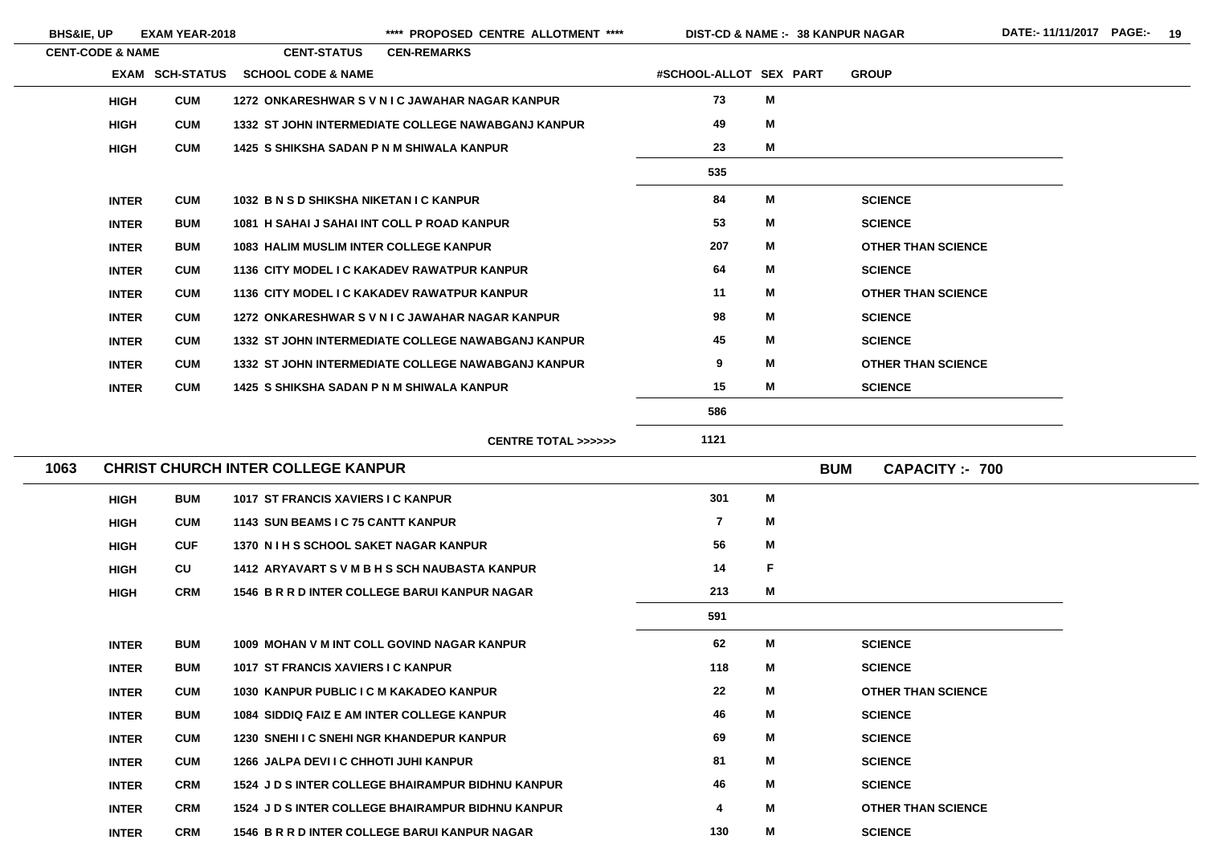| CENT-CODE & NAME | | CENT-STATUS | CEN-REMARKS | | | | |
|---|---|---|---|---|---|---|---|
| | EXAM | SCH-STATUS | SCHOOL CODE & NAME | #SCHOOL-ALLOT | SEX | PART | GROUP |
| | HIGH | CUM | 1272 ONKARESHWAR S V N I C JAWAHAR NAGAR KANPUR | 73 | M | | |
| | HIGH | CUM | 1332 ST JOHN INTERMEDIATE COLLEGE NAWABGANJ KANPUR | 49 | M | | |
| | HIGH | CUM | 1425 S SHIKSHA SADAN P N M SHIWALA KANPUR | 23 | M | | |
| | | | | 535 | | | |
| | INTER | CUM | 1032 B N S D SHIKSHA NIKETAN I C KANPUR | 84 | M | | SCIENCE |
| | INTER | BUM | 1081 H SAHAI J SAHAI INT COLL P ROAD KANPUR | 53 | M | | SCIENCE |
| | INTER | BUM | 1083 HALIM MUSLIM INTER COLLEGE KANPUR | 207 | M | | OTHER THAN SCIENCE |
| | INTER | CUM | 1136 CITY MODEL I C KAKADEV RAWATPUR KANPUR | 64 | M | | SCIENCE |
| | INTER | CUM | 1136 CITY MODEL I C KAKADEV RAWATPUR KANPUR | 11 | M | | OTHER THAN SCIENCE |
| | INTER | CUM | 1272 ONKARESHWAR S V N I C JAWAHAR NAGAR KANPUR | 98 | M | | SCIENCE |
| | INTER | CUM | 1332 ST JOHN INTERMEDIATE COLLEGE NAWABGANJ KANPUR | 45 | M | | SCIENCE |
| | INTER | CUM | 1332 ST JOHN INTERMEDIATE COLLEGE NAWABGANJ KANPUR | 9 | M | | OTHER THAN SCIENCE |
| | INTER | CUM | 1425 S SHIKSHA SADAN P N M SHIWALA KANPUR | 15 | M | | SCIENCE |
| | | | | 586 | | | |
| | | | CENTRE TOTAL >>>>>> | 1121 | | | |

## 1063 CHRIST CHURCH INTER COLLEGE KANPUR — BUM — CAPACITY :- 700

| EXAM | SCH-STATUS | SCHOOL CODE & NAME | #SCHOOL-ALLOT | SEX | PART | GROUP |
|---|---|---|---|---|---|---|
| HIGH | BUM | 1017 ST FRANCIS XAVIERS I C KANPUR | 301 | M | | |
| HIGH | CUM | 1143 SUN BEAMS I C 75 CANTT KANPUR | 7 | M | | |
| HIGH | CUF | 1370 N I H S SCHOOL SAKET NAGAR KANPUR | 56 | M | | |
| HIGH | CU | 1412 ARYAVART S V M B H S SCH NAUBASTA KANPUR | 14 | F | | |
| HIGH | CRM | 1546 B R R D INTER COLLEGE BARUI KANPUR NAGAR | 213 | M | | |
| | | | 591 | | | |
| INTER | BUM | 1009 MOHAN V M INT COLL GOVIND NAGAR KANPUR | 62 | M | | SCIENCE |
| INTER | BUM | 1017 ST FRANCIS XAVIERS I C KANPUR | 118 | M | | SCIENCE |
| INTER | CUM | 1030 KANPUR PUBLIC I C M KAKADEO KANPUR | 22 | M | | OTHER THAN SCIENCE |
| INTER | BUM | 1084 SIDDIQ FAIZ E AM INTER COLLEGE KANPUR | 46 | M | | SCIENCE |
| INTER | CUM | 1230 SNEHI I C SNEHI NGR KHANDEPUR KANPUR | 69 | M | | SCIENCE |
| INTER | CUM | 1266 JALPA DEVI I C CHHOTI JUHI KANPUR | 81 | M | | SCIENCE |
| INTER | CRM | 1524 J D S INTER COLLEGE BHAIRAMPUR BIDHNU KANPUR | 46 | M | | SCIENCE |
| INTER | CRM | 1524 J D S INTER COLLEGE BHAIRAMPUR BIDHNU KANPUR | 4 | M | | OTHER THAN SCIENCE |
| INTER | CRM | 1546 B R R D INTER COLLEGE BARUI KANPUR NAGAR | 130 | M | | SCIENCE |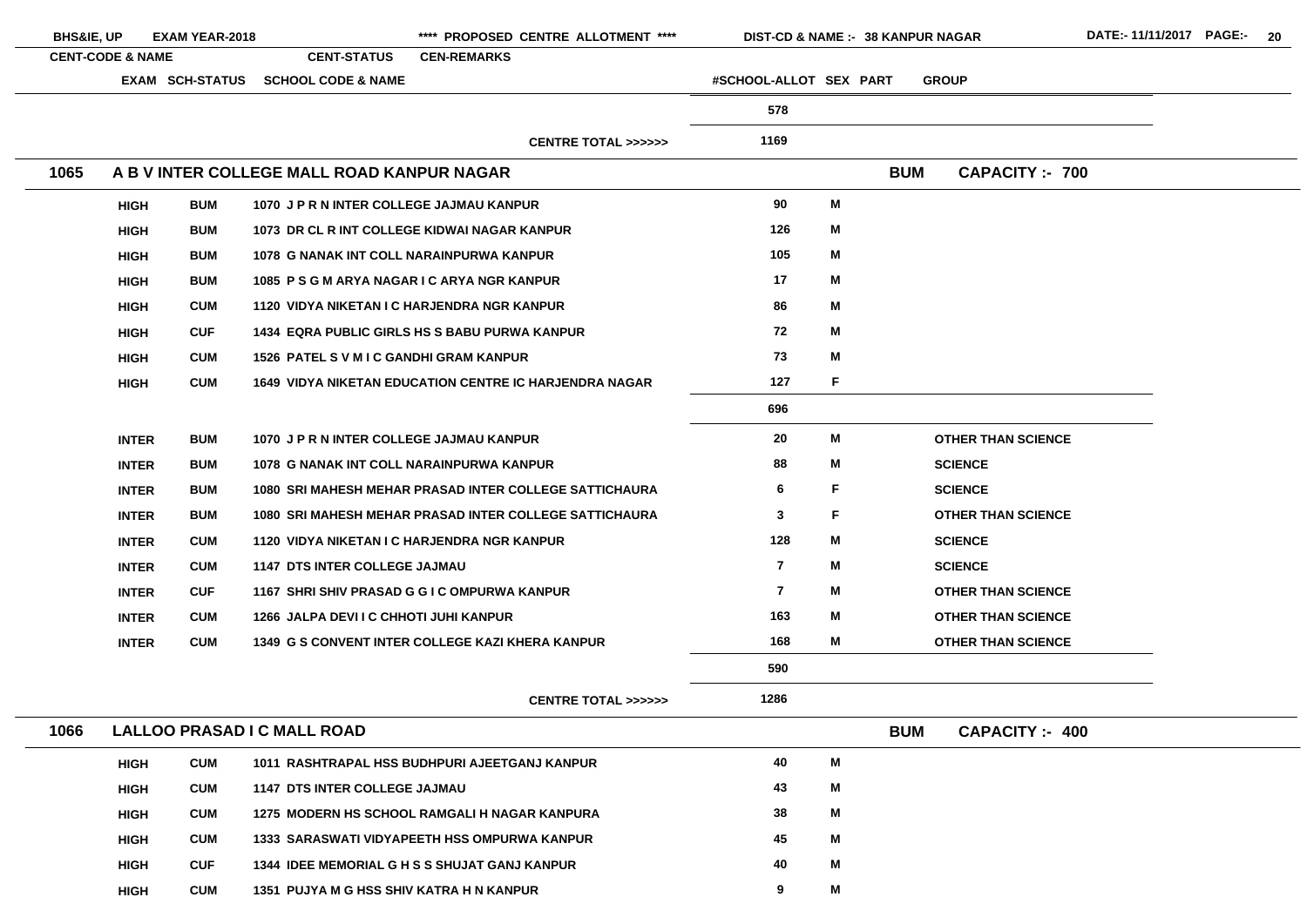| CENT-CODE & NAME | | | CENT-STATUS | CEN-REMARKS | | | |
|---|---|---|---|---|---|---|---|
| | EXAM | SCH-STATUS | SCHOOL CODE & NAME | #SCHOOL-ALLOT | SEX | PART | GROUP |
| | | | | 578 | | | |
| | | | CENTRE TOTAL >>>>>> | 1169 | | | |
| **1065** | **A B V INTER COLLEGE MALL ROAD KANPUR NAGAR** | | | | | **BUM** | **CAPACITY :- 700** |
| | HIGH | BUM | 1070 J P R N INTER COLLEGE JAJMAU KANPUR | 90 | M | | |
| | HIGH | BUM | 1073 DR CL R INT COLLEGE KIDWAI NAGAR KANPUR | 126 | M | | |
| | HIGH | BUM | 1078 G NANAK INT COLL NARAINPURWA KANPUR | 105 | M | | |
| | HIGH | BUM | 1085 P S G M ARYA NAGAR I C ARYA NGR KANPUR | 17 | M | | |
| | HIGH | CUM | 1120 VIDYA NIKETAN I C HARJENDRA NGR KANPUR | 86 | M | | |
| | HIGH | CUF | 1434 EQRA PUBLIC GIRLS HS S BABU PURWA KANPUR | 72 | M | | |
| | HIGH | CUM | 1526 PATEL S V M I C GANDHI GRAM KANPUR | 73 | M | | |
| | HIGH | CUM | 1649 VIDYA NIKETAN EDUCATION CENTRE IC HARJENDRA NAGAR | 127 | F | | |
| | | | | 696 | | | |
| | INTER | BUM | 1070 J P R N INTER COLLEGE JAJMAU KANPUR | 20 | M | | OTHER THAN SCIENCE |
| | INTER | BUM | 1078 G NANAK INT COLL NARAINPURWA KANPUR | 88 | M | | SCIENCE |
| | INTER | BUM | 1080 SRI MAHESH MEHAR PRASAD INTER COLLEGE SATTICHAURA | 6 | F | | SCIENCE |
| | INTER | BUM | 1080 SRI MAHESH MEHAR PRASAD INTER COLLEGE SATTICHAURA | 3 | F | | OTHER THAN SCIENCE |
| | INTER | CUM | 1120 VIDYA NIKETAN I C HARJENDRA NGR KANPUR | 128 | M | | SCIENCE |
| | INTER | CUM | 1147 DTS INTER COLLEGE JAJMAU | 7 | M | | SCIENCE |
| | INTER | CUF | 1167 SHRI SHIV PRASAD G G I C OMPURWA KANPUR | 7 | M | | OTHER THAN SCIENCE |
| | INTER | CUM | 1266 JALPA DEVI I C CHHOTI JUHI KANPUR | 163 | M | | OTHER THAN SCIENCE |
| | INTER | CUM | 1349 G S CONVENT INTER COLLEGE KAZI KHERA KANPUR | 168 | M | | OTHER THAN SCIENCE |
| | | | | 590 | | | |
| | | | CENTRE TOTAL >>>>>> | 1286 | | | |
| **1066** | **LALLOO PRASAD I C MALL ROAD** | | | | | **BUM** | **CAPACITY :- 400** |
| | HIGH | CUM | 1011 RASHTRAPAL HSS BUDHPURI AJEETGANJ KANPUR | 40 | M | | |
| | HIGH | CUM | 1147 DTS INTER COLLEGE JAJMAU | 43 | M | | |
| | HIGH | CUM | 1275 MODERN HS SCHOOL RAMGALI H NAGAR KANPURA | 38 | M | | |
| | HIGH | CUM | 1333 SARASWATI VIDYAPEETH HSS OMPURWA KANPUR | 45 | M | | |
| | HIGH | CUF | 1344 IDEE MEMORIAL G H S S SHUJAT GANJ KANPUR | 40 | M | | |
| | HIGH | CUM | 1351 PUJYA M G HSS SHIV KATRA H N KANPUR | 9 | M | | |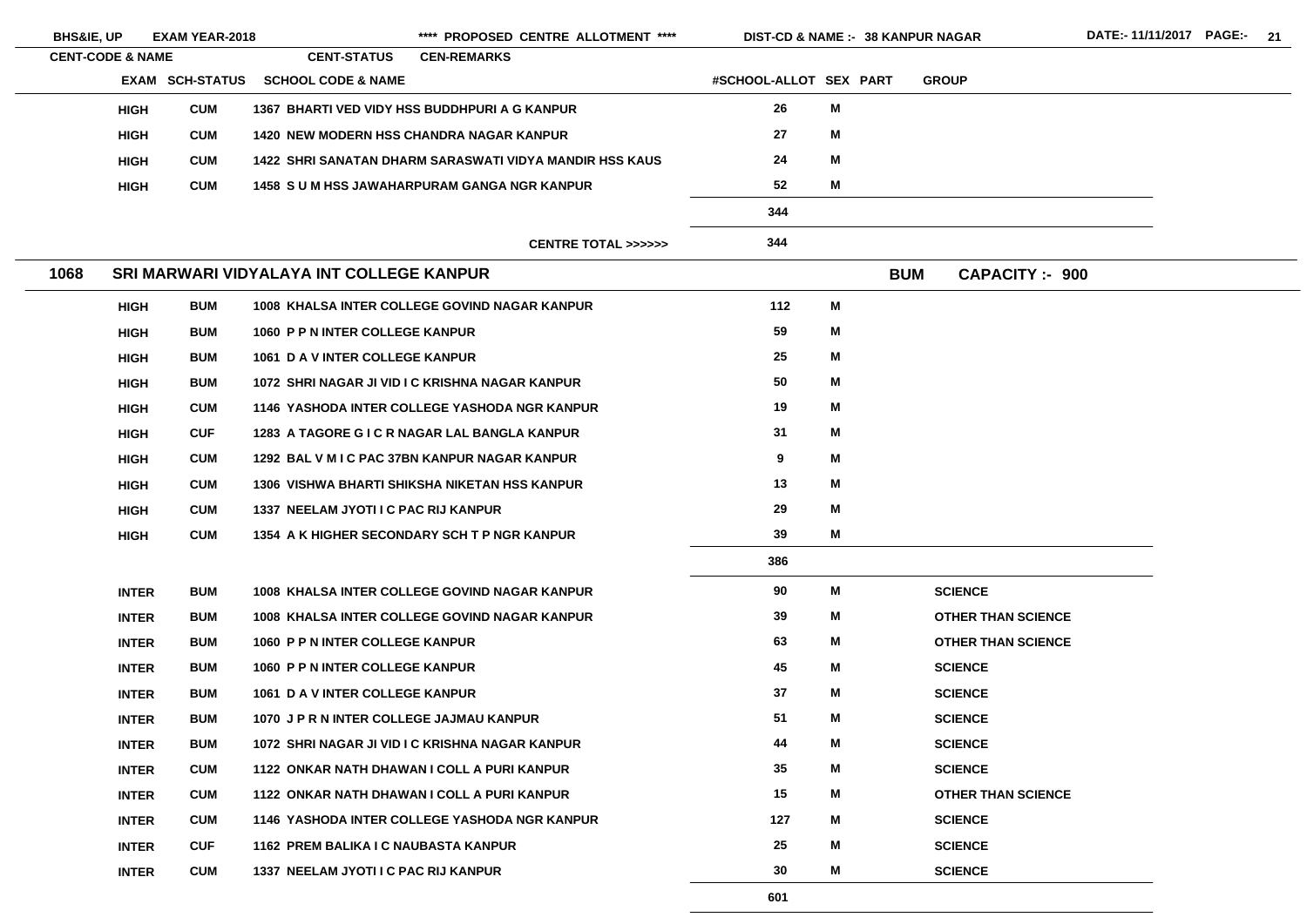| EXAM | SCH-STATUS | SCHOOL CODE & NAME | #SCHOOL-ALLOT | SEX | PART | GROUP |
|---|---|---|---|---|---|---|
| HIGH | CUM | 1367 BHARTI VED VIDY HSS BUDDHPURI A G KANPUR | 26 | M | | |
| HIGH | CUM | 1420 NEW MODERN HSS CHANDRA NAGAR KANPUR | 27 | M | | |
| HIGH | CUM | 1422 SHRI SANATAN DHARM SARASWATI VIDYA MANDIR HSS KAUS | 24 | M | | |
| HIGH | CUM | 1458 S U M HSS JAWAHARPURAM GANGA NGR KANPUR | 52 | M | | |
| | | | 344 | | | |
| | | CENTRE TOTAL >>>>>> | 344 | | | |

## 1068 SRI MARWARI VIDYALAYA INT COLLEGE KANPUR — BUM — CAPACITY :- 900

| EXAM | SCH-STATUS | SCHOOL CODE & NAME | #SCHOOL-ALLOT | SEX | PART | GROUP |
|---|---|---|---|---|---|---|
| HIGH | BUM | 1008 KHALSA INTER COLLEGE GOVIND NAGAR KANPUR | 112 | M | | |
| HIGH | BUM | 1060 P P N INTER COLLEGE KANPUR | 59 | M | | |
| HIGH | BUM | 1061 D A V INTER COLLEGE KANPUR | 25 | M | | |
| HIGH | BUM | 1072 SHRI NAGAR JI VID I C KRISHNA NAGAR KANPUR | 50 | M | | |
| HIGH | CUM | 1146 YASHODA INTER COLLEGE YASHODA NGR KANPUR | 19 | M | | |
| HIGH | CUF | 1283 A TAGORE G I C R NAGAR LAL BANGLA KANPUR | 31 | M | | |
| HIGH | CUM | 1292 BAL V M I C PAC 37BN KANPUR NAGAR KANPUR | 9 | M | | |
| HIGH | CUM | 1306 VISHWA BHARTI SHIKSHA NIKETAN HSS KANPUR | 13 | M | | |
| HIGH | CUM | 1337 NEELAM JYOTI I C PAC RIJ KANPUR | 29 | M | | |
| HIGH | CUM | 1354 A K HIGHER SECONDARY SCH T P NGR KANPUR | 39 | M | | |
| | | | 386 | | | |
| INTER | BUM | 1008 KHALSA INTER COLLEGE GOVIND NAGAR KANPUR | 90 | M | | SCIENCE |
| INTER | BUM | 1008 KHALSA INTER COLLEGE GOVIND NAGAR KANPUR | 39 | M | | OTHER THAN SCIENCE |
| INTER | BUM | 1060 P P N INTER COLLEGE KANPUR | 63 | M | | OTHER THAN SCIENCE |
| INTER | BUM | 1060 P P N INTER COLLEGE KANPUR | 45 | M | | SCIENCE |
| INTER | BUM | 1061 D A V INTER COLLEGE KANPUR | 37 | M | | SCIENCE |
| INTER | BUM | 1070 J P R N INTER COLLEGE JAJMAU KANPUR | 51 | M | | SCIENCE |
| INTER | BUM | 1072 SHRI NAGAR JI VID I C KRISHNA NAGAR KANPUR | 44 | M | | SCIENCE |
| INTER | CUM | 1122 ONKAR NATH DHAWAN I COLL A PURI KANPUR | 35 | M | | SCIENCE |
| INTER | CUM | 1122 ONKAR NATH DHAWAN I COLL A PURI KANPUR | 15 | M | | OTHER THAN SCIENCE |
| INTER | CUM | 1146 YASHODA INTER COLLEGE YASHODA NGR KANPUR | 127 | M | | SCIENCE |
| INTER | CUF | 1162 PREM BALIKA I C NAUBASTA KANPUR | 25 | M | | SCIENCE |
| INTER | CUM | 1337 NEELAM JYOTI I C PAC RIJ KANPUR | 30 | M | | SCIENCE |
| | | | 601 | | | |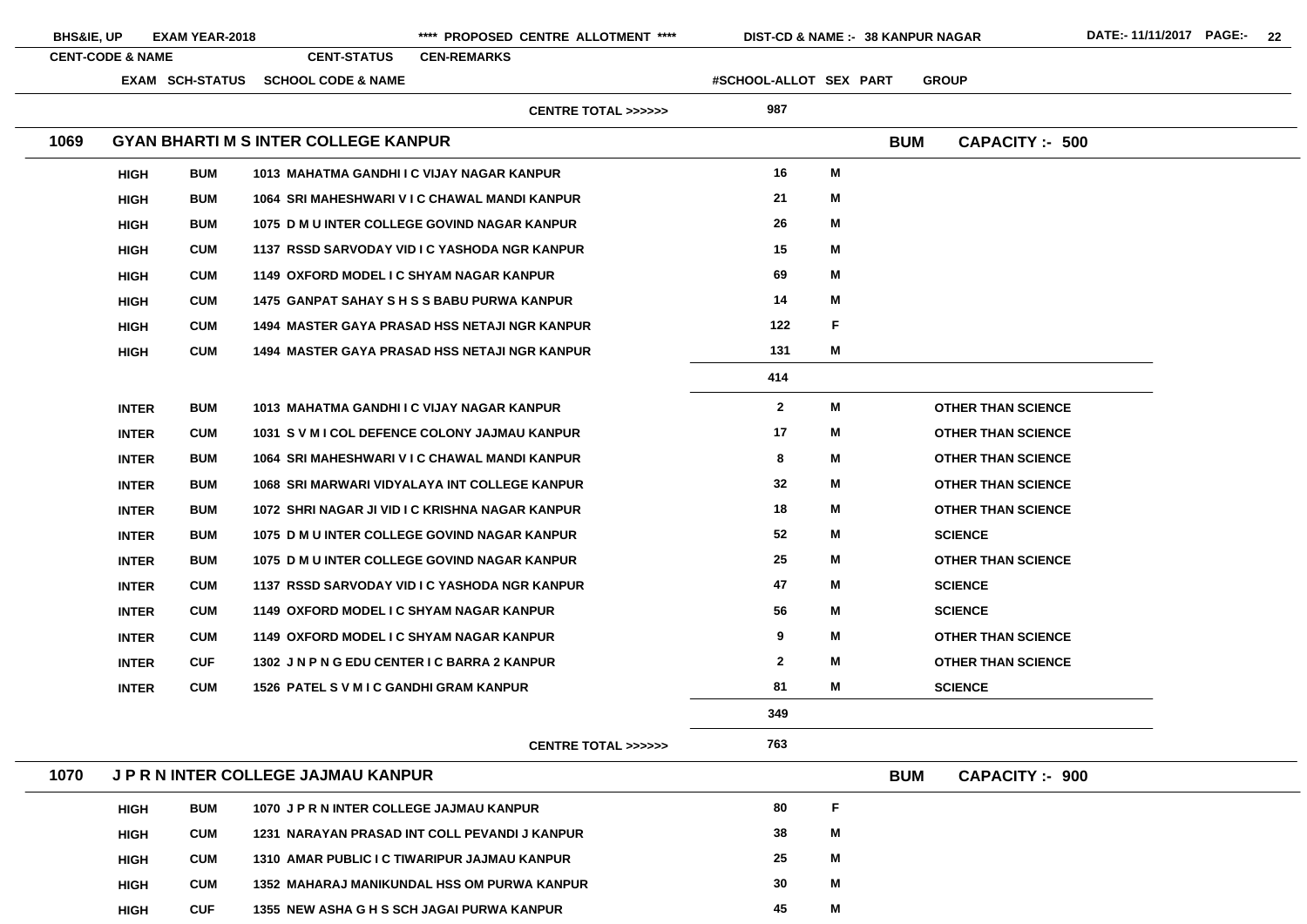| EXAM | SCH-STATUS | SCHOOL CODE & NAME | #SCHOOL-ALLOT | SEX | PART | GROUP |
|---|---|---|---|---|---|---|
| | | CENTRE TOTAL >>>>>> | 987 | | | |

## 1069 GYAN BHARTI M S INTER COLLEGE KANPUR — BUM — CAPACITY :- 500

| EXAM | SCH-STATUS | SCHOOL CODE & NAME | #SCHOOL-ALLOT | SEX | PART | GROUP |
|---|---|---|---|---|---|---|
| HIGH | BUM | 1013 MAHATMA GANDHI I C VIJAY NAGAR KANPUR | 16 | M | | |
| HIGH | BUM | 1064 SRI MAHESHWARI V I C CHAWAL MANDI KANPUR | 21 | M | | |
| HIGH | BUM | 1075 D M U INTER COLLEGE GOVIND NAGAR KANPUR | 26 | M | | |
| HIGH | CUM | 1137 RSSD SARVODAY VID I C YASHODA NGR KANPUR | 15 | M | | |
| HIGH | CUM | 1149 OXFORD MODEL I C SHYAM NAGAR KANPUR | 69 | M | | |
| HIGH | CUM | 1475 GANPAT SAHAY S H S S BABU PURWA KANPUR | 14 | M | | |
| HIGH | CUM | 1494 MASTER GAYA PRASAD HSS NETAJI NGR KANPUR | 122 | F | | |
| HIGH | CUM | 1494 MASTER GAYA PRASAD HSS NETAJI NGR KANPUR | 131 | M | | |
| | | | 414 | | | |
| INTER | BUM | 1013 MAHATMA GANDHI I C VIJAY NAGAR KANPUR | 2 | M | | OTHER THAN SCIENCE |
| INTER | CUM | 1031 S V M I COL DEFENCE COLONY JAJMAU KANPUR | 17 | M | | OTHER THAN SCIENCE |
| INTER | BUM | 1064 SRI MAHESHWARI V I C CHAWAL MANDI KANPUR | 8 | M | | OTHER THAN SCIENCE |
| INTER | BUM | 1068 SRI MARWARI VIDYALAYA INT COLLEGE KANPUR | 32 | M | | OTHER THAN SCIENCE |
| INTER | BUM | 1072 SHRI NAGAR JI VID I C KRISHNA NAGAR KANPUR | 18 | M | | OTHER THAN SCIENCE |
| INTER | BUM | 1075 D M U INTER COLLEGE GOVIND NAGAR KANPUR | 52 | M | | SCIENCE |
| INTER | BUM | 1075 D M U INTER COLLEGE GOVIND NAGAR KANPUR | 25 | M | | OTHER THAN SCIENCE |
| INTER | CUM | 1137 RSSD SARVODAY VID I C YASHODA NGR KANPUR | 47 | M | | SCIENCE |
| INTER | CUM | 1149 OXFORD MODEL I C SHYAM NAGAR KANPUR | 56 | M | | SCIENCE |
| INTER | CUM | 1149 OXFORD MODEL I C SHYAM NAGAR KANPUR | 9 | M | | OTHER THAN SCIENCE |
| INTER | CUF | 1302 J N P N G EDU CENTER I C BARRA 2 KANPUR | 2 | M | | OTHER THAN SCIENCE |
| INTER | CUM | 1526 PATEL S V M I C GANDHI GRAM KANPUR | 81 | M | | SCIENCE |
| | | | 349 | | | |
| | | CENTRE TOTAL >>>>>> | 763 | | | |

## 1070 J P R N INTER COLLEGE JAJMAU KANPUR — BUM — CAPACITY :- 900

| EXAM | SCH-STATUS | SCHOOL CODE & NAME | #SCHOOL-ALLOT | SEX | PART | GROUP |
|---|---|---|---|---|---|---|
| HIGH | BUM | 1070 J P R N INTER COLLEGE JAJMAU KANPUR | 80 | F | | |
| HIGH | CUM | 1231 NARAYAN PRASAD INT COLL PEVANDI J KANPUR | 38 | M | | |
| HIGH | CUM | 1310 AMAR PUBLIC I C TIWARIPUR JAJMAU KANPUR | 25 | M | | |
| HIGH | CUM | 1352 MAHARAJ MANIKUNDAL HSS OM PURWA KANPUR | 30 | M | | |
| HIGH | CUF | 1355 NEW ASHA G H S SCH JAGAI PURWA KANPUR | 45 | M | | |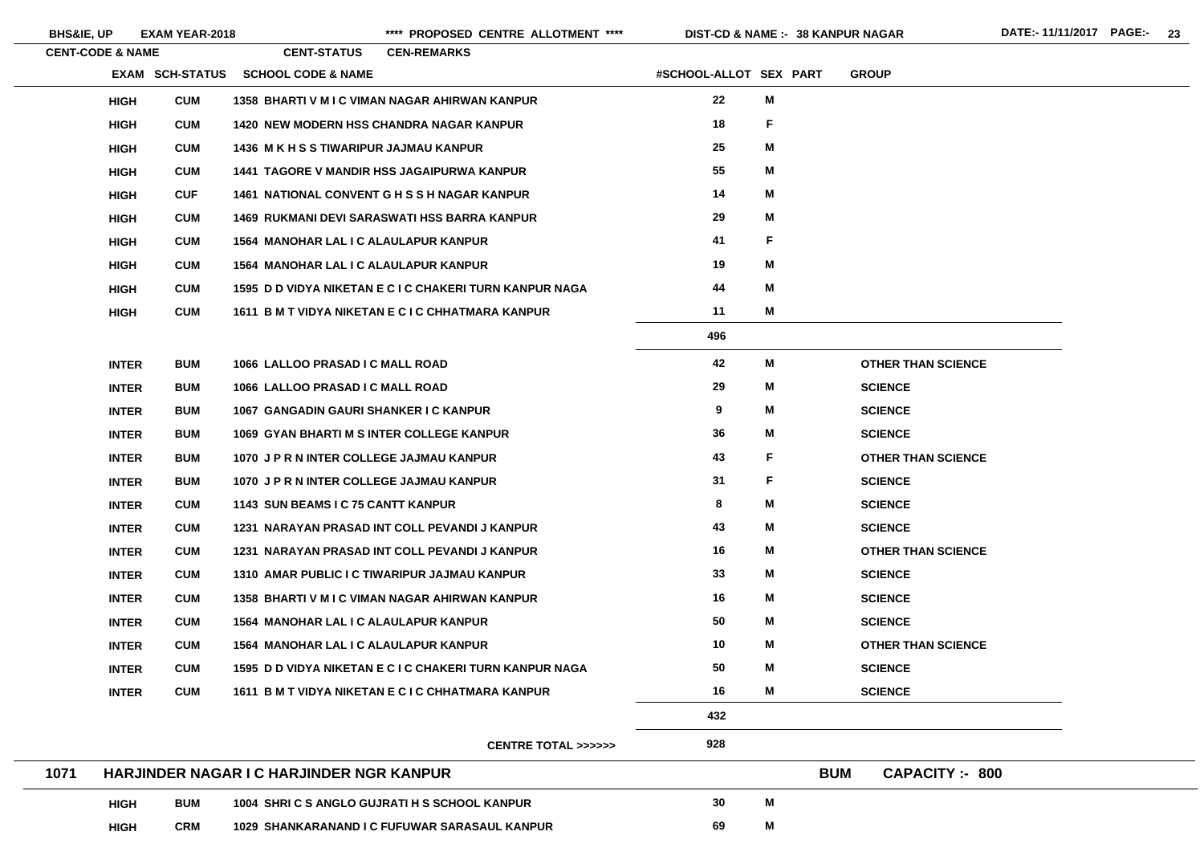| CENT-CODE & NAME | EXAM | SCH-STATUS | SCHOOL CODE & NAME | #SCHOOL-ALLOT | SEX | PART | GROUP |
|---|---|---|---|---|---|---|---|
| | HIGH | CUM | 1358 BHARTI V M I C VIMAN NAGAR AHIRWAN KANPUR | 22 | M | | |
| | HIGH | CUM | 1420 NEW MODERN HSS CHANDRA NAGAR KANPUR | 18 | F | | |
| | HIGH | CUM | 1436 M K H S S TIWARIPUR JAJMAU KANPUR | 25 | M | | |
| | HIGH | CUM | 1441 TAGORE V MANDIR HSS JAGAIPURWA KANPUR | 55 | M | | |
| | HIGH | CUF | 1461 NATIONAL CONVENT G H S S H NAGAR KANPUR | 14 | M | | |
| | HIGH | CUM | 1469 RUKMANI DEVI SARASWATI HSS BARRA KANPUR | 29 | M | | |
| | HIGH | CUM | 1564 MANOHAR LAL I C ALAULAPUR KANPUR | 41 | F | | |
| | HIGH | CUM | 1564 MANOHAR LAL I C ALAULAPUR KANPUR | 19 | M | | |
| | HIGH | CUM | 1595 D D VIDYA NIKETAN E C I C CHAKERI TURN KANPUR NAGA | 44 | M | | |
| | HIGH | CUM | 1611 B M T VIDYA NIKETAN E C I C CHHATMARA KANPUR | 11 | M | | |
| | | | | 496 | | | |
| | INTER | BUM | 1066 LALLOO PRASAD I C MALL ROAD | 42 | M | | OTHER THAN SCIENCE |
| | INTER | BUM | 1066 LALLOO PRASAD I C MALL ROAD | 29 | M | | SCIENCE |
| | INTER | BUM | 1067 GANGADIN GAURI SHANKER I C KANPUR | 9 | M | | SCIENCE |
| | INTER | BUM | 1069 GYAN BHARTI M S INTER COLLEGE KANPUR | 36 | M | | SCIENCE |
| | INTER | BUM | 1070 J P R N INTER COLLEGE JAJMAU KANPUR | 43 | F | | OTHER THAN SCIENCE |
| | INTER | BUM | 1070 J P R N INTER COLLEGE JAJMAU KANPUR | 31 | F | | SCIENCE |
| | INTER | CUM | 1143 SUN BEAMS I C 75 CANTT KANPUR | 8 | M | | SCIENCE |
| | INTER | CUM | 1231 NARAYAN PRASAD INT COLL PEVANDI J KANPUR | 43 | M | | SCIENCE |
| | INTER | CUM | 1231 NARAYAN PRASAD INT COLL PEVANDI J KANPUR | 16 | M | | OTHER THAN SCIENCE |
| | INTER | CUM | 1310 AMAR PUBLIC I C TIWARIPUR JAJMAU KANPUR | 33 | M | | SCIENCE |
| | INTER | CUM | 1358 BHARTI V M I C VIMAN NAGAR AHIRWAN KANPUR | 16 | M | | SCIENCE |
| | INTER | CUM | 1564 MANOHAR LAL I C ALAULAPUR KANPUR | 50 | M | | SCIENCE |
| | INTER | CUM | 1564 MANOHAR LAL I C ALAULAPUR KANPUR | 10 | M | | OTHER THAN SCIENCE |
| | INTER | CUM | 1595 D D VIDYA NIKETAN E C I C CHAKERI TURN KANPUR NAGA | 50 | M | | SCIENCE |
| | INTER | CUM | 1611 B M T VIDYA NIKETAN E C I C CHHATMARA KANPUR | 16 | M | | SCIENCE |
| | | | | 432 | | | |
| | | | CENTRE TOTAL >>>>>> | 928 | | | |
| **1071 HARJINDER NAGAR I C HARJINDER NGR KANPUR** | | | | | | BUM | CAPACITY :- 800 |
| | HIGH | BUM | 1004 SHRI C S ANGLO GUJRATI H S SCHOOL KANPUR | 30 | M | | |
| | HIGH | CRM | 1029 SHANKARANAND I C FUFUWAR SARASAUL KANPUR | 69 | M | | |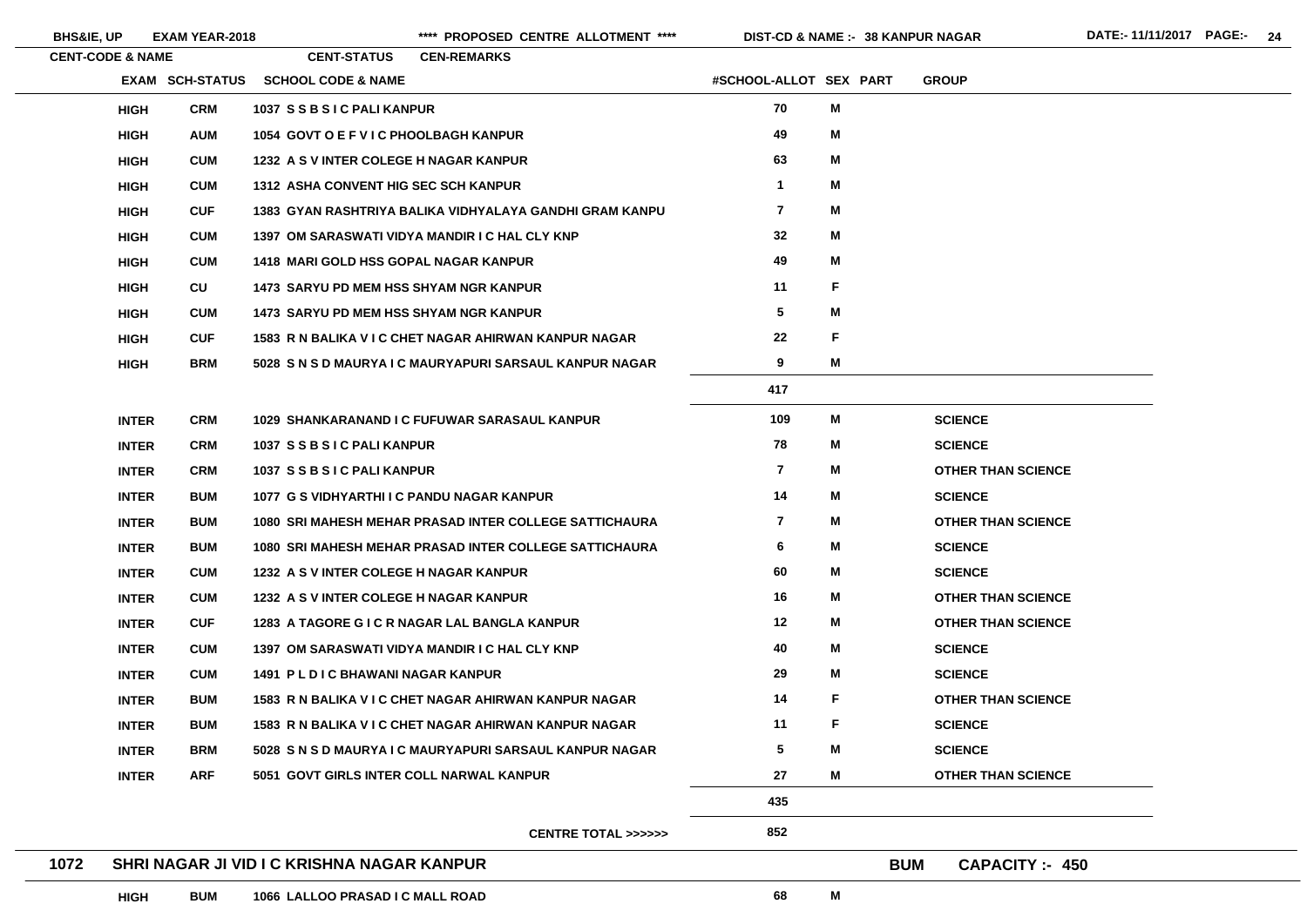| CENT-CODE & NAME | | CENT-STATUS | CEN-REMARKS | | | |
|---|---|---|---|---|---|---|
| | EXAM | SCH-STATUS | SCHOOL CODE & NAME | #SCHOOL-ALLOT | SEX PART | GROUP |
| | HIGH | CRM | 1037 S S B S I C PALI KANPUR | 70 | M | |
| | HIGH | AUM | 1054 GOVT O E F V I C PHOOLBAGH KANPUR | 49 | M | |
| | HIGH | CUM | 1232 A S V INTER COLEGE H NAGAR KANPUR | 63 | M | |
| | HIGH | CUM | 1312 ASHA CONVENT HIG SEC SCH KANPUR | 1 | M | |
| | HIGH | CUF | 1383 GYAN RASHTRIYA BALIKA VIDHYALAYA GANDHI GRAM KANPU | 7 | M | |
| | HIGH | CUM | 1397 OM SARASWATI VIDYA MANDIR I C HAL CLY KNP | 32 | M | |
| | HIGH | CUM | 1418 MARI GOLD HSS GOPAL NAGAR KANPUR | 49 | M | |
| | HIGH | CU | 1473 SARYU PD MEM HSS SHYAM NGR KANPUR | 11 | F | |
| | HIGH | CUM | 1473 SARYU PD MEM HSS SHYAM NGR KANPUR | 5 | M | |
| | HIGH | CUF | 1583 R N BALIKA V I C CHET NAGAR AHIRWAN KANPUR NAGAR | 22 | F | |
| | HIGH | BRM | 5028 S N S D MAURYA I C MAURYAPURI SARSAUL KANPUR NAGAR | 9 | M | |
| | | | | 417 | | |
| | INTER | CRM | 1029 SHANKARANAND I C FUFUWAR SARASAUL KANPUR | 109 | M | SCIENCE |
| | INTER | CRM | 1037 S S B S I C PALI KANPUR | 78 | M | SCIENCE |
| | INTER | CRM | 1037 S S B S I C PALI KANPUR | 7 | M | OTHER THAN SCIENCE |
| | INTER | BUM | 1077 G S VIDHYARTHI I C PANDU NAGAR KANPUR | 14 | M | SCIENCE |
| | INTER | BUM | 1080 SRI MAHESH MEHAR PRASAD INTER COLLEGE SATTICHAURA | 7 | M | OTHER THAN SCIENCE |
| | INTER | BUM | 1080 SRI MAHESH MEHAR PRASAD INTER COLLEGE SATTICHAURA | 6 | M | SCIENCE |
| | INTER | CUM | 1232 A S V INTER COLEGE H NAGAR KANPUR | 60 | M | SCIENCE |
| | INTER | CUM | 1232 A S V INTER COLEGE H NAGAR KANPUR | 16 | M | OTHER THAN SCIENCE |
| | INTER | CUF | 1283 A TAGORE G I C R NAGAR LAL BANGLA KANPUR | 12 | M | OTHER THAN SCIENCE |
| | INTER | CUM | 1397 OM SARASWATI VIDYA MANDIR I C HAL CLY KNP | 40 | M | SCIENCE |
| | INTER | CUM | 1491 P L D I C BHAWANI NAGAR KANPUR | 29 | M | SCIENCE |
| | INTER | BUM | 1583 R N BALIKA V I C CHET NAGAR AHIRWAN KANPUR NAGAR | 14 | F | OTHER THAN SCIENCE |
| | INTER | BUM | 1583 R N BALIKA V I C CHET NAGAR AHIRWAN KANPUR NAGAR | 11 | F | SCIENCE |
| | INTER | BRM | 5028 S N S D MAURYA I C MAURYAPURI SARSAUL KANPUR NAGAR | 5 | M | SCIENCE |
| | INTER | ARF | 5051 GOVT GIRLS INTER COLL NARWAL KANPUR | 27 | M | OTHER THAN SCIENCE |
| | | | | 435 | | |
| | | | CENTRE TOTAL >>>>>> | 852 | | |
| 1072 | SHRI NAGAR JI VID I C KRISHNA NAGAR KANPUR | | | | BUM | CAPACITY :- 450 |
| | HIGH | BUM | 1066 LALLOO PRASAD I C MALL ROAD | 68 | M | |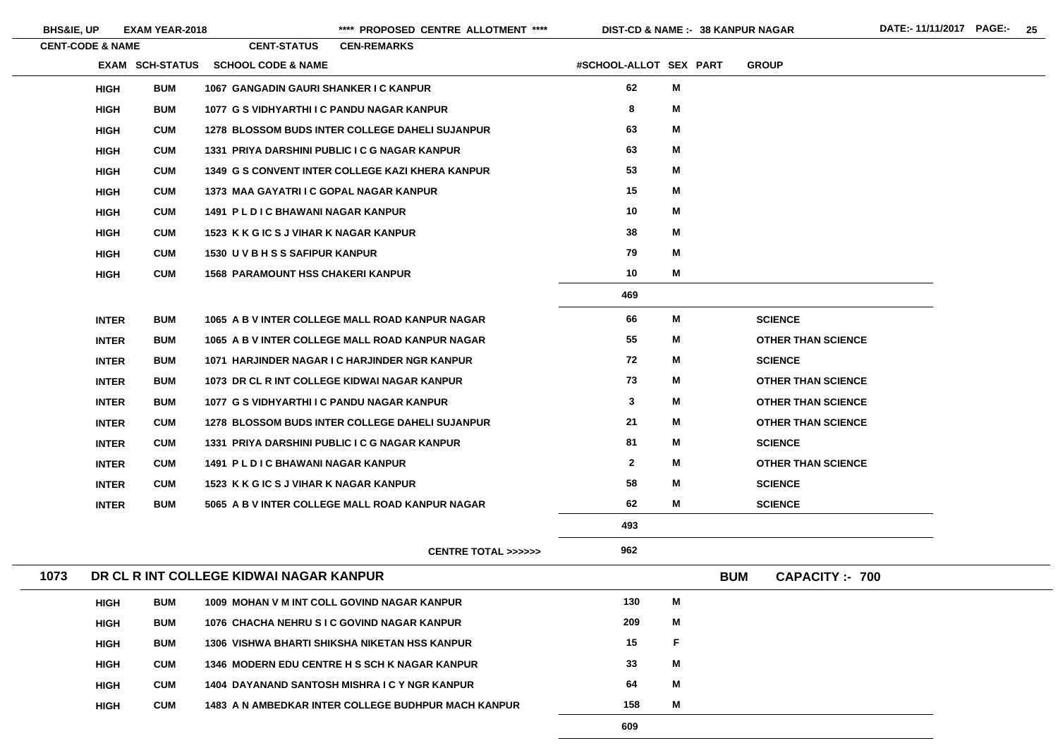| EXAM | SCH-STATUS | SCHOOL CODE & NAME | #SCHOOL-ALLOT | SEX | PART | GROUP |
|---|---|---|---|---|---|---|
| HIGH | BUM | 1067 GANGADIN GAURI SHANKER I C KANPUR | 62 | M | | |
| HIGH | BUM | 1077 G S VIDHYARTHI I C PANDU NAGAR KANPUR | 8 | M | | |
| HIGH | CUM | 1278 BLOSSOM BUDS INTER COLLEGE DAHELI SUJANPUR | 63 | M | | |
| HIGH | CUM | 1331 PRIYA DARSHINI PUBLIC I C G NAGAR KANPUR | 63 | M | | |
| HIGH | CUM | 1349 G S CONVENT INTER COLLEGE KAZI KHERA KANPUR | 53 | M | | |
| HIGH | CUM | 1373 MAA GAYATRI I C GOPAL NAGAR KANPUR | 15 | M | | |
| HIGH | CUM | 1491 P L D I C BHAWANI NAGAR KANPUR | 10 | M | | |
| HIGH | CUM | 1523 K K G IC S J VIHAR K NAGAR KANPUR | 38 | M | | |
| HIGH | CUM | 1530 U V B H S S SAFIPUR KANPUR | 79 | M | | |
| HIGH | CUM | 1568 PARAMOUNT HSS CHAKERI KANPUR | 10 | M | | |
| | | | 469 | | | |
| INTER | BUM | 1065 A B V INTER COLLEGE MALL ROAD KANPUR NAGAR | 66 | M | | SCIENCE |
| INTER | BUM | 1065 A B V INTER COLLEGE MALL ROAD KANPUR NAGAR | 55 | M | | OTHER THAN SCIENCE |
| INTER | BUM | 1071 HARJINDER NAGAR I C HARJINDER NGR KANPUR | 72 | M | | SCIENCE |
| INTER | BUM | 1073 DR CL R INT COLLEGE KIDWAI NAGAR KANPUR | 73 | M | | OTHER THAN SCIENCE |
| INTER | BUM | 1077 G S VIDHYARTHI I C PANDU NAGAR KANPUR | 3 | M | | OTHER THAN SCIENCE |
| INTER | CUM | 1278 BLOSSOM BUDS INTER COLLEGE DAHELI SUJANPUR | 21 | M | | OTHER THAN SCIENCE |
| INTER | CUM | 1331 PRIYA DARSHINI PUBLIC I C G NAGAR KANPUR | 81 | M | | SCIENCE |
| INTER | CUM | 1491 P L D I C BHAWANI NAGAR KANPUR | 2 | M | | OTHER THAN SCIENCE |
| INTER | CUM | 1523 K K G IC S J VIHAR K NAGAR KANPUR | 58 | M | | SCIENCE |
| INTER | BUM | 5065 A B V INTER COLLEGE MALL ROAD KANPUR NAGAR | 62 | M | | SCIENCE |
| | | | 493 | | | |
| | | CENTRE TOTAL >>>>>> | 962 | | | |

## 1073 DR CL R INT COLLEGE KIDWAI NAGAR KANPUR — BUM — CAPACITY :- 700

| EXAM | SCH-STATUS | SCHOOL CODE & NAME | #SCHOOL-ALLOT | SEX | PART | GROUP |
|---|---|---|---|---|---|---|
| HIGH | BUM | 1009 MOHAN V M INT COLL GOVIND NAGAR KANPUR | 130 | M | | |
| HIGH | BUM | 1076 CHACHA NEHRU S I C GOVIND NAGAR KANPUR | 209 | M | | |
| HIGH | BUM | 1306 VISHWA BHARTI SHIKSHA NIKETAN HSS KANPUR | 15 | F | | |
| HIGH | CUM | 1346 MODERN EDU CENTRE H S SCH K NAGAR KANPUR | 33 | M | | |
| HIGH | CUM | 1404 DAYANAND SANTOSH MISHRA I C Y NGR KANPUR | 64 | M | | |
| HIGH | CUM | 1483 A N AMBEDKAR INTER COLLEGE BUDHPUR MACH KANPUR | 158 | M | | |
| | | | 609 | | | |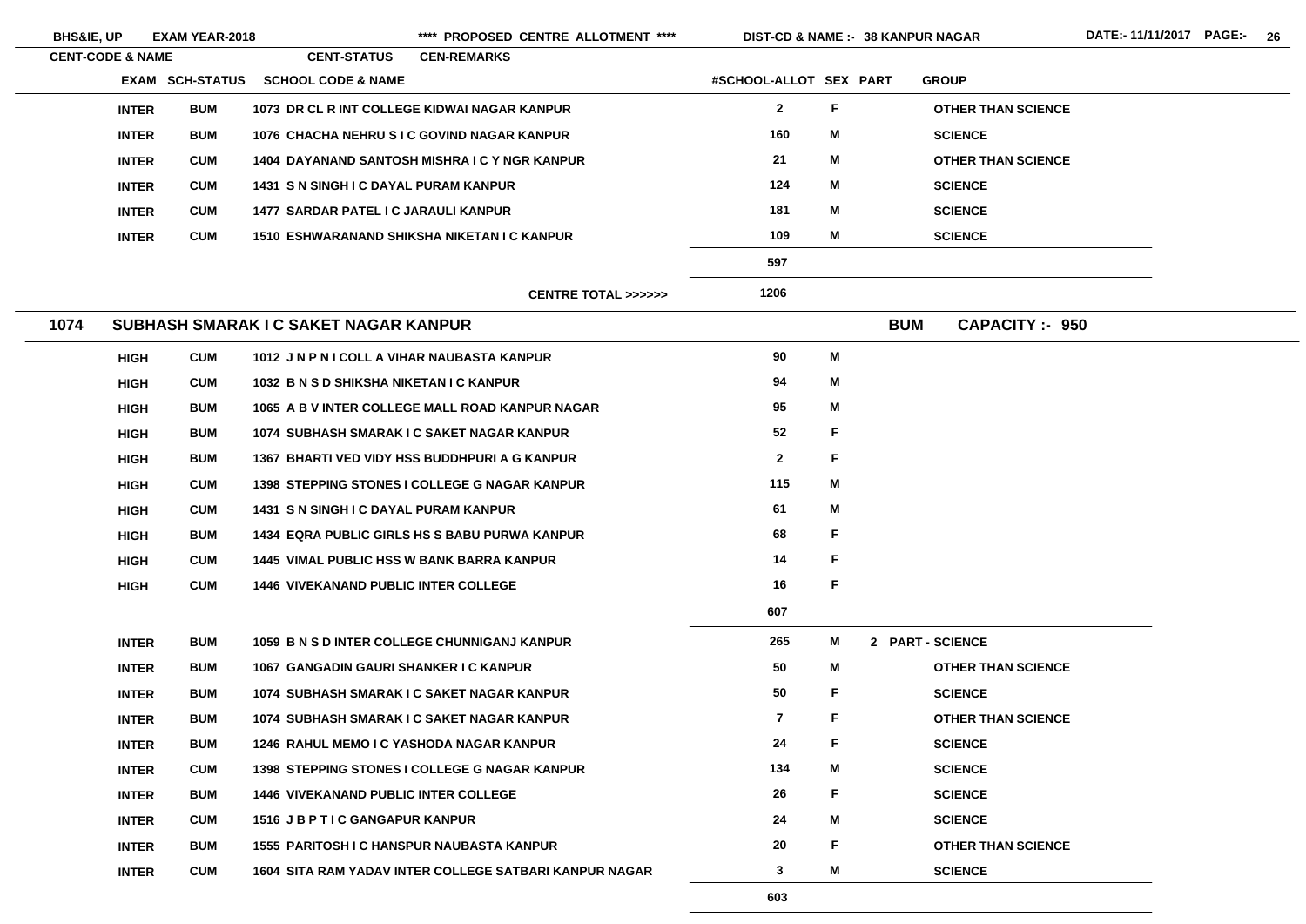| CENT-CODE & NAME | EXAM | SCH-STATUS | SCHOOL CODE & NAME | #SCHOOL-ALLOT | SEX | PART | GROUP |
|---|---|---|---|---|---|---|---|
| | INTER | BUM | 1073 DR CL R INT COLLEGE KIDWAI NAGAR KANPUR | 2 | F | | OTHER THAN SCIENCE |
| | INTER | BUM | 1076 CHACHA NEHRU S I C GOVIND NAGAR KANPUR | 160 | M | | SCIENCE |
| | INTER | CUM | 1404 DAYANAND SANTOSH MISHRA I C Y NGR KANPUR | 21 | M | | OTHER THAN SCIENCE |
| | INTER | CUM | 1431 S N SINGH I C DAYAL PURAM KANPUR | 124 | M | | SCIENCE |
| | INTER | CUM | 1477 SARDAR PATEL I C JARAULI KANPUR | 181 | M | | SCIENCE |
| | INTER | CUM | 1510 ESHWARANAND SHIKSHA NIKETAN I C KANPUR | 109 | M | | SCIENCE |
| | | | | 597 | | | |
| | | | CENTRE TOTAL >>>>>> | 1206 | | | |

## 1074 SUBHASH SMARAK I C SAKET NAGAR KANPUR — BUM — CAPACITY :- 950

| EXAM | SCH-STATUS | SCHOOL CODE & NAME | #SCHOOL-ALLOT | SEX | PART | GROUP |
|---|---|---|---|---|---|---|
| HIGH | CUM | 1012 J N P N I COLL A VIHAR NAUBASTA KANPUR | 90 | M | | |
| HIGH | CUM | 1032 B N S D SHIKSHA NIKETAN I C KANPUR | 94 | M | | |
| HIGH | BUM | 1065 A B V INTER COLLEGE MALL ROAD KANPUR NAGAR | 95 | M | | |
| HIGH | BUM | 1074 SUBHASH SMARAK I C SAKET NAGAR KANPUR | 52 | F | | |
| HIGH | BUM | 1367 BHARTI VED VIDY HSS BUDDHPURI A G KANPUR | 2 | F | | |
| HIGH | CUM | 1398 STEPPING STONES I COLLEGE G NAGAR KANPUR | 115 | M | | |
| HIGH | CUM | 1431 S N SINGH I C DAYAL PURAM KANPUR | 61 | M | | |
| HIGH | BUM | 1434 EQRA PUBLIC GIRLS HS S BABU PURWA KANPUR | 68 | F | | |
| HIGH | CUM | 1445 VIMAL PUBLIC HSS W BANK BARRA KANPUR | 14 | F | | |
| HIGH | CUM | 1446 VIVEKANAND PUBLIC INTER COLLEGE | 16 | F | | |
| | | | 607 | | | |
| INTER | BUM | 1059 B N S D INTER COLLEGE CHUNNIGANJ KANPUR | 265 | M | 2 | PART - SCIENCE |
| INTER | BUM | 1067 GANGADIN GAURI SHANKER I C KANPUR | 50 | M | | OTHER THAN SCIENCE |
| INTER | BUM | 1074 SUBHASH SMARAK I C SAKET NAGAR KANPUR | 50 | F | | SCIENCE |
| INTER | BUM | 1074 SUBHASH SMARAK I C SAKET NAGAR KANPUR | 7 | F | | OTHER THAN SCIENCE |
| INTER | BUM | 1246 RAHUL MEMO I C YASHODA NAGAR KANPUR | 24 | F | | SCIENCE |
| INTER | CUM | 1398 STEPPING STONES I COLLEGE G NAGAR KANPUR | 134 | M | | SCIENCE |
| INTER | BUM | 1446 VIVEKANAND PUBLIC INTER COLLEGE | 26 | F | | SCIENCE |
| INTER | CUM | 1516 J B P T I C GANGAPUR KANPUR | 24 | M | | SCIENCE |
| INTER | BUM | 1555 PARITOSH I C HANSPUR NAUBASTA KANPUR | 20 | F | | OTHER THAN SCIENCE |
| INTER | CUM | 1604 SITA RAM YADAV INTER COLLEGE SATBARI KANPUR NAGAR | 3 | M | | SCIENCE |
| | | | 603 | | | |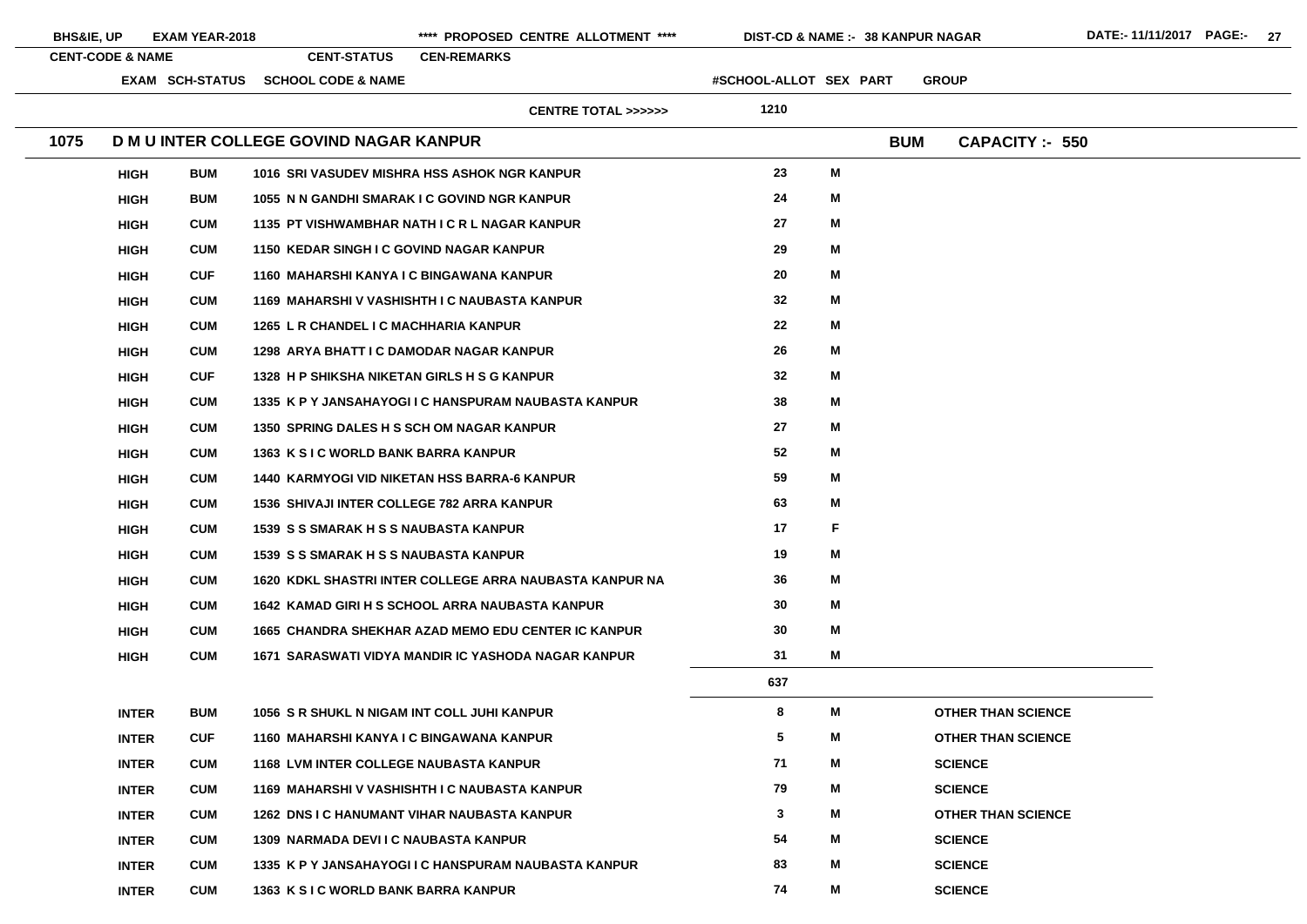| CENT-CODE & NAME | | CENT-STATUS | CEN-REMARKS | | | | |
|---|---|---|---|---|---|---|---|
| | EXAM | SCH-STATUS | SCHOOL CODE & NAME | #SCHOOL-ALLOT | SEX | PART | GROUP |
| | | | CENTRE TOTAL >>>>>> | 1210 | | | |
| **1075** | **D M U INTER COLLEGE GOVIND NAGAR KANPUR** | | | | | **BUM** | **CAPACITY :- 550** |
| | HIGH | BUM | 1016 SRI VASUDEV MISHRA HSS ASHOK NGR KANPUR | 23 | M | | |
| | HIGH | BUM | 1055 N N GANDHI SMARAK I C GOVIND NGR KANPUR | 24 | M | | |
| | HIGH | CUM | 1135 PT VISHWAMBHAR NATH I C R L NAGAR KANPUR | 27 | M | | |
| | HIGH | CUM | 1150 KEDAR SINGH I C GOVIND NAGAR KANPUR | 29 | M | | |
| | HIGH | CUF | 1160 MAHARSHI KANYA I C BINGAWANA KANPUR | 20 | M | | |
| | HIGH | CUM | 1169 MAHARSHI V VASHISHTH I C NAUBASTA KANPUR | 32 | M | | |
| | HIGH | CUM | 1265 L R CHANDEL I C MACHHARIA KANPUR | 22 | M | | |
| | HIGH | CUM | 1298 ARYA BHATT I C DAMODAR NAGAR KANPUR | 26 | M | | |
| | HIGH | CUF | 1328 H P SHIKSHA NIKETAN GIRLS H S G KANPUR | 32 | M | | |
| | HIGH | CUM | 1335 K P Y JANSAHAYOGI I C HANSPURAM NAUBASTA KANPUR | 38 | M | | |
| | HIGH | CUM | 1350 SPRING DALES H S SCH OM NAGAR KANPUR | 27 | M | | |
| | HIGH | CUM | 1363 K S I C WORLD BANK BARRA KANPUR | 52 | M | | |
| | HIGH | CUM | 1440 KARMYOGI VID NIKETAN HSS BARRA-6 KANPUR | 59 | M | | |
| | HIGH | CUM | 1536 SHIVAJI INTER COLLEGE 782 ARRA KANPUR | 63 | M | | |
| | HIGH | CUM | 1539 S S SMARAK H S S NAUBASTA KANPUR | 17 | F | | |
| | HIGH | CUM | 1539 S S SMARAK H S S NAUBASTA KANPUR | 19 | M | | |
| | HIGH | CUM | 1620 KDKL SHASTRI INTER COLLEGE ARRA NAUBASTA KANPUR NA | 36 | M | | |
| | HIGH | CUM | 1642 KAMAD GIRI H S SCHOOL ARRA NAUBASTA KANPUR | 30 | M | | |
| | HIGH | CUM | 1665 CHANDRA SHEKHAR AZAD MEMO EDU CENTER IC KANPUR | 30 | M | | |
| | HIGH | CUM | 1671 SARASWATI VIDYA MANDIR IC YASHODA NAGAR KANPUR | 31 | M | | |
| | | | | 637 | | | |
| | INTER | BUM | 1056 S R SHUKL N NIGAM INT COLL JUHI KANPUR | 8 | M | | OTHER THAN SCIENCE |
| | INTER | CUF | 1160 MAHARSHI KANYA I C BINGAWANA KANPUR | 5 | M | | OTHER THAN SCIENCE |
| | INTER | CUM | 1168 LVM INTER COLLEGE NAUBASTA KANPUR | 71 | M | | SCIENCE |
| | INTER | CUM | 1169 MAHARSHI V VASHISHTH I C NAUBASTA KANPUR | 79 | M | | SCIENCE |
| | INTER | CUM | 1262 DNS I C HANUMANT VIHAR NAUBASTA KANPUR | 3 | M | | OTHER THAN SCIENCE |
| | INTER | CUM | 1309 NARMADA DEVI I C NAUBASTA KANPUR | 54 | M | | SCIENCE |
| | INTER | CUM | 1335 K P Y JANSAHAYOGI I C HANSPURAM NAUBASTA KANPUR | 83 | M | | SCIENCE |
| | INTER | CUM | 1363 K S I C WORLD BANK BARRA KANPUR | 74 | M | | SCIENCE |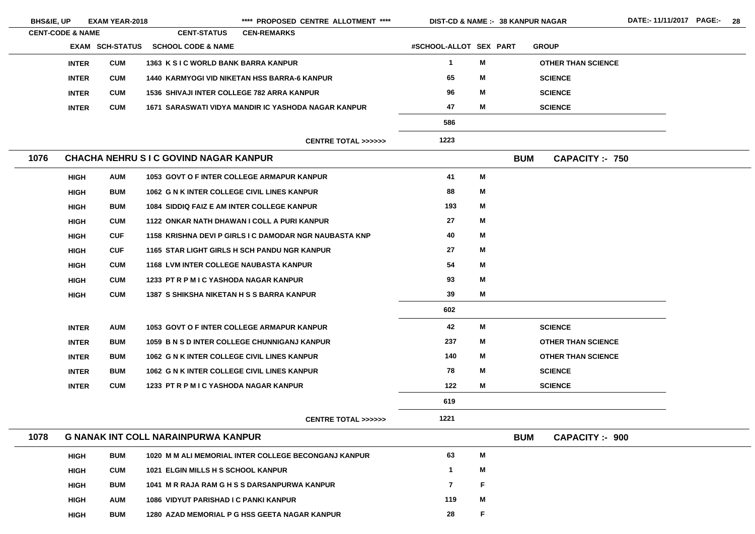BHS&IE, UP EXAM YEAR-2018 **** PROPOSED CENTRE ALLOTMENT **** DIST-CD & NAME :- 38 KANPUR NAGAR DATE:- 11/11/2017

| CENT-CODE & NAME | EXAM | SCH-STATUS | SCHOOL CODE & NAME | #SCHOOL-ALLOT | SEX | PART | GROUP |
|---|---|---|---|---|---|---|---|
| | INTER | CUM | 1363 K S I C WORLD BANK BARRA KANPUR | 1 | M | | OTHER THAN SCIENCE |
| | INTER | CUM | 1440 KARMYOGI VID NIKETAN HSS BARRA-6 KANPUR | 65 | M | | SCIENCE |
| | INTER | CUM | 1536 SHIVAJI INTER COLLEGE 782 ARRA KANPUR | 96 | M | | SCIENCE |
| | INTER | CUM | 1671 SARASWATI VIDYA MANDIR IC YASHODA NAGAR KANPUR | 47 | M | | SCIENCE |
| | | | | 586 | | | |
| | | | CENTRE TOTAL >>>>>> | 1223 | | | |

**1076 CHACHA NEHRU S I C GOVIND NAGAR KANPUR** — BUM — CAPACITY :- 750

| EXAM | SCH-STATUS | SCHOOL CODE & NAME | #SCHOOL-ALLOT | SEX | PART | GROUP |
|---|---|---|---|---|---|---|
| HIGH | AUM | 1053 GOVT O F INTER COLLEGE ARMAPUR KANPUR | 41 | M | | |
| HIGH | BUM | 1062 G N K INTER COLLEGE CIVIL LINES KANPUR | 88 | M | | |
| HIGH | BUM | 1084 SIDDIQ FAIZ E AM INTER COLLEGE KANPUR | 193 | M | | |
| HIGH | CUM | 1122 ONKAR NATH DHAWAN I COLL A PURI KANPUR | 27 | M | | |
| HIGH | CUF | 1158 KRISHNA DEVI P GIRLS I C DAMODAR NGR NAUBASTA KNP | 40 | M | | |
| HIGH | CUF | 1165 STAR LIGHT GIRLS H SCH PANDU NGR KANPUR | 27 | M | | |
| HIGH | CUM | 1168 LVM INTER COLLEGE NAUBASTA KANPUR | 54 | M | | |
| HIGH | CUM | 1233 PT R P M I C YASHODA NAGAR KANPUR | 93 | M | | |
| HIGH | CUM | 1387 S SHIKSHA NIKETAN H S S BARRA KANPUR | 39 | M | | |
| | | | 602 | | | |
| INTER | AUM | 1053 GOVT O F INTER COLLEGE ARMAPUR KANPUR | 42 | M | | SCIENCE |
| INTER | BUM | 1059 B N S D INTER COLLEGE CHUNNIGANJ KANPUR | 237 | M | | OTHER THAN SCIENCE |
| INTER | BUM | 1062 G N K INTER COLLEGE CIVIL LINES KANPUR | 140 | M | | OTHER THAN SCIENCE |
| INTER | BUM | 1062 G N K INTER COLLEGE CIVIL LINES KANPUR | 78 | M | | SCIENCE |
| INTER | CUM | 1233 PT R P M I C YASHODA NAGAR KANPUR | 122 | M | | SCIENCE |
| | | | 619 | | | |
| | | CENTRE TOTAL >>>>>> | 1221 | | | |

**1078 G NANAK INT COLL NARAINPURWA KANPUR** — BUM — CAPACITY :- 900

| EXAM | SCH-STATUS | SCHOOL CODE & NAME | #SCHOOL-ALLOT | SEX | PART | GROUP |
|---|---|---|---|---|---|---|
| HIGH | BUM | 1020 M M ALI MEMORIAL INTER COLLEGE BECONGANJ KANPUR | 63 | M | | |
| HIGH | CUM | 1021 ELGIN MILLS H S SCHOOL KANPUR | 1 | M | | |
| HIGH | BUM | 1041 M R RAJA RAM G H S S DARSANPURWA KANPUR | 7 | F | | |
| HIGH | AUM | 1086 VIDYUT PARISHAD I C PANKI KANPUR | 119 | M | | |
| HIGH | BUM | 1280 AZAD MEMORIAL P G HSS GEETA NAGAR KANPUR | 28 | F | | |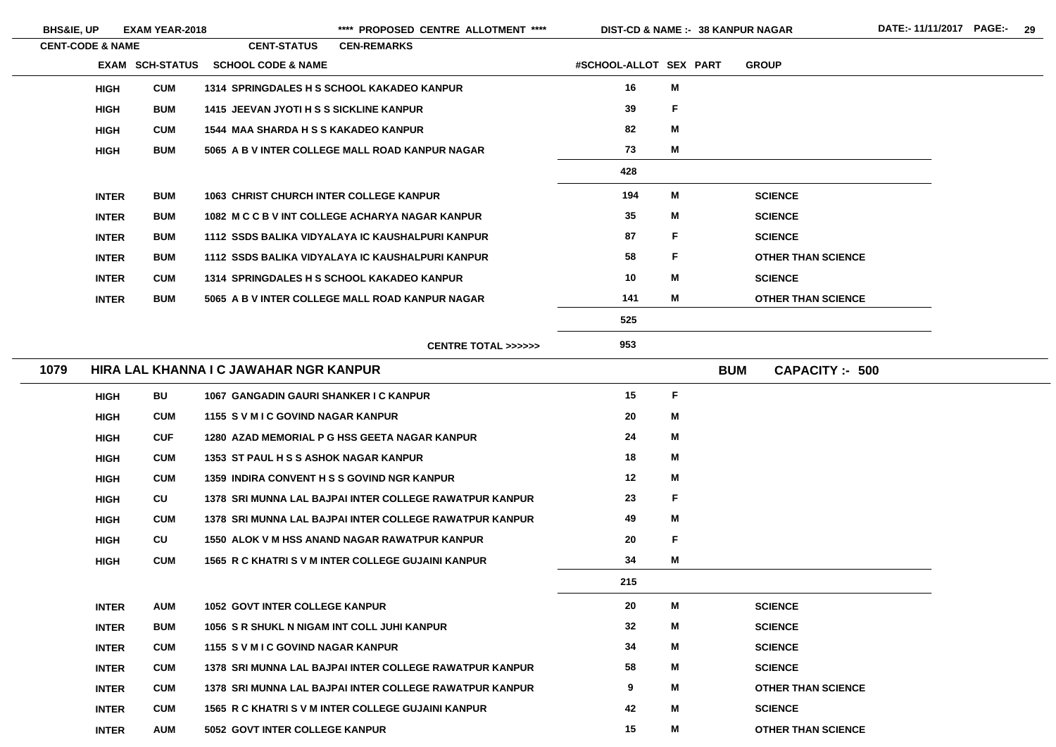| CENT-CODE & NAME | EXAM | SCH-STATUS | SCHOOL CODE & NAME | #SCHOOL-ALLOT | SEX | PART | GROUP |
|---|---|---|---|---|---|---|---|
| | HIGH | CUM | 1314 SPRINGDALES H S SCHOOL KAKADEO KANPUR | 16 | M | | |
| | HIGH | BUM | 1415 JEEVAN JYOTI H S S SICKLINE KANPUR | 39 | F | | |
| | HIGH | CUM | 1544 MAA SHARDA H S S KAKADEO KANPUR | 82 | M | | |
| | HIGH | BUM | 5065 A B V INTER COLLEGE MALL ROAD KANPUR NAGAR | 73 | M | | |
| | | | | 428 | | | |
| | INTER | BUM | 1063 CHRIST CHURCH INTER COLLEGE KANPUR | 194 | M | | SCIENCE |
| | INTER | BUM | 1082 M C C B V INT COLLEGE ACHARYA NAGAR KANPUR | 35 | M | | SCIENCE |
| | INTER | BUM | 1112 SSDS BALIKA VIDYALAYA IC KAUSHALPURI KANPUR | 87 | F | | SCIENCE |
| | INTER | BUM | 1112 SSDS BALIKA VIDYALAYA IC KAUSHALPURI KANPUR | 58 | F | | OTHER THAN SCIENCE |
| | INTER | CUM | 1314 SPRINGDALES H S SCHOOL KAKADEO KANPUR | 10 | M | | SCIENCE |
| | INTER | BUM | 5065 A B V INTER COLLEGE MALL ROAD KANPUR NAGAR | 141 | M | | OTHER THAN SCIENCE |
| | | | | 525 | | | |
| | | | CENTRE TOTAL >>>>>> | 953 | | | |

## 1079 HIRA LAL KHANNA I C JAWAHAR NGR KANPUR — BUM — CAPACITY :- 500

| EXAM | SCH-STATUS | SCHOOL CODE & NAME | #SCHOOL-ALLOT | SEX | PART | GROUP |
|---|---|---|---|---|---|---|
| HIGH | BU | 1067 GANGADIN GAURI SHANKER I C KANPUR | 15 | F | | |
| HIGH | CUM | 1155 S V M I C GOVIND NAGAR KANPUR | 20 | M | | |
| HIGH | CUF | 1280 AZAD MEMORIAL P G HSS GEETA NAGAR KANPUR | 24 | M | | |
| HIGH | CUM | 1353 ST PAUL H S S ASHOK NAGAR KANPUR | 18 | M | | |
| HIGH | CUM | 1359 INDIRA CONVENT H S S GOVIND NGR KANPUR | 12 | M | | |
| HIGH | CU | 1378 SRI MUNNA LAL BAJPAI INTER COLLEGE RAWATPUR KANPUR | 23 | F | | |
| HIGH | CUM | 1378 SRI MUNNA LAL BAJPAI INTER COLLEGE RAWATPUR KANPUR | 49 | M | | |
| HIGH | CU | 1550 ALOK V M HSS ANAND NAGAR RAWATPUR KANPUR | 20 | F | | |
| HIGH | CUM | 1565 R C KHATRI S V M INTER COLLEGE GUJAINI KANPUR | 34 | M | | |
| | | | 215 | | | |
| INTER | AUM | 1052 GOVT INTER COLLEGE KANPUR | 20 | M | | SCIENCE |
| INTER | BUM | 1056 S R SHUKL N NIGAM INT COLL JUHI KANPUR | 32 | M | | SCIENCE |
| INTER | CUM | 1155 S V M I C GOVIND NAGAR KANPUR | 34 | M | | SCIENCE |
| INTER | CUM | 1378 SRI MUNNA LAL BAJPAI INTER COLLEGE RAWATPUR KANPUR | 58 | M | | SCIENCE |
| INTER | CUM | 1378 SRI MUNNA LAL BAJPAI INTER COLLEGE RAWATPUR KANPUR | 9 | M | | OTHER THAN SCIENCE |
| INTER | CUM | 1565 R C KHATRI S V M INTER COLLEGE GUJAINI KANPUR | 42 | M | | SCIENCE |
| INTER | AUM | 5052 GOVT INTER COLLEGE KANPUR | 15 | M | | OTHER THAN SCIENCE |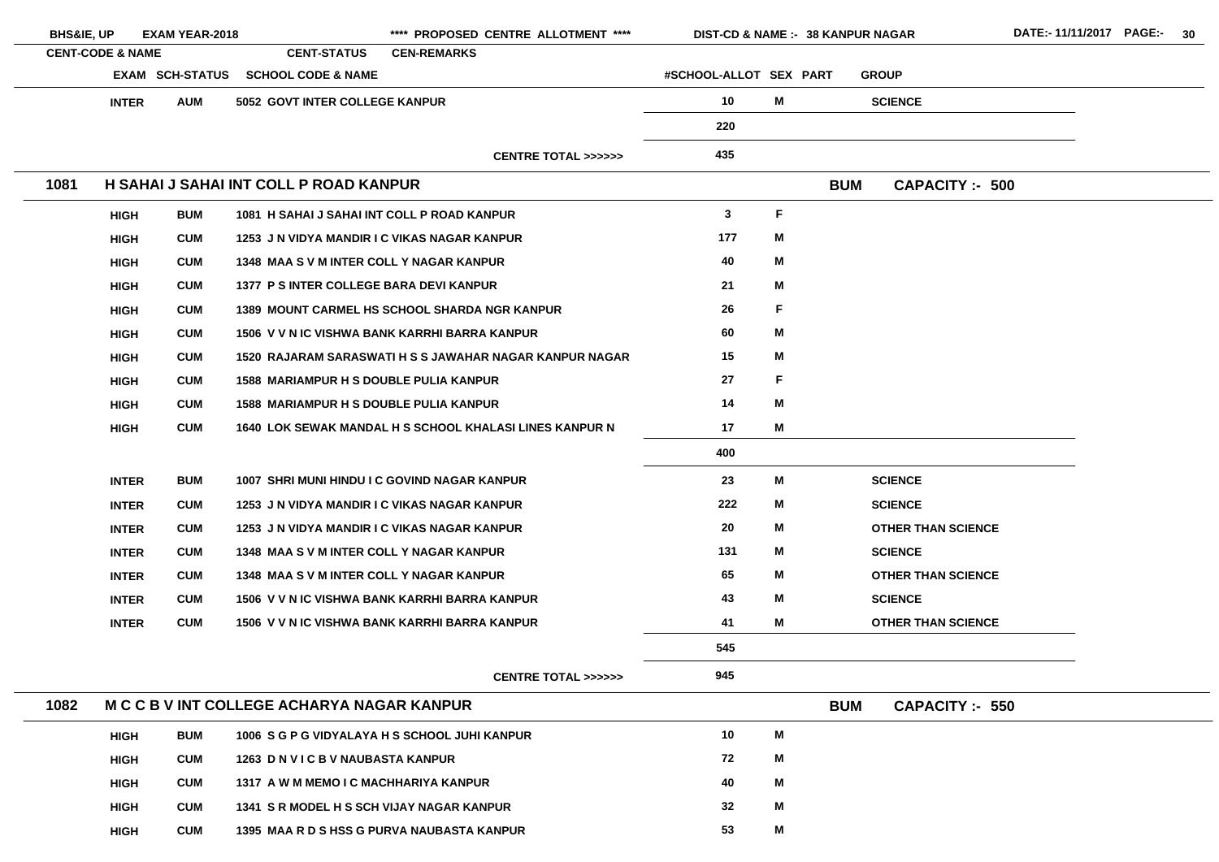| CENT-CODE & NAME | | CENT-STATUS | CEN-REMARKS | | | | |
|---|---|---|---|---|---|---|---|
| | EXAM | SCH-STATUS | SCHOOL CODE & NAME | #SCHOOL-ALLOT | SEX | PART | GROUP |
| | INTER | AUM | 5052 GOVT INTER COLLEGE KANPUR | 10 | M | | SCIENCE |
| | | | | 220 | | | |
| | | | CENTRE TOTAL >>>>>> | 435 | | | |
| **1081** | **H SAHAI J SAHAI INT COLL P ROAD KANPUR** | | | | | **BUM** | **CAPACITY :- 500** |
| | HIGH | BUM | 1081 H SAHAI J SAHAI INT COLL P ROAD KANPUR | 3 | F | | |
| | HIGH | CUM | 1253 J N VIDYA MANDIR I C VIKAS NAGAR KANPUR | 177 | M | | |
| | HIGH | CUM | 1348 MAA S V M INTER COLL Y NAGAR KANPUR | 40 | M | | |
| | HIGH | CUM | 1377 P S INTER COLLEGE BARA DEVI KANPUR | 21 | M | | |
| | HIGH | CUM | 1389 MOUNT CARMEL HS SCHOOL SHARDA NGR KANPUR | 26 | F | | |
| | HIGH | CUM | 1506 V V N IC VISHWA BANK KARRHI BARRA KANPUR | 60 | M | | |
| | HIGH | CUM | 1520 RAJARAM SARASWATI H S S JAWAHAR NAGAR KANPUR NAGAR | 15 | M | | |
| | HIGH | CUM | 1588 MARIAMPUR H S DOUBLE PULIA KANPUR | 27 | F | | |
| | HIGH | CUM | 1588 MARIAMPUR H S DOUBLE PULIA KANPUR | 14 | M | | |
| | HIGH | CUM | 1640 LOK SEWAK MANDAL H S SCHOOL KHALASI LINES KANPUR N | 17 | M | | |
| | | | | 400 | | | |
| | INTER | BUM | 1007 SHRI MUNI HINDU I C GOVIND NAGAR KANPUR | 23 | M | | SCIENCE |
| | INTER | CUM | 1253 J N VIDYA MANDIR I C VIKAS NAGAR KANPUR | 222 | M | | SCIENCE |
| | INTER | CUM | 1253 J N VIDYA MANDIR I C VIKAS NAGAR KANPUR | 20 | M | | OTHER THAN SCIENCE |
| | INTER | CUM | 1348 MAA S V M INTER COLL Y NAGAR KANPUR | 131 | M | | SCIENCE |
| | INTER | CUM | 1348 MAA S V M INTER COLL Y NAGAR KANPUR | 65 | M | | OTHER THAN SCIENCE |
| | INTER | CUM | 1506 V V N IC VISHWA BANK KARRHI BARRA KANPUR | 43 | M | | SCIENCE |
| | INTER | CUM | 1506 V V N IC VISHWA BANK KARRHI BARRA KANPUR | 41 | M | | OTHER THAN SCIENCE |
| | | | | 545 | | | |
| | | | CENTRE TOTAL >>>>>> | 945 | | | |
| **1082** | **M C C B V INT COLLEGE ACHARYA NAGAR KANPUR** | | | | | **BUM** | **CAPACITY :- 550** |
| | HIGH | BUM | 1006 S G P G VIDYALAYA H S SCHOOL JUHI KANPUR | 10 | M | | |
| | HIGH | CUM | 1263 D N V I C B V NAUBASTA KANPUR | 72 | M | | |
| | HIGH | CUM | 1317 A W M MEMO I C MACHHARIYA KANPUR | 40 | M | | |
| | HIGH | CUM | 1341 S R MODEL H S SCH VIJAY NAGAR KANPUR | 32 | M | | |
| | HIGH | CUM | 1395 MAA R D S HSS G PURVA NAUBASTA KANPUR | 53 | M | | |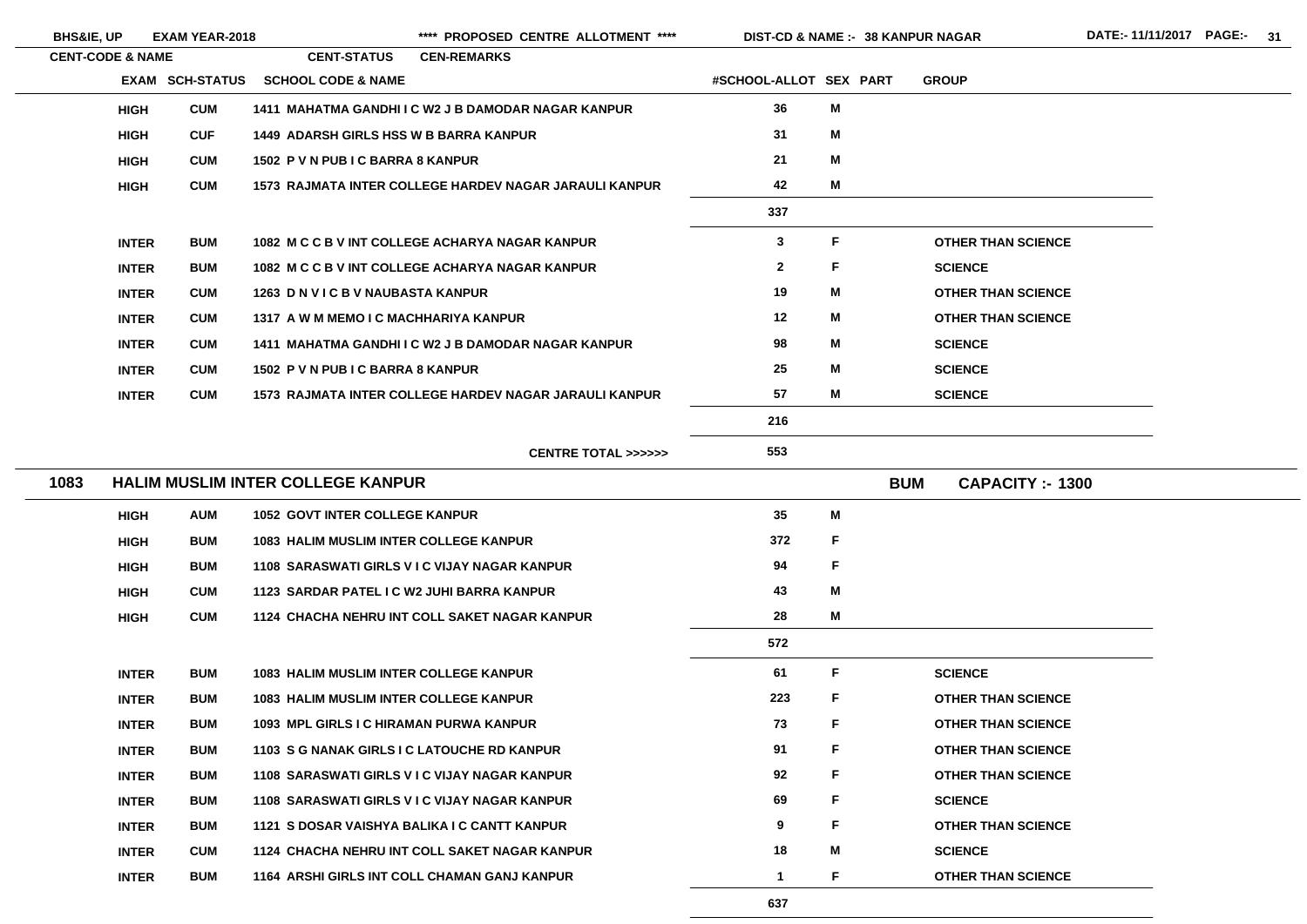BHS&IE, UP EXAM YEAR-2018 **** PROPOSED CENTRE ALLOTMENT **** DIST-CD & NAME :- 38 KANPUR NAGAR

| CENT-CODE & NAME | | | CENT-STATUS | CEN-REMARKS | | |
|---|---|---|---|---|---|---|
| EXAM | SCH-STATUS | SCHOOL CODE & NAME | #SCHOOL-ALLOT | SEX | PART | GROUP |
| HIGH | CUM | 1411 MAHATMA GANDHI I C W2 J B DAMODAR NAGAR KANPUR | 36 | M | | |
| HIGH | CUF | 1449 ADARSH GIRLS HSS W B BARRA KANPUR | 31 | M | | |
| HIGH | CUM | 1502 P V N PUB I C BARRA 8 KANPUR | 21 | M | | |
| HIGH | CUM | 1573 RAJMATA INTER COLLEGE HARDEV NAGAR JARAULI KANPUR | 42 | M | | |
| | | | 337 | | | |
| INTER | BUM | 1082 M C C B V INT COLLEGE ACHARYA NAGAR KANPUR | 3 | F | | OTHER THAN SCIENCE |
| INTER | BUM | 1082 M C C B V INT COLLEGE ACHARYA NAGAR KANPUR | 2 | F | | SCIENCE |
| INTER | CUM | 1263 D N V I C B V NAUBASTA KANPUR | 19 | M | | OTHER THAN SCIENCE |
| INTER | CUM | 1317 A W M MEMO I C MACHHARIYA KANPUR | 12 | M | | OTHER THAN SCIENCE |
| INTER | CUM | 1411 MAHATMA GANDHI I C W2 J B DAMODAR NAGAR KANPUR | 98 | M | | SCIENCE |
| INTER | CUM | 1502 P V N PUB I C BARRA 8 KANPUR | 25 | M | | SCIENCE |
| INTER | CUM | 1573 RAJMATA INTER COLLEGE HARDEV NAGAR JARAULI KANPUR | 57 | M | | SCIENCE |
| | | | 216 | | | |
| | | CENTRE TOTAL >>>>>> | 553 | | | |

**1083 HALIM MUSLIM INTER COLLEGE KANPUR** BUM CAPACITY :- 1300

| EXAM | SCH-STATUS | SCHOOL CODE & NAME | #SCHOOL-ALLOT | SEX | PART | GROUP |
|---|---|---|---|---|---|---|
| HIGH | AUM | 1052 GOVT INTER COLLEGE KANPUR | 35 | M | | |
| HIGH | BUM | 1083 HALIM MUSLIM INTER COLLEGE KANPUR | 372 | F | | |
| HIGH | BUM | 1108 SARASWATI GIRLS V I C VIJAY NAGAR KANPUR | 94 | F | | |
| HIGH | CUM | 1123 SARDAR PATEL I C W2 JUHI BARRA KANPUR | 43 | M | | |
| HIGH | CUM | 1124 CHACHA NEHRU INT COLL SAKET NAGAR KANPUR | 28 | M | | |
| | | | 572 | | | |
| INTER | BUM | 1083 HALIM MUSLIM INTER COLLEGE KANPUR | 61 | F | | SCIENCE |
| INTER | BUM | 1083 HALIM MUSLIM INTER COLLEGE KANPUR | 223 | F | | OTHER THAN SCIENCE |
| INTER | BUM | 1093 MPL GIRLS I C HIRAMAN PURWA KANPUR | 73 | F | | OTHER THAN SCIENCE |
| INTER | BUM | 1103 S G NANAK GIRLS I C LATOUCHE RD KANPUR | 91 | F | | OTHER THAN SCIENCE |
| INTER | BUM | 1108 SARASWATI GIRLS V I C VIJAY NAGAR KANPUR | 92 | F | | OTHER THAN SCIENCE |
| INTER | BUM | 1108 SARASWATI GIRLS V I C VIJAY NAGAR KANPUR | 69 | F | | SCIENCE |
| INTER | BUM | 1121 S DOSAR VAISHYA BALIKA I C CANTT KANPUR | 9 | F | | OTHER THAN SCIENCE |
| INTER | CUM | 1124 CHACHA NEHRU INT COLL SAKET NAGAR KANPUR | 18 | M | | SCIENCE |
| INTER | BUM | 1164 ARSHI GIRLS INT COLL CHAMAN GANJ KANPUR | 1 | F | | OTHER THAN SCIENCE |
| | | | 637 | | | |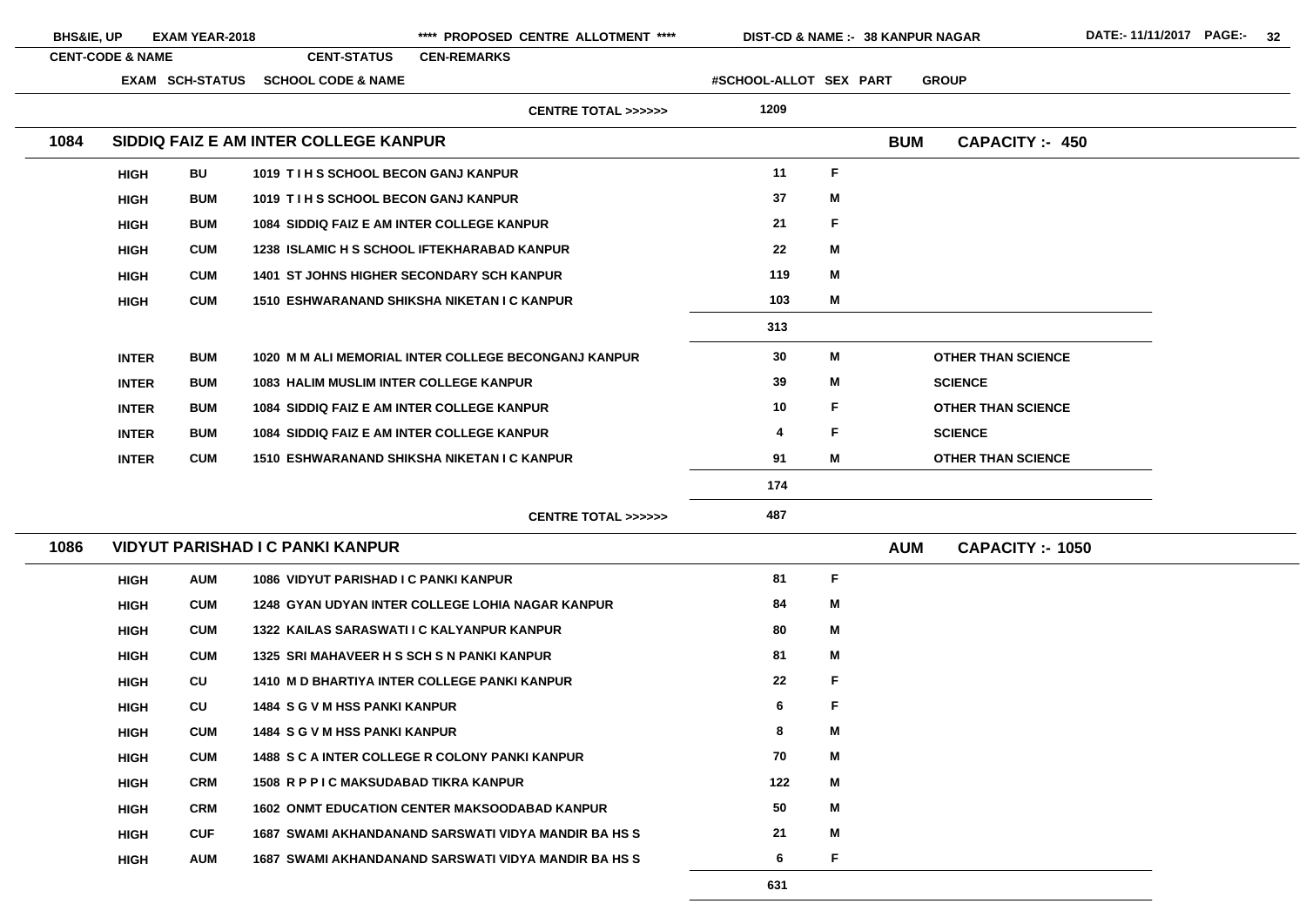| CENT-CODE & NAME | EXAM | SCH-STATUS | CENT-STATUS / SCHOOL CODE & NAME | #SCHOOL-ALLOT | SEX | PART | GROUP |
|---|---|---|---|---|---|---|---|
| | | | CENTRE TOTAL >>>>>> | 1209 | | | |
| **1084 SIDDIQ FAIZ E AM INTER COLLEGE KANPUR** | | | | | | BUM | CAPACITY :- 450 |
| | HIGH | BU | 1019 T I H S SCHOOL BECON GANJ KANPUR | 11 | F | | |
| | HIGH | BUM | 1019 T I H S SCHOOL BECON GANJ KANPUR | 37 | M | | |
| | HIGH | BUM | 1084 SIDDIQ FAIZ E AM INTER COLLEGE KANPUR | 21 | F | | |
| | HIGH | CUM | 1238 ISLAMIC H S SCHOOL IFTEKHARABAD KANPUR | 22 | M | | |
| | HIGH | CUM | 1401 ST JOHNS HIGHER SECONDARY SCH KANPUR | 119 | M | | |
| | HIGH | CUM | 1510 ESHWARANAND SHIKSHA NIKETAN I C KANPUR | 103 | M | | |
| | | | | 313 | | | |
| | INTER | BUM | 1020 M M ALI MEMORIAL INTER COLLEGE BECONGANJ KANPUR | 30 | M | | OTHER THAN SCIENCE |
| | INTER | BUM | 1083 HALIM MUSLIM INTER COLLEGE KANPUR | 39 | M | | SCIENCE |
| | INTER | BUM | 1084 SIDDIQ FAIZ E AM INTER COLLEGE KANPUR | 10 | F | | OTHER THAN SCIENCE |
| | INTER | BUM | 1084 SIDDIQ FAIZ E AM INTER COLLEGE KANPUR | 4 | F | | SCIENCE |
| | INTER | CUM | 1510 ESHWARANAND SHIKSHA NIKETAN I C KANPUR | 91 | M | | OTHER THAN SCIENCE |
| | | | | 174 | | | |
| | | | CENTRE TOTAL >>>>>> | 487 | | | |
| **1086 VIDYUT PARISHAD I C PANKI KANPUR** | | | | | | AUM | CAPACITY :- 1050 |
| | HIGH | AUM | 1086 VIDYUT PARISHAD I C PANKI KANPUR | 81 | F | | |
| | HIGH | CUM | 1248 GYAN UDYAN INTER COLLEGE LOHIA NAGAR KANPUR | 84 | M | | |
| | HIGH | CUM | 1322 KAILAS SARASWATI I C KALYANPUR KANPUR | 80 | M | | |
| | HIGH | CUM | 1325 SRI MAHAVEER H S SCH S N PANKI KANPUR | 81 | M | | |
| | HIGH | CU | 1410 M D BHARTIYA INTER COLLEGE PANKI KANPUR | 22 | F | | |
| | HIGH | CU | 1484 S G V M HSS PANKI KANPUR | 6 | F | | |
| | HIGH | CUM | 1484 S G V M HSS PANKI KANPUR | 8 | M | | |
| | HIGH | CUM | 1488 S C A INTER COLLEGE R COLONY PANKI KANPUR | 70 | M | | |
| | HIGH | CRM | 1508 R P P I C MAKSUDABAD TIKRA KANPUR | 122 | M | | |
| | HIGH | CRM | 1602 ONMT EDUCATION CENTER MAKSOODABAD KANPUR | 50 | M | | |
| | HIGH | CUF | 1687 SWAMI AKHANDANAND SARSWATI VIDYA MANDIR BA HS S | 21 | M | | |
| | HIGH | AUM | 1687 SWAMI AKHANDANAND SARSWATI VIDYA MANDIR BA HS S | 6 | F | | |
| | | | | 631 | | | |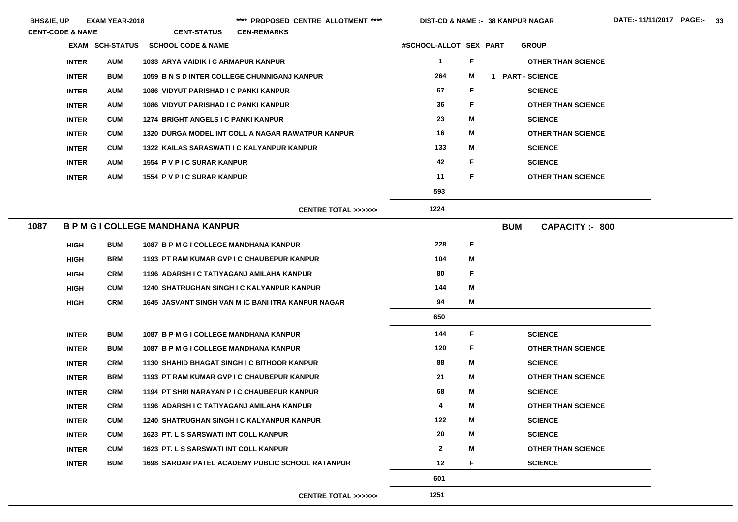| EXAM | SCH-STATUS | SCHOOL CODE & NAME | #SCHOOL-ALLOT | SEX | PART | GROUP |
|---|---|---|---|---|---|---|
| INTER | AUM | 1033 ARYA VAIDIK I C ARMAPUR KANPUR | 1 | F | | OTHER THAN SCIENCE |
| INTER | BUM | 1059 B N S D INTER COLLEGE CHUNNIGANJ KANPUR | 264 | M | 1 | PART - SCIENCE |
| INTER | AUM | 1086 VIDYUT PARISHAD I C PANKI KANPUR | 67 | F | | SCIENCE |
| INTER | AUM | 1086 VIDYUT PARISHAD I C PANKI KANPUR | 36 | F | | OTHER THAN SCIENCE |
| INTER | CUM | 1274 BRIGHT ANGELS I C PANKI KANPUR | 23 | M | | SCIENCE |
| INTER | CUM | 1320 DURGA MODEL INT COLL A NAGAR RAWATPUR KANPUR | 16 | M | | OTHER THAN SCIENCE |
| INTER | CUM | 1322 KAILAS SARASWATI I C KALYANPUR KANPUR | 133 | M | | SCIENCE |
| INTER | AUM | 1554 P V P I C SURAR KANPUR | 42 | F | | SCIENCE |
| INTER | AUM | 1554 P V P I C SURAR KANPUR | 11 | F | | OTHER THAN SCIENCE |
| | | | 593 | | | |
| | | CENTRE TOTAL >>>>>> | 1224 | | | |

## 1087 B P M G I COLLEGE MANDHANA KANPUR — BUM — CAPACITY :- 800

| EXAM | SCH-STATUS | SCHOOL CODE & NAME | #SCHOOL-ALLOT | SEX | PART | GROUP |
|---|---|---|---|---|---|---|
| HIGH | BUM | 1087 B P M G I COLLEGE MANDHANA KANPUR | 228 | F | | |
| HIGH | BRM | 1193 PT RAM KUMAR GVP I C CHAUBEPUR KANPUR | 104 | M | | |
| HIGH | CRM | 1196 ADARSH I C TATIYAGANJ AMILAHA KANPUR | 80 | F | | |
| HIGH | CUM | 1240 SHATRUGHAN SINGH I C KALYANPUR KANPUR | 144 | M | | |
| HIGH | CRM | 1645 JASVANT SINGH VAN M IC BANI ITRA KANPUR NAGAR | 94 | M | | |
| | | | 650 | | | |
| INTER | BUM | 1087 B P M G I COLLEGE MANDHANA KANPUR | 144 | F | | SCIENCE |
| INTER | BUM | 1087 B P M G I COLLEGE MANDHANA KANPUR | 120 | F | | OTHER THAN SCIENCE |
| INTER | CRM | 1130 SHAHID BHAGAT SINGH I C BITHOOR KANPUR | 88 | M | | SCIENCE |
| INTER | BRM | 1193 PT RAM KUMAR GVP I C CHAUBEPUR KANPUR | 21 | M | | OTHER THAN SCIENCE |
| INTER | CRM | 1194 PT SHRI NARAYAN P I C CHAUBEPUR KANPUR | 68 | M | | SCIENCE |
| INTER | CRM | 1196 ADARSH I C TATIYAGANJ AMILAHA KANPUR | 4 | M | | OTHER THAN SCIENCE |
| INTER | CUM | 1240 SHATRUGHAN SINGH I C KALYANPUR KANPUR | 122 | M | | SCIENCE |
| INTER | CUM | 1623 PT. L S SARSWATI INT COLL KANPUR | 20 | M | | SCIENCE |
| INTER | CUM | 1623 PT. L S SARSWATI INT COLL KANPUR | 2 | M | | OTHER THAN SCIENCE |
| INTER | BUM | 1698 SARDAR PATEL ACADEMY PUBLIC SCHOOL RATANPUR | 12 | F | | SCIENCE |
| | | | 601 | | | |
| | | CENTRE TOTAL >>>>>> | 1251 | | | |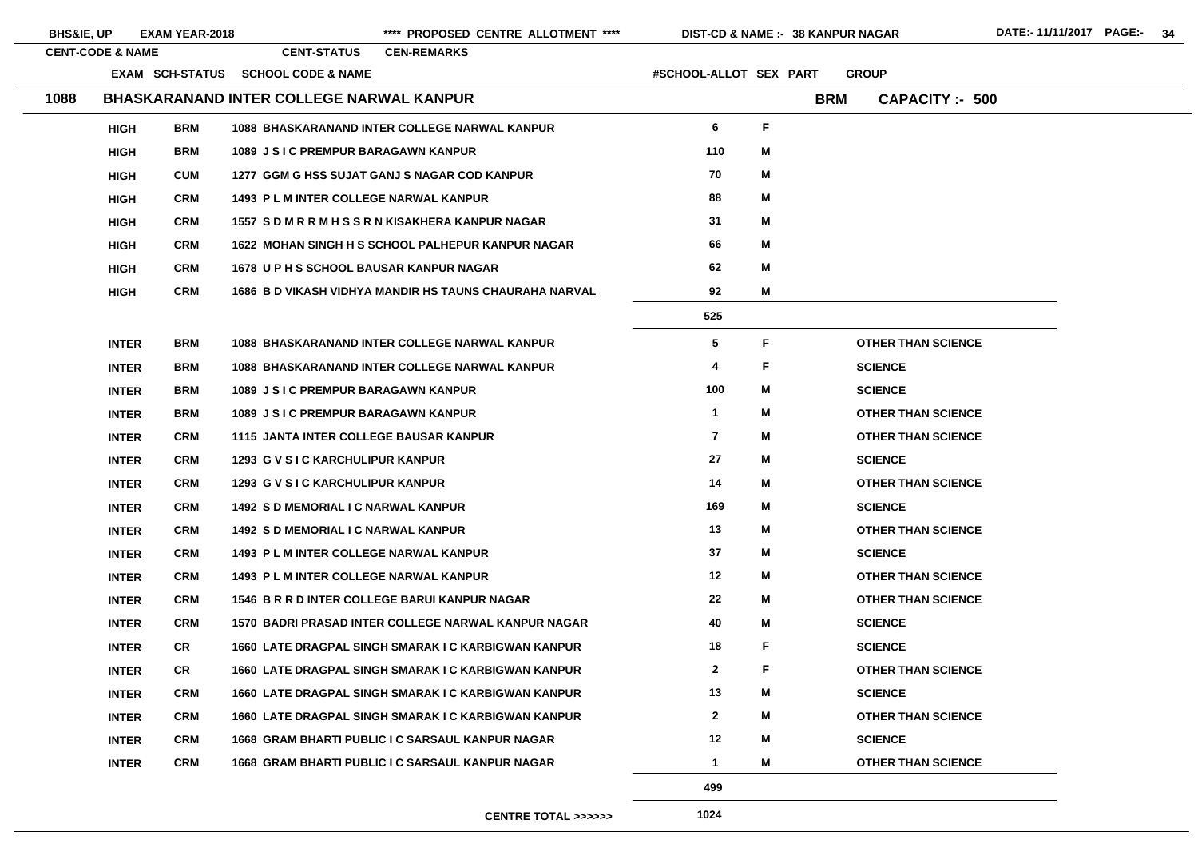BHS&IE, UP EXAM YEAR-2018 **** PROPOSED CENTRE ALLOTMENT **** DIST-CD & NAME :- 38 KANPUR NAGAR DATE:- 11/11/2017

| CENT-CODE & NAME | EXAM | SCH-STATUS | SCHOOL CODE & NAME | #SCHOOL-ALLOT | SEX | PART | GROUP |
|---|---|---|---|---|---|---|---|
| **1088 BHASKARANAND INTER COLLEGE NARWAL KANPUR** | | | | | | BRM | CAPACITY :- 500 |
| | HIGH | BRM | 1088 BHASKARANAND INTER COLLEGE NARWAL KANPUR | 6 | F | | |
| | HIGH | BRM | 1089 J S I C PREMPUR BARAGAWN KANPUR | 110 | M | | |
| | HIGH | CUM | 1277 GGM G HSS SUJAT GANJ S NAGAR COD KANPUR | 70 | M | | |
| | HIGH | CRM | 1493 P L M INTER COLLEGE NARWAL KANPUR | 88 | M | | |
| | HIGH | CRM | 1557 S D M R R M H S S R N KISAKHERA KANPUR NAGAR | 31 | M | | |
| | HIGH | CRM | 1622 MOHAN SINGH H S SCHOOL PALHEPUR KANPUR NAGAR | 66 | M | | |
| | HIGH | CRM | 1678 U P H S SCHOOL BAUSAR KANPUR NAGAR | 62 | M | | |
| | HIGH | CRM | 1686 B D VIKASH VIDHYA MANDIR HS TAUNS CHAURAHA NARVAL | 92 | M | | |
| | | | | 525 | | | |
| | INTER | BRM | 1088 BHASKARANAND INTER COLLEGE NARWAL KANPUR | 5 | F | | OTHER THAN SCIENCE |
| | INTER | BRM | 1088 BHASKARANAND INTER COLLEGE NARWAL KANPUR | 4 | F | | SCIENCE |
| | INTER | BRM | 1089 J S I C PREMPUR BARAGAWN KANPUR | 100 | M | | SCIENCE |
| | INTER | BRM | 1089 J S I C PREMPUR BARAGAWN KANPUR | 1 | M | | OTHER THAN SCIENCE |
| | INTER | CRM | 1115 JANTA INTER COLLEGE BAUSAR KANPUR | 7 | M | | OTHER THAN SCIENCE |
| | INTER | CRM | 1293 G V S I C KARCHULIPUR KANPUR | 27 | M | | SCIENCE |
| | INTER | CRM | 1293 G V S I C KARCHULIPUR KANPUR | 14 | M | | OTHER THAN SCIENCE |
| | INTER | CRM | 1492 S D MEMORIAL I C NARWAL KANPUR | 169 | M | | SCIENCE |
| | INTER | CRM | 1492 S D MEMORIAL I C NARWAL KANPUR | 13 | M | | OTHER THAN SCIENCE |
| | INTER | CRM | 1493 P L M INTER COLLEGE NARWAL KANPUR | 37 | M | | SCIENCE |
| | INTER | CRM | 1493 P L M INTER COLLEGE NARWAL KANPUR | 12 | M | | OTHER THAN SCIENCE |
| | INTER | CRM | 1546 B R R D INTER COLLEGE BARUI KANPUR NAGAR | 22 | M | | OTHER THAN SCIENCE |
| | INTER | CRM | 1570 BADRI PRASAD INTER COLLEGE NARWAL KANPUR NAGAR | 40 | M | | SCIENCE |
| | INTER | CR | 1660 LATE DRAGPAL SINGH SMARAK I C KARBIGWAN KANPUR | 18 | F | | SCIENCE |
| | INTER | CR | 1660 LATE DRAGPAL SINGH SMARAK I C KARBIGWAN KANPUR | 2 | F | | OTHER THAN SCIENCE |
| | INTER | CRM | 1660 LATE DRAGPAL SINGH SMARAK I C KARBIGWAN KANPUR | 13 | M | | SCIENCE |
| | INTER | CRM | 1660 LATE DRAGPAL SINGH SMARAK I C KARBIGWAN KANPUR | 2 | M | | OTHER THAN SCIENCE |
| | INTER | CRM | 1668 GRAM BHARTI PUBLIC I C SARSAUL KANPUR NAGAR | 12 | M | | SCIENCE |
| | INTER | CRM | 1668 GRAM BHARTI PUBLIC I C SARSAUL KANPUR NAGAR | 1 | M | | OTHER THAN SCIENCE |
| | | | | 499 | | | |
| | | | CENTRE TOTAL >>>>>> | 1024 | | | |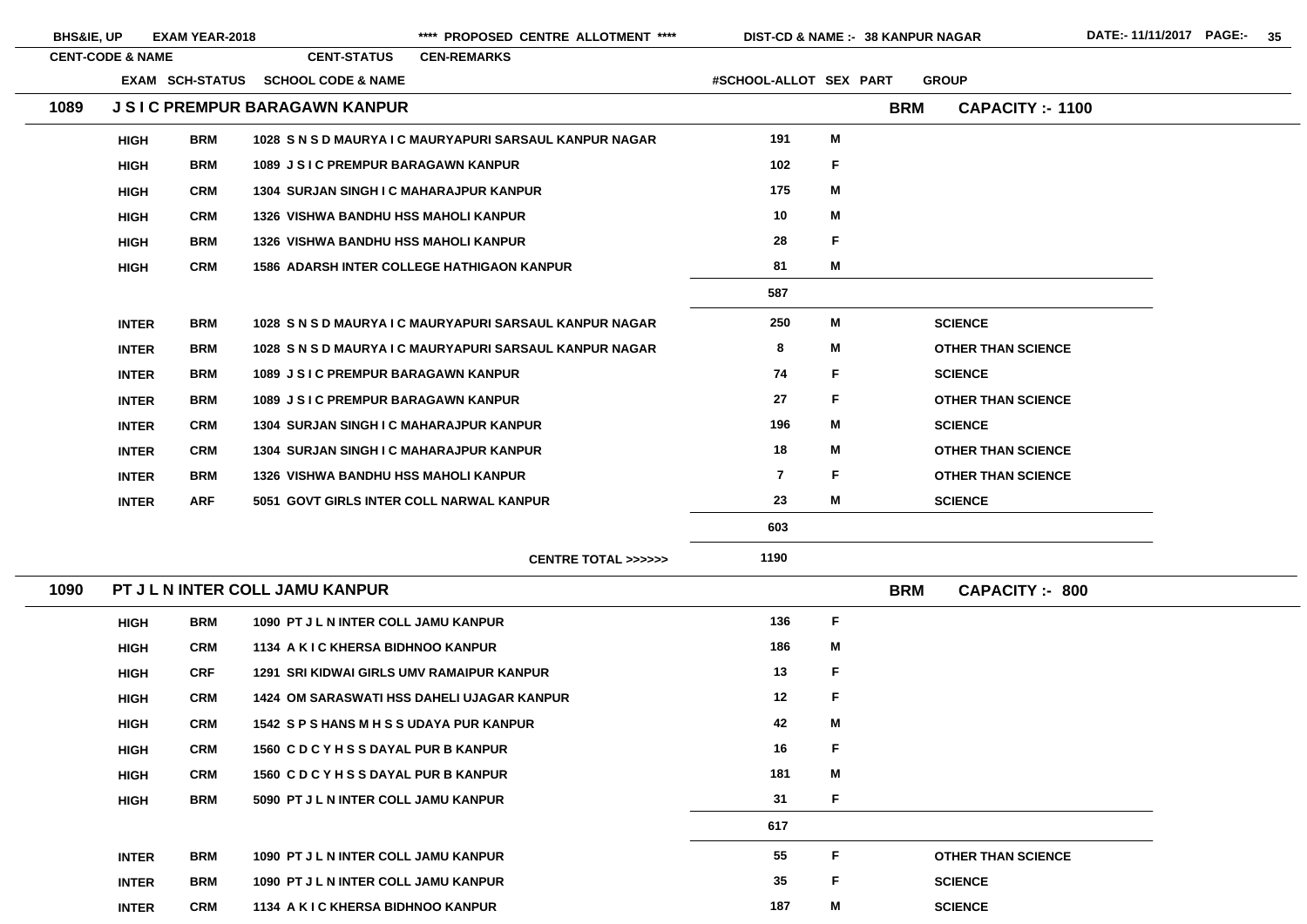**BHS&IE, UP EXAM YEAR-2018 \*\*\*\* PROPOSED CENTRE ALLOTMENT \*\*\*\* DIST-CD & NAME :- 38 KANPUR NAGAR DATE:- 11/11/2017**

| CENT-CODE & NAME | EXAM | SCH-STATUS | SCHOOL CODE & NAME | #SCHOOL-ALLOT | SEX | GROUP |
|---|---|---|---|---|---|---|
| **1089 J S I C PREMPUR BARAGAWN KANPUR** | | | **BRM CAPACITY :- 1100** | | | |
| | HIGH | BRM | 1028 S N S D MAURYA I C MAURYAPURI SARSAUL KANPUR NAGAR | 191 | M | |
| | HIGH | BRM | 1089 J S I C PREMPUR BARAGAWN KANPUR | 102 | F | |
| | HIGH | CRM | 1304 SURJAN SINGH I C MAHARAJPUR KANPUR | 175 | M | |
| | HIGH | CRM | 1326 VISHWA BANDHU HSS MAHOLI KANPUR | 10 | M | |
| | HIGH | BRM | 1326 VISHWA BANDHU HSS MAHOLI KANPUR | 28 | F | |
| | HIGH | CRM | 1586 ADARSH INTER COLLEGE HATHIGAON KANPUR | 81 | M | |
| | | | | 587 | | |
| | INTER | BRM | 1028 S N S D MAURYA I C MAURYAPURI SARSAUL KANPUR NAGAR | 250 | M | SCIENCE |
| | INTER | BRM | 1028 S N S D MAURYA I C MAURYAPURI SARSAUL KANPUR NAGAR | 8 | M | OTHER THAN SCIENCE |
| | INTER | BRM | 1089 J S I C PREMPUR BARAGAWN KANPUR | 74 | F | SCIENCE |
| | INTER | BRM | 1089 J S I C PREMPUR BARAGAWN KANPUR | 27 | F | OTHER THAN SCIENCE |
| | INTER | CRM | 1304 SURJAN SINGH I C MAHARAJPUR KANPUR | 196 | M | SCIENCE |
| | INTER | CRM | 1304 SURJAN SINGH I C MAHARAJPUR KANPUR | 18 | M | OTHER THAN SCIENCE |
| | INTER | BRM | 1326 VISHWA BANDHU HSS MAHOLI KANPUR | 7 | F | OTHER THAN SCIENCE |
| | INTER | ARF | 5051 GOVT GIRLS INTER COLL NARWAL KANPUR | 23 | M | SCIENCE |
| | | | | 603 | | |
| | | | CENTRE TOTAL >>>>>> | 1190 | | |
| **1090 PT J L N INTER COLL JAMU KANPUR** | | | **BRM CAPACITY :- 800** | | | |
| | HIGH | BRM | 1090 PT J L N INTER COLL JAMU KANPUR | 136 | F | |
| | HIGH | CRM | 1134 A K I C KHERSA BIDHNOO KANPUR | 186 | M | |
| | HIGH | CRF | 1291 SRI KIDWAI GIRLS UMV RAMAIPUR KANPUR | 13 | F | |
| | HIGH | CRM | 1424 OM SARASWATI HSS DAHELI UJAGAR KANPUR | 12 | F | |
| | HIGH | CRM | 1542 S P S HANS M H S S UDAYA PUR KANPUR | 42 | M | |
| | HIGH | CRM | 1560 C D C Y H S S DAYAL PUR B KANPUR | 16 | F | |
| | HIGH | CRM | 1560 C D C Y H S S DAYAL PUR B KANPUR | 181 | M | |
| | HIGH | BRM | 5090 PT J L N INTER COLL JAMU KANPUR | 31 | F | |
| | | | | 617 | | |
| | INTER | BRM | 1090 PT J L N INTER COLL JAMU KANPUR | 55 | F | OTHER THAN SCIENCE |
| | INTER | BRM | 1090 PT J L N INTER COLL JAMU KANPUR | 35 | F | SCIENCE |
| | INTER | CRM | 1134 A K I C KHERSA BIDHNOO KANPUR | 187 | M | SCIENCE |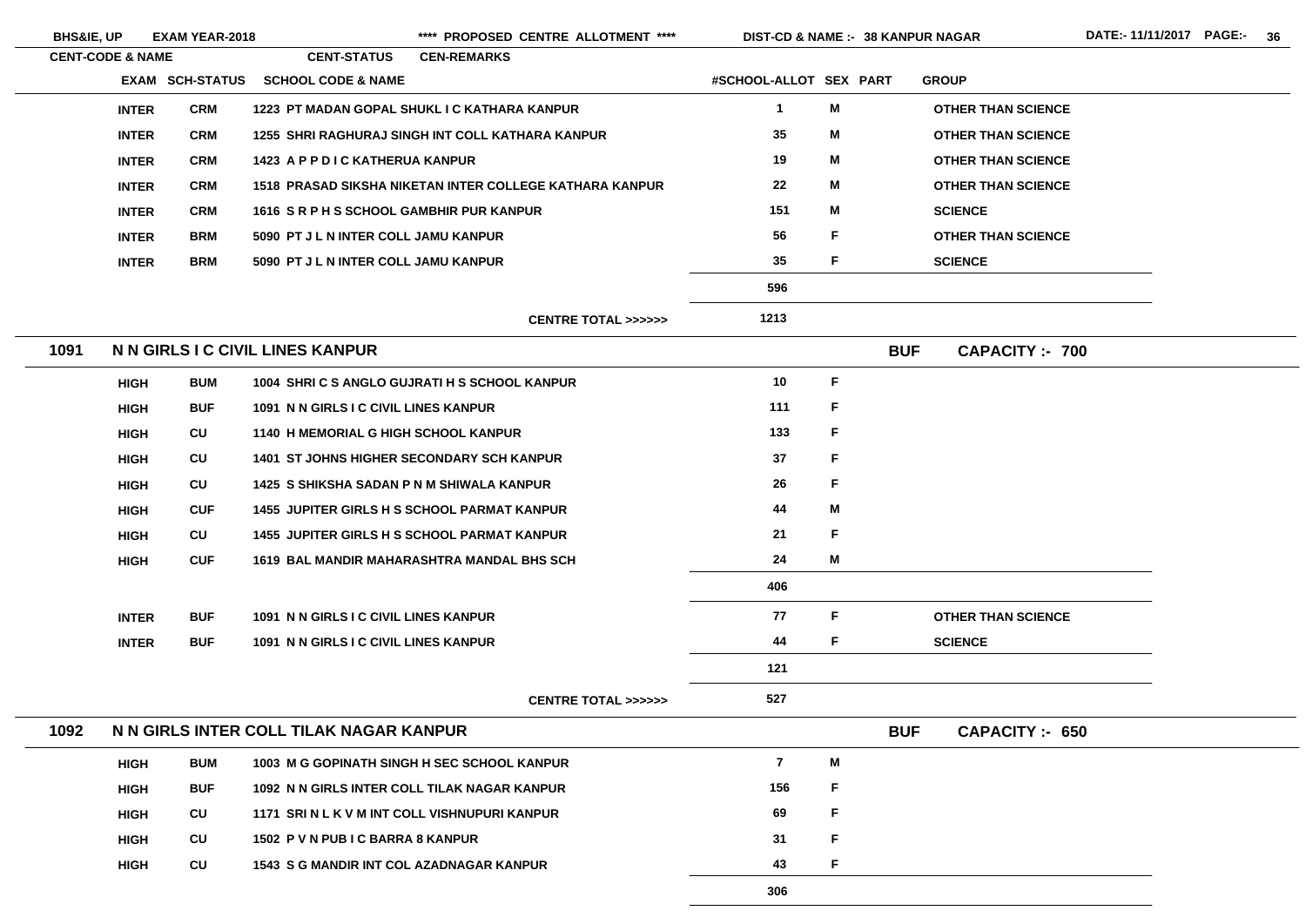**BHS&IE, UP    EXAM YEAR-2018    \*\*\*\* PROPOSED CENTRE ALLOTMENT \*\*\*\*    DIST-CD & NAME :- 38 KANPUR NAGAR    DATE:- 11/11/2017**

| CENT-CODE & NAME | EXAM | SCH-STATUS | SCHOOL CODE & NAME | #SCHOOL-ALLOT | SEX | PART | GROUP |
|---|---|---|---|---|---|---|---|
| | INTER | CRM | 1223 PT MADAN GOPAL SHUKL I C KATHARA KANPUR | 1 | M | | OTHER THAN SCIENCE |
| | INTER | CRM | 1255 SHRI RAGHURAJ SINGH INT COLL KATHARA KANPUR | 35 | M | | OTHER THAN SCIENCE |
| | INTER | CRM | 1423 A P P D I C KATHERUA KANPUR | 19 | M | | OTHER THAN SCIENCE |
| | INTER | CRM | 1518 PRASAD SIKSHA NIKETAN INTER COLLEGE KATHARA KANPUR | 22 | M | | OTHER THAN SCIENCE |
| | INTER | CRM | 1616 S R P H S SCHOOL GAMBHIR PUR KANPUR | 151 | M | | SCIENCE |
| | INTER | BRM | 5090 PT J L N INTER COLL JAMU KANPUR | 56 | F | | OTHER THAN SCIENCE |
| | INTER | BRM | 5090 PT J L N INTER COLL JAMU KANPUR | 35 | F | | SCIENCE |
| | | | | 596 | | | |
| | | | CENTRE TOTAL >>>>>> | 1213 | | | |

## 1091 N N GIRLS I C CIVIL LINES KANPUR — BUF — CAPACITY :- 700

| EXAM | SCH-STATUS | SCHOOL CODE & NAME | #SCHOOL-ALLOT | SEX | PART | GROUP |
|---|---|---|---|---|---|---|
| HIGH | BUM | 1004 SHRI C S ANGLO GUJRATI H S SCHOOL KANPUR | 10 | F | | |
| HIGH | BUF | 1091 N N GIRLS I C CIVIL LINES KANPUR | 111 | F | | |
| HIGH | CU | 1140 H MEMORIAL G HIGH SCHOOL KANPUR | 133 | F | | |
| HIGH | CU | 1401 ST JOHNS HIGHER SECONDARY SCH KANPUR | 37 | F | | |
| HIGH | CU | 1425 S SHIKSHA SADAN P N M SHIWALA KANPUR | 26 | F | | |
| HIGH | CUF | 1455 JUPITER GIRLS H S SCHOOL PARMAT KANPUR | 44 | M | | |
| HIGH | CU | 1455 JUPITER GIRLS H S SCHOOL PARMAT KANPUR | 21 | F | | |
| HIGH | CUF | 1619 BAL MANDIR MAHARASHTRA MANDAL BHS SCH | 24 | M | | |
| | | | 406 | | | |
| INTER | BUF | 1091 N N GIRLS I C CIVIL LINES KANPUR | 77 | F | | OTHER THAN SCIENCE |
| INTER | BUF | 1091 N N GIRLS I C CIVIL LINES KANPUR | 44 | F | | SCIENCE |
| | | | 121 | | | |
| | | CENTRE TOTAL >>>>>> | 527 | | | |

## 1092 N N GIRLS INTER COLL TILAK NAGAR KANPUR — BUF — CAPACITY :- 650

| EXAM | SCH-STATUS | SCHOOL CODE & NAME | #SCHOOL-ALLOT | SEX | PART | GROUP |
|---|---|---|---|---|---|---|
| HIGH | BUM | 1003 M G GOPINATH SINGH H SEC SCHOOL KANPUR | 7 | M | | |
| HIGH | BUF | 1092 N N GIRLS INTER COLL TILAK NAGAR KANPUR | 156 | F | | |
| HIGH | CU | 1171 SRI N L K V M INT COLL VISHNUPURI KANPUR | 69 | F | | |
| HIGH | CU | 1502 P V N PUB I C BARRA 8 KANPUR | 31 | F | | |
| HIGH | CU | 1543 S G MANDIR INT COL AZADNAGAR KANPUR | 43 | F | | |
| | | | 306 | | | |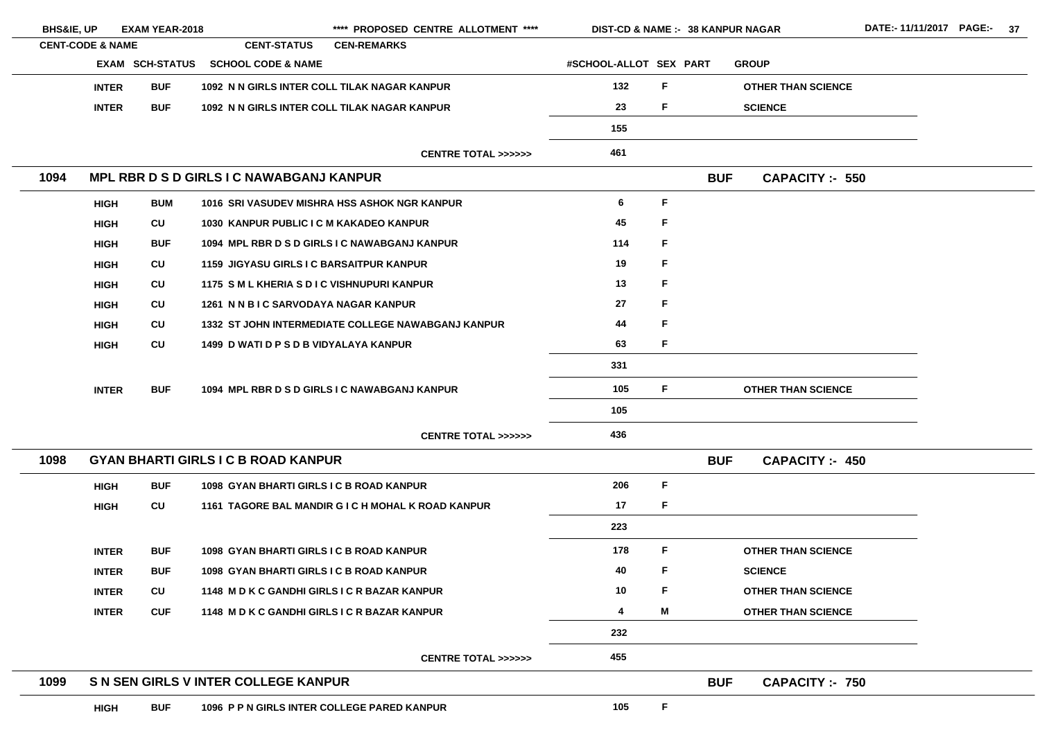| CENT-CODE & NAME | | | CENT-STATUS | CEN-REMARKS | | | |
|---|---|---|---|---|---|---|---|
| | EXAM | SCH-STATUS | SCHOOL CODE & NAME | #SCHOOL-ALLOT | SEX | PART | GROUP |
| | INTER | BUF | 1092 N N GIRLS INTER COLL TILAK NAGAR KANPUR | 132 | F | | OTHER THAN SCIENCE |
| | INTER | BUF | 1092 N N GIRLS INTER COLL TILAK NAGAR KANPUR | 23 | F | | SCIENCE |
| | | | | 155 | | | |
| | | | CENTRE TOTAL >>>>>> | 461 | | | |
| 1094 | MPL RBR D S D GIRLS I C NAWABGANJ KANPUR | | | | | BUF | CAPACITY :- 550 |
| | HIGH | BUM | 1016 SRI VASUDEV MISHRA HSS ASHOK NGR KANPUR | 6 | F | | |
| | HIGH | CU | 1030 KANPUR PUBLIC I C M KAKADEO KANPUR | 45 | F | | |
| | HIGH | BUF | 1094 MPL RBR D S D GIRLS I C NAWABGANJ KANPUR | 114 | F | | |
| | HIGH | CU | 1159 JIGYASU GIRLS I C BARSAITPUR KANPUR | 19 | F | | |
| | HIGH | CU | 1175 S M L KHERIA S D I C VISHNUPURI KANPUR | 13 | F | | |
| | HIGH | CU | 1261 N N B I C SARVODAYA NAGAR KANPUR | 27 | F | | |
| | HIGH | CU | 1332 ST JOHN INTERMEDIATE COLLEGE NAWABGANJ KANPUR | 44 | F | | |
| | HIGH | CU | 1499 D WATI D P S D B VIDYALAYA KANPUR | 63 | F | | |
| | | | | 331 | | | |
| | INTER | BUF | 1094 MPL RBR D S D GIRLS I C NAWABGANJ KANPUR | 105 | F | | OTHER THAN SCIENCE |
| | | | | 105 | | | |
| | | | CENTRE TOTAL >>>>>> | 436 | | | |
| 1098 | GYAN BHARTI GIRLS I C B ROAD KANPUR | | | | | BUF | CAPACITY :- 450 |
| | HIGH | BUF | 1098 GYAN BHARTI GIRLS I C B ROAD KANPUR | 206 | F | | |
| | HIGH | CU | 1161 TAGORE BAL MANDIR G I C H MOHAL K ROAD KANPUR | 17 | F | | |
| | | | | 223 | | | |
| | INTER | BUF | 1098 GYAN BHARTI GIRLS I C B ROAD KANPUR | 178 | F | | OTHER THAN SCIENCE |
| | INTER | BUF | 1098 GYAN BHARTI GIRLS I C B ROAD KANPUR | 40 | F | | SCIENCE |
| | INTER | CU | 1148 M D K C GANDHI GIRLS I C R BAZAR KANPUR | 10 | F | | OTHER THAN SCIENCE |
| | INTER | CUF | 1148 M D K C GANDHI GIRLS I C R BAZAR KANPUR | 4 | M | | OTHER THAN SCIENCE |
| | | | | 232 | | | |
| | | | CENTRE TOTAL >>>>>> | 455 | | | |
| 1099 | S N SEN GIRLS V INTER COLLEGE KANPUR | | | | | BUF | CAPACITY :- 750 |
| | HIGH | BUF | 1096 P P N GIRLS INTER COLLEGE PARED KANPUR | 105 | F | | |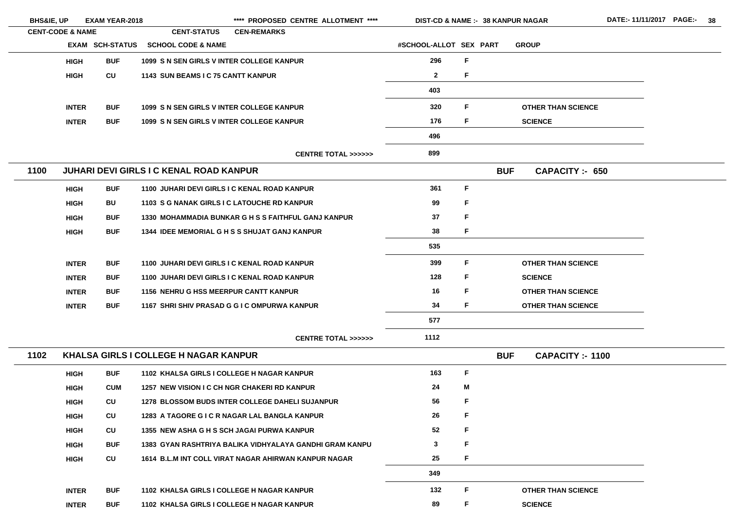BHS&IE, UP EXAM YEAR-2018 **** PROPOSED CENTRE ALLOTMENT **** DIST-CD & NAME :- 38 KANPUR NAGAR DATE:- 11/11/2017

| CENT-CODE & NAME | | CENT-STATUS | CEN-REMARKS | | | |
|---|---|---|---|---|---|---|
| EXAM | SCH-STATUS | SCHOOL CODE & NAME | #SCHOOL-ALLOT | SEX | PART | GROUP |
| HIGH | BUF | 1099 S N SEN GIRLS V INTER COLLEGE KANPUR | 296 | F | | |
| HIGH | CU | 1143 SUN BEAMS I C 75 CANTT KANPUR | 2 | F | | |
| | | | 403 | | | |
| INTER | BUF | 1099 S N SEN GIRLS V INTER COLLEGE KANPUR | 320 | F | | OTHER THAN SCIENCE |
| INTER | BUF | 1099 S N SEN GIRLS V INTER COLLEGE KANPUR | 176 | F | | SCIENCE |
| | | | 496 | | | |
| | | CENTRE TOTAL >>>>>> | 899 | | | |

## 1100 JUHARI DEVI GIRLS I C KENAL ROAD KANPUR — BUF — CAPACITY :- 650

| EXAM | SCH-STATUS | SCHOOL CODE & NAME | #SCHOOL-ALLOT | SEX | PART | GROUP |
|---|---|---|---|---|---|---|
| HIGH | BUF | 1100 JUHARI DEVI GIRLS I C KENAL ROAD KANPUR | 361 | F | | |
| HIGH | BU | 1103 S G NANAK GIRLS I C LATOUCHE RD KANPUR | 99 | F | | |
| HIGH | BUF | 1330 MOHAMMADIA BUNKAR G H S S FAITHFUL GANJ KANPUR | 37 | F | | |
| HIGH | BUF | 1344 IDEE MEMORIAL G H S S SHUJAT GANJ KANPUR | 38 | F | | |
| | | | 535 | | | |
| INTER | BUF | 1100 JUHARI DEVI GIRLS I C KENAL ROAD KANPUR | 399 | F | | OTHER THAN SCIENCE |
| INTER | BUF | 1100 JUHARI DEVI GIRLS I C KENAL ROAD KANPUR | 128 | F | | SCIENCE |
| INTER | BUF | 1156 NEHRU G HSS MEERPUR CANTT KANPUR | 16 | F | | OTHER THAN SCIENCE |
| INTER | BUF | 1167 SHRI SHIV PRASAD G G I C OMPURWA KANPUR | 34 | F | | OTHER THAN SCIENCE |
| | | | 577 | | | |
| | | CENTRE TOTAL >>>>>> | 1112 | | | |

## 1102 KHALSA GIRLS I COLLEGE H NAGAR KANPUR — BUF — CAPACITY :- 1100

| EXAM | SCH-STATUS | SCHOOL CODE & NAME | #SCHOOL-ALLOT | SEX | PART | GROUP |
|---|---|---|---|---|---|---|
| HIGH | BUF | 1102 KHALSA GIRLS I COLLEGE H NAGAR KANPUR | 163 | F | | |
| HIGH | CUM | 1257 NEW VISION I C CH NGR CHAKERI RD KANPUR | 24 | M | | |
| HIGH | CU | 1278 BLOSSOM BUDS INTER COLLEGE DAHELI SUJANPUR | 56 | F | | |
| HIGH | CU | 1283 A TAGORE G I C R NAGAR LAL BANGLA KANPUR | 26 | F | | |
| HIGH | CU | 1355 NEW ASHA G H S SCH JAGAI PURWA KANPUR | 52 | F | | |
| HIGH | BUF | 1383 GYAN RASHTRIYA BALIKA VIDHYALAYA GANDHI GRAM KANPU | 3 | F | | |
| HIGH | CU | 1614 B.L.M INT COLL VIRAT NAGAR AHIRWAN KANPUR NAGAR | 25 | F | | |
| | | | 349 | | | |
| INTER | BUF | 1102 KHALSA GIRLS I COLLEGE H NAGAR KANPUR | 132 | F | | OTHER THAN SCIENCE |
| INTER | BUF | 1102 KHALSA GIRLS I COLLEGE H NAGAR KANPUR | 89 | F | | SCIENCE |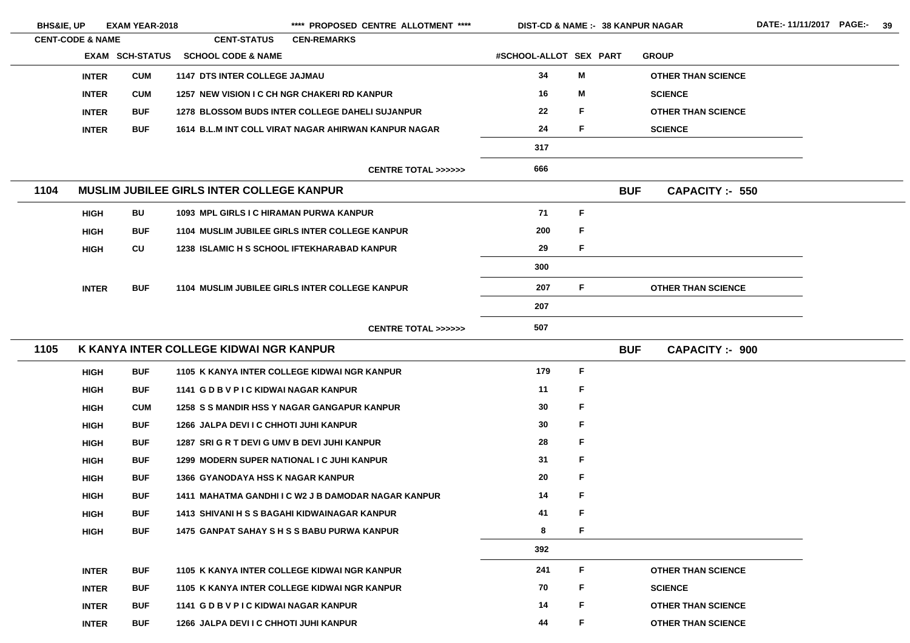| EXAM | SCH-STATUS | SCHOOL CODE & NAME | #SCHOOL-ALLOT | SEX | PART | GROUP |
|---|---|---|---|---|---|---|
| INTER | CUM | 1147 DTS INTER COLLEGE JAJMAU | 34 | M | | OTHER THAN SCIENCE |
| INTER | CUM | 1257 NEW VISION I C CH NGR CHAKERI RD KANPUR | 16 | M | | SCIENCE |
| INTER | BUF | 1278 BLOSSOM BUDS INTER COLLEGE DAHELI SUJANPUR | 22 | F | | OTHER THAN SCIENCE |
| INTER | BUF | 1614 B.L.M INT COLL VIRAT NAGAR AHIRWAN KANPUR NAGAR | 24 | F | | SCIENCE |
| | | | 317 | | | |
| | | CENTRE TOTAL >>>>>> | 666 | | | |

## 1104 MUSLIM JUBILEE GIRLS INTER COLLEGE KANPUR — BUF — CAPACITY :- 550

| EXAM | SCH-STATUS | SCHOOL CODE & NAME | #SCHOOL-ALLOT | SEX | PART | GROUP |
|---|---|---|---|---|---|---|
| HIGH | BU | 1093 MPL GIRLS I C HIRAMAN PURWA KANPUR | 71 | F | | |
| HIGH | BUF | 1104 MUSLIM JUBILEE GIRLS INTER COLLEGE KANPUR | 200 | F | | |
| HIGH | CU | 1238 ISLAMIC H S SCHOOL IFTEKHARABAD KANPUR | 29 | F | | |
| | | | 300 | | | |
| INTER | BUF | 1104 MUSLIM JUBILEE GIRLS INTER COLLEGE KANPUR | 207 | F | | OTHER THAN SCIENCE |
| | | | 207 | | | |
| | | CENTRE TOTAL >>>>>> | 507 | | | |

## 1105 K KANYA INTER COLLEGE KIDWAI NGR KANPUR — BUF — CAPACITY :- 900

| EXAM | SCH-STATUS | SCHOOL CODE & NAME | #SCHOOL-ALLOT | SEX | PART | GROUP |
|---|---|---|---|---|---|---|
| HIGH | BUF | 1105 K KANYA INTER COLLEGE KIDWAI NGR KANPUR | 179 | F | | |
| HIGH | BUF | 1141 G D B V P I C KIDWAI NAGAR KANPUR | 11 | F | | |
| HIGH | CUM | 1258 S S MANDIR HSS Y NAGAR GANGAPUR KANPUR | 30 | F | | |
| HIGH | BUF | 1266 JALPA DEVI I C CHHOTI JUHI KANPUR | 30 | F | | |
| HIGH | BUF | 1287 SRI G R T DEVI G UMV B DEVI JUHI KANPUR | 28 | F | | |
| HIGH | BUF | 1299 MODERN SUPER NATIONAL I C JUHI KANPUR | 31 | F | | |
| HIGH | BUF | 1366 GYANODAYA HSS K NAGAR KANPUR | 20 | F | | |
| HIGH | BUF | 1411 MAHATMA GANDHI I C W2 J B DAMODAR NAGAR KANPUR | 14 | F | | |
| HIGH | BUF | 1413 SHIVANI H S S BAGAHI KIDWAINAGAR KANPUR | 41 | F | | |
| HIGH | BUF | 1475 GANPAT SAHAY S H S S BABU PURWA KANPUR | 8 | F | | |
| | | | 392 | | | |
| INTER | BUF | 1105 K KANYA INTER COLLEGE KIDWAI NGR KANPUR | 241 | F | | OTHER THAN SCIENCE |
| INTER | BUF | 1105 K KANYA INTER COLLEGE KIDWAI NGR KANPUR | 70 | F | | SCIENCE |
| INTER | BUF | 1141 G D B V P I C KIDWAI NAGAR KANPUR | 14 | F | | OTHER THAN SCIENCE |
| INTER | BUF | 1266 JALPA DEVI I C CHHOTI JUHI KANPUR | 44 | F | | OTHER THAN SCIENCE |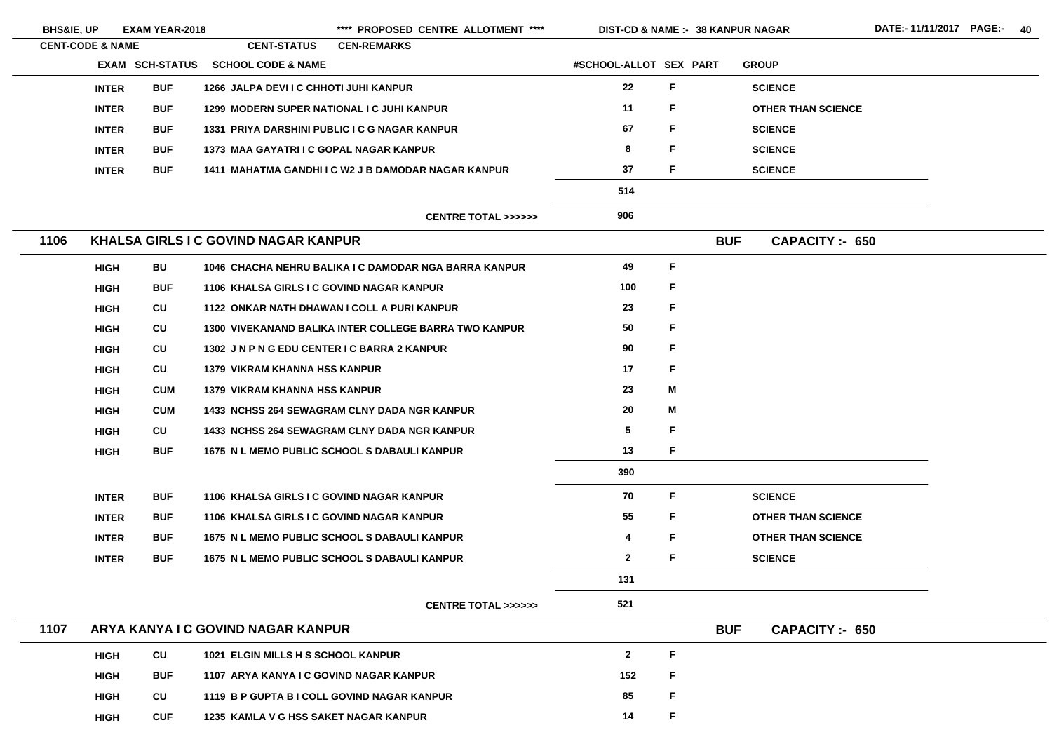BHS&IE, UP EXAM YEAR-2018 **** PROPOSED CENTRE ALLOTMENT **** DIST-CD & NAME :- 38 KANPUR NAGAR DATE:- 11/11/2017

| CENT-CODE & NAME | EXAM | SCH-STATUS | SCHOOL CODE & NAME | #SCHOOL-ALLOT | SEX | PART | GROUP |
|---|---|---|---|---|---|---|---|
| | INTER | BUF | 1266 JALPA DEVI I C CHHOTI JUHI KANPUR | 22 | F | | SCIENCE |
| | INTER | BUF | 1299 MODERN SUPER NATIONAL I C JUHI KANPUR | 11 | F | | OTHER THAN SCIENCE |
| | INTER | BUF | 1331 PRIYA DARSHINI PUBLIC I C G NAGAR KANPUR | 67 | F | | SCIENCE |
| | INTER | BUF | 1373 MAA GAYATRI I C GOPAL NAGAR KANPUR | 8 | F | | SCIENCE |
| | INTER | BUF | 1411 MAHATMA GANDHI I C W2 J B DAMODAR NAGAR KANPUR | 37 | F | | SCIENCE |
| | | | | 514 | | | |
| | | | CENTRE TOTAL >>>>>> | 906 | | | |
| 1106 | KHALSA GIRLS I C GOVIND NAGAR KANPUR | | | | | BUF | CAPACITY :- 650 |
| | HIGH | BU | 1046 CHACHA NEHRU BALIKA I C DAMODAR NGA BARRA KANPUR | 49 | F | | |
| | HIGH | BUF | 1106 KHALSA GIRLS I C GOVIND NAGAR KANPUR | 100 | F | | |
| | HIGH | CU | 1122 ONKAR NATH DHAWAN I COLL A PURI KANPUR | 23 | F | | |
| | HIGH | CU | 1300 VIVEKANAND BALIKA INTER COLLEGE BARRA TWO KANPUR | 50 | F | | |
| | HIGH | CU | 1302 J N P N G EDU CENTER I C BARRA 2 KANPUR | 90 | F | | |
| | HIGH | CU | 1379 VIKRAM KHANNA HSS KANPUR | 17 | F | | |
| | HIGH | CUM | 1379 VIKRAM KHANNA HSS KANPUR | 23 | M | | |
| | HIGH | CUM | 1433 NCHSS 264 SEWAGRAM CLNY DADA NGR KANPUR | 20 | M | | |
| | HIGH | CU | 1433 NCHSS 264 SEWAGRAM CLNY DADA NGR KANPUR | 5 | F | | |
| | HIGH | BUF | 1675 N L MEMO PUBLIC SCHOOL S DABAULI KANPUR | 13 | F | | |
| | | | | 390 | | | |
| | INTER | BUF | 1106 KHALSA GIRLS I C GOVIND NAGAR KANPUR | 70 | F | | SCIENCE |
| | INTER | BUF | 1106 KHALSA GIRLS I C GOVIND NAGAR KANPUR | 55 | F | | OTHER THAN SCIENCE |
| | INTER | BUF | 1675 N L MEMO PUBLIC SCHOOL S DABAULI KANPUR | 4 | F | | OTHER THAN SCIENCE |
| | INTER | BUF | 1675 N L MEMO PUBLIC SCHOOL S DABAULI KANPUR | 2 | F | | SCIENCE |
| | | | | 131 | | | |
| | | | CENTRE TOTAL >>>>>> | 521 | | | |
| 1107 | ARYA KANYA I C GOVIND NAGAR KANPUR | | | | | BUF | CAPACITY :- 650 |
| | HIGH | CU | 1021 ELGIN MILLS H S SCHOOL KANPUR | 2 | F | | |
| | HIGH | BUF | 1107 ARYA KANYA I C GOVIND NAGAR KANPUR | 152 | F | | |
| | HIGH | CU | 1119 B P GUPTA B I COLL GOVIND NAGAR KANPUR | 85 | F | | |
| | HIGH | CUF | 1235 KAMLA V G HSS SAKET NAGAR KANPUR | 14 | F | | |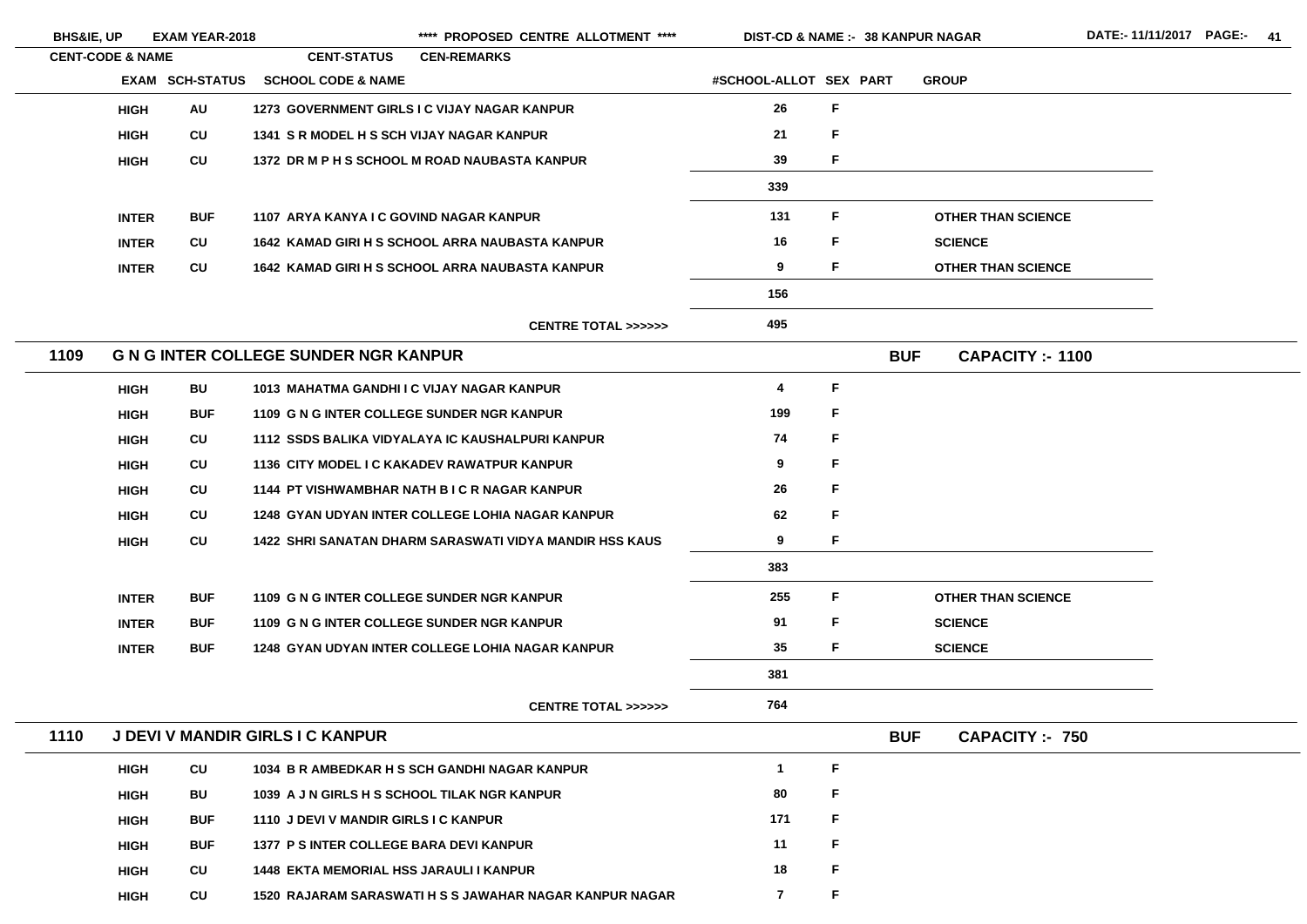| CENT-CODE & NAME | | CENT-STATUS | CEN-REMARKS | | | | |
|---|---|---|---|---|---|---|---|
| | EXAM | SCH-STATUS | SCHOOL CODE & NAME | #SCHOOL-ALLOT | SEX | PART | GROUP |
| | HIGH | AU | 1273 GOVERNMENT GIRLS I C VIJAY NAGAR KANPUR | 26 | F | | |
| | HIGH | CU | 1341 S R MODEL H S SCH VIJAY NAGAR KANPUR | 21 | F | | |
| | HIGH | CU | 1372 DR M P H S SCHOOL M ROAD NAUBASTA KANPUR | 39 | F | | |
| | | | | 339 | | | |
| | INTER | BUF | 1107 ARYA KANYA I C GOVIND NAGAR KANPUR | 131 | F | | OTHER THAN SCIENCE |
| | INTER | CU | 1642 KAMAD GIRI H S SCHOOL ARRA NAUBASTA KANPUR | 16 | F | | SCIENCE |
| | INTER | CU | 1642 KAMAD GIRI H S SCHOOL ARRA NAUBASTA KANPUR | 9 | F | | OTHER THAN SCIENCE |
| | | | | 156 | | | |
| | | | CENTRE TOTAL >>>>>> | 495 | | | |

## 1109 G N G INTER COLLEGE SUNDER NGR KANPUR — BUF — CAPACITY :- 1100

| EXAM | SCH-STATUS | SCHOOL CODE & NAME | #SCHOOL-ALLOT | SEX | PART | GROUP |
|---|---|---|---|---|---|---|
| HIGH | BU | 1013 MAHATMA GANDHI I C VIJAY NAGAR KANPUR | 4 | F | | |
| HIGH | BUF | 1109 G N G INTER COLLEGE SUNDER NGR KANPUR | 199 | F | | |
| HIGH | CU | 1112 SSDS BALIKA VIDYALAYA IC KAUSHALPURI KANPUR | 74 | F | | |
| HIGH | CU | 1136 CITY MODEL I C KAKADEV RAWATPUR KANPUR | 9 | F | | |
| HIGH | CU | 1144 PT VISHWAMBHAR NATH B I C R NAGAR KANPUR | 26 | F | | |
| HIGH | CU | 1248 GYAN UDYAN INTER COLLEGE LOHIA NAGAR KANPUR | 62 | F | | |
| HIGH | CU | 1422 SHRI SANATAN DHARM SARASWATI VIDYA MANDIR HSS KAUS | 9 | F | | |
| | | | 383 | | | |
| INTER | BUF | 1109 G N G INTER COLLEGE SUNDER NGR KANPUR | 255 | F | | OTHER THAN SCIENCE |
| INTER | BUF | 1109 G N G INTER COLLEGE SUNDER NGR KANPUR | 91 | F | | SCIENCE |
| INTER | BUF | 1248 GYAN UDYAN INTER COLLEGE LOHIA NAGAR KANPUR | 35 | F | | SCIENCE |
| | | | 381 | | | |
| | | CENTRE TOTAL >>>>>> | 764 | | | |

## 1110 J DEVI V MANDIR GIRLS I C KANPUR — BUF — CAPACITY :- 750

| EXAM | SCH-STATUS | SCHOOL CODE & NAME | #SCHOOL-ALLOT | SEX | PART | GROUP |
|---|---|---|---|---|---|---|
| HIGH | CU | 1034 B R AMBEDKAR H S SCH GANDHI NAGAR KANPUR | 1 | F | | |
| HIGH | BU | 1039 A J N GIRLS H S SCHOOL TILAK NGR KANPUR | 80 | F | | |
| HIGH | BUF | 1110 J DEVI V MANDIR GIRLS I C KANPUR | 171 | F | | |
| HIGH | BUF | 1377 P S INTER COLLEGE BARA DEVI KANPUR | 11 | F | | |
| HIGH | CU | 1448 EKTA MEMORIAL HSS JARAULI I KANPUR | 18 | F | | |
| HIGH | CU | 1520 RAJARAM SARASWATI H S S JAWAHAR NAGAR KANPUR NAGAR | 7 | F | | |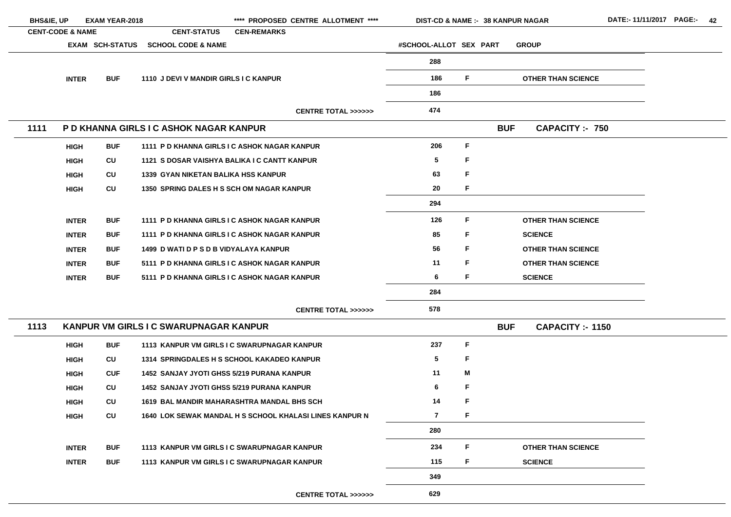| CENT-CODE & NAME | EXAM | SCH-STATUS | SCHOOL CODE & NAME | #SCHOOL-ALLOT | SEX | PART | GROUP |
|---|---|---|---|---|---|---|---|
| | | | | 288 | | | |
| | INTER | BUF | 1110 J DEVI V MANDIR GIRLS I C KANPUR | 186 | F | | OTHER THAN SCIENCE |
| | | | | 186 | | | |
| | | | CENTRE TOTAL >>>>>> | 474 | | | |
| **1111 P D KHANNA GIRLS I C ASHOK NAGAR KANPUR** | | | | | | BUF | CAPACITY :- 750 |
| | HIGH | BUF | 1111 P D KHANNA GIRLS I C ASHOK NAGAR KANPUR | 206 | F | | |
| | HIGH | CU | 1121 S DOSAR VAISHYA BALIKA I C CANTT KANPUR | 5 | F | | |
| | HIGH | CU | 1339 GYAN NIKETAN BALIKA HSS KANPUR | 63 | F | | |
| | HIGH | CU | 1350 SPRING DALES H S SCH OM NAGAR KANPUR | 20 | F | | |
| | | | | 294 | | | |
| | INTER | BUF | 1111 P D KHANNA GIRLS I C ASHOK NAGAR KANPUR | 126 | F | | OTHER THAN SCIENCE |
| | INTER | BUF | 1111 P D KHANNA GIRLS I C ASHOK NAGAR KANPUR | 85 | F | | SCIENCE |
| | INTER | BUF | 1499 D WATI D P S D B VIDYALAYA KANPUR | 56 | F | | OTHER THAN SCIENCE |
| | INTER | BUF | 5111 P D KHANNA GIRLS I C ASHOK NAGAR KANPUR | 11 | F | | OTHER THAN SCIENCE |
| | INTER | BUF | 5111 P D KHANNA GIRLS I C ASHOK NAGAR KANPUR | 6 | F | | SCIENCE |
| | | | | 284 | | | |
| | | | CENTRE TOTAL >>>>>> | 578 | | | |
| **1113 KANPUR VM GIRLS I C SWARUPNAGAR KANPUR** | | | | | | BUF | CAPACITY :- 1150 |
| | HIGH | BUF | 1113 KANPUR VM GIRLS I C SWARUPNAGAR KANPUR | 237 | F | | |
| | HIGH | CU | 1314 SPRINGDALES H S SCHOOL KAKADEO KANPUR | 5 | F | | |
| | HIGH | CUF | 1452 SANJAY JYOTI GHSS 5/219 PURANA KANPUR | 11 | M | | |
| | HIGH | CU | 1452 SANJAY JYOTI GHSS 5/219 PURANA KANPUR | 6 | F | | |
| | HIGH | CU | 1619 BAL MANDIR MAHARASHTRA MANDAL BHS SCH | 14 | F | | |
| | HIGH | CU | 1640 LOK SEWAK MANDAL H S SCHOOL KHALASI LINES KANPUR N | 7 | F | | |
| | | | | 280 | | | |
| | INTER | BUF | 1113 KANPUR VM GIRLS I C SWARUPNAGAR KANPUR | 234 | F | | OTHER THAN SCIENCE |
| | INTER | BUF | 1113 KANPUR VM GIRLS I C SWARUPNAGAR KANPUR | 115 | F | | SCIENCE |
| | | | | 349 | | | |
| | | | CENTRE TOTAL >>>>>> | 629 | | | |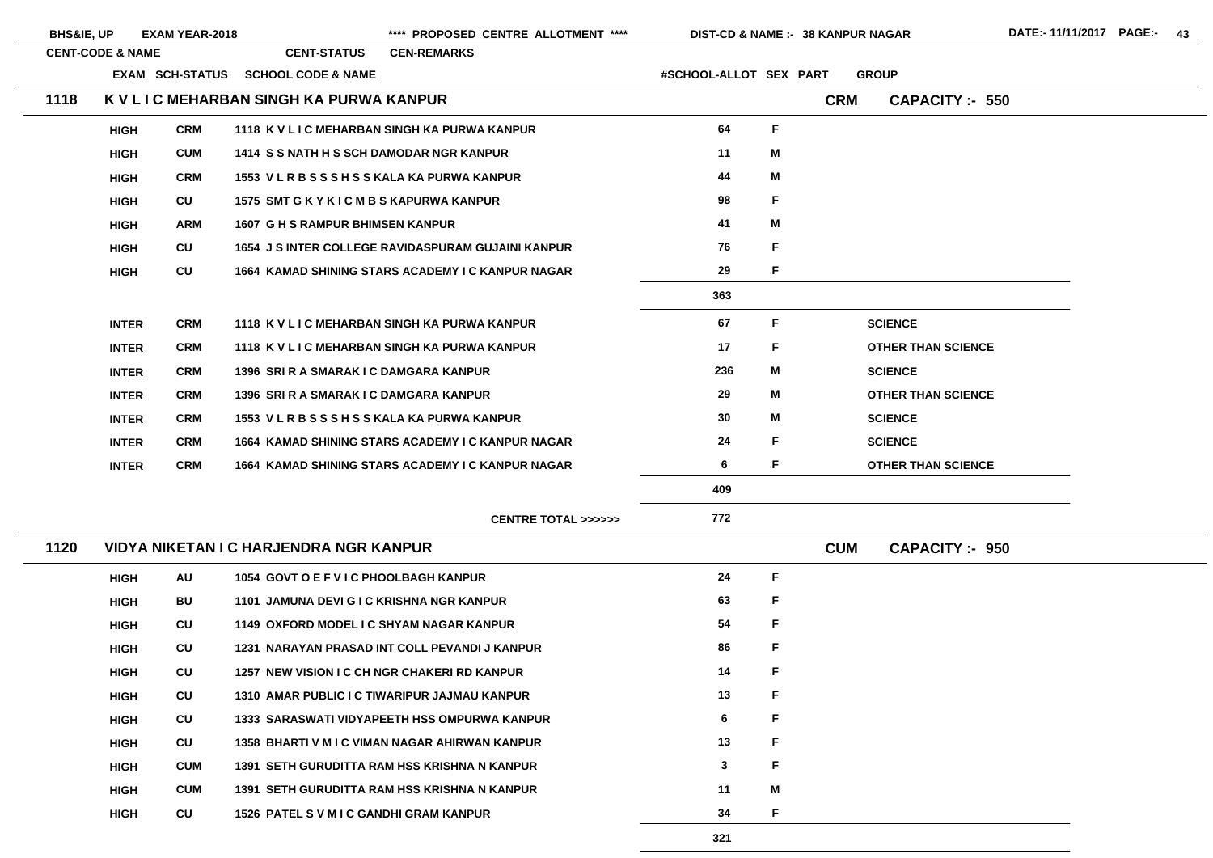BHS&IE, UP EXAM YEAR-2018 **** PROPOSED CENTRE ALLOTMENT **** DIST-CD & NAME :- 38 KANPUR NAGAR DATE:- 11/11/2017

| CENT-CODE & NAME | | | CENT-STATUS | CEN-REMARKS | | |
|---|---|---|---|---|---|---|
| | EXAM | SCH-STATUS | SCHOOL CODE & NAME | #SCHOOL-ALLOT | SEX | PART / GROUP |

## 1118 K V L I C MEHARBAN SINGH KA PURWA KANPUR — CRM — CAPACITY :- 550

| EXAM | SCH-STATUS | SCHOOL CODE & NAME | #SCHOOL-ALLOT | SEX | GROUP |
|---|---|---|---|---|---|
| HIGH | CRM | 1118 K V L I C MEHARBAN SINGH KA PURWA KANPUR | 64 | F | |
| HIGH | CUM | 1414 S S NATH H S SCH DAMODAR NGR KANPUR | 11 | M | |
| HIGH | CRM | 1553 V L R B S S S H S S KALA KA PURWA KANPUR | 44 | M | |
| HIGH | CU | 1575 SMT G K Y K I C M B S KAPURWA KANPUR | 98 | F | |
| HIGH | ARM | 1607 G H S RAMPUR BHIMSEN KANPUR | 41 | M | |
| HIGH | CU | 1654 J S INTER COLLEGE RAVIDASPURAM GUJAINI KANPUR | 76 | F | |
| HIGH | CU | 1664 KAMAD SHINING STARS ACADEMY I C KANPUR NAGAR | 29 | F | |
| | | | 363 | | |
| INTER | CRM | 1118 K V L I C MEHARBAN SINGH KA PURWA KANPUR | 67 | F | SCIENCE |
| INTER | CRM | 1118 K V L I C MEHARBAN SINGH KA PURWA KANPUR | 17 | F | OTHER THAN SCIENCE |
| INTER | CRM | 1396 SRI R A SMARAK I C DAMGARA KANPUR | 236 | M | SCIENCE |
| INTER | CRM | 1396 SRI R A SMARAK I C DAMGARA KANPUR | 29 | M | OTHER THAN SCIENCE |
| INTER | CRM | 1553 V L R B S S S H S S KALA KA PURWA KANPUR | 30 | M | SCIENCE |
| INTER | CRM | 1664 KAMAD SHINING STARS ACADEMY I C KANPUR NAGAR | 24 | F | SCIENCE |
| INTER | CRM | 1664 KAMAD SHINING STARS ACADEMY I C KANPUR NAGAR | 6 | F | OTHER THAN SCIENCE |
| | | | 409 | | |
| | | CENTRE TOTAL >>>>>> | 772 | | |

## 1120 VIDYA NIKETAN I C HARJENDRA NGR KANPUR — CUM — CAPACITY :- 950

| EXAM | SCH-STATUS | SCHOOL CODE & NAME | #SCHOOL-ALLOT | SEX | GROUP |
|---|---|---|---|---|---|
| HIGH | AU | 1054 GOVT O E F V I C PHOOLBAGH KANPUR | 24 | F | |
| HIGH | BU | 1101 JAMUNA DEVI G I C KRISHNA NGR KANPUR | 63 | F | |
| HIGH | CU | 1149 OXFORD MODEL I C SHYAM NAGAR KANPUR | 54 | F | |
| HIGH | CU | 1231 NARAYAN PRASAD INT COLL PEVANDI J KANPUR | 86 | F | |
| HIGH | CU | 1257 NEW VISION I C CH NGR CHAKERI RD KANPUR | 14 | F | |
| HIGH | CU | 1310 AMAR PUBLIC I C TIWARIPUR JAJMAU KANPUR | 13 | F | |
| HIGH | CU | 1333 SARASWATI VIDYAPEETH HSS OMPURWA KANPUR | 6 | F | |
| HIGH | CU | 1358 BHARTI V M I C VIMAN NAGAR AHIRWAN KANPUR | 13 | F | |
| HIGH | CUM | 1391 SETH GURUDITTA RAM HSS KRISHNA N KANPUR | 3 | F | |
| HIGH | CUM | 1391 SETH GURUDITTA RAM HSS KRISHNA N KANPUR | 11 | M | |
| HIGH | CU | 1526 PATEL S V M I C GANDHI GRAM KANPUR | 34 | F | |
| | | | 321 | | |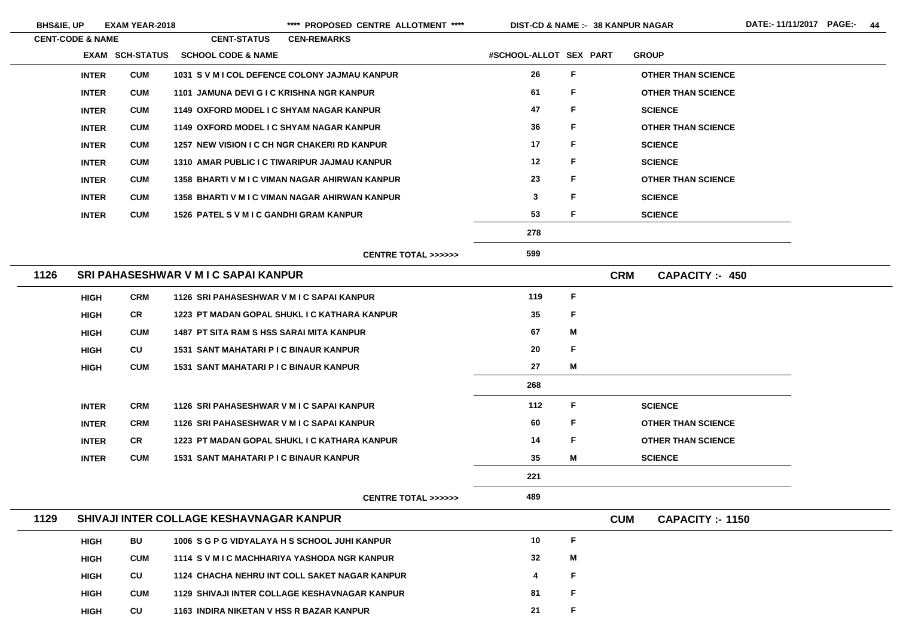| CENT-CODE & NAME | EXAM | SCH-STATUS | SCHOOL CODE & NAME | #SCHOOL-ALLOT | SEX | PART | GROUP |
|---|---|---|---|---|---|---|---|
| | INTER | CUM | 1031 S V M I COL DEFENCE COLONY JAJMAU KANPUR | 26 | F | | OTHER THAN SCIENCE |
| | INTER | CUM | 1101 JAMUNA DEVI G I C KRISHNA NGR KANPUR | 61 | F | | OTHER THAN SCIENCE |
| | INTER | CUM | 1149 OXFORD MODEL I C SHYAM NAGAR KANPUR | 47 | F | | SCIENCE |
| | INTER | CUM | 1149 OXFORD MODEL I C SHYAM NAGAR KANPUR | 36 | F | | OTHER THAN SCIENCE |
| | INTER | CUM | 1257 NEW VISION I C CH NGR CHAKERI RD KANPUR | 17 | F | | SCIENCE |
| | INTER | CUM | 1310 AMAR PUBLIC I C TIWARIPUR JAJMAU KANPUR | 12 | F | | SCIENCE |
| | INTER | CUM | 1358 BHARTI V M I C VIMAN NAGAR AHIRWAN KANPUR | 23 | F | | OTHER THAN SCIENCE |
| | INTER | CUM | 1358 BHARTI V M I C VIMAN NAGAR AHIRWAN KANPUR | 3 | F | | SCIENCE |
| | INTER | CUM | 1526 PATEL S V M I C GANDHI GRAM KANPUR | 53 | F | | SCIENCE |
| | | | | 278 | | | |
| | | | CENTRE TOTAL >>>>>> | 599 | | | |

## 1126 SRI PAHASESHWAR V M I C SAPAI KANPUR — CRM — CAPACITY :- 450

| EXAM | SCH-STATUS | SCHOOL CODE & NAME | #SCHOOL-ALLOT | SEX | PART | GROUP |
|---|---|---|---|---|---|---|
| HIGH | CRM | 1126 SRI PAHASESHWAR V M I C SAPAI KANPUR | 119 | F | | |
| HIGH | CR | 1223 PT MADAN GOPAL SHUKL I C KATHARA KANPUR | 35 | F | | |
| HIGH | CUM | 1487 PT SITA RAM S HSS SARAI MITA KANPUR | 67 | M | | |
| HIGH | CU | 1531 SANT MAHATARI P I C BINAUR KANPUR | 20 | F | | |
| HIGH | CUM | 1531 SANT MAHATARI P I C BINAUR KANPUR | 27 | M | | |
| | | | 268 | | | |
| INTER | CRM | 1126 SRI PAHASESHWAR V M I C SAPAI KANPUR | 112 | F | | SCIENCE |
| INTER | CRM | 1126 SRI PAHASESHWAR V M I C SAPAI KANPUR | 60 | F | | OTHER THAN SCIENCE |
| INTER | CR | 1223 PT MADAN GOPAL SHUKL I C KATHARA KANPUR | 14 | F | | OTHER THAN SCIENCE |
| INTER | CUM | 1531 SANT MAHATARI P I C BINAUR KANPUR | 35 | M | | SCIENCE |
| | | | 221 | | | |
| | | CENTRE TOTAL >>>>>> | 489 | | | |

## 1129 SHIVAJI INTER COLLAGE KESHAVNAGAR KANPUR — CUM — CAPACITY :- 1150

| EXAM | SCH-STATUS | SCHOOL CODE & NAME | #SCHOOL-ALLOT | SEX | PART | GROUP |
|---|---|---|---|---|---|---|
| HIGH | BU | 1006 S G P G VIDYALAYA H S SCHOOL JUHI KANPUR | 10 | F | | |
| HIGH | CUM | 1114 S V M I C MACHHARIYA YASHODA NGR KANPUR | 32 | M | | |
| HIGH | CU | 1124 CHACHA NEHRU INT COLL SAKET NAGAR KANPUR | 4 | F | | |
| HIGH | CUM | 1129 SHIVAJI INTER COLLAGE KESHAVNAGAR KANPUR | 81 | F | | |
| HIGH | CU | 1163 INDIRA NIKETAN V HSS R BAZAR KANPUR | 21 | F | | |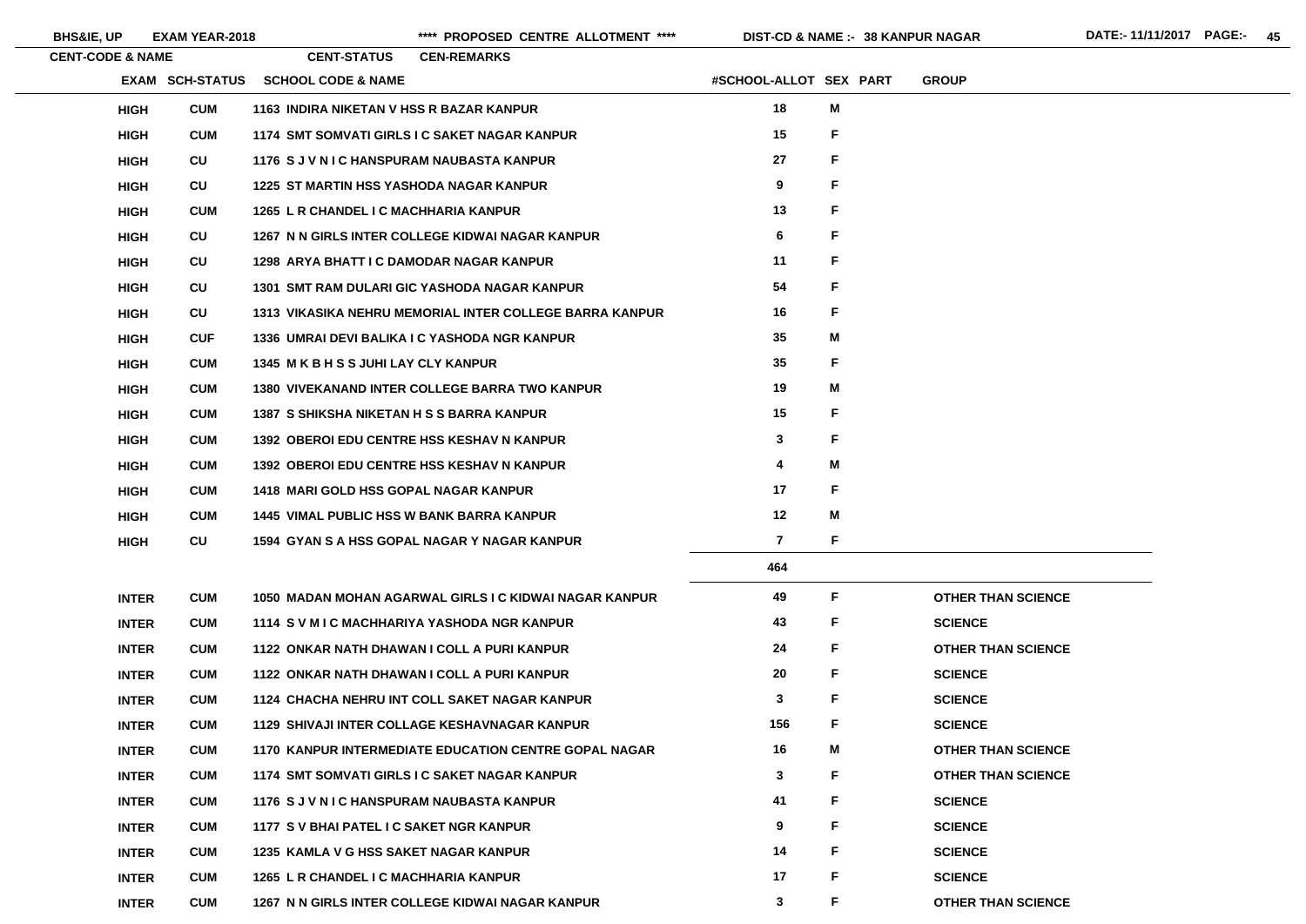**BHS&IE, UP** **EXAM YEAR-2018** **\*\*\*\* PROPOSED CENTRE ALLOTMENT \*\*\*\*** **DIST-CD & NAME :- 38 KANPUR NAGAR** **DATE:- 11/11/2017**

| CENT-CODE & NAME | | CENT-STATUS | CEN-REMARKS | | | |
|---|---|---|---|---|---|---|
| EXAM | SCH-STATUS | SCHOOL CODE & NAME | #SCHOOL-ALLOT | SEX | PART | GROUP |
| HIGH | CUM | 1163 INDIRA NIKETAN V HSS R BAZAR KANPUR | 18 | M | | |
| HIGH | CUM | 1174 SMT SOMVATI GIRLS I C SAKET NAGAR KANPUR | 15 | F | | |
| HIGH | CU | 1176 S J V N I C HANSPURAM NAUBASTA KANPUR | 27 | F | | |
| HIGH | CU | 1225 ST MARTIN HSS YASHODA NAGAR KANPUR | 9 | F | | |
| HIGH | CUM | 1265 L R CHANDEL I C MACHHARIA KANPUR | 13 | F | | |
| HIGH | CU | 1267 N N GIRLS INTER COLLEGE KIDWAI NAGAR KANPUR | 6 | F | | |
| HIGH | CU | 1298 ARYA BHATT I C DAMODAR NAGAR KANPUR | 11 | F | | |
| HIGH | CU | 1301 SMT RAM DULARI GIC YASHODA NAGAR KANPUR | 54 | F | | |
| HIGH | CU | 1313 VIKASIKA NEHRU MEMORIAL INTER COLLEGE BARRA KANPUR | 16 | F | | |
| HIGH | CUF | 1336 UMRAI DEVI BALIKA I C YASHODA NGR KANPUR | 35 | M | | |
| HIGH | CUM | 1345 M K B H S S JUHI LAY CLY KANPUR | 35 | F | | |
| HIGH | CUM | 1380 VIVEKANAND INTER COLLEGE BARRA TWO KANPUR | 19 | M | | |
| HIGH | CUM | 1387 S SHIKSHA NIKETAN H S S BARRA KANPUR | 15 | F | | |
| HIGH | CUM | 1392 OBEROI EDU CENTRE HSS KESHAV N KANPUR | 3 | F | | |
| HIGH | CUM | 1392 OBEROI EDU CENTRE HSS KESHAV N KANPUR | 4 | M | | |
| HIGH | CUM | 1418 MARI GOLD HSS GOPAL NAGAR KANPUR | 17 | F | | |
| HIGH | CUM | 1445 VIMAL PUBLIC HSS W BANK BARRA KANPUR | 12 | M | | |
| HIGH | CU | 1594 GYAN S A HSS GOPAL NAGAR Y NAGAR KANPUR | 7 | F | | |
| | | | 464 | | | |
| INTER | CUM | 1050 MADAN MOHAN AGARWAL GIRLS I C KIDWAI NAGAR KANPUR | 49 | F | | OTHER THAN SCIENCE |
| INTER | CUM | 1114 S V M I C MACHHARIYA YASHODA NGR KANPUR | 43 | F | | SCIENCE |
| INTER | CUM | 1122 ONKAR NATH DHAWAN I COLL A PURI KANPUR | 24 | F | | OTHER THAN SCIENCE |
| INTER | CUM | 1122 ONKAR NATH DHAWAN I COLL A PURI KANPUR | 20 | F | | SCIENCE |
| INTER | CUM | 1124 CHACHA NEHRU INT COLL SAKET NAGAR KANPUR | 3 | F | | SCIENCE |
| INTER | CUM | 1129 SHIVAJI INTER COLLAGE KESHAVNAGAR KANPUR | 156 | F | | SCIENCE |
| INTER | CUM | 1170 KANPUR INTERMEDIATE EDUCATION CENTRE GOPAL NAGAR | 16 | M | | OTHER THAN SCIENCE |
| INTER | CUM | 1174 SMT SOMVATI GIRLS I C SAKET NAGAR KANPUR | 3 | F | | OTHER THAN SCIENCE |
| INTER | CUM | 1176 S J V N I C HANSPURAM NAUBASTA KANPUR | 41 | F | | SCIENCE |
| INTER | CUM | 1177 S V BHAI PATEL I C SAKET NGR KANPUR | 9 | F | | SCIENCE |
| INTER | CUM | 1235 KAMLA V G HSS SAKET NAGAR KANPUR | 14 | F | | SCIENCE |
| INTER | CUM | 1265 L R CHANDEL I C MACHHARIA KANPUR | 17 | F | | SCIENCE |
| INTER | CUM | 1267 N N GIRLS INTER COLLEGE KIDWAI NAGAR KANPUR | 3 | F | | OTHER THAN SCIENCE |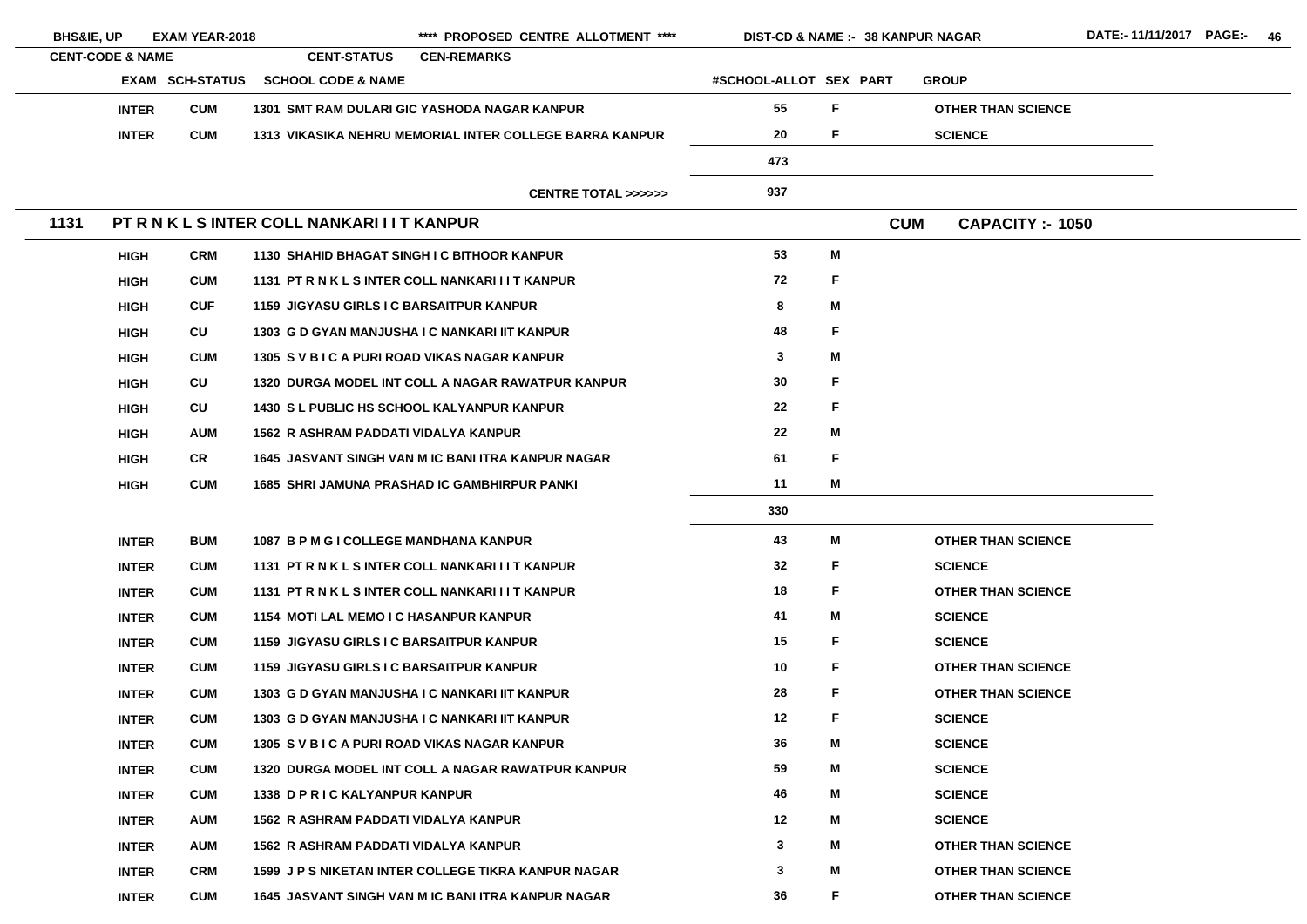| EXAM | SCH-STATUS | SCHOOL CODE & NAME | #SCHOOL-ALLOT | SEX | PART | GROUP |
|---|---|---|---|---|---|---|
| INTER | CUM | 1301 SMT RAM DULARI GIC YASHODA NAGAR KANPUR | 55 | F | | OTHER THAN SCIENCE |
| INTER | CUM | 1313 VIKASIKA NEHRU MEMORIAL INTER COLLEGE BARRA KANPUR | 20 | F | | SCIENCE |
| | | | 473 | | | |
| | | CENTRE TOTAL >>>>>> | 937 | | | |

## 1131 PT R N K L S INTER COLL NANKARI I I T KANPUR — CUM — CAPACITY :- 1050

| EXAM | SCH-STATUS | SCHOOL CODE & NAME | #SCHOOL-ALLOT | SEX | PART | GROUP |
|---|---|---|---|---|---|---|
| HIGH | CRM | 1130 SHAHID BHAGAT SINGH I C BITHOOR KANPUR | 53 | M | | |
| HIGH | CUM | 1131 PT R N K L S INTER COLL NANKARI I I T KANPUR | 72 | F | | |
| HIGH | CUF | 1159 JIGYASU GIRLS I C BARSAITPUR KANPUR | 8 | M | | |
| HIGH | CU | 1303 G D GYAN MANJUSHA I C NANKARI IIT KANPUR | 48 | F | | |
| HIGH | CUM | 1305 S V B I C A PURI ROAD VIKAS NAGAR KANPUR | 3 | M | | |
| HIGH | CU | 1320 DURGA MODEL INT COLL A NAGAR RAWATPUR KANPUR | 30 | F | | |
| HIGH | CU | 1430 S L PUBLIC HS SCHOOL KALYANPUR KANPUR | 22 | F | | |
| HIGH | AUM | 1562 R ASHRAM PADDATI VIDALYA KANPUR | 22 | M | | |
| HIGH | CR | 1645 JASVANT SINGH VAN M IC BANI ITRA KANPUR NAGAR | 61 | F | | |
| HIGH | CUM | 1685 SHRI JAMUNA PRASHAD IC GAMBHIRPUR PANKI | 11 | M | | |
| | | | 330 | | | |
| INTER | BUM | 1087 B P M G I COLLEGE MANDHANA KANPUR | 43 | M | | OTHER THAN SCIENCE |
| INTER | CUM | 1131 PT R N K L S INTER COLL NANKARI I I T KANPUR | 32 | F | | SCIENCE |
| INTER | CUM | 1131 PT R N K L S INTER COLL NANKARI I I T KANPUR | 18 | F | | OTHER THAN SCIENCE |
| INTER | CUM | 1154 MOTI LAL MEMO I C HASANPUR KANPUR | 41 | M | | SCIENCE |
| INTER | CUM | 1159 JIGYASU GIRLS I C BARSAITPUR KANPUR | 15 | F | | SCIENCE |
| INTER | CUM | 1159 JIGYASU GIRLS I C BARSAITPUR KANPUR | 10 | F | | OTHER THAN SCIENCE |
| INTER | CUM | 1303 G D GYAN MANJUSHA I C NANKARI IIT KANPUR | 28 | F | | OTHER THAN SCIENCE |
| INTER | CUM | 1303 G D GYAN MANJUSHA I C NANKARI IIT KANPUR | 12 | F | | SCIENCE |
| INTER | CUM | 1305 S V B I C A PURI ROAD VIKAS NAGAR KANPUR | 36 | M | | SCIENCE |
| INTER | CUM | 1320 DURGA MODEL INT COLL A NAGAR RAWATPUR KANPUR | 59 | M | | SCIENCE |
| INTER | CUM | 1338 D P R I C KALYANPUR KANPUR | 46 | M | | SCIENCE |
| INTER | AUM | 1562 R ASHRAM PADDATI VIDALYA KANPUR | 12 | M | | SCIENCE |
| INTER | AUM | 1562 R ASHRAM PADDATI VIDALYA KANPUR | 3 | M | | OTHER THAN SCIENCE |
| INTER | CRM | 1599 J P S NIKETAN INTER COLLEGE TIKRA KANPUR NAGAR | 3 | M | | OTHER THAN SCIENCE |
| INTER | CUM | 1645 JASVANT SINGH VAN M IC BANI ITRA KANPUR NAGAR | 36 | F | | OTHER THAN SCIENCE |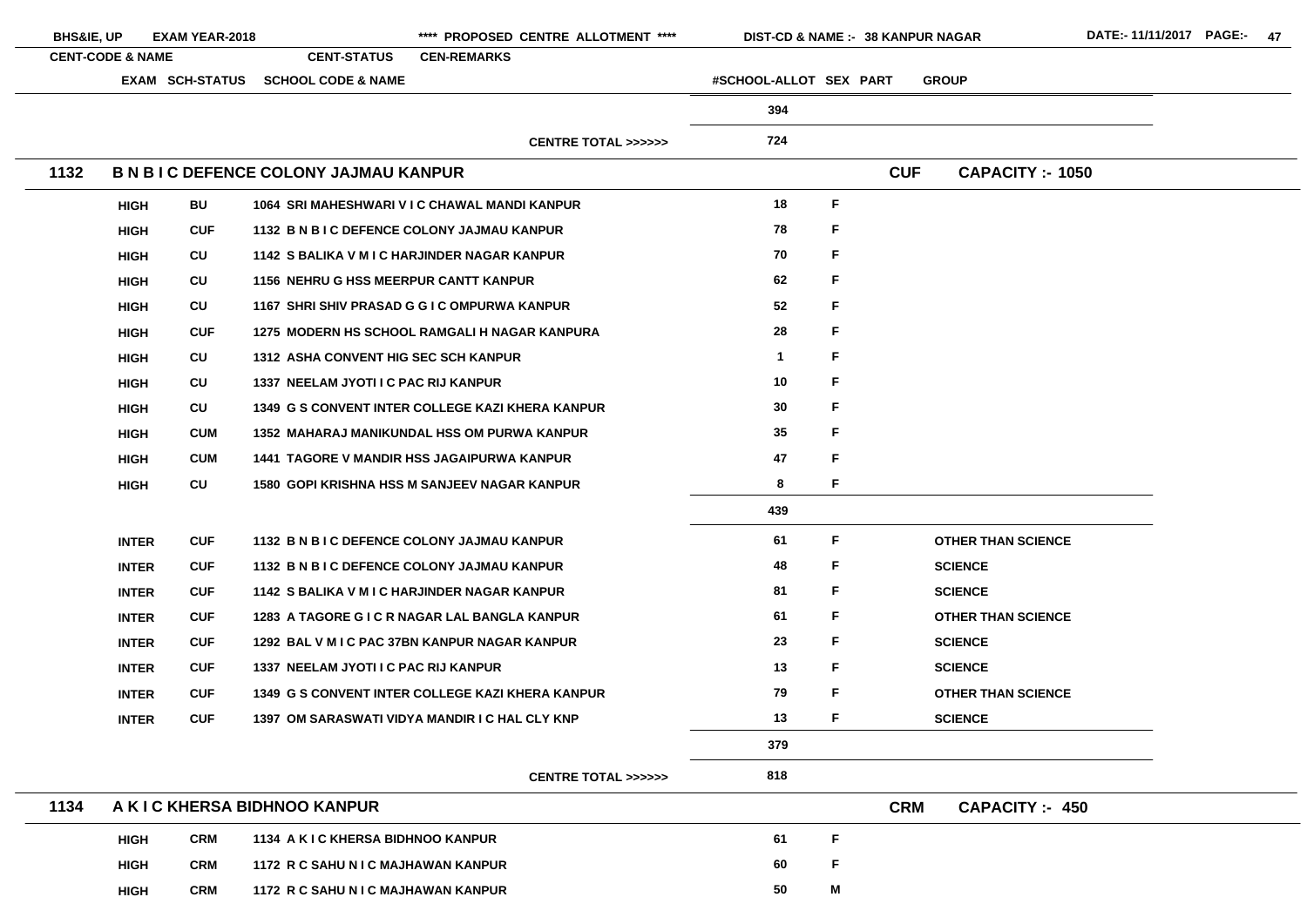| CENT-CODE & NAME | EXAM | SCH-STATUS | SCHOOL CODE & NAME | #SCHOOL-ALLOT | SEX | PART | GROUP |
|---|---|---|---|---|---|---|---|
| | | | | 394 | | | |
| | | | CENTRE TOTAL >>>>>> | 724 | | | |
| **1132 B N B I C DEFENCE COLONY JAJMAU KANPUR** | | | | | | **CUF** | **CAPACITY :- 1050** |
| | HIGH | BU | 1064 SRI MAHESHWARI V I C CHAWAL MANDI KANPUR | 18 | F | | |
| | HIGH | CUF | 1132 B N B I C DEFENCE COLONY JAJMAU KANPUR | 78 | F | | |
| | HIGH | CU | 1142 S BALIKA V M I C HARJINDER NAGAR KANPUR | 70 | F | | |
| | HIGH | CU | 1156 NEHRU G HSS MEERPUR CANTT KANPUR | 62 | F | | |
| | HIGH | CU | 1167 SHRI SHIV PRASAD G G I C OMPURWA KANPUR | 52 | F | | |
| | HIGH | CUF | 1275 MODERN HS SCHOOL RAMGALI H NAGAR KANPURA | 28 | F | | |
| | HIGH | CU | 1312 ASHA CONVENT HIG SEC SCH KANPUR | 1 | F | | |
| | HIGH | CU | 1337 NEELAM JYOTI I C PAC RIJ KANPUR | 10 | F | | |
| | HIGH | CU | 1349 G S CONVENT INTER COLLEGE KAZI KHERA KANPUR | 30 | F | | |
| | HIGH | CUM | 1352 MAHARAJ MANIKUNDAL HSS OM PURWA KANPUR | 35 | F | | |
| | HIGH | CUM | 1441 TAGORE V MANDIR HSS JAGAIPURWA KANPUR | 47 | F | | |
| | HIGH | CU | 1580 GOPI KRISHNA HSS M SANJEEV NAGAR KANPUR | 8 | F | | |
| | | | | 439 | | | |
| | INTER | CUF | 1132 B N B I C DEFENCE COLONY JAJMAU KANPUR | 61 | F | | OTHER THAN SCIENCE |
| | INTER | CUF | 1132 B N B I C DEFENCE COLONY JAJMAU KANPUR | 48 | F | | SCIENCE |
| | INTER | CUF | 1142 S BALIKA V M I C HARJINDER NAGAR KANPUR | 81 | F | | SCIENCE |
| | INTER | CUF | 1283 A TAGORE G I C R NAGAR LAL BANGLA KANPUR | 61 | F | | OTHER THAN SCIENCE |
| | INTER | CUF | 1292 BAL V M I C PAC 37BN KANPUR NAGAR KANPUR | 23 | F | | SCIENCE |
| | INTER | CUF | 1337 NEELAM JYOTI I C PAC RIJ KANPUR | 13 | F | | SCIENCE |
| | INTER | CUF | 1349 G S CONVENT INTER COLLEGE KAZI KHERA KANPUR | 79 | F | | OTHER THAN SCIENCE |
| | INTER | CUF | 1397 OM SARASWATI VIDYA MANDIR I C HAL CLY KNP | 13 | F | | SCIENCE |
| | | | | 379 | | | |
| | | | CENTRE TOTAL >>>>>> | 818 | | | |
| **1134 A K I C KHERSA BIDHNOO KANPUR** | | | | | | **CRM** | **CAPACITY :- 450** |
| | HIGH | CRM | 1134 A K I C KHERSA BIDHNOO KANPUR | 61 | F | | |
| | HIGH | CRM | 1172 R C SAHU N I C MAJHAWAN KANPUR | 60 | F | | |
| | HIGH | CRM | 1172 R C SAHU N I C MAJHAWAN KANPUR | 50 | M | | |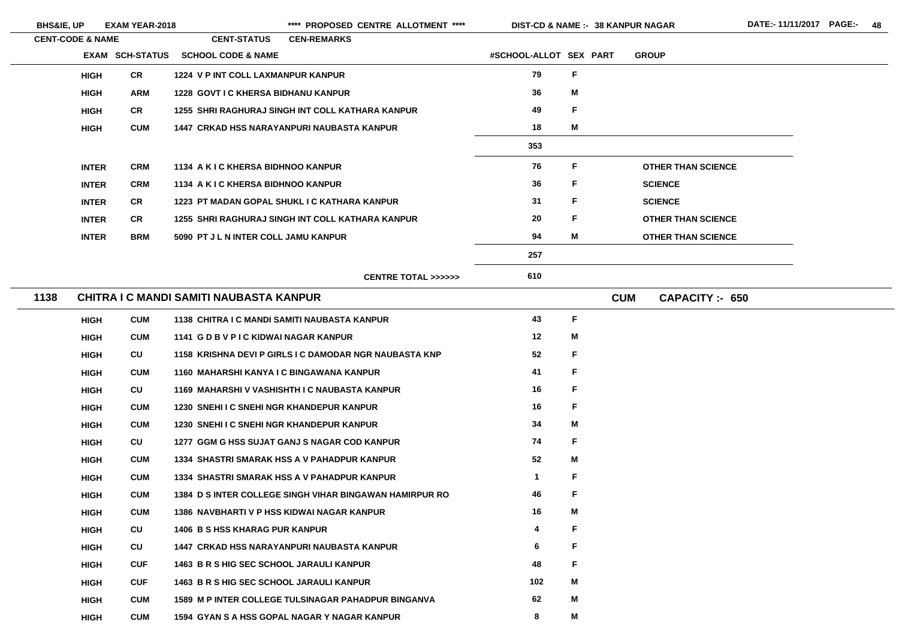| CENT-CODE & NAME | EXAM | SCH-STATUS | SCHOOL CODE & NAME | #SCHOOL-ALLOT | SEX | PART | GROUP |
|---|---|---|---|---|---|---|---|
| | HIGH | CR | 1224 V P INT COLL LAXMANPUR KANPUR | 79 | F | | |
| | HIGH | ARM | 1228 GOVT I C KHERSA BIDHANU KANPUR | 36 | M | | |
| | HIGH | CR | 1255 SHRI RAGHURAJ SINGH INT COLL KATHARA KANPUR | 49 | F | | |
| | HIGH | CUM | 1447 CRKAD HSS NARAYANPURI NAUBASTA KANPUR | 18 | M | | |
| | | | | 353 | | | |
| | INTER | CRM | 1134 A K I C KHERSA BIDHNOO KANPUR | 76 | F | | OTHER THAN SCIENCE |
| | INTER | CRM | 1134 A K I C KHERSA BIDHNOO KANPUR | 36 | F | | SCIENCE |
| | INTER | CR | 1223 PT MADAN GOPAL SHUKL I C KATHARA KANPUR | 31 | F | | SCIENCE |
| | INTER | CR | 1255 SHRI RAGHURAJ SINGH INT COLL KATHARA KANPUR | 20 | F | | OTHER THAN SCIENCE |
| | INTER | BRM | 5090 PT J L N INTER COLL JAMU KANPUR | 94 | M | | OTHER THAN SCIENCE |
| | | | | 257 | | | |
| | | | CENTRE TOTAL >>>>>> | 610 | | | |

## 1138 CHITRA I C MANDI SAMITI NAUBASTA KANPUR — CUM — CAPACITY :- 650

| EXAM | SCH-STATUS | SCHOOL CODE & NAME | #SCHOOL-ALLOT | SEX | PART | GROUP |
|---|---|---|---|---|---|---|
| HIGH | CUM | 1138 CHITRA I C MANDI SAMITI NAUBASTA KANPUR | 43 | F | | |
| HIGH | CUM | 1141 G D B V P I C KIDWAI NAGAR KANPUR | 12 | M | | |
| HIGH | CU | 1158 KRISHNA DEVI P GIRLS I C DAMODAR NGR NAUBASTA KNP | 52 | F | | |
| HIGH | CUM | 1160 MAHARSHI KANYA I C BINGAWANA KANPUR | 41 | F | | |
| HIGH | CU | 1169 MAHARSHI V VASHISHTH I C NAUBASTA KANPUR | 16 | F | | |
| HIGH | CUM | 1230 SNEHI I C SNEHI NGR KHANDEPUR KANPUR | 16 | F | | |
| HIGH | CUM | 1230 SNEHI I C SNEHI NGR KHANDEPUR KANPUR | 34 | M | | |
| HIGH | CU | 1277 GGM G HSS SUJAT GANJ S NAGAR COD KANPUR | 74 | F | | |
| HIGH | CUM | 1334 SHASTRI SMARAK HSS A V PAHADPUR KANPUR | 52 | M | | |
| HIGH | CUM | 1334 SHASTRI SMARAK HSS A V PAHADPUR KANPUR | 1 | F | | |
| HIGH | CUM | 1384 D S INTER COLLEGE SINGH VIHAR BINGAWAN HAMIRPUR RO | 46 | F | | |
| HIGH | CUM | 1386 NAVBHARTI V P HSS KIDWAI NAGAR KANPUR | 16 | M | | |
| HIGH | CU | 1406 B S HSS KHARAG PUR KANPUR | 4 | F | | |
| HIGH | CU | 1447 CRKAD HSS NARAYANPURI NAUBASTA KANPUR | 6 | F | | |
| HIGH | CUF | 1463 B R S HIG SEC SCHOOL JARAULI KANPUR | 48 | F | | |
| HIGH | CUF | 1463 B R S HIG SEC SCHOOL JARAULI KANPUR | 102 | M | | |
| HIGH | CUM | 1589 M P INTER COLLEGE TULSINAGAR PAHADPUR BINGANVA | 62 | M | | |
| HIGH | CUM | 1594 GYAN S A HSS GOPAL NAGAR Y NAGAR KANPUR | 8 | M | | |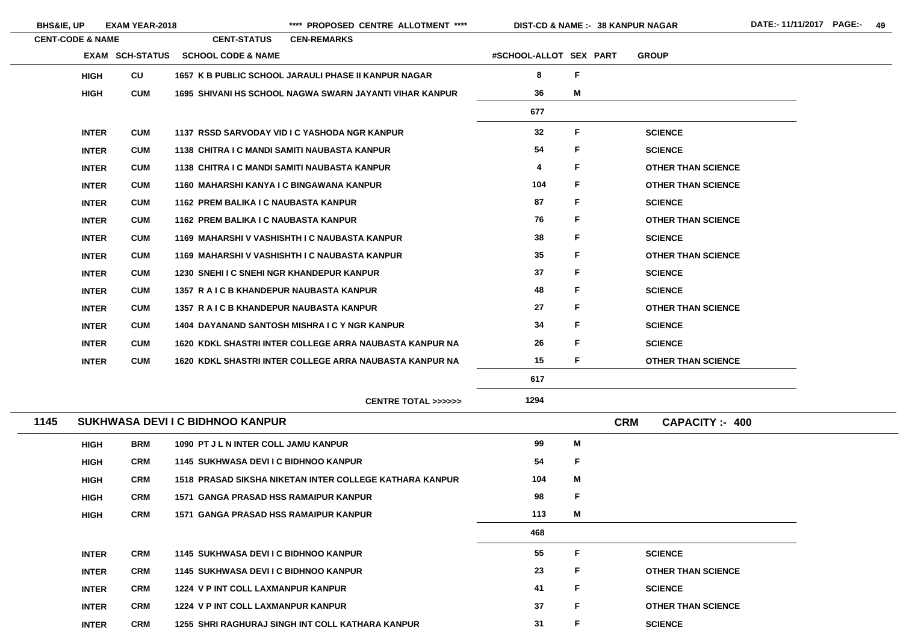| CENT-CODE & NAME | EXAM | SCH-STATUS | CENT-STATUS / SCHOOL CODE & NAME | #SCHOOL-ALLOT | SEX | PART | GROUP |
|---|---|---|---|---|---|---|---|
| | HIGH | CU | 1657 K B PUBLIC SCHOOL JARAULI PHASE II KANPUR NAGAR | 8 | F | | |
| | HIGH | CUM | 1695 SHIVANI HS SCHOOL NAGWA SWARN JAYANTI VIHAR KANPUR | 36 | M | | |
| | | | | 677 | | | |
| | INTER | CUM | 1137 RSSD SARVODAY VID I C YASHODA NGR KANPUR | 32 | F | | SCIENCE |
| | INTER | CUM | 1138 CHITRA I C MANDI SAMITI NAUBASTA KANPUR | 54 | F | | SCIENCE |
| | INTER | CUM | 1138 CHITRA I C MANDI SAMITI NAUBASTA KANPUR | 4 | F | | OTHER THAN SCIENCE |
| | INTER | CUM | 1160 MAHARSHI KANYA I C BINGAWANA KANPUR | 104 | F | | OTHER THAN SCIENCE |
| | INTER | CUM | 1162 PREM BALIKA I C NAUBASTA KANPUR | 87 | F | | SCIENCE |
| | INTER | CUM | 1162 PREM BALIKA I C NAUBASTA KANPUR | 76 | F | | OTHER THAN SCIENCE |
| | INTER | CUM | 1169 MAHARSHI V VASHISHTH I C NAUBASTA KANPUR | 38 | F | | SCIENCE |
| | INTER | CUM | 1169 MAHARSHI V VASHISHTH I C NAUBASTA KANPUR | 35 | F | | OTHER THAN SCIENCE |
| | INTER | CUM | 1230 SNEHI I C SNEHI NGR KHANDEPUR KANPUR | 37 | F | | SCIENCE |
| | INTER | CUM | 1357 R A I C B KHANDEPUR NAUBASTA KANPUR | 48 | F | | SCIENCE |
| | INTER | CUM | 1357 R A I C B KHANDEPUR NAUBASTA KANPUR | 27 | F | | OTHER THAN SCIENCE |
| | INTER | CUM | 1404 DAYANAND SANTOSH MISHRA I C Y NGR KANPUR | 34 | F | | SCIENCE |
| | INTER | CUM | 1620 KDKL SHASTRI INTER COLLEGE ARRA NAUBASTA KANPUR NA | 26 | F | | SCIENCE |
| | INTER | CUM | 1620 KDKL SHASTRI INTER COLLEGE ARRA NAUBASTA KANPUR NA | 15 | F | | OTHER THAN SCIENCE |
| | | | | 617 | | | |
| | | | CENTRE TOTAL >>>>>> | 1294 | | | |
| **1145 SUKHWASA DEVI I C BIDHNOO KANPUR** | | | **CRM** | **CAPACITY :- 400** | | | |
| | HIGH | BRM | 1090 PT J L N INTER COLL JAMU KANPUR | 99 | M | | |
| | HIGH | CRM | 1145 SUKHWASA DEVI I C BIDHNOO KANPUR | 54 | F | | |
| | HIGH | CRM | 1518 PRASAD SIKSHA NIKETAN INTER COLLEGE KATHARA KANPUR | 104 | M | | |
| | HIGH | CRM | 1571 GANGA PRASAD HSS RAMAIPUR KANPUR | 98 | F | | |
| | HIGH | CRM | 1571 GANGA PRASAD HSS RAMAIPUR KANPUR | 113 | M | | |
| | | | | 468 | | | |
| | INTER | CRM | 1145 SUKHWASA DEVI I C BIDHNOO KANPUR | 55 | F | | SCIENCE |
| | INTER | CRM | 1145 SUKHWASA DEVI I C BIDHNOO KANPUR | 23 | F | | OTHER THAN SCIENCE |
| | INTER | CRM | 1224 V P INT COLL LAXMANPUR KANPUR | 41 | F | | SCIENCE |
| | INTER | CRM | 1224 V P INT COLL LAXMANPUR KANPUR | 37 | F | | OTHER THAN SCIENCE |
| | INTER | CRM | 1255 SHRI RAGHURAJ SINGH INT COLL KATHARA KANPUR | 31 | F | | SCIENCE |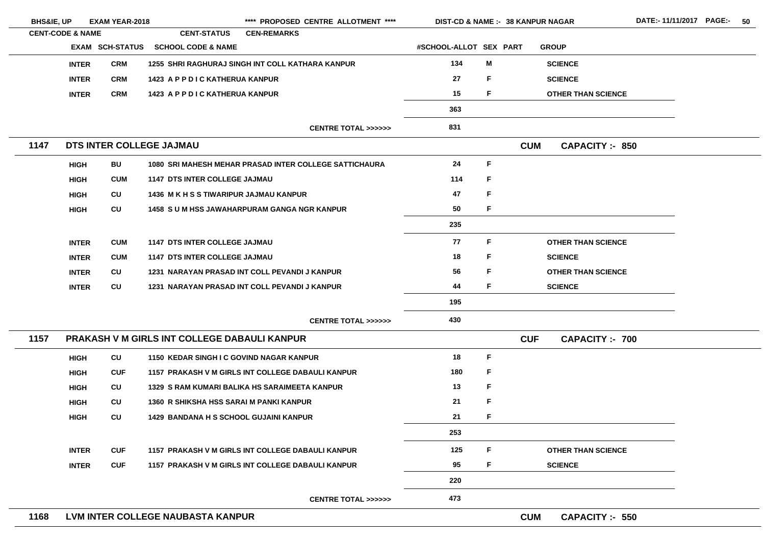BHS&IE, UP EXAM YEAR-2018 **** PROPOSED CENTRE ALLOTMENT **** DIST-CD & NAME :- 38 KANPUR NAGAR DATE:- 11/11/2017

| CENT-CODE & NAME | | CENT-STATUS | CEN-REMARKS | | | |
|---|---|---|---|---|---|---|
| EXAM | SCH-STATUS | SCHOOL CODE & NAME | #SCHOOL-ALLOT | SEX | PART | GROUP |
| INTER | CRM | 1255 SHRI RAGHURAJ SINGH INT COLL KATHARA KANPUR | 134 | M | | SCIENCE |
| INTER | CRM | 1423 A P P D I C KATHERUA KANPUR | 27 | F | | SCIENCE |
| INTER | CRM | 1423 A P P D I C KATHERUA KANPUR | 15 | F | | OTHER THAN SCIENCE |
| | | | 363 | | | |
| | | CENTRE TOTAL >>>>>> | 831 | | | |

## 1147 DTS INTER COLLEGE JAJMAU — CUM — CAPACITY :- 850

| EXAM | SCH-STATUS | SCHOOL CODE & NAME | #SCHOOL-ALLOT | SEX | PART | GROUP |
|---|---|---|---|---|---|---|
| HIGH | BU | 1080 SRI MAHESH MEHAR PRASAD INTER COLLEGE SATTICHAURA | 24 | F | | |
| HIGH | CUM | 1147 DTS INTER COLLEGE JAJMAU | 114 | F | | |
| HIGH | CU | 1436 M K H S S TIWARIPUR JAJMAU KANPUR | 47 | F | | |
| HIGH | CU | 1458 S U M HSS JAWAHARPURAM GANGA NGR KANPUR | 50 | F | | |
| | | | 235 | | | |
| INTER | CUM | 1147 DTS INTER COLLEGE JAJMAU | 77 | F | | OTHER THAN SCIENCE |
| INTER | CUM | 1147 DTS INTER COLLEGE JAJMAU | 18 | F | | SCIENCE |
| INTER | CU | 1231 NARAYAN PRASAD INT COLL PEVANDI J KANPUR | 56 | F | | OTHER THAN SCIENCE |
| INTER | CU | 1231 NARAYAN PRASAD INT COLL PEVANDI J KANPUR | 44 | F | | SCIENCE |
| | | | 195 | | | |
| | | CENTRE TOTAL >>>>>> | 430 | | | |

## 1157 PRAKASH V M GIRLS INT COLLEGE DABAULI KANPUR — CUF — CAPACITY :- 700

| EXAM | SCH-STATUS | SCHOOL CODE & NAME | #SCHOOL-ALLOT | SEX | PART | GROUP |
|---|---|---|---|---|---|---|
| HIGH | CU | 1150 KEDAR SINGH I C GOVIND NAGAR KANPUR | 18 | F | | |
| HIGH | CUF | 1157 PRAKASH V M GIRLS INT COLLEGE DABAULI KANPUR | 180 | F | | |
| HIGH | CU | 1329 S RAM KUMARI BALIKA HS SARAIMEETA KANPUR | 13 | F | | |
| HIGH | CU | 1360 R SHIKSHA HSS SARAI M PANKI KANPUR | 21 | F | | |
| HIGH | CU | 1429 BANDANA H S SCHOOL GUJAINI KANPUR | 21 | F | | |
| | | | 253 | | | |
| INTER | CUF | 1157 PRAKASH V M GIRLS INT COLLEGE DABAULI KANPUR | 125 | F | | OTHER THAN SCIENCE |
| INTER | CUF | 1157 PRAKASH V M GIRLS INT COLLEGE DABAULI KANPUR | 95 | F | | SCIENCE |
| | | | 220 | | | |
| | | CENTRE TOTAL >>>>>> | 473 | | | |

## 1168 LVM INTER COLLEGE NAUBASTA KANPUR — CUM — CAPACITY :- 550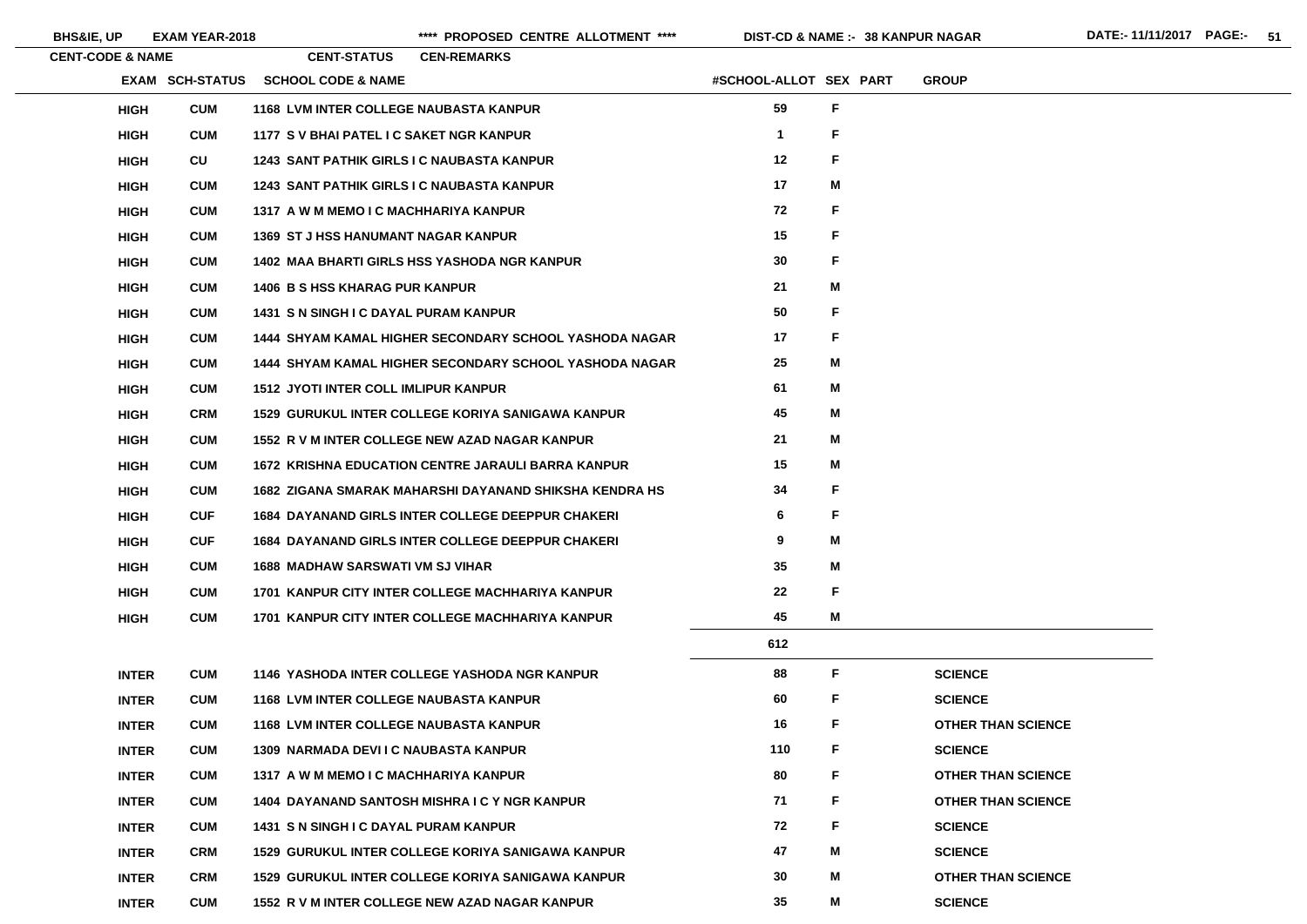**BHS&IE, UP** **EXAM YEAR-2018** **\*\*\*\* PROPOSED CENTRE ALLOTMENT \*\*\*\*** **DIST-CD & NAME :- 38 KANPUR NAGAR** **DATE:- 11/11/2017**

**CENT-CODE & NAME** **CENT-STATUS** **CEN-REMARKS**

| EXAM | SCH-STATUS | SCHOOL CODE & NAME | #SCHOOL-ALLOT | SEX | PART | GROUP |
|---|---|---|---|---|---|---|
| HIGH | CUM | 1168 LVM INTER COLLEGE NAUBASTA KANPUR | 59 | F | | |
| HIGH | CUM | 1177 S V BHAI PATEL I C SAKET NGR KANPUR | 1 | F | | |
| HIGH | CU | 1243 SANT PATHIK GIRLS I C NAUBASTA KANPUR | 12 | F | | |
| HIGH | CUM | 1243 SANT PATHIK GIRLS I C NAUBASTA KANPUR | 17 | M | | |
| HIGH | CUM | 1317 A W M MEMO I C MACHHARIYA KANPUR | 72 | F | | |
| HIGH | CUM | 1369 ST J HSS HANUMANT NAGAR KANPUR | 15 | F | | |
| HIGH | CUM | 1402 MAA BHARTI GIRLS HSS YASHODA NGR KANPUR | 30 | F | | |
| HIGH | CUM | 1406 B S HSS KHARAG PUR KANPUR | 21 | M | | |
| HIGH | CUM | 1431 S N SINGH I C DAYAL PURAM KANPUR | 50 | F | | |
| HIGH | CUM | 1444 SHYAM KAMAL HIGHER SECONDARY SCHOOL YASHODA NAGAR | 17 | F | | |
| HIGH | CUM | 1444 SHYAM KAMAL HIGHER SECONDARY SCHOOL YASHODA NAGAR | 25 | M | | |
| HIGH | CUM | 1512 JYOTI INTER COLL IMLIPUR KANPUR | 61 | M | | |
| HIGH | CRM | 1529 GURUKUL INTER COLLEGE KORIYA SANIGAWA KANPUR | 45 | M | | |
| HIGH | CUM | 1552 R V M INTER COLLEGE NEW AZAD NAGAR KANPUR | 21 | M | | |
| HIGH | CUM | 1672 KRISHNA EDUCATION CENTRE JARAULI BARRA KANPUR | 15 | M | | |
| HIGH | CUM | 1682 ZIGANA SMARAK MAHARSHI DAYANAND SHIKSHA KENDRA HS | 34 | F | | |
| HIGH | CUF | 1684 DAYANAND GIRLS INTER COLLEGE DEEPPUR CHAKERI | 6 | F | | |
| HIGH | CUF | 1684 DAYANAND GIRLS INTER COLLEGE DEEPPUR CHAKERI | 9 | M | | |
| HIGH | CUM | 1688 MADHAW SARSWATI VM SJ VIHAR | 35 | M | | |
| HIGH | CUM | 1701 KANPUR CITY INTER COLLEGE MACHHARIYA KANPUR | 22 | F | | |
| HIGH | CUM | 1701 KANPUR CITY INTER COLLEGE MACHHARIYA KANPUR | 45 | M | | |
| | | | 612 | | | |
| INTER | CUM | 1146 YASHODA INTER COLLEGE YASHODA NGR KANPUR | 88 | F | | SCIENCE |
| INTER | CUM | 1168 LVM INTER COLLEGE NAUBASTA KANPUR | 60 | F | | SCIENCE |
| INTER | CUM | 1168 LVM INTER COLLEGE NAUBASTA KANPUR | 16 | F | | OTHER THAN SCIENCE |
| INTER | CUM | 1309 NARMADA DEVI I C NAUBASTA KANPUR | 110 | F | | SCIENCE |
| INTER | CUM | 1317 A W M MEMO I C MACHHARIYA KANPUR | 80 | F | | OTHER THAN SCIENCE |
| INTER | CUM | 1404 DAYANAND SANTOSH MISHRA I C Y NGR KANPUR | 71 | F | | OTHER THAN SCIENCE |
| INTER | CUM | 1431 S N SINGH I C DAYAL PURAM KANPUR | 72 | F | | SCIENCE |
| INTER | CRM | 1529 GURUKUL INTER COLLEGE KORIYA SANIGAWA KANPUR | 47 | M | | SCIENCE |
| INTER | CRM | 1529 GURUKUL INTER COLLEGE KORIYA SANIGAWA KANPUR | 30 | M | | OTHER THAN SCIENCE |
| INTER | CUM | 1552 R V M INTER COLLEGE NEW AZAD NAGAR KANPUR | 35 | M | | SCIENCE |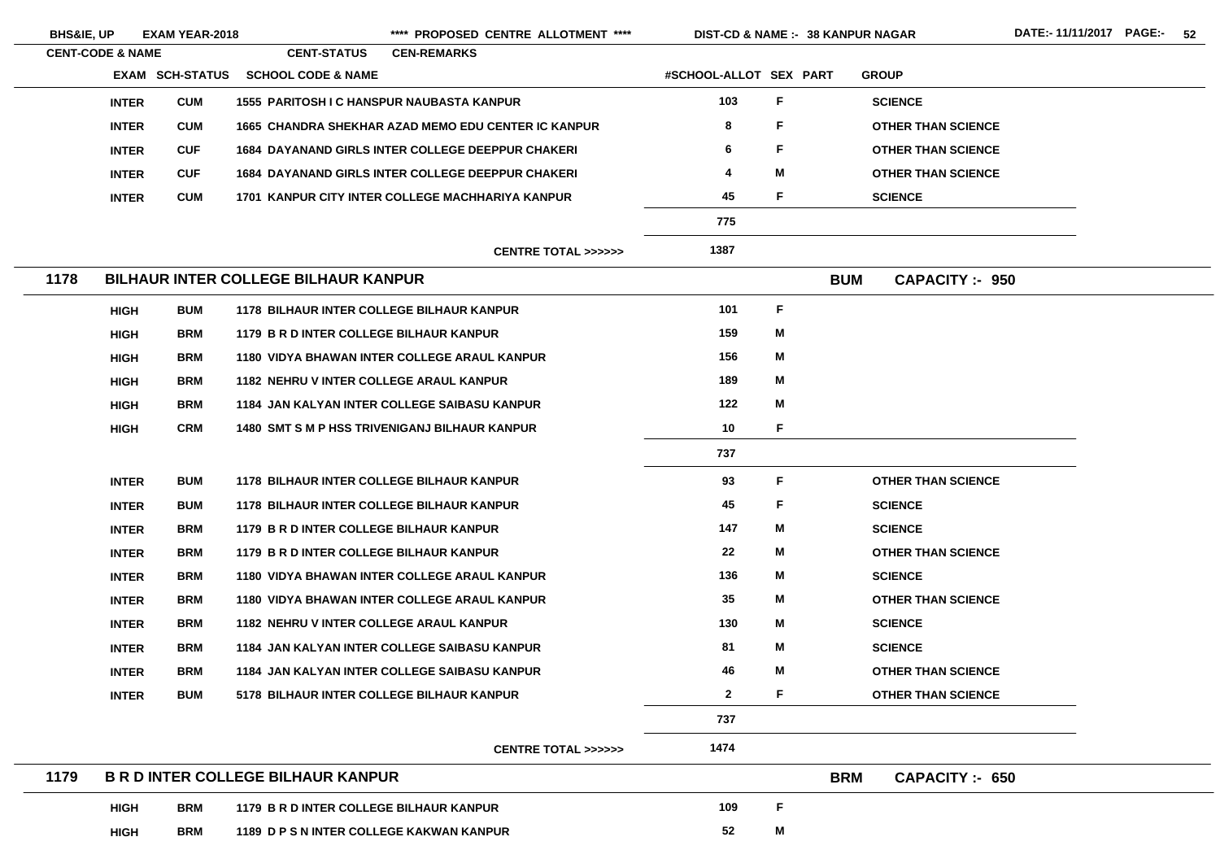BHS&IE, UP EXAM YEAR-2018 **** PROPOSED CENTRE ALLOTMENT **** DIST-CD & NAME :- 38 KANPUR NAGAR DATE:- 11/11/2017

| CENT-CODE & NAME | EXAM | SCH-STATUS | SCHOOL CODE & NAME | #SCHOOL-ALLOT | SEX | PART | GROUP |
|---|---|---|---|---|---|---|---|
| | INTER | CUM | 1555 PARITOSH I C HANSPUR NAUBASTA KANPUR | 103 | F | | SCIENCE |
| | INTER | CUM | 1665 CHANDRA SHEKHAR AZAD MEMO EDU CENTER IC KANPUR | 8 | F | | OTHER THAN SCIENCE |
| | INTER | CUF | 1684 DAYANAND GIRLS INTER COLLEGE DEEPPUR CHAKERI | 6 | F | | OTHER THAN SCIENCE |
| | INTER | CUF | 1684 DAYANAND GIRLS INTER COLLEGE DEEPPUR CHAKERI | 4 | M | | OTHER THAN SCIENCE |
| | INTER | CUM | 1701 KANPUR CITY INTER COLLEGE MACHHARIYA KANPUR | 45 | F | | SCIENCE |
| | | | | 775 | | | |
| | | | CENTRE TOTAL >>>>>> | 1387 | | | |

## 1178 BILHAUR INTER COLLEGE BILHAUR KANPUR — BUM — CAPACITY :- 950

| EXAM | SCH-STATUS | SCHOOL CODE & NAME | #SCHOOL-ALLOT | SEX | PART | GROUP |
|---|---|---|---|---|---|---|
| HIGH | BUM | 1178 BILHAUR INTER COLLEGE BILHAUR KANPUR | 101 | F | | |
| HIGH | BRM | 1179 B R D INTER COLLEGE BILHAUR KANPUR | 159 | M | | |
| HIGH | BRM | 1180 VIDYA BHAWAN INTER COLLEGE ARAUL KANPUR | 156 | M | | |
| HIGH | BRM | 1182 NEHRU V INTER COLLEGE ARAUL KANPUR | 189 | M | | |
| HIGH | BRM | 1184 JAN KALYAN INTER COLLEGE SAIBASU KANPUR | 122 | M | | |
| HIGH | CRM | 1480 SMT S M P HSS TRIVENIGANJ BILHAUR KANPUR | 10 | F | | |
| | | | 737 | | | |
| INTER | BUM | 1178 BILHAUR INTER COLLEGE BILHAUR KANPUR | 93 | F | | OTHER THAN SCIENCE |
| INTER | BUM | 1178 BILHAUR INTER COLLEGE BILHAUR KANPUR | 45 | F | | SCIENCE |
| INTER | BRM | 1179 B R D INTER COLLEGE BILHAUR KANPUR | 147 | M | | SCIENCE |
| INTER | BRM | 1179 B R D INTER COLLEGE BILHAUR KANPUR | 22 | M | | OTHER THAN SCIENCE |
| INTER | BRM | 1180 VIDYA BHAWAN INTER COLLEGE ARAUL KANPUR | 136 | M | | SCIENCE |
| INTER | BRM | 1180 VIDYA BHAWAN INTER COLLEGE ARAUL KANPUR | 35 | M | | OTHER THAN SCIENCE |
| INTER | BRM | 1182 NEHRU V INTER COLLEGE ARAUL KANPUR | 130 | M | | SCIENCE |
| INTER | BRM | 1184 JAN KALYAN INTER COLLEGE SAIBASU KANPUR | 81 | M | | SCIENCE |
| INTER | BRM | 1184 JAN KALYAN INTER COLLEGE SAIBASU KANPUR | 46 | M | | OTHER THAN SCIENCE |
| INTER | BUM | 5178 BILHAUR INTER COLLEGE BILHAUR KANPUR | 2 | F | | OTHER THAN SCIENCE |
| | | | 737 | | | |
| | | CENTRE TOTAL >>>>>> | 1474 | | | |

## 1179 B R D INTER COLLEGE BILHAUR KANPUR — BRM — CAPACITY :- 650

| EXAM | SCH-STATUS | SCHOOL CODE & NAME | #SCHOOL-ALLOT | SEX | PART | GROUP |
|---|---|---|---|---|---|---|
| HIGH | BRM | 1179 B R D INTER COLLEGE BILHAUR KANPUR | 109 | F | | |
| HIGH | BRM | 1189 D P S N INTER COLLEGE KAKWAN KANPUR | 52 | M | | |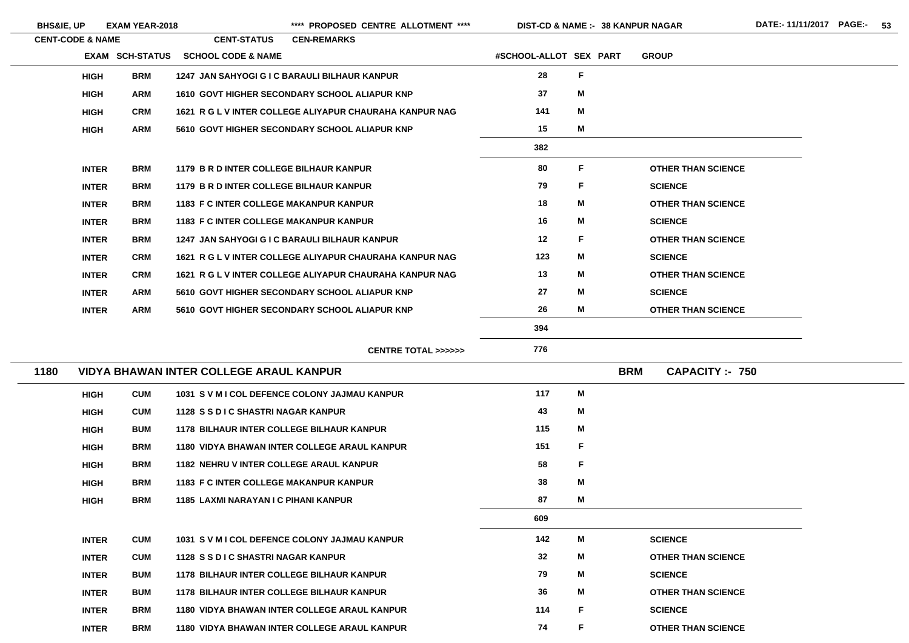| CENT-CODE & NAME | EXAM | SCH-STATUS | SCHOOL CODE & NAME | #SCHOOL-ALLOT | SEX | PART | GROUP |
|---|---|---|---|---|---|---|---|
| | HIGH | BRM | 1247 JAN SAHYOGI G I C BARAULI BILHAUR KANPUR | 28 | F | | |
| | HIGH | ARM | 1610 GOVT HIGHER SECONDARY SCHOOL ALIAPUR KNP | 37 | M | | |
| | HIGH | CRM | 1621 R G L V INTER COLLEGE ALIYAPUR CHAURAHA KANPUR NAG | 141 | M | | |
| | HIGH | ARM | 5610 GOVT HIGHER SECONDARY SCHOOL ALIAPUR KNP | 15 | M | | |
| | | | | 382 | | | |
| | INTER | BRM | 1179 B R D INTER COLLEGE BILHAUR KANPUR | 80 | F | | OTHER THAN SCIENCE |
| | INTER | BRM | 1179 B R D INTER COLLEGE BILHAUR KANPUR | 79 | F | | SCIENCE |
| | INTER | BRM | 1183 F C INTER COLLEGE MAKANPUR KANPUR | 18 | M | | OTHER THAN SCIENCE |
| | INTER | BRM | 1183 F C INTER COLLEGE MAKANPUR KANPUR | 16 | M | | SCIENCE |
| | INTER | BRM | 1247 JAN SAHYOGI G I C BARAULI BILHAUR KANPUR | 12 | F | | OTHER THAN SCIENCE |
| | INTER | CRM | 1621 R G L V INTER COLLEGE ALIYAPUR CHAURAHA KANPUR NAG | 123 | M | | SCIENCE |
| | INTER | CRM | 1621 R G L V INTER COLLEGE ALIYAPUR CHAURAHA KANPUR NAG | 13 | M | | OTHER THAN SCIENCE |
| | INTER | ARM | 5610 GOVT HIGHER SECONDARY SCHOOL ALIAPUR KNP | 27 | M | | SCIENCE |
| | INTER | ARM | 5610 GOVT HIGHER SECONDARY SCHOOL ALIAPUR KNP | 26 | M | | OTHER THAN SCIENCE |
| | | | | 394 | | | |
| | | | CENTRE TOTAL >>>>>> | 776 | | | |

**1180 VIDYA BHAWAN INTER COLLEGE ARAUL KANPUR** — BRM — CAPACITY :- 750

| EXAM | SCH-STATUS | SCHOOL CODE & NAME | #SCHOOL-ALLOT | SEX | PART | GROUP |
|---|---|---|---|---|---|---|
| HIGH | CUM | 1031 S V M I COL DEFENCE COLONY JAJMAU KANPUR | 117 | M | | |
| HIGH | CUM | 1128 S S D I C SHASTRI NAGAR KANPUR | 43 | M | | |
| HIGH | BUM | 1178 BILHAUR INTER COLLEGE BILHAUR KANPUR | 115 | M | | |
| HIGH | BRM | 1180 VIDYA BHAWAN INTER COLLEGE ARAUL KANPUR | 151 | F | | |
| HIGH | BRM | 1182 NEHRU V INTER COLLEGE ARAUL KANPUR | 58 | F | | |
| HIGH | BRM | 1183 F C INTER COLLEGE MAKANPUR KANPUR | 38 | M | | |
| HIGH | BRM | 1185 LAXMI NARAYAN I C PIHANI KANPUR | 87 | M | | |
| | | | 609 | | | |
| INTER | CUM | 1031 S V M I COL DEFENCE COLONY JAJMAU KANPUR | 142 | M | | SCIENCE |
| INTER | CUM | 1128 S S D I C SHASTRI NAGAR KANPUR | 32 | M | | OTHER THAN SCIENCE |
| INTER | BUM | 1178 BILHAUR INTER COLLEGE BILHAUR KANPUR | 79 | M | | SCIENCE |
| INTER | BUM | 1178 BILHAUR INTER COLLEGE BILHAUR KANPUR | 36 | M | | OTHER THAN SCIENCE |
| INTER | BRM | 1180 VIDYA BHAWAN INTER COLLEGE ARAUL KANPUR | 114 | F | | SCIENCE |
| INTER | BRM | 1180 VIDYA BHAWAN INTER COLLEGE ARAUL KANPUR | 74 | F | | OTHER THAN SCIENCE |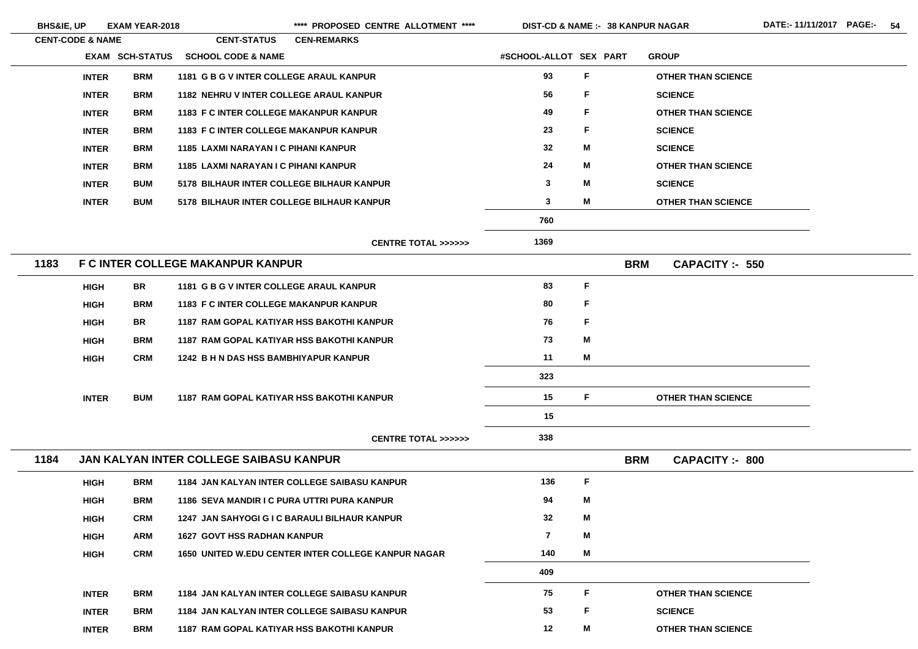| CENT-CODE & NAME | | | CENT-STATUS | CEN-REMARKS | | |
|---|---|---|---|---|---|---|
| | EXAM | SCH-STATUS | SCHOOL CODE & NAME | #SCHOOL-ALLOT | SEX PART | GROUP |
| | INTER | BRM | 1181 G B G V INTER COLLEGE ARAUL KANPUR | 93 | F | OTHER THAN SCIENCE |
| | INTER | BRM | 1182 NEHRU V INTER COLLEGE ARAUL KANPUR | 56 | F | SCIENCE |
| | INTER | BRM | 1183 F C INTER COLLEGE MAKANPUR KANPUR | 49 | F | OTHER THAN SCIENCE |
| | INTER | BRM | 1183 F C INTER COLLEGE MAKANPUR KANPUR | 23 | F | SCIENCE |
| | INTER | BRM | 1185 LAXMI NARAYAN I C PIHANI KANPUR | 32 | M | SCIENCE |
| | INTER | BRM | 1185 LAXMI NARAYAN I C PIHANI KANPUR | 24 | M | OTHER THAN SCIENCE |
| | INTER | BUM | 5178 BILHAUR INTER COLLEGE BILHAUR KANPUR | 3 | M | SCIENCE |
| | INTER | BUM | 5178 BILHAUR INTER COLLEGE BILHAUR KANPUR | 3 | M | OTHER THAN SCIENCE |
| | | | | 760 | | |
| | | | CENTRE TOTAL >>>>>> | 1369 | | |
| **1183** | **F C INTER COLLEGE MAKANPUR KANPUR** | | | | **BRM** | **CAPACITY :- 550** |
| | HIGH | BR | 1181 G B G V INTER COLLEGE ARAUL KANPUR | 83 | F | |
| | HIGH | BRM | 1183 F C INTER COLLEGE MAKANPUR KANPUR | 80 | F | |
| | HIGH | BR | 1187 RAM GOPAL KATIYAR HSS BAKOTHI KANPUR | 76 | F | |
| | HIGH | BRM | 1187 RAM GOPAL KATIYAR HSS BAKOTHI KANPUR | 73 | M | |
| | HIGH | CRM | 1242 B H N DAS HSS BAMBHIYAPUR KANPUR | 11 | M | |
| | | | | 323 | | |
| | INTER | BUM | 1187 RAM GOPAL KATIYAR HSS BAKOTHI KANPUR | 15 | F | OTHER THAN SCIENCE |
| | | | | 15 | | |
| | | | CENTRE TOTAL >>>>>> | 338 | | |
| **1184** | **JAN KALYAN INTER COLLEGE SAIBASU KANPUR** | | | | **BRM** | **CAPACITY :- 800** |
| | HIGH | BRM | 1184 JAN KALYAN INTER COLLEGE SAIBASU KANPUR | 136 | F | |
| | HIGH | BRM | 1186 SEVA MANDIR I C PURA UTTRI PURA KANPUR | 94 | M | |
| | HIGH | CRM | 1247 JAN SAHYOGI G I C BARAULI BILHAUR KANPUR | 32 | M | |
| | HIGH | ARM | 1627 GOVT HSS RADHAN KANPUR | 7 | M | |
| | HIGH | CRM | 1650 UNITED W.EDU CENTER INTER COLLEGE KANPUR NAGAR | 140 | M | |
| | | | | 409 | | |
| | INTER | BRM | 1184 JAN KALYAN INTER COLLEGE SAIBASU KANPUR | 75 | F | OTHER THAN SCIENCE |
| | INTER | BRM | 1184 JAN KALYAN INTER COLLEGE SAIBASU KANPUR | 53 | F | SCIENCE |
| | INTER | BRM | 1187 RAM GOPAL KATIYAR HSS BAKOTHI KANPUR | 12 | M | OTHER THAN SCIENCE |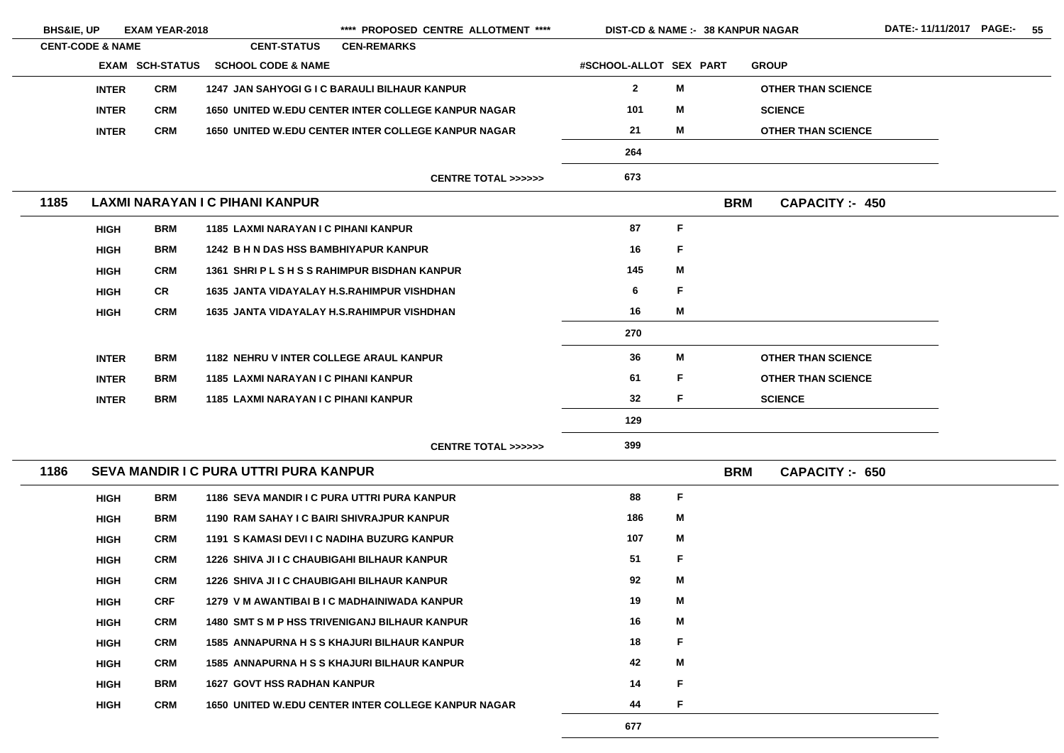| CENT-CODE & NAME | EXAM | SCH-STATUS | SCHOOL CODE & NAME | #SCHOOL-ALLOT | SEX | PART | GROUP |
|---|---|---|---|---|---|---|---|
| | INTER | CRM | 1247 JAN SAHYOGI G I C BARAULI BILHAUR KANPUR | 2 | M | | OTHER THAN SCIENCE |
| | INTER | CRM | 1650 UNITED W.EDU CENTER INTER COLLEGE KANPUR NAGAR | 101 | M | | SCIENCE |
| | INTER | CRM | 1650 UNITED W.EDU CENTER INTER COLLEGE KANPUR NAGAR | 21 | M | | OTHER THAN SCIENCE |
| | | | | 264 | | | |
| | | | CENTRE TOTAL >>>>>> | 673 | | | |

**1185 LAXMI NARAYAN I C PIHANI KANPUR** — BRM — CAPACITY :- 450

| EXAM | SCH-STATUS | SCHOOL CODE & NAME | #SCHOOL-ALLOT | SEX | PART | GROUP |
|---|---|---|---|---|---|---|
| HIGH | BRM | 1185 LAXMI NARAYAN I C PIHANI KANPUR | 87 | F | | |
| HIGH | BRM | 1242 B H N DAS HSS BAMBHIYAPUR KANPUR | 16 | F | | |
| HIGH | CRM | 1361 SHRI P L S H S S RAHIMPUR BISDHAN KANPUR | 145 | M | | |
| HIGH | CR | 1635 JANTA VIDAYALAY H.S.RAHIMPUR VISHDHAN | 6 | F | | |
| HIGH | CRM | 1635 JANTA VIDAYALAY H.S.RAHIMPUR VISHDHAN | 16 | M | | |
| | | | 270 | | | |
| INTER | BRM | 1182 NEHRU V INTER COLLEGE ARAUL KANPUR | 36 | M | | OTHER THAN SCIENCE |
| INTER | BRM | 1185 LAXMI NARAYAN I C PIHANI KANPUR | 61 | F | | OTHER THAN SCIENCE |
| INTER | BRM | 1185 LAXMI NARAYAN I C PIHANI KANPUR | 32 | F | | SCIENCE |
| | | | 129 | | | |
| | | CENTRE TOTAL >>>>>> | 399 | | | |

**1186 SEVA MANDIR I C PURA UTTRI PURA KANPUR** — BRM — CAPACITY :- 650

| EXAM | SCH-STATUS | SCHOOL CODE & NAME | #SCHOOL-ALLOT | SEX | PART | GROUP |
|---|---|---|---|---|---|---|
| HIGH | BRM | 1186 SEVA MANDIR I C PURA UTTRI PURA KANPUR | 88 | F | | |
| HIGH | BRM | 1190 RAM SAHAY I C BAIRI SHIVRAJPUR KANPUR | 186 | M | | |
| HIGH | CRM | 1191 S KAMASI DEVI I C NADIHA BUZURG KANPUR | 107 | M | | |
| HIGH | CRM | 1226 SHIVA JI I C CHAUBIGAHI BILHAUR KANPUR | 51 | F | | |
| HIGH | CRM | 1226 SHIVA JI I C CHAUBIGAHI BILHAUR KANPUR | 92 | M | | |
| HIGH | CRF | 1279 V M AWANTIBAI B I C MADHAINIWADA KANPUR | 19 | M | | |
| HIGH | CRM | 1480 SMT S M P HSS TRIVENIGANJ BILHAUR KANPUR | 16 | M | | |
| HIGH | CRM | 1585 ANNAPURNA H S S KHAJURI BILHAUR KANPUR | 18 | F | | |
| HIGH | CRM | 1585 ANNAPURNA H S S KHAJURI BILHAUR KANPUR | 42 | M | | |
| HIGH | BRM | 1627 GOVT HSS RADHAN KANPUR | 14 | F | | |
| HIGH | CRM | 1650 UNITED W.EDU CENTER INTER COLLEGE KANPUR NAGAR | 44 | F | | |
| | | | 677 | | | |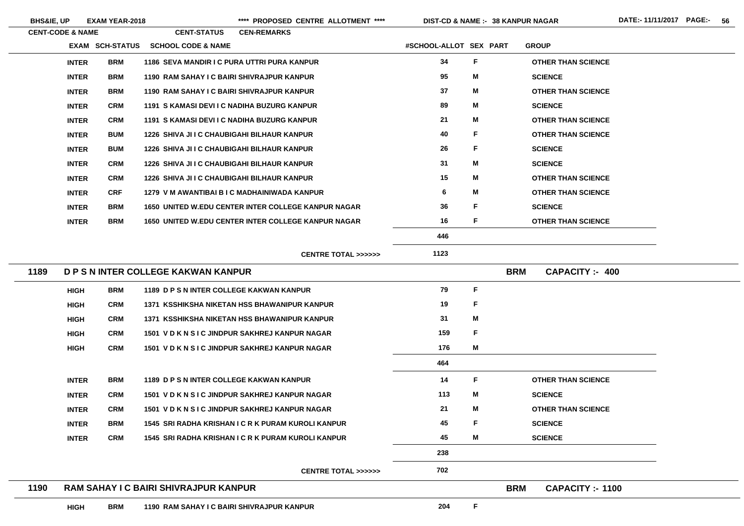**BHS&IE, UP** **EXAM YEAR-2018** **\*\*\*\* PROPOSED CENTRE ALLOTMENT \*\*\*\*** **DIST-CD & NAME :- 38 KANPUR NAGAR** **DATE:- 11/11/2017**

| CENT-CODE & NAME | EXAM | SCH-STATUS | CENT-STATUS / SCHOOL CODE & NAME | CEN-REMARKS / #SCHOOL-ALLOT | SEX | PART | GROUP |
|---|---|---|---|---|---|---|---|
| | INTER | BRM | 1186 SEVA MANDIR I C PURA UTTRI PURA KANPUR | 34 | F | | OTHER THAN SCIENCE |
| | INTER | BRM | 1190 RAM SAHAY I C BAIRI SHIVRAJPUR KANPUR | 95 | M | | SCIENCE |
| | INTER | BRM | 1190 RAM SAHAY I C BAIRI SHIVRAJPUR KANPUR | 37 | M | | OTHER THAN SCIENCE |
| | INTER | CRM | 1191 S KAMASI DEVI I C NADIHA BUZURG KANPUR | 89 | M | | SCIENCE |
| | INTER | CRM | 1191 S KAMASI DEVI I C NADIHA BUZURG KANPUR | 21 | M | | OTHER THAN SCIENCE |
| | INTER | BUM | 1226 SHIVA JI I C CHAUBIGAHI BILHAUR KANPUR | 40 | F | | OTHER THAN SCIENCE |
| | INTER | BUM | 1226 SHIVA JI I C CHAUBIGAHI BILHAUR KANPUR | 26 | F | | SCIENCE |
| | INTER | CRM | 1226 SHIVA JI I C CHAUBIGAHI BILHAUR KANPUR | 31 | M | | SCIENCE |
| | INTER | CRM | 1226 SHIVA JI I C CHAUBIGAHI BILHAUR KANPUR | 15 | M | | OTHER THAN SCIENCE |
| | INTER | CRF | 1279 V M AWANTIBAI B I C MADHAINIWADA KANPUR | 6 | M | | OTHER THAN SCIENCE |
| | INTER | BRM | 1650 UNITED W.EDU CENTER INTER COLLEGE KANPUR NAGAR | 36 | F | | SCIENCE |
| | INTER | BRM | 1650 UNITED W.EDU CENTER INTER COLLEGE KANPUR NAGAR | 16 | F | | OTHER THAN SCIENCE |
| | | | | 446 | | | |
| | | | CENTRE TOTAL >>>>>> | 1123 | | | |
| **1189** | **D P S N INTER COLLEGE KAKWAN KANPUR** | | | | | **BRM** | **CAPACITY :- 400** |
| | HIGH | BRM | 1189 D P S N INTER COLLEGE KAKWAN KANPUR | 79 | F | | |
| | HIGH | CRM | 1371 KSSHIKSHA NIKETAN HSS BHAWANIPUR KANPUR | 19 | F | | |
| | HIGH | CRM | 1371 KSSHIKSHA NIKETAN HSS BHAWANIPUR KANPUR | 31 | M | | |
| | HIGH | CRM | 1501 V D K N S I C JINDPUR SAKHREJ KANPUR NAGAR | 159 | F | | |
| | HIGH | CRM | 1501 V D K N S I C JINDPUR SAKHREJ KANPUR NAGAR | 176 | M | | |
| | | | | 464 | | | |
| | INTER | BRM | 1189 D P S N INTER COLLEGE KAKWAN KANPUR | 14 | F | | OTHER THAN SCIENCE |
| | INTER | CRM | 1501 V D K N S I C JINDPUR SAKHREJ KANPUR NAGAR | 113 | M | | SCIENCE |
| | INTER | CRM | 1501 V D K N S I C JINDPUR SAKHREJ KANPUR NAGAR | 21 | M | | OTHER THAN SCIENCE |
| | INTER | BRM | 1545 SRI RADHA KRISHAN I C R K PURAM KUROLI KANPUR | 45 | F | | SCIENCE |
| | INTER | CRM | 1545 SRI RADHA KRISHAN I C R K PURAM KUROLI KANPUR | 45 | M | | SCIENCE |
| | | | | 238 | | | |
| | | | CENTRE TOTAL >>>>>> | 702 | | | |
| **1190** | **RAM SAHAY I C BAIRI SHIVRAJPUR KANPUR** | | | | | **BRM** | **CAPACITY :- 1100** |
| | HIGH | BRM | 1190 RAM SAHAY I C BAIRI SHIVRAJPUR KANPUR | 204 | F | | |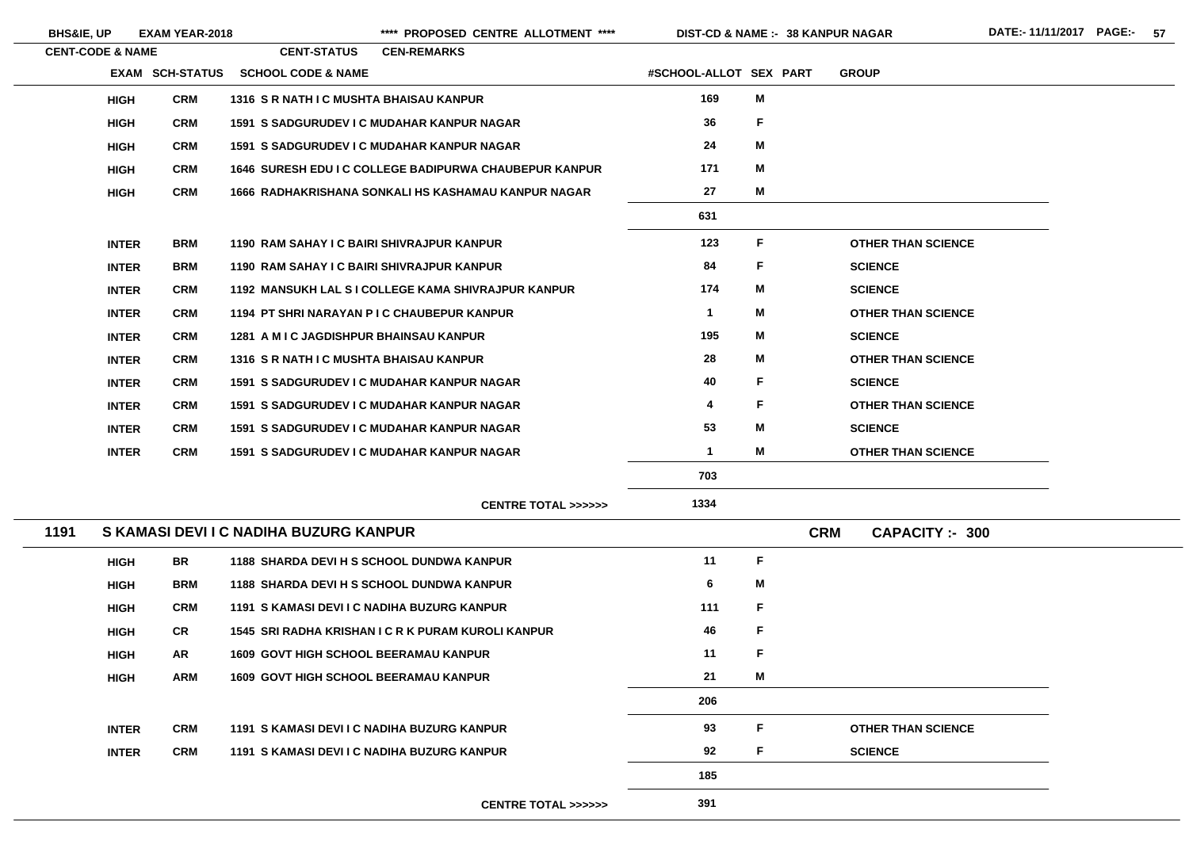**BHS&IE, UP EXAM YEAR-2018 \*\*\*\* PROPOSED CENTRE ALLOTMENT \*\*\*\* DIST-CD & NAME :- 38 KANPUR NAGAR DATE:- 11/11/2017**

| CENT-CODE & NAME | EXAM | SCH-STATUS | SCHOOL CODE & NAME | #SCHOOL-ALLOT | SEX | PART | GROUP |
|---|---|---|---|---|---|---|---|
| | HIGH | CRM | 1316 S R NATH I C MUSHTA BHAISAU KANPUR | 169 | M | | |
| | HIGH | CRM | 1591 S SADGURUDEV I C MUDAHAR KANPUR NAGAR | 36 | F | | |
| | HIGH | CRM | 1591 S SADGURUDEV I C MUDAHAR KANPUR NAGAR | 24 | M | | |
| | HIGH | CRM | 1646 SURESH EDU I C COLLEGE BADIPURWA CHAUBEPUR KANPUR | 171 | M | | |
| | HIGH | CRM | 1666 RADHAKRISHANA SONKALI HS KASHAMAU KANPUR NAGAR | 27 | M | | |
| | | | | 631 | | | |
| | INTER | BRM | 1190 RAM SAHAY I C BAIRI SHIVRAJPUR KANPUR | 123 | F | | OTHER THAN SCIENCE |
| | INTER | BRM | 1190 RAM SAHAY I C BAIRI SHIVRAJPUR KANPUR | 84 | F | | SCIENCE |
| | INTER | CRM | 1192 MANSUKH LAL S I COLLEGE KAMA SHIVRAJPUR KANPUR | 174 | M | | SCIENCE |
| | INTER | CRM | 1194 PT SHRI NARAYAN P I C CHAUBEPUR KANPUR | 1 | M | | OTHER THAN SCIENCE |
| | INTER | CRM | 1281 A M I C JAGDISHPUR BHAINSAU KANPUR | 195 | M | | SCIENCE |
| | INTER | CRM | 1316 S R NATH I C MUSHTA BHAISAU KANPUR | 28 | M | | OTHER THAN SCIENCE |
| | INTER | CRM | 1591 S SADGURUDEV I C MUDAHAR KANPUR NAGAR | 40 | F | | SCIENCE |
| | INTER | CRM | 1591 S SADGURUDEV I C MUDAHAR KANPUR NAGAR | 4 | F | | OTHER THAN SCIENCE |
| | INTER | CRM | 1591 S SADGURUDEV I C MUDAHAR KANPUR NAGAR | 53 | M | | SCIENCE |
| | INTER | CRM | 1591 S SADGURUDEV I C MUDAHAR KANPUR NAGAR | 1 | M | | OTHER THAN SCIENCE |
| | | | | 703 | | | |
| | | | CENTRE TOTAL >>>>>> | 1334 | | | |
| **1191 S KAMASI DEVI I C NADIHA BUZURG KANPUR** | | | | | | CRM | CAPACITY :- 300 |
| | HIGH | BR | 1188 SHARDA DEVI H S SCHOOL DUNDWA KANPUR | 11 | F | | |
| | HIGH | BRM | 1188 SHARDA DEVI H S SCHOOL DUNDWA KANPUR | 6 | M | | |
| | HIGH | CRM | 1191 S KAMASI DEVI I C NADIHA BUZURG KANPUR | 111 | F | | |
| | HIGH | CR | 1545 SRI RADHA KRISHAN I C R K PURAM KUROLI KANPUR | 46 | F | | |
| | HIGH | AR | 1609 GOVT HIGH SCHOOL BEERAMAU KANPUR | 11 | F | | |
| | HIGH | ARM | 1609 GOVT HIGH SCHOOL BEERAMAU KANPUR | 21 | M | | |
| | | | | 206 | | | |
| | INTER | CRM | 1191 S KAMASI DEVI I C NADIHA BUZURG KANPUR | 93 | F | | OTHER THAN SCIENCE |
| | INTER | CRM | 1191 S KAMASI DEVI I C NADIHA BUZURG KANPUR | 92 | F | | SCIENCE |
| | | | | 185 | | | |
| | | | CENTRE TOTAL >>>>>> | 391 | | | |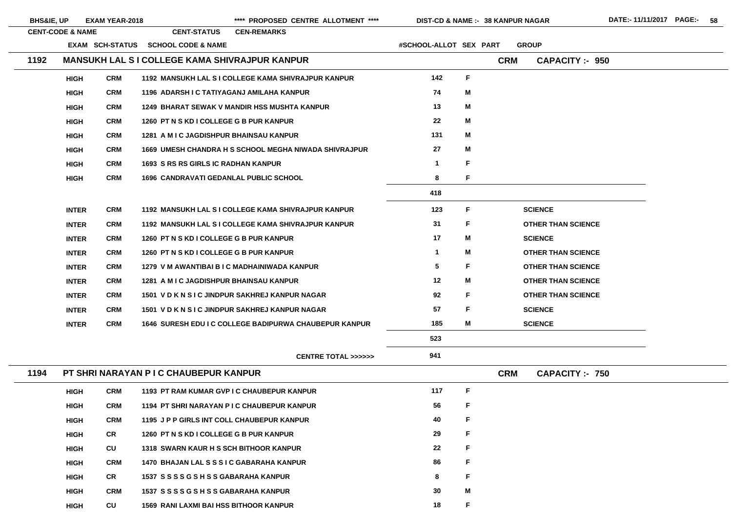**BHS&IE, UP EXAM YEAR-2018 \*\*\*\* PROPOSED CENTRE ALLOTMENT \*\*\*\* DIST-CD & NAME :- 38 KANPUR NAGAR DATE:- 11/11/2017**

| CENT-CODE & NAME | | | CENT-STATUS | CEN-REMARKS | | | |
|---|---|---|---|---|---|---|---|
| | EXAM | SCH-STATUS | SCHOOL CODE & NAME | #SCHOOL-ALLOT | SEX | PART | GROUP |

## 1192 MANSUKH LAL S I COLLEGE KAMA SHIVRAJPUR KANPUR — CRM — CAPACITY :- 950

| EXAM | SCH-STATUS | SCHOOL CODE & NAME | #SCHOOL-ALLOT | SEX | GROUP |
|---|---|---|---|---|---|
| HIGH | CRM | 1192 MANSUKH LAL S I COLLEGE KAMA SHIVRAJPUR KANPUR | 142 | F | |
| HIGH | CRM | 1196 ADARSH I C TATIYAGANJ AMILAHA KANPUR | 74 | M | |
| HIGH | CRM | 1249 BHARAT SEWAK V MANDIR HSS MUSHTA KANPUR | 13 | M | |
| HIGH | CRM | 1260 PT N S KD I COLLEGE G B PUR KANPUR | 22 | M | |
| HIGH | CRM | 1281 A M I C JAGDISHPUR BHAINSAU KANPUR | 131 | M | |
| HIGH | CRM | 1669 UMESH CHANDRA H S SCHOOL MEGHA NIWADA SHIVRAJPUR | 27 | M | |
| HIGH | CRM | 1693 S RS RS GIRLS IC RADHAN KANPUR | 1 | F | |
| HIGH | CRM | 1696 CANDRAVATI GEDANLAL PUBLIC SCHOOL | 8 | F | |
| | | | 418 | | |
| INTER | CRM | 1192 MANSUKH LAL S I COLLEGE KAMA SHIVRAJPUR KANPUR | 123 | F | SCIENCE |
| INTER | CRM | 1192 MANSUKH LAL S I COLLEGE KAMA SHIVRAJPUR KANPUR | 31 | F | OTHER THAN SCIENCE |
| INTER | CRM | 1260 PT N S KD I COLLEGE G B PUR KANPUR | 17 | M | SCIENCE |
| INTER | CRM | 1260 PT N S KD I COLLEGE G B PUR KANPUR | 1 | M | OTHER THAN SCIENCE |
| INTER | CRM | 1279 V M AWANTIBAI B I C MADHAINIWADA KANPUR | 5 | F | OTHER THAN SCIENCE |
| INTER | CRM | 1281 A M I C JAGDISHPUR BHAINSAU KANPUR | 12 | M | OTHER THAN SCIENCE |
| INTER | CRM | 1501 V D K N S I C JINDPUR SAKHREJ KANPUR NAGAR | 92 | F | OTHER THAN SCIENCE |
| INTER | CRM | 1501 V D K N S I C JINDPUR SAKHREJ KANPUR NAGAR | 57 | F | SCIENCE |
| INTER | CRM | 1646 SURESH EDU I C COLLEGE BADIPURWA CHAUBEPUR KANPUR | 185 | M | SCIENCE |
| | | | 523 | | |
| | | CENTRE TOTAL >>>>>> | 941 | | |

## 1194 PT SHRI NARAYAN P I C CHAUBEPUR KANPUR — CRM — CAPACITY :- 750

| EXAM | SCH-STATUS | SCHOOL CODE & NAME | #SCHOOL-ALLOT | SEX | GROUP |
|---|---|---|---|---|---|
| HIGH | CRM | 1193 PT RAM KUMAR GVP I C CHAUBEPUR KANPUR | 117 | F | |
| HIGH | CRM | 1194 PT SHRI NARAYAN P I C CHAUBEPUR KANPUR | 56 | F | |
| HIGH | CRM | 1195 J P P GIRLS INT COLL CHAUBEPUR KANPUR | 40 | F | |
| HIGH | CR | 1260 PT N S KD I COLLEGE G B PUR KANPUR | 29 | F | |
| HIGH | CU | 1318 SWARN KAUR H S SCH BITHOOR KANPUR | 22 | F | |
| HIGH | CRM | 1470 BHAJAN LAL S S S I C GABARAHA KANPUR | 86 | F | |
| HIGH | CR | 1537 S S S S G S H S S GABARAHA KANPUR | 8 | F | |
| HIGH | CRM | 1537 S S S S G S H S S GABARAHA KANPUR | 30 | M | |
| HIGH | CU | 1569 RANI LAXMI BAI HSS BITHOOR KANPUR | 18 | F | |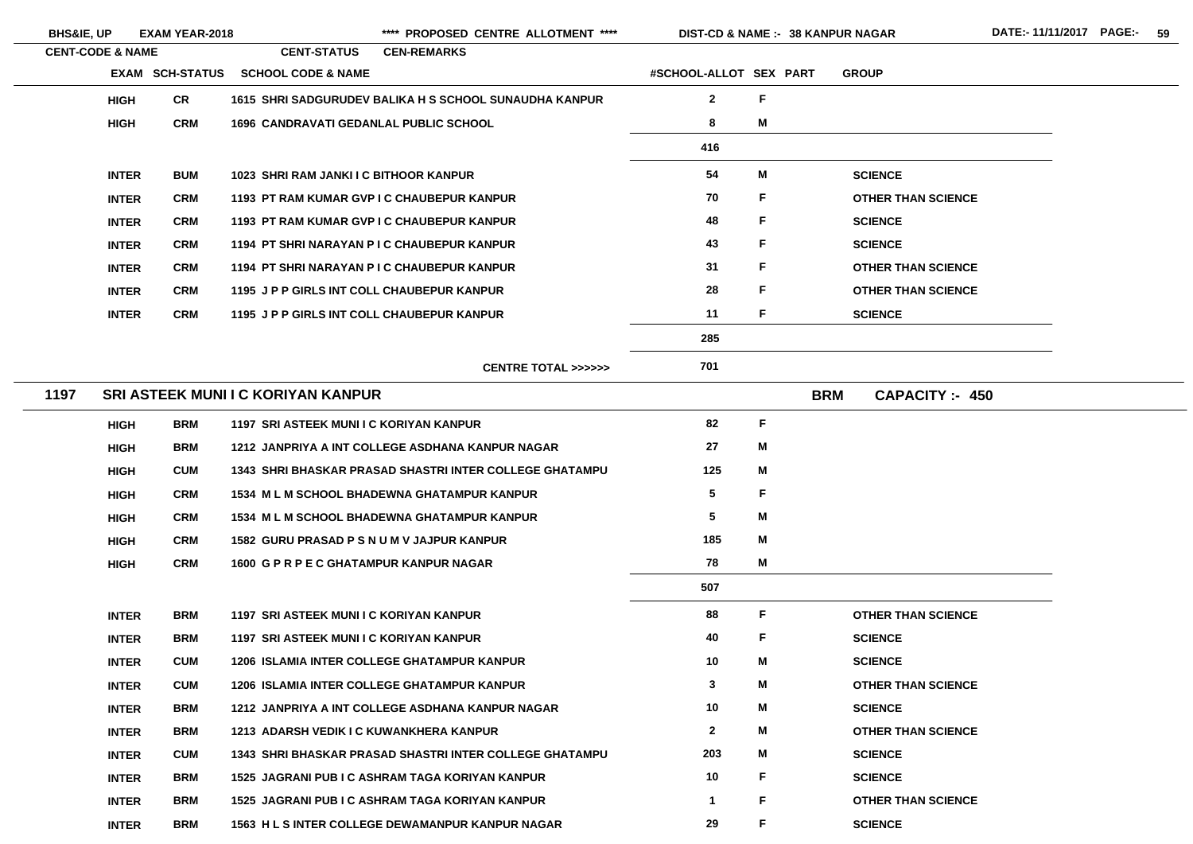| CENT-CODE & NAME | EXAM | SCH-STATUS | SCHOOL CODE & NAME | #SCHOOL-ALLOT | SEX | PART | GROUP |
|---|---|---|---|---|---|---|---|
| | HIGH | CR | 1615 SHRI SADGURUDEV BALIKA H S SCHOOL SUNAUDHA KANPUR | 2 | F | | |
| | HIGH | CRM | 1696 CANDRAVATI GEDANLAL PUBLIC SCHOOL | 8 | M | | |
| | | | | 416 | | | |
| | INTER | BUM | 1023 SHRI RAM JANKI I C BITHOOR KANPUR | 54 | M | | SCIENCE |
| | INTER | CRM | 1193 PT RAM KUMAR GVP I C CHAUBEPUR KANPUR | 70 | F | | OTHER THAN SCIENCE |
| | INTER | CRM | 1193 PT RAM KUMAR GVP I C CHAUBEPUR KANPUR | 48 | F | | SCIENCE |
| | INTER | CRM | 1194 PT SHRI NARAYAN P I C CHAUBEPUR KANPUR | 43 | F | | SCIENCE |
| | INTER | CRM | 1194 PT SHRI NARAYAN P I C CHAUBEPUR KANPUR | 31 | F | | OTHER THAN SCIENCE |
| | INTER | CRM | 1195 J P P GIRLS INT COLL CHAUBEPUR KANPUR | 28 | F | | OTHER THAN SCIENCE |
| | INTER | CRM | 1195 J P P GIRLS INT COLL CHAUBEPUR KANPUR | 11 | F | | SCIENCE |
| | | | | 285 | | | |
| | | | CENTRE TOTAL >>>>>> | 701 | | | |

**1197 SRI ASTEEK MUNI I C KORIYAN KANPUR** — BRM — CAPACITY :- 450

| EXAM | SCH-STATUS | SCHOOL CODE & NAME | #SCHOOL-ALLOT | SEX | PART | GROUP |
|---|---|---|---|---|---|---|
| HIGH | BRM | 1197 SRI ASTEEK MUNI I C KORIYAN KANPUR | 82 | F | | |
| HIGH | BRM | 1212 JANPRIYA A INT COLLEGE ASDHANA KANPUR NAGAR | 27 | M | | |
| HIGH | CUM | 1343 SHRI BHASKAR PRASAD SHASTRI INTER COLLEGE GHATAMPU | 125 | M | | |
| HIGH | CRM | 1534 M L M SCHOOL BHADEWNA GHATAMPUR KANPUR | 5 | F | | |
| HIGH | CRM | 1534 M L M SCHOOL BHADEWNA GHATAMPUR KANPUR | 5 | M | | |
| HIGH | CRM | 1582 GURU PRASAD P S N U M V JAJPUR KANPUR | 185 | M | | |
| HIGH | CRM | 1600 G P R P E C GHATAMPUR KANPUR NAGAR | 78 | M | | |
| | | | 507 | | | |
| INTER | BRM | 1197 SRI ASTEEK MUNI I C KORIYAN KANPUR | 88 | F | | OTHER THAN SCIENCE |
| INTER | BRM | 1197 SRI ASTEEK MUNI I C KORIYAN KANPUR | 40 | F | | SCIENCE |
| INTER | CUM | 1206 ISLAMIA INTER COLLEGE GHATAMPUR KANPUR | 10 | M | | SCIENCE |
| INTER | CUM | 1206 ISLAMIA INTER COLLEGE GHATAMPUR KANPUR | 3 | M | | OTHER THAN SCIENCE |
| INTER | BRM | 1212 JANPRIYA A INT COLLEGE ASDHANA KANPUR NAGAR | 10 | M | | SCIENCE |
| INTER | BRM | 1213 ADARSH VEDIK I C KUWANKHERA KANPUR | 2 | M | | OTHER THAN SCIENCE |
| INTER | CUM | 1343 SHRI BHASKAR PRASAD SHASTRI INTER COLLEGE GHATAMPU | 203 | M | | SCIENCE |
| INTER | BRM | 1525 JAGRANI PUB I C ASHRAM TAGA KORIYAN KANPUR | 10 | F | | SCIENCE |
| INTER | BRM | 1525 JAGRANI PUB I C ASHRAM TAGA KORIYAN KANPUR | 1 | F | | OTHER THAN SCIENCE |
| INTER | BRM | 1563 H L S INTER COLLEGE DEWAMANPUR KANPUR NAGAR | 29 | F | | SCIENCE |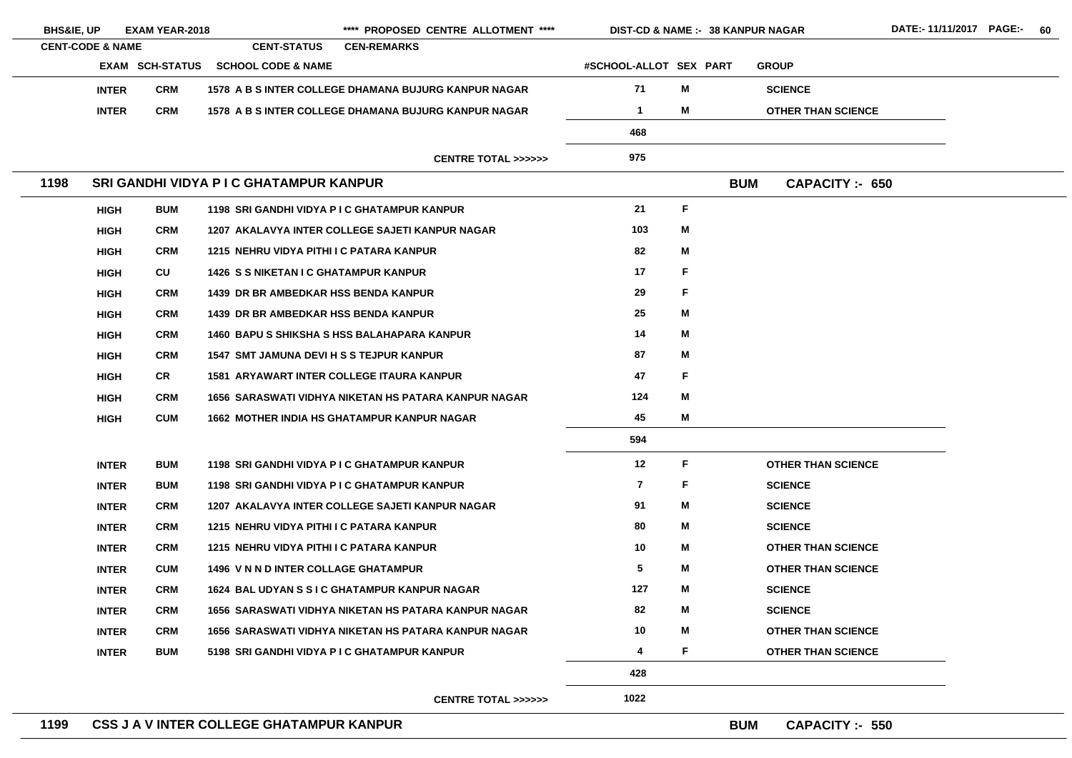BHS&IE, UP | EXAM YEAR-2018 | **** PROPOSED CENTRE ALLOTMENT **** | DIST-CD & NAME :- 38 KANPUR NAGAR | DATE:- 11/11/2017

| CENT-CODE & NAME | EXAM | SCH-STATUS | SCHOOL CODE & NAME | #SCHOOL-ALLOT | SEX | PART | GROUP |
|---|---|---|---|---|---|---|---|
| | INTER | CRM | 1578 A B S INTER COLLEGE DHAMANA BUJURG KANPUR NAGAR | 71 | M | | SCIENCE |
| | INTER | CRM | 1578 A B S INTER COLLEGE DHAMANA BUJURG KANPUR NAGAR | 1 | M | | OTHER THAN SCIENCE |
| | | | | 468 | | | |
| | | | CENTRE TOTAL >>>>>> | 975 | | | |

## 1198 SRI GANDHI VIDYA P I C GHATAMPUR KANPUR — BUM — CAPACITY :- 650

| EXAM | SCH-STATUS | SCHOOL CODE & NAME | #SCHOOL-ALLOT | SEX | PART | GROUP |
|---|---|---|---|---|---|---|
| HIGH | BUM | 1198 SRI GANDHI VIDYA P I C GHATAMPUR KANPUR | 21 | F | | |
| HIGH | CRM | 1207 AKALAVYA INTER COLLEGE SAJETI KANPUR NAGAR | 103 | M | | |
| HIGH | CRM | 1215 NEHRU VIDYA PITHI I C PATARA KANPUR | 82 | M | | |
| HIGH | CU | 1426 S S NIKETAN I C GHATAMPUR KANPUR | 17 | F | | |
| HIGH | CRM | 1439 DR BR AMBEDKAR HSS BENDA KANPUR | 29 | F | | |
| HIGH | CRM | 1439 DR BR AMBEDKAR HSS BENDA KANPUR | 25 | M | | |
| HIGH | CRM | 1460 BAPU S SHIKSHA S HSS BALAHAPARA KANPUR | 14 | M | | |
| HIGH | CRM | 1547 SMT JAMUNA DEVI H S S TEJPUR KANPUR | 87 | M | | |
| HIGH | CR | 1581 ARYAWART INTER COLLEGE ITAURA KANPUR | 47 | F | | |
| HIGH | CRM | 1656 SARASWATI VIDHYA NIKETAN HS PATARA KANPUR NAGAR | 124 | M | | |
| HIGH | CUM | 1662 MOTHER INDIA HS GHATAMPUR KANPUR NAGAR | 45 | M | | |
| | | | 594 | | | |
| INTER | BUM | 1198 SRI GANDHI VIDYA P I C GHATAMPUR KANPUR | 12 | F | | OTHER THAN SCIENCE |
| INTER | BUM | 1198 SRI GANDHI VIDYA P I C GHATAMPUR KANPUR | 7 | F | | SCIENCE |
| INTER | CRM | 1207 AKALAVYA INTER COLLEGE SAJETI KANPUR NAGAR | 91 | M | | SCIENCE |
| INTER | CRM | 1215 NEHRU VIDYA PITHI I C PATARA KANPUR | 80 | M | | SCIENCE |
| INTER | CRM | 1215 NEHRU VIDYA PITHI I C PATARA KANPUR | 10 | M | | OTHER THAN SCIENCE |
| INTER | CUM | 1496 V N N D INTER COLLAGE GHATAMPUR | 5 | M | | OTHER THAN SCIENCE |
| INTER | CRM | 1624 BAL UDYAN S S I C GHATAMPUR KANPUR NAGAR | 127 | M | | SCIENCE |
| INTER | CRM | 1656 SARASWATI VIDHYA NIKETAN HS PATARA KANPUR NAGAR | 82 | M | | SCIENCE |
| INTER | CRM | 1656 SARASWATI VIDHYA NIKETAN HS PATARA KANPUR NAGAR | 10 | M | | OTHER THAN SCIENCE |
| INTER | BUM | 5198 SRI GANDHI VIDYA P I C GHATAMPUR KANPUR | 4 | F | | OTHER THAN SCIENCE |
| | | | 428 | | | |
| | | CENTRE TOTAL >>>>>> | 1022 | | | |

## 1199 CSS J A V INTER COLLEGE GHATAMPUR KANPUR — BUM — CAPACITY :- 550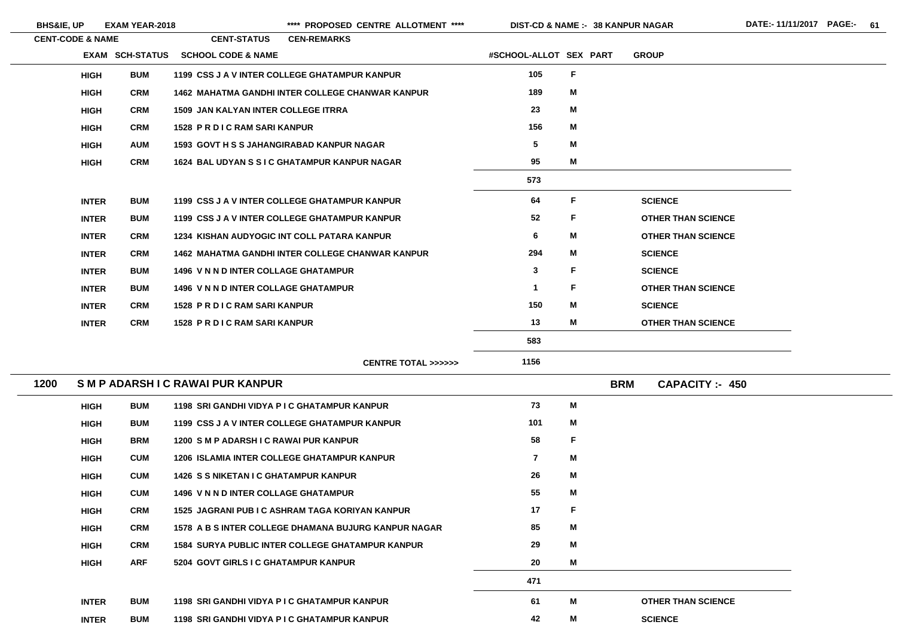| CENT-CODE & NAME | EXAM | SCH-STATUS | SCHOOL CODE & NAME | #SCHOOL-ALLOT | SEX | PART | GROUP |
|---|---|---|---|---|---|---|---|
| | HIGH | BUM | 1199 CSS J A V INTER COLLEGE GHATAMPUR KANPUR | 105 | F | | |
| | HIGH | CRM | 1462 MAHATMA GANDHI INTER COLLEGE CHANWAR KANPUR | 189 | M | | |
| | HIGH | CRM | 1509 JAN KALYAN INTER COLLEGE ITRRA | 23 | M | | |
| | HIGH | CRM | 1528 P R D I C RAM SARI KANPUR | 156 | M | | |
| | HIGH | AUM | 1593 GOVT H S S JAHANGIRABAD KANPUR NAGAR | 5 | M | | |
| | HIGH | CRM | 1624 BAL UDYAN S S I C GHATAMPUR KANPUR NAGAR | 95 | M | | |
| | | | | 573 | | | |
| | INTER | BUM | 1199 CSS J A V INTER COLLEGE GHATAMPUR KANPUR | 64 | F | | SCIENCE |
| | INTER | BUM | 1199 CSS J A V INTER COLLEGE GHATAMPUR KANPUR | 52 | F | | OTHER THAN SCIENCE |
| | INTER | CRM | 1234 KISHAN AUDYOGIC INT COLL PATARA KANPUR | 6 | M | | OTHER THAN SCIENCE |
| | INTER | CRM | 1462 MAHATMA GANDHI INTER COLLEGE CHANWAR KANPUR | 294 | M | | SCIENCE |
| | INTER | BUM | 1496 V N N D INTER COLLAGE GHATAMPUR | 3 | F | | SCIENCE |
| | INTER | BUM | 1496 V N N D INTER COLLAGE GHATAMPUR | 1 | F | | OTHER THAN SCIENCE |
| | INTER | CRM | 1528 P R D I C RAM SARI KANPUR | 150 | M | | SCIENCE |
| | INTER | CRM | 1528 P R D I C RAM SARI KANPUR | 13 | M | | OTHER THAN SCIENCE |
| | | | | 583 | | | |
| | | | CENTRE TOTAL >>>>>> | 1156 | | | |

## 1200 S M P ADARSH I C RAWAI PUR KANPUR — BRM — CAPACITY :- 450

| EXAM | SCH-STATUS | SCHOOL CODE & NAME | #SCHOOL-ALLOT | SEX | PART | GROUP |
|---|---|---|---|---|---|---|
| HIGH | BUM | 1198 SRI GANDHI VIDYA P I C GHATAMPUR KANPUR | 73 | M | | |
| HIGH | BUM | 1199 CSS J A V INTER COLLEGE GHATAMPUR KANPUR | 101 | M | | |
| HIGH | BRM | 1200 S M P ADARSH I C RAWAI PUR KANPUR | 58 | F | | |
| HIGH | CUM | 1206 ISLAMIA INTER COLLEGE GHATAMPUR KANPUR | 7 | M | | |
| HIGH | CUM | 1426 S S NIKETAN I C GHATAMPUR KANPUR | 26 | M | | |
| HIGH | CUM | 1496 V N N D INTER COLLAGE GHATAMPUR | 55 | M | | |
| HIGH | CRM | 1525 JAGRANI PUB I C ASHRAM TAGA KORIYAN KANPUR | 17 | F | | |
| HIGH | CRM | 1578 A B S INTER COLLEGE DHAMANA BUJURG KANPUR NAGAR | 85 | M | | |
| HIGH | CRM | 1584 SURYA PUBLIC INTER COLLEGE GHATAMPUR KANPUR | 29 | M | | |
| HIGH | ARF | 5204 GOVT GIRLS I C GHATAMPUR KANPUR | 20 | M | | |
| | | | 471 | | | |
| INTER | BUM | 1198 SRI GANDHI VIDYA P I C GHATAMPUR KANPUR | 61 | M | | OTHER THAN SCIENCE |
| INTER | BUM | 1198 SRI GANDHI VIDYA P I C GHATAMPUR KANPUR | 42 | M | | SCIENCE |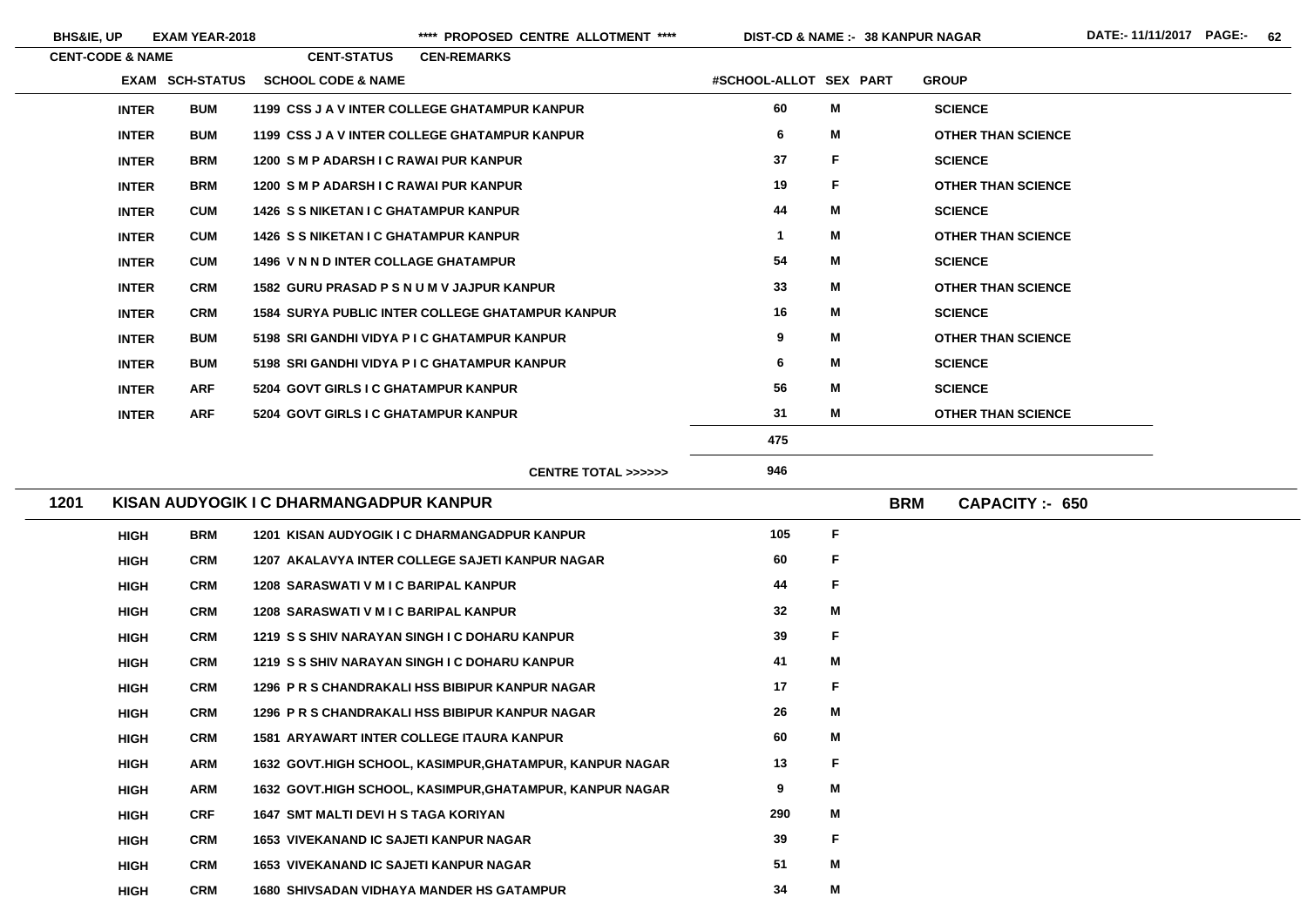| EXAM | SCH-STATUS | SCHOOL CODE & NAME | #SCHOOL-ALLOT | SEX | PART | GROUP |
|---|---|---|---|---|---|---|
| INTER | BUM | 1199 CSS J A V INTER COLLEGE GHATAMPUR KANPUR | 60 | M | | SCIENCE |
| INTER | BUM | 1199 CSS J A V INTER COLLEGE GHATAMPUR KANPUR | 6 | M | | OTHER THAN SCIENCE |
| INTER | BRM | 1200 S M P ADARSH I C RAWAI PUR KANPUR | 37 | F | | SCIENCE |
| INTER | BRM | 1200 S M P ADARSH I C RAWAI PUR KANPUR | 19 | F | | OTHER THAN SCIENCE |
| INTER | CUM | 1426 S S NIKETAN I C GHATAMPUR KANPUR | 44 | M | | SCIENCE |
| INTER | CUM | 1426 S S NIKETAN I C GHATAMPUR KANPUR | 1 | M | | OTHER THAN SCIENCE |
| INTER | CUM | 1496 V N N D INTER COLLAGE GHATAMPUR | 54 | M | | SCIENCE |
| INTER | CRM | 1582 GURU PRASAD P S N U M V JAJPUR KANPUR | 33 | M | | OTHER THAN SCIENCE |
| INTER | CRM | 1584 SURYA PUBLIC INTER COLLEGE GHATAMPUR KANPUR | 16 | M | | SCIENCE |
| INTER | BUM | 5198 SRI GANDHI VIDYA P I C GHATAMPUR KANPUR | 9 | M | | OTHER THAN SCIENCE |
| INTER | BUM | 5198 SRI GANDHI VIDYA P I C GHATAMPUR KANPUR | 6 | M | | SCIENCE |
| INTER | ARF | 5204 GOVT GIRLS I C GHATAMPUR KANPUR | 56 | M | | SCIENCE |
| INTER | ARF | 5204 GOVT GIRLS I C GHATAMPUR KANPUR | 31 | M | | OTHER THAN SCIENCE |
| | | | 475 | | | |
| | | CENTRE TOTAL >>>>>> | 946 | | | |

## 1201 KISAN AUDYOGIK I C DHARMANGADPUR KANPUR — BRM — CAPACITY :- 650

| EXAM | SCH-STATUS | SCHOOL CODE & NAME | #SCHOOL-ALLOT | SEX | PART | GROUP |
|---|---|---|---|---|---|---|
| HIGH | BRM | 1201 KISAN AUDYOGIK I C DHARMANGADPUR KANPUR | 105 | F | | |
| HIGH | CRM | 1207 AKALAVYA INTER COLLEGE SAJETI KANPUR NAGAR | 60 | F | | |
| HIGH | CRM | 1208 SARASWATI V M I C BARIPAL KANPUR | 44 | F | | |
| HIGH | CRM | 1208 SARASWATI V M I C BARIPAL KANPUR | 32 | M | | |
| HIGH | CRM | 1219 S S SHIV NARAYAN SINGH I C DOHARU KANPUR | 39 | F | | |
| HIGH | CRM | 1219 S S SHIV NARAYAN SINGH I C DOHARU KANPUR | 41 | M | | |
| HIGH | CRM | 1296 P R S CHANDRAKALI HSS BIBIPUR KANPUR NAGAR | 17 | F | | |
| HIGH | CRM | 1296 P R S CHANDRAKALI HSS BIBIPUR KANPUR NAGAR | 26 | M | | |
| HIGH | CRM | 1581 ARYAWART INTER COLLEGE ITAURA KANPUR | 60 | M | | |
| HIGH | ARM | 1632 GOVT.HIGH SCHOOL, KASIMPUR,GHATAMPUR, KANPUR NAGAR | 13 | F | | |
| HIGH | ARM | 1632 GOVT.HIGH SCHOOL, KASIMPUR,GHATAMPUR, KANPUR NAGAR | 9 | M | | |
| HIGH | CRF | 1647 SMT MALTI DEVI H S TAGA KORIYAN | 290 | M | | |
| HIGH | CRM | 1653 VIVEKANAND IC SAJETI KANPUR NAGAR | 39 | F | | |
| HIGH | CRM | 1653 VIVEKANAND IC SAJETI KANPUR NAGAR | 51 | M | | |
| HIGH | CRM | 1680 SHIVSADAN VIDHAYA MANDER HS GATAMPUR | 34 | M | | |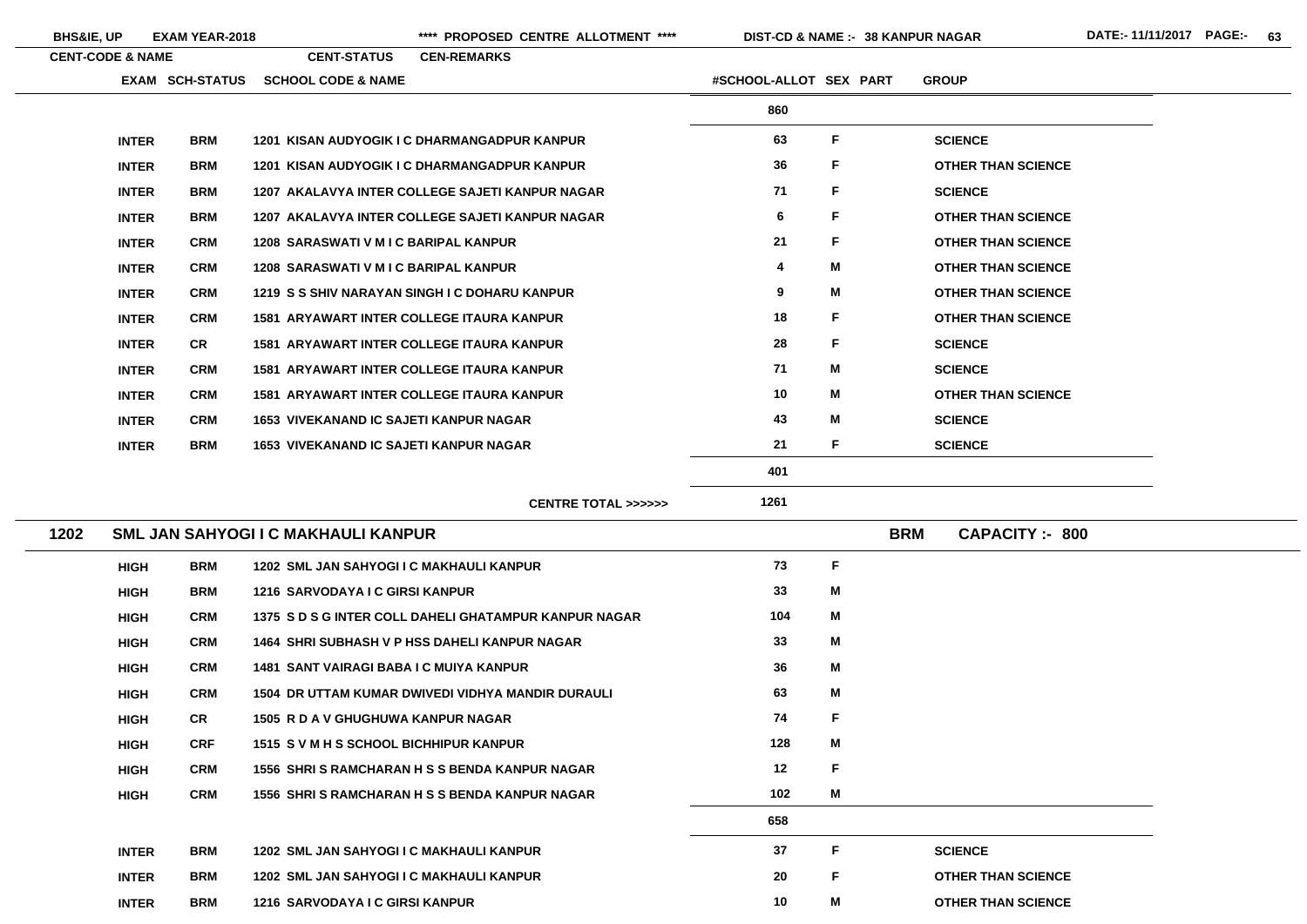| EXAM | SCH-STATUS | SCHOOL CODE & NAME | #SCHOOL-ALLOT | SEX | PART | GROUP |
|---|---|---|---|---|---|---|
| | | | 860 | | | |
| INTER | BRM | 1201 KISAN AUDYOGIK I C DHARMANGADPUR KANPUR | 63 | F | | SCIENCE |
| INTER | BRM | 1201 KISAN AUDYOGIK I C DHARMANGADPUR KANPUR | 36 | F | | OTHER THAN SCIENCE |
| INTER | BRM | 1207 AKALAVYA INTER COLLEGE SAJETI KANPUR NAGAR | 71 | F | | SCIENCE |
| INTER | BRM | 1207 AKALAVYA INTER COLLEGE SAJETI KANPUR NAGAR | 6 | F | | OTHER THAN SCIENCE |
| INTER | CRM | 1208 SARASWATI V M I C BARIPAL KANPUR | 21 | F | | OTHER THAN SCIENCE |
| INTER | CRM | 1208 SARASWATI V M I C BARIPAL KANPUR | 4 | M | | OTHER THAN SCIENCE |
| INTER | CRM | 1219 S S SHIV NARAYAN SINGH I C DOHARU KANPUR | 9 | M | | OTHER THAN SCIENCE |
| INTER | CRM | 1581 ARYAWART INTER COLLEGE ITAURA KANPUR | 18 | F | | OTHER THAN SCIENCE |
| INTER | CR | 1581 ARYAWART INTER COLLEGE ITAURA KANPUR | 28 | F | | SCIENCE |
| INTER | CRM | 1581 ARYAWART INTER COLLEGE ITAURA KANPUR | 71 | M | | SCIENCE |
| INTER | CRM | 1581 ARYAWART INTER COLLEGE ITAURA KANPUR | 10 | M | | OTHER THAN SCIENCE |
| INTER | CRM | 1653 VIVEKANAND IC SAJETI KANPUR NAGAR | 43 | M | | SCIENCE |
| INTER | BRM | 1653 VIVEKANAND IC SAJETI KANPUR NAGAR | 21 | F | | SCIENCE |
| | | | 401 | | | |
| | | CENTRE TOTAL >>>>>> | 1261 | | | |

## 1202 SML JAN SAHYOGI I C MAKHAULI KANPUR — BRM — CAPACITY :- 800

| EXAM | SCH-STATUS | SCHOOL CODE & NAME | #SCHOOL-ALLOT | SEX | PART | GROUP |
|---|---|---|---|---|---|---|
| HIGH | BRM | 1202 SML JAN SAHYOGI I C MAKHAULI KANPUR | 73 | F | | |
| HIGH | BRM | 1216 SARVODAYA I C GIRSI KANPUR | 33 | M | | |
| HIGH | CRM | 1375 S D S G INTER COLL DAHELI GHATAMPUR KANPUR NAGAR | 104 | M | | |
| HIGH | CRM | 1464 SHRI SUBHASH V P HSS DAHELI KANPUR NAGAR | 33 | M | | |
| HIGH | CRM | 1481 SANT VAIRAGI BABA I C MUIYA KANPUR | 36 | M | | |
| HIGH | CRM | 1504 DR UTTAM KUMAR DWIVEDI VIDHYA MANDIR DURAULI | 63 | M | | |
| HIGH | CR | 1505 R D A V GHUGHUWA KANPUR NAGAR | 74 | F | | |
| HIGH | CRF | 1515 S V M H S SCHOOL BICHHIPUR KANPUR | 128 | M | | |
| HIGH | CRM | 1556 SHRI S RAMCHARAN H S S BENDA KANPUR NAGAR | 12 | F | | |
| HIGH | CRM | 1556 SHRI S RAMCHARAN H S S BENDA KANPUR NAGAR | 102 | M | | |
| | | | 658 | | | |
| INTER | BRM | 1202 SML JAN SAHYOGI I C MAKHAULI KANPUR | 37 | F | | SCIENCE |
| INTER | BRM | 1202 SML JAN SAHYOGI I C MAKHAULI KANPUR | 20 | F | | OTHER THAN SCIENCE |
| INTER | BRM | 1216 SARVODAYA I C GIRSI KANPUR | 10 | M | | OTHER THAN SCIENCE |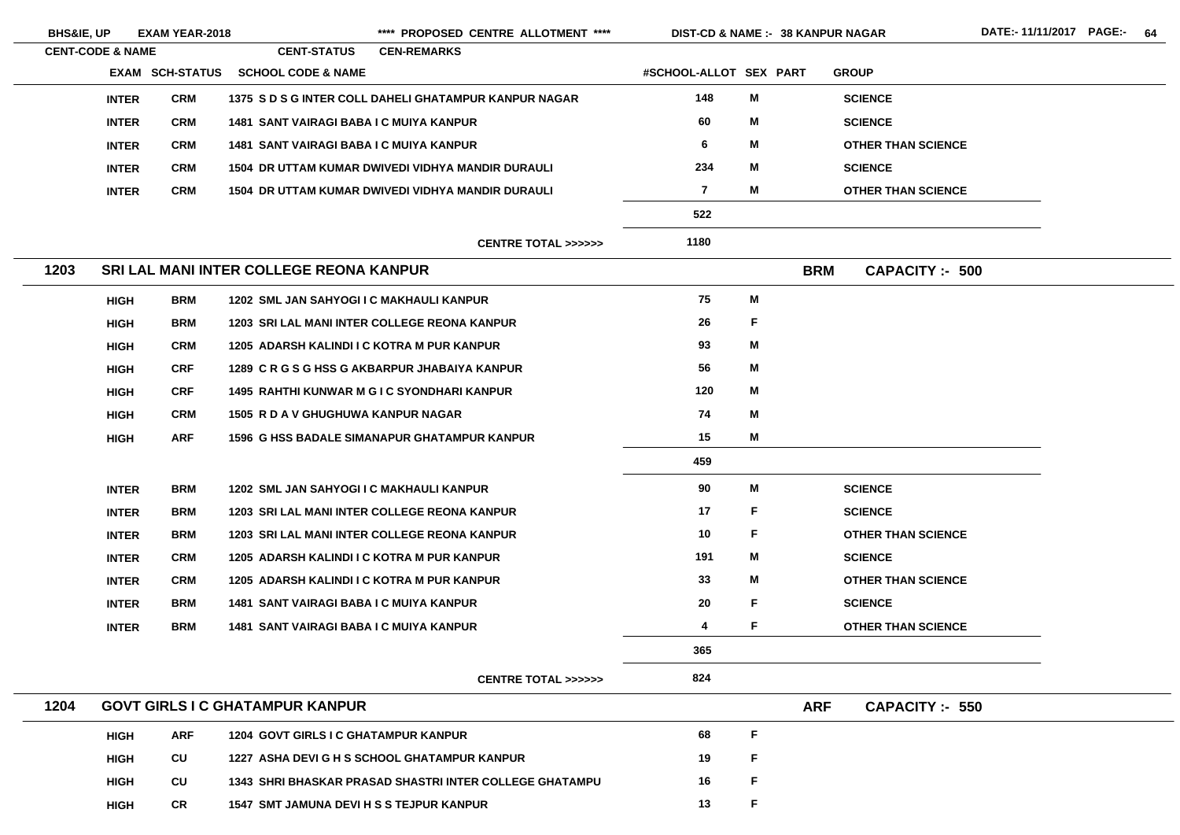BHS&IE, UP EXAM YEAR-2018 **** PROPOSED CENTRE ALLOTMENT **** DIST-CD & NAME :- 38 KANPUR NAGAR DATE:- 11/11/2017

| CENT-CODE & NAME | | CENT-STATUS | CEN-REMARKS | | | | |
|---|---|---|---|---|---|---|---|
| EXAM | SCH-STATUS | SCHOOL CODE & NAME | | #SCHOOL-ALLOT | SEX | PART | GROUP |
| INTER | CRM | 1375 S D S G INTER COLL DAHELI GHATAMPUR KANPUR NAGAR | | 148 | M | | SCIENCE |
| INTER | CRM | 1481 SANT VAIRAGI BABA I C MUIYA KANPUR | | 60 | M | | SCIENCE |
| INTER | CRM | 1481 SANT VAIRAGI BABA I C MUIYA KANPUR | | 6 | M | | OTHER THAN SCIENCE |
| INTER | CRM | 1504 DR UTTAM KUMAR DWIVEDI VIDHYA MANDIR DURAULI | | 234 | M | | SCIENCE |
| INTER | CRM | 1504 DR UTTAM KUMAR DWIVEDI VIDHYA MANDIR DURAULI | | 7 | M | | OTHER THAN SCIENCE |
| | | | | 522 | | | |
| | | | CENTRE TOTAL >>>>>> | 1180 | | | |

## 1203 SRI LAL MANI INTER COLLEGE REONA KANPUR — BRM — CAPACITY :- 500

| EXAM | SCH-STATUS | SCHOOL CODE & NAME | #SCHOOL-ALLOT | SEX | PART | GROUP |
|---|---|---|---|---|---|---|
| HIGH | BRM | 1202 SML JAN SAHYOGI I C MAKHAULI KANPUR | 75 | M | | |
| HIGH | BRM | 1203 SRI LAL MANI INTER COLLEGE REONA KANPUR | 26 | F | | |
| HIGH | CRM | 1205 ADARSH KALINDI I C KOTRA M PUR KANPUR | 93 | M | | |
| HIGH | CRF | 1289 C R G S G HSS G AKBARPUR JHABAIYA KANPUR | 56 | M | | |
| HIGH | CRF | 1495 RAHTHI KUNWAR M G I C SYONDHARI KANPUR | 120 | M | | |
| HIGH | CRM | 1505 R D A V GHUGHUWA KANPUR NAGAR | 74 | M | | |
| HIGH | ARF | 1596 G HSS BADALE SIMANAPUR GHATAMPUR KANPUR | 15 | M | | |
| | | | 459 | | | |
| INTER | BRM | 1202 SML JAN SAHYOGI I C MAKHAULI KANPUR | 90 | M | | SCIENCE |
| INTER | BRM | 1203 SRI LAL MANI INTER COLLEGE REONA KANPUR | 17 | F | | SCIENCE |
| INTER | BRM | 1203 SRI LAL MANI INTER COLLEGE REONA KANPUR | 10 | F | | OTHER THAN SCIENCE |
| INTER | CRM | 1205 ADARSH KALINDI I C KOTRA M PUR KANPUR | 191 | M | | SCIENCE |
| INTER | CRM | 1205 ADARSH KALINDI I C KOTRA M PUR KANPUR | 33 | M | | OTHER THAN SCIENCE |
| INTER | BRM | 1481 SANT VAIRAGI BABA I C MUIYA KANPUR | 20 | F | | SCIENCE |
| INTER | BRM | 1481 SANT VAIRAGI BABA I C MUIYA KANPUR | 4 | F | | OTHER THAN SCIENCE |
| | | | 365 | | | |
| | | CENTRE TOTAL >>>>>> | 824 | | | |

## 1204 GOVT GIRLS I C GHATAMPUR KANPUR — ARF — CAPACITY :- 550

| EXAM | SCH-STATUS | SCHOOL CODE & NAME | #SCHOOL-ALLOT | SEX | PART | GROUP |
|---|---|---|---|---|---|---|
| HIGH | ARF | 1204 GOVT GIRLS I C GHATAMPUR KANPUR | 68 | F | | |
| HIGH | CU | 1227 ASHA DEVI G H S SCHOOL GHATAMPUR KANPUR | 19 | F | | |
| HIGH | CU | 1343 SHRI BHASKAR PRASAD SHASTRI INTER COLLEGE GHATAMPU | 16 | F | | |
| HIGH | CR | 1547 SMT JAMUNA DEVI H S S TEJPUR KANPUR | 13 | F | | |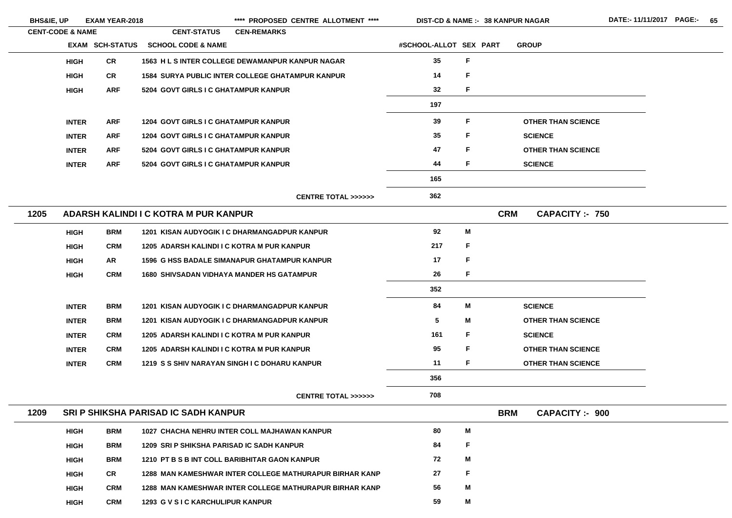| EXAM | SCH-STATUS | SCHOOL CODE & NAME | #SCHOOL-ALLOT | SEX | PART | GROUP |
|---|---|---|---|---|---|---|
| HIGH | CR | 1563 H L S INTER COLLEGE DEWAMANPUR KANPUR NAGAR | 35 | F | | |
| HIGH | CR | 1584 SURYA PUBLIC INTER COLLEGE GHATAMPUR KANPUR | 14 | F | | |
| HIGH | ARF | 5204 GOVT GIRLS I C GHATAMPUR KANPUR | 32 | F | | |
| | | | 197 | | | |
| INTER | ARF | 1204 GOVT GIRLS I C GHATAMPUR KANPUR | 39 | F | | OTHER THAN SCIENCE |
| INTER | ARF | 1204 GOVT GIRLS I C GHATAMPUR KANPUR | 35 | F | | SCIENCE |
| INTER | ARF | 5204 GOVT GIRLS I C GHATAMPUR KANPUR | 47 | F | | OTHER THAN SCIENCE |
| INTER | ARF | 5204 GOVT GIRLS I C GHATAMPUR KANPUR | 44 | F | | SCIENCE |
| | | | 165 | | | |
| | | CENTRE TOTAL >>>>>> | 362 | | | |

## 1205 ADARSH KALINDI I C KOTRA M PUR KANPUR — CRM — CAPACITY :- 750

| EXAM | SCH-STATUS | SCHOOL CODE & NAME | #SCHOOL-ALLOT | SEX | PART | GROUP |
|---|---|---|---|---|---|---|
| HIGH | BRM | 1201 KISAN AUDYOGIK I C DHARMANGADPUR KANPUR | 92 | M | | |
| HIGH | CRM | 1205 ADARSH KALINDI I C KOTRA M PUR KANPUR | 217 | F | | |
| HIGH | AR | 1596 G HSS BADALE SIMANAPUR GHATAMPUR KANPUR | 17 | F | | |
| HIGH | CRM | 1680 SHIVSADAN VIDHAYA MANDER HS GATAMPUR | 26 | F | | |
| | | | 352 | | | |
| INTER | BRM | 1201 KISAN AUDYOGIK I C DHARMANGADPUR KANPUR | 84 | M | | SCIENCE |
| INTER | BRM | 1201 KISAN AUDYOGIK I C DHARMANGADPUR KANPUR | 5 | M | | OTHER THAN SCIENCE |
| INTER | CRM | 1205 ADARSH KALINDI I C KOTRA M PUR KANPUR | 161 | F | | SCIENCE |
| INTER | CRM | 1205 ADARSH KALINDI I C KOTRA M PUR KANPUR | 95 | F | | OTHER THAN SCIENCE |
| INTER | CRM | 1219 S S SHIV NARAYAN SINGH I C DOHARU KANPUR | 11 | F | | OTHER THAN SCIENCE |
| | | | 356 | | | |
| | | CENTRE TOTAL >>>>>> | 708 | | | |

## 1209 SRI P SHIKSHA PARISAD IC SADH KANPUR — BRM — CAPACITY :- 900

| EXAM | SCH-STATUS | SCHOOL CODE & NAME | #SCHOOL-ALLOT | SEX | PART | GROUP |
|---|---|---|---|---|---|---|
| HIGH | BRM | 1027 CHACHA NEHRU INTER COLL MAJHAWAN KANPUR | 80 | M | | |
| HIGH | BRM | 1209 SRI P SHIKSHA PARISAD IC SADH KANPUR | 84 | F | | |
| HIGH | BRM | 1210 PT B S B INT COLL BARIBHITAR GAON KANPUR | 72 | M | | |
| HIGH | CR | 1288 MAN KAMESHWAR INTER COLLEGE MATHURAPUR BIRHAR KANP | 27 | F | | |
| HIGH | CRM | 1288 MAN KAMESHWAR INTER COLLEGE MATHURAPUR BIRHAR KANP | 56 | M | | |
| HIGH | CRM | 1293 G V S I C KARCHULIPUR KANPUR | 59 | M | | |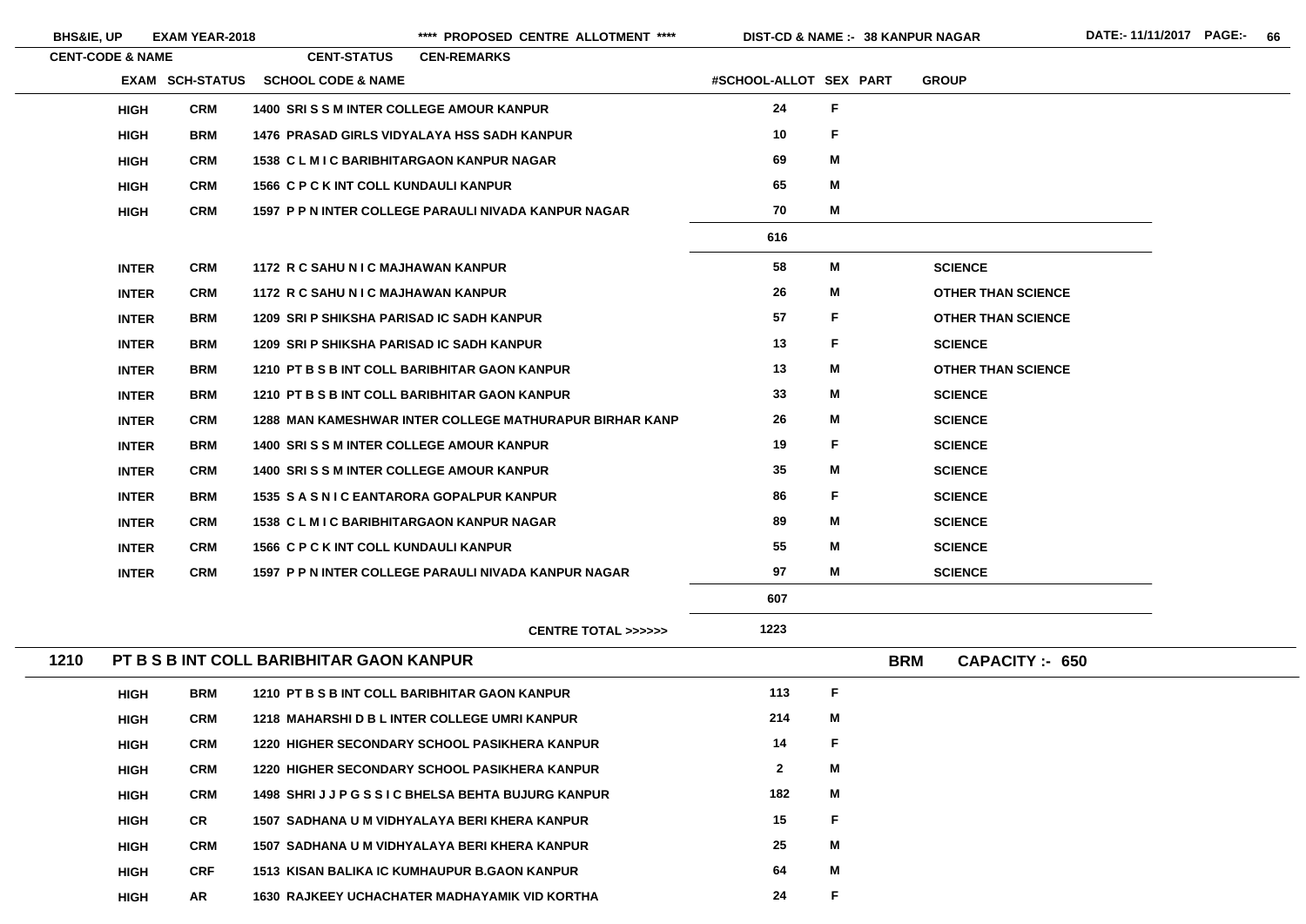| EXAM | SCH-STATUS | SCHOOL CODE & NAME | #SCHOOL-ALLOT | SEX | PART | GROUP |
|---|---|---|---|---|---|---|
| HIGH | CRM | 1400 SRI S S M INTER COLLEGE AMOUR KANPUR | 24 | F | | |
| HIGH | BRM | 1476 PRASAD GIRLS VIDYALAYA HSS SADH KANPUR | 10 | F | | |
| HIGH | CRM | 1538 C L M I C BARIBHITARGAON KANPUR NAGAR | 69 | M | | |
| HIGH | CRM | 1566 C P C K INT COLL KUNDAULI KANPUR | 65 | M | | |
| HIGH | CRM | 1597 P P N INTER COLLEGE PARAULI NIVADA KANPUR NAGAR | 70 | M | | |
| | | | 616 | | | |
| INTER | CRM | 1172 R C SAHU N I C MAJHAWAN KANPUR | 58 | M | | SCIENCE |
| INTER | CRM | 1172 R C SAHU N I C MAJHAWAN KANPUR | 26 | M | | OTHER THAN SCIENCE |
| INTER | BRM | 1209 SRI P SHIKSHA PARISAD IC SADH KANPUR | 57 | F | | OTHER THAN SCIENCE |
| INTER | BRM | 1209 SRI P SHIKSHA PARISAD IC SADH KANPUR | 13 | F | | SCIENCE |
| INTER | BRM | 1210 PT B S B INT COLL BARIBHITAR GAON KANPUR | 13 | M | | OTHER THAN SCIENCE |
| INTER | BRM | 1210 PT B S B INT COLL BARIBHITAR GAON KANPUR | 33 | M | | SCIENCE |
| INTER | CRM | 1288 MAN KAMESHWAR INTER COLLEGE MATHURAPUR BIRHAR KANP | 26 | M | | SCIENCE |
| INTER | BRM | 1400 SRI S S M INTER COLLEGE AMOUR KANPUR | 19 | F | | SCIENCE |
| INTER | CRM | 1400 SRI S S M INTER COLLEGE AMOUR KANPUR | 35 | M | | SCIENCE |
| INTER | BRM | 1535 S A S N I C EANTARORA GOPALPUR KANPUR | 86 | F | | SCIENCE |
| INTER | CRM | 1538 C L M I C BARIBHITARGAON KANPUR NAGAR | 89 | M | | SCIENCE |
| INTER | CRM | 1566 C P C K INT COLL KUNDAULI KANPUR | 55 | M | | SCIENCE |
| INTER | CRM | 1597 P P N INTER COLLEGE PARAULI NIVADA KANPUR NAGAR | 97 | M | | SCIENCE |
| | | | 607 | | | |
| | | CENTRE TOTAL >>>>>> | 1223 | | | |

## 1210 PT B S B INT COLL BARIBHITAR GAON KANPUR — BRM — CAPACITY :- 650

| EXAM | SCH-STATUS | SCHOOL CODE & NAME | #SCHOOL-ALLOT | SEX | PART | GROUP |
|---|---|---|---|---|---|---|
| HIGH | BRM | 1210 PT B S B INT COLL BARIBHITAR GAON KANPUR | 113 | F | | |
| HIGH | CRM | 1218 MAHARSHI D B L INTER COLLEGE UMRI KANPUR | 214 | M | | |
| HIGH | CRM | 1220 HIGHER SECONDARY SCHOOL PASIKHERA KANPUR | 14 | F | | |
| HIGH | CRM | 1220 HIGHER SECONDARY SCHOOL PASIKHERA KANPUR | 2 | M | | |
| HIGH | CRM | 1498 SHRI J J P G S S I C BHELSA BEHTA BUJURG KANPUR | 182 | M | | |
| HIGH | CR | 1507 SADHANA U M VIDHYALAYA BERI KHERA KANPUR | 15 | F | | |
| HIGH | CRM | 1507 SADHANA U M VIDHYALAYA BERI KHERA KANPUR | 25 | M | | |
| HIGH | CRF | 1513 KISAN BALIKA IC KUMHAUPUR B.GAON KANPUR | 64 | M | | |
| HIGH | AR | 1630 RAJKEEY UCHACHATER MADHAYAMIK VID KORTHA | 24 | F | | |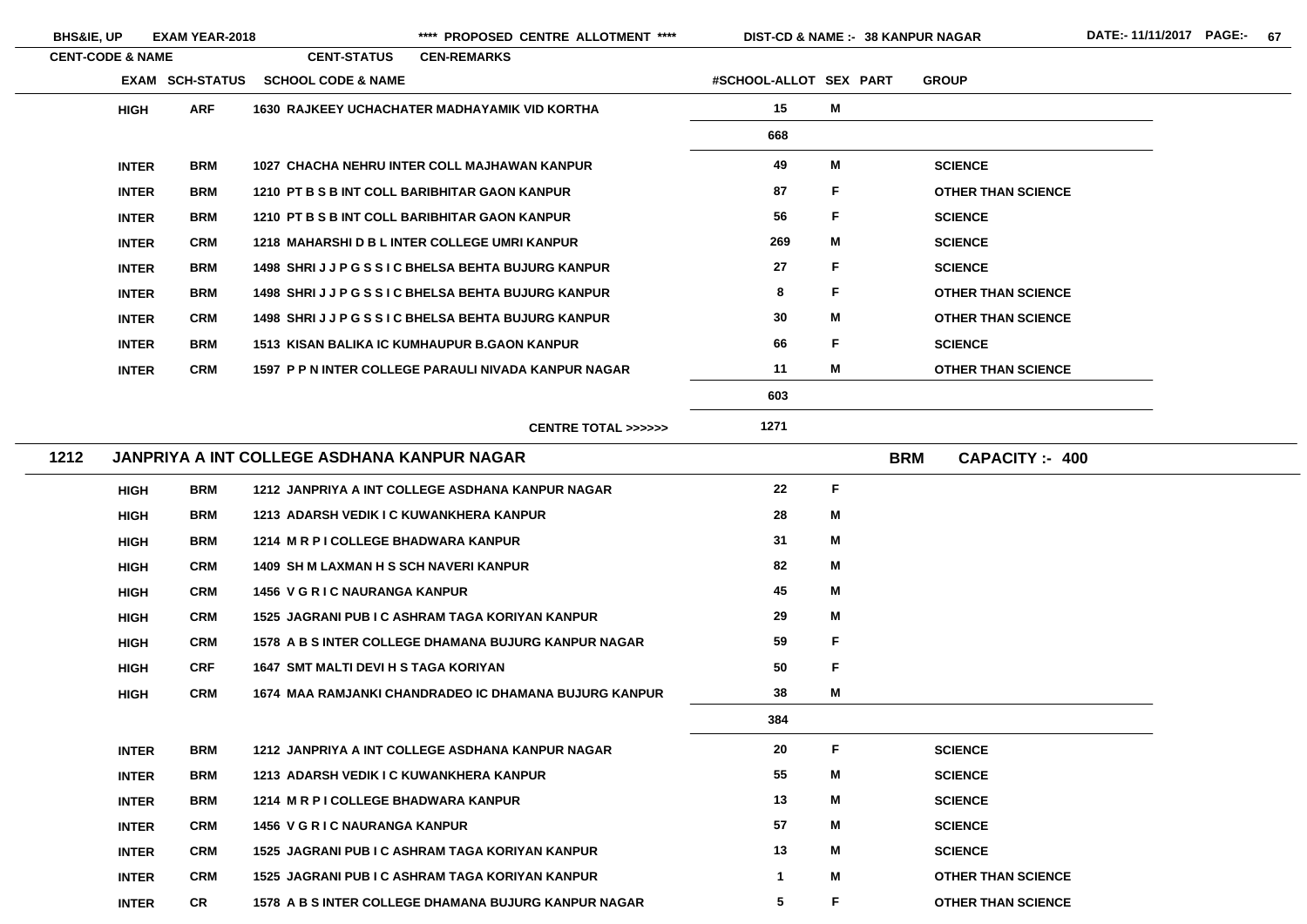| EXAM | SCH-STATUS | SCHOOL CODE & NAME | #SCHOOL-ALLOT | SEX | PART | GROUP |
|---|---|---|---|---|---|---|
| HIGH | ARF | 1630 RAJKEEY UCHACHATER MADHAYAMIK VID KORTHA | 15 | M | | |
| | | | 668 | | | |
| INTER | BRM | 1027 CHACHA NEHRU INTER COLL MAJHAWAN KANPUR | 49 | M | | SCIENCE |
| INTER | BRM | 1210 PT B S B INT COLL BARIBHITAR GAON KANPUR | 87 | F | | OTHER THAN SCIENCE |
| INTER | BRM | 1210 PT B S B INT COLL BARIBHITAR GAON KANPUR | 56 | F | | SCIENCE |
| INTER | CRM | 1218 MAHARSHI D B L INTER COLLEGE UMRI KANPUR | 269 | M | | SCIENCE |
| INTER | BRM | 1498 SHRI J J P G S S I C BHELSA BEHTA BUJURG KANPUR | 27 | F | | SCIENCE |
| INTER | BRM | 1498 SHRI J J P G S S I C BHELSA BEHTA BUJURG KANPUR | 8 | F | | OTHER THAN SCIENCE |
| INTER | CRM | 1498 SHRI J J P G S S I C BHELSA BEHTA BUJURG KANPUR | 30 | M | | OTHER THAN SCIENCE |
| INTER | BRM | 1513 KISAN BALIKA IC KUMHAUPUR B.GAON KANPUR | 66 | F | | SCIENCE |
| INTER | CRM | 1597 P P N INTER COLLEGE PARAULI NIVADA KANPUR NAGAR | 11 | M | | OTHER THAN SCIENCE |
| | | | 603 | | | |
| | | CENTRE TOTAL >>>>>> | 1271 | | | |

## 1212 JANPRIYA A INT COLLEGE ASDHANA KANPUR NAGAR — BRM — CAPACITY :- 400

| EXAM | SCH-STATUS | SCHOOL CODE & NAME | #SCHOOL-ALLOT | SEX | PART | GROUP |
|---|---|---|---|---|---|---|
| HIGH | BRM | 1212 JANPRIYA A INT COLLEGE ASDHANA KANPUR NAGAR | 22 | F | | |
| HIGH | BRM | 1213 ADARSH VEDIK I C KUWANKHERA KANPUR | 28 | M | | |
| HIGH | BRM | 1214 M R P I COLLEGE BHADWARA KANPUR | 31 | M | | |
| HIGH | CRM | 1409 SH M LAXMAN H S SCH NAVERI KANPUR | 82 | M | | |
| HIGH | CRM | 1456 V G R I C NAURANGA KANPUR | 45 | M | | |
| HIGH | CRM | 1525 JAGRANI PUB I C ASHRAM TAGA KORIYAN KANPUR | 29 | M | | |
| HIGH | CRM | 1578 A B S INTER COLLEGE DHAMANA BUJURG KANPUR NAGAR | 59 | F | | |
| HIGH | CRF | 1647 SMT MALTI DEVI H S TAGA KORIYAN | 50 | F | | |
| HIGH | CRM | 1674 MAA RAMJANKI CHANDRADEO IC DHAMANA BUJURG KANPUR | 38 | M | | |
| | | | 384 | | | |
| INTER | BRM | 1212 JANPRIYA A INT COLLEGE ASDHANA KANPUR NAGAR | 20 | F | | SCIENCE |
| INTER | BRM | 1213 ADARSH VEDIK I C KUWANKHERA KANPUR | 55 | M | | SCIENCE |
| INTER | BRM | 1214 M R P I COLLEGE BHADWARA KANPUR | 13 | M | | SCIENCE |
| INTER | CRM | 1456 V G R I C NAURANGA KANPUR | 57 | M | | SCIENCE |
| INTER | CRM | 1525 JAGRANI PUB I C ASHRAM TAGA KORIYAN KANPUR | 13 | M | | SCIENCE |
| INTER | CRM | 1525 JAGRANI PUB I C ASHRAM TAGA KORIYAN KANPUR | 1 | M | | OTHER THAN SCIENCE |
| INTER | CR | 1578 A B S INTER COLLEGE DHAMANA BUJURG KANPUR NAGAR | 5 | F | | OTHER THAN SCIENCE |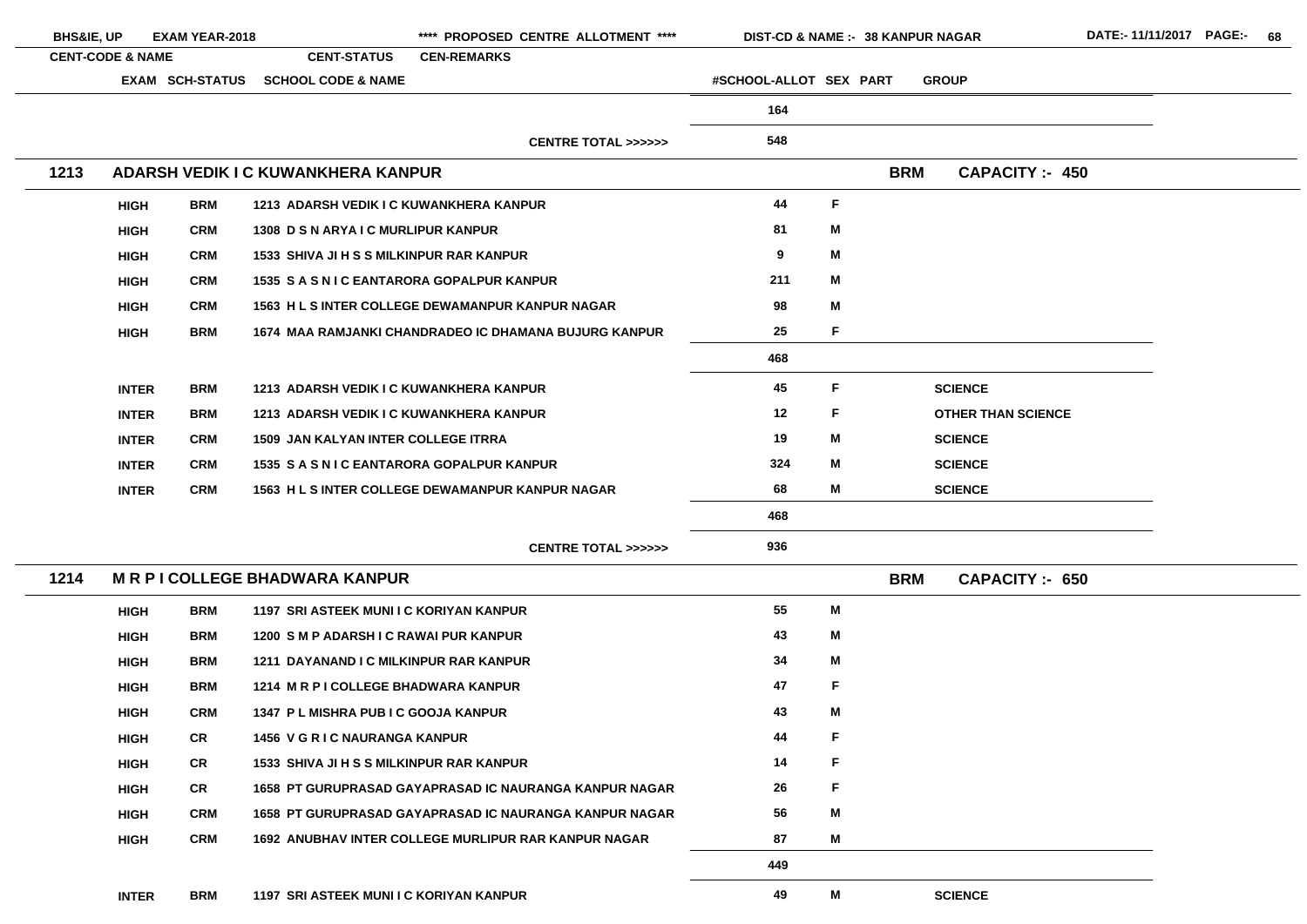| CENT-CODE & NAME | | CENT-STATUS | CEN-REMARKS | | | | |
|---|---|---|---|---|---|---|---|
| EXAM | SCH-STATUS | SCHOOL CODE & NAME | | #SCHOOL-ALLOT | SEX | PART | GROUP |
| | | | | 164 | | | |
| | | | CENTRE TOTAL >>>>>> | 548 | | | |
| **1213** | **ADARSH VEDIK I C KUWANKHERA KANPUR** | | | | | **BRM** | **CAPACITY :- 450** |
| HIGH | BRM | 1213 ADARSH VEDIK I C KUWANKHERA KANPUR | | 44 | F | | |
| HIGH | CRM | 1308 D S N ARYA I C MURLIPUR KANPUR | | 81 | M | | |
| HIGH | CRM | 1533 SHIVA JI H S S MILKINPUR RAR KANPUR | | 9 | M | | |
| HIGH | CRM | 1535 S A S N I C EANTARORA GOPALPUR KANPUR | | 211 | M | | |
| HIGH | CRM | 1563 H L S INTER COLLEGE DEWAMANPUR KANPUR NAGAR | | 98 | M | | |
| HIGH | BRM | 1674 MAA RAMJANKI CHANDRADEO IC DHAMANA BUJURG KANPUR | | 25 | F | | |
| | | | | 468 | | | |
| INTER | BRM | 1213 ADARSH VEDIK I C KUWANKHERA KANPUR | | 45 | F | | SCIENCE |
| INTER | BRM | 1213 ADARSH VEDIK I C KUWANKHERA KANPUR | | 12 | F | | OTHER THAN SCIENCE |
| INTER | CRM | 1509 JAN KALYAN INTER COLLEGE ITRRA | | 19 | M | | SCIENCE |
| INTER | CRM | 1535 S A S N I C EANTARORA GOPALPUR KANPUR | | 324 | M | | SCIENCE |
| INTER | CRM | 1563 H L S INTER COLLEGE DEWAMANPUR KANPUR NAGAR | | 68 | M | | SCIENCE |
| | | | | 468 | | | |
| | | | CENTRE TOTAL >>>>>> | 936 | | | |
| **1214** | **M R P I COLLEGE BHADWARA KANPUR** | | | | | **BRM** | **CAPACITY :- 650** |
| HIGH | BRM | 1197 SRI ASTEEK MUNI I C KORIYAN KANPUR | | 55 | M | | |
| HIGH | BRM | 1200 S M P ADARSH I C RAWAI PUR KANPUR | | 43 | M | | |
| HIGH | BRM | 1211 DAYANAND I C MILKINPUR RAR KANPUR | | 34 | M | | |
| HIGH | BRM | 1214 M R P I COLLEGE BHADWARA KANPUR | | 47 | F | | |
| HIGH | CRM | 1347 P L MISHRA PUB I C GOOJA KANPUR | | 43 | M | | |
| HIGH | CR | 1456 V G R I C NAURANGA KANPUR | | 44 | F | | |
| HIGH | CR | 1533 SHIVA JI H S S MILKINPUR RAR KANPUR | | 14 | F | | |
| HIGH | CR | 1658 PT GURUPRASAD GAYAPRASAD IC NAURANGA KANPUR NAGAR | | 26 | F | | |
| HIGH | CRM | 1658 PT GURUPRASAD GAYAPRASAD IC NAURANGA KANPUR NAGAR | | 56 | M | | |
| HIGH | CRM | 1692 ANUBHAV INTER COLLEGE MURLIPUR RAR KANPUR NAGAR | | 87 | M | | |
| | | | | 449 | | | |
| INTER | BRM | 1197 SRI ASTEEK MUNI I C KORIYAN KANPUR | | 49 | M | | SCIENCE |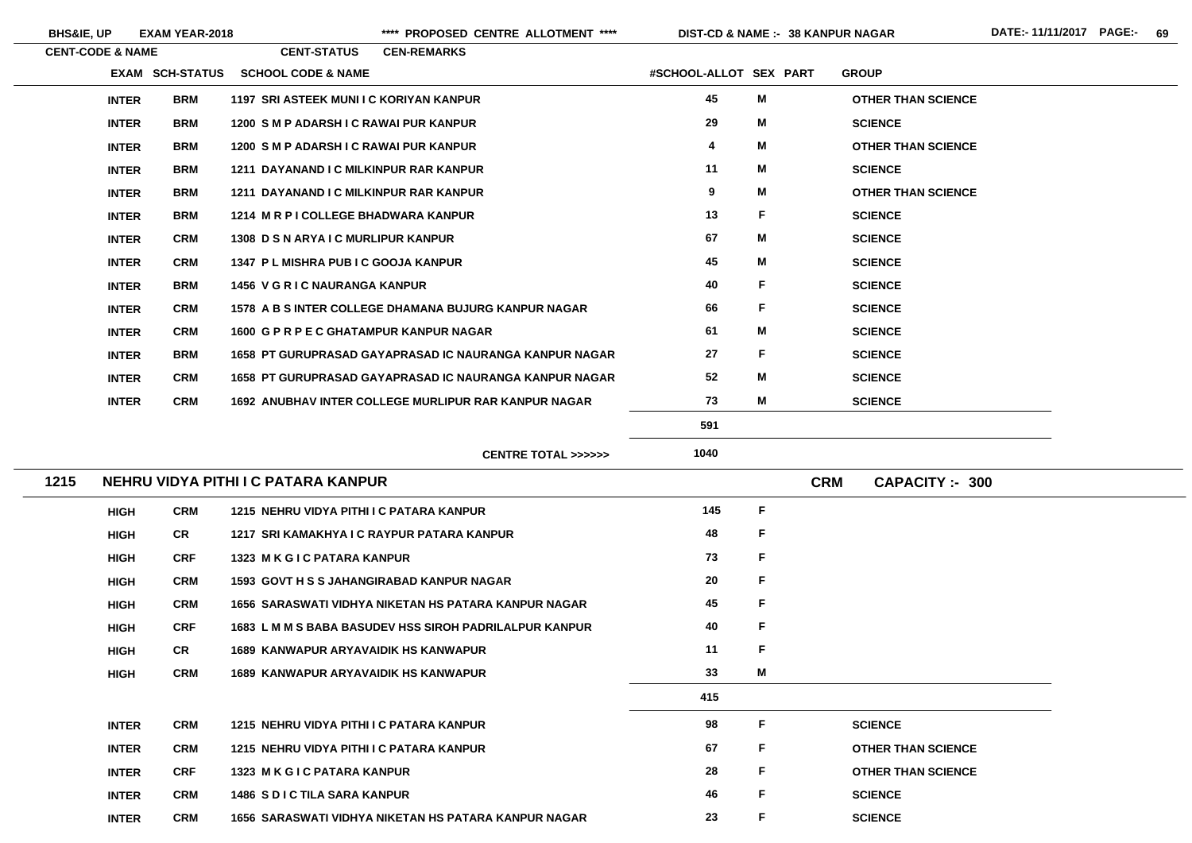| EXAM | SCH-STATUS | SCHOOL CODE & NAME | #SCHOOL-ALLOT | SEX | PART | GROUP |
|---|---|---|---|---|---|---|
| INTER | BRM | 1197 SRI ASTEEK MUNI I C KORIYAN KANPUR | 45 | M | | OTHER THAN SCIENCE |
| INTER | BRM | 1200 S M P ADARSH I C RAWAI PUR KANPUR | 29 | M | | SCIENCE |
| INTER | BRM | 1200 S M P ADARSH I C RAWAI PUR KANPUR | 4 | M | | OTHER THAN SCIENCE |
| INTER | BRM | 1211 DAYANAND I C MILKINPUR RAR KANPUR | 11 | M | | SCIENCE |
| INTER | BRM | 1211 DAYANAND I C MILKINPUR RAR KANPUR | 9 | M | | OTHER THAN SCIENCE |
| INTER | BRM | 1214 M R P I COLLEGE BHADWARA KANPUR | 13 | F | | SCIENCE |
| INTER | CRM | 1308 D S N ARYA I C MURLIPUR KANPUR | 67 | M | | SCIENCE |
| INTER | CRM | 1347 P L MISHRA PUB I C GOOJA KANPUR | 45 | M | | SCIENCE |
| INTER | BRM | 1456 V G R I C NAURANGA KANPUR | 40 | F | | SCIENCE |
| INTER | CRM | 1578 A B S INTER COLLEGE DHAMANA BUJURG KANPUR NAGAR | 66 | F | | SCIENCE |
| INTER | CRM | 1600 G P R P E C GHATAMPUR KANPUR NAGAR | 61 | M | | SCIENCE |
| INTER | BRM | 1658 PT GURUPRASAD GAYAPRASAD IC NAURANGA KANPUR NAGAR | 27 | F | | SCIENCE |
| INTER | CRM | 1658 PT GURUPRASAD GAYAPRASAD IC NAURANGA KANPUR NAGAR | 52 | M | | SCIENCE |
| INTER | CRM | 1692 ANUBHAV INTER COLLEGE MURLIPUR RAR KANPUR NAGAR | 73 | M | | SCIENCE |
| | | | 591 | | | |
| | | CENTRE TOTAL >>>>>> | 1040 | | | |

## 1215 NEHRU VIDYA PITHI I C PATARA KANPUR — CRM — CAPACITY :- 300

| EXAM | SCH-STATUS | SCHOOL CODE & NAME | #SCHOOL-ALLOT | SEX | PART | GROUP |
|---|---|---|---|---|---|---|
| HIGH | CRM | 1215 NEHRU VIDYA PITHI I C PATARA KANPUR | 145 | F | | |
| HIGH | CR | 1217 SRI KAMAKHYA I C RAYPUR PATARA KANPUR | 48 | F | | |
| HIGH | CRF | 1323 M K G I C PATARA KANPUR | 73 | F | | |
| HIGH | CRM | 1593 GOVT H S S JAHANGIRABAD KANPUR NAGAR | 20 | F | | |
| HIGH | CRM | 1656 SARASWATI VIDHYA NIKETAN HS PATARA KANPUR NAGAR | 45 | F | | |
| HIGH | CRF | 1683 L M M S BABA BASUDEV HSS SIROH PADRILALPUR KANPUR | 40 | F | | |
| HIGH | CR | 1689 KANWAPUR ARYAVAIDIK HS KANWAPUR | 11 | F | | |
| HIGH | CRM | 1689 KANWAPUR ARYAVAIDIK HS KANWAPUR | 33 | M | | |
| | | | 415 | | | |
| INTER | CRM | 1215 NEHRU VIDYA PITHI I C PATARA KANPUR | 98 | F | | SCIENCE |
| INTER | CRM | 1215 NEHRU VIDYA PITHI I C PATARA KANPUR | 67 | F | | OTHER THAN SCIENCE |
| INTER | CRF | 1323 M K G I C PATARA KANPUR | 28 | F | | OTHER THAN SCIENCE |
| INTER | CRM | 1486 S D I C TILA SARA KANPUR | 46 | F | | SCIENCE |
| INTER | CRM | 1656 SARASWATI VIDHYA NIKETAN HS PATARA KANPUR NAGAR | 23 | F | | SCIENCE |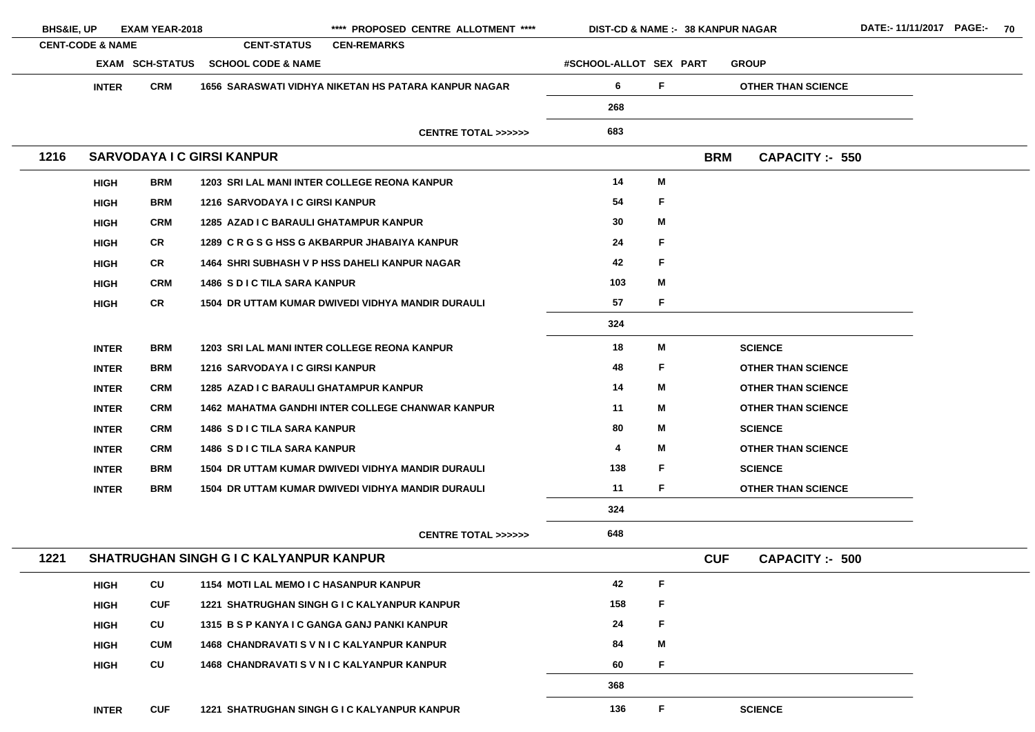| EXAM | SCH-STATUS | SCHOOL CODE & NAME | #SCHOOL-ALLOT | SEX | PART | GROUP |
|---|---|---|---|---|---|---|
| INTER | CRM | 1656 SARASWATI VIDHYA NIKETAN HS PATARA KANPUR NAGAR | 6 | F | | OTHER THAN SCIENCE |
| | | | 268 | | | |
| | | CENTRE TOTAL >>>>>> | 683 | | | |

## 1216 SARVODAYA I C GIRSI KANPUR — BRM — CAPACITY :- 550

| EXAM | SCH-STATUS | SCHOOL CODE & NAME | #SCHOOL-ALLOT | SEX | PART | GROUP |
|---|---|---|---|---|---|---|
| HIGH | BRM | 1203 SRI LAL MANI INTER COLLEGE REONA KANPUR | 14 | M | | |
| HIGH | BRM | 1216 SARVODAYA I C GIRSI KANPUR | 54 | F | | |
| HIGH | CRM | 1285 AZAD I C BARAULI GHATAMPUR KANPUR | 30 | M | | |
| HIGH | CR | 1289 C R G S G HSS G AKBARPUR JHABAIYA KANPUR | 24 | F | | |
| HIGH | CR | 1464 SHRI SUBHASH V P HSS DAHELI KANPUR NAGAR | 42 | F | | |
| HIGH | CRM | 1486 S D I C TILA SARA KANPUR | 103 | M | | |
| HIGH | CR | 1504 DR UTTAM KUMAR DWIVEDI VIDHYA MANDIR DURAULI | 57 | F | | |
| | | | 324 | | | |
| INTER | BRM | 1203 SRI LAL MANI INTER COLLEGE REONA KANPUR | 18 | M | | SCIENCE |
| INTER | BRM | 1216 SARVODAYA I C GIRSI KANPUR | 48 | F | | OTHER THAN SCIENCE |
| INTER | CRM | 1285 AZAD I C BARAULI GHATAMPUR KANPUR | 14 | M | | OTHER THAN SCIENCE |
| INTER | CRM | 1462 MAHATMA GANDHI INTER COLLEGE CHANWAR KANPUR | 11 | M | | OTHER THAN SCIENCE |
| INTER | CRM | 1486 S D I C TILA SARA KANPUR | 80 | M | | SCIENCE |
| INTER | CRM | 1486 S D I C TILA SARA KANPUR | 4 | M | | OTHER THAN SCIENCE |
| INTER | BRM | 1504 DR UTTAM KUMAR DWIVEDI VIDHYA MANDIR DURAULI | 138 | F | | SCIENCE |
| INTER | BRM | 1504 DR UTTAM KUMAR DWIVEDI VIDHYA MANDIR DURAULI | 11 | F | | OTHER THAN SCIENCE |
| | | | 324 | | | |
| | | CENTRE TOTAL >>>>>> | 648 | | | |

## 1221 SHATRUGHAN SINGH G I C KALYANPUR KANPUR — CUF — CAPACITY :- 500

| EXAM | SCH-STATUS | SCHOOL CODE & NAME | #SCHOOL-ALLOT | SEX | PART | GROUP |
|---|---|---|---|---|---|---|
| HIGH | CU | 1154 MOTI LAL MEMO I C HASANPUR KANPUR | 42 | F | | |
| HIGH | CUF | 1221 SHATRUGHAN SINGH G I C KALYANPUR KANPUR | 158 | F | | |
| HIGH | CU | 1315 B S P KANYA I C GANGA GANJ PANKI KANPUR | 24 | F | | |
| HIGH | CUM | 1468 CHANDRAVATI S V N I C KALYANPUR KANPUR | 84 | M | | |
| HIGH | CU | 1468 CHANDRAVATI S V N I C KALYANPUR KANPUR | 60 | F | | |
| | | | 368 | | | |
| INTER | CUF | 1221 SHATRUGHAN SINGH G I C KALYANPUR KANPUR | 136 | F | | SCIENCE |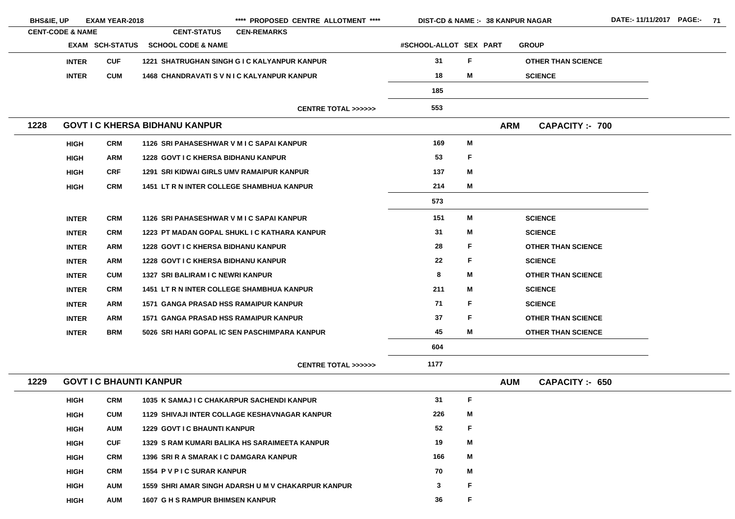**BHS&IE, UP** **EXAM YEAR-2018** **\*\*\*\* PROPOSED CENTRE ALLOTMENT \*\*\*\*** **DIST-CD & NAME :- 38 KANPUR NAGAR** **DATE:- 11/11/2017**

| CENT-CODE & NAME | EXAM | SCH-STATUS | SCHOOL CODE & NAME | #SCHOOL-ALLOT | SEX | PART | GROUP |
|---|---|---|---|---|---|---|---|
| | INTER | CUF | 1221 SHATRUGHAN SINGH G I C KALYANPUR KANPUR | 31 | F | | OTHER THAN SCIENCE |
| | INTER | CUM | 1468 CHANDRAVATI S V N I C KALYANPUR KANPUR | 18 | M | | SCIENCE |
| | | | | 185 | | | |
| | | | CENTRE TOTAL >>>>>> | 553 | | | |
| **1228 GOVT I C KHERSA BIDHANU KANPUR** | | | | | | **ARM** | **CAPACITY :- 700** |
| | HIGH | CRM | 1126 SRI PAHASESHWAR V M I C SAPAI KANPUR | 169 | M | | |
| | HIGH | ARM | 1228 GOVT I C KHERSA BIDHANU KANPUR | 53 | F | | |
| | HIGH | CRF | 1291 SRI KIDWAI GIRLS UMV RAMAIPUR KANPUR | 137 | M | | |
| | HIGH | CRM | 1451 LT R N INTER COLLEGE SHAMBHUA KANPUR | 214 | M | | |
| | | | | 573 | | | |
| | INTER | CRM | 1126 SRI PAHASESHWAR V M I C SAPAI KANPUR | 151 | M | | SCIENCE |
| | INTER | CRM | 1223 PT MADAN GOPAL SHUKL I C KATHARA KANPUR | 31 | M | | SCIENCE |
| | INTER | ARM | 1228 GOVT I C KHERSA BIDHANU KANPUR | 28 | F | | OTHER THAN SCIENCE |
| | INTER | ARM | 1228 GOVT I C KHERSA BIDHANU KANPUR | 22 | F | | SCIENCE |
| | INTER | CUM | 1327 SRI BALIRAM I C NEWRI KANPUR | 8 | M | | OTHER THAN SCIENCE |
| | INTER | CRM | 1451 LT R N INTER COLLEGE SHAMBHUA KANPUR | 211 | M | | SCIENCE |
| | INTER | ARM | 1571 GANGA PRASAD HSS RAMAIPUR KANPUR | 71 | F | | SCIENCE |
| | INTER | ARM | 1571 GANGA PRASAD HSS RAMAIPUR KANPUR | 37 | F | | OTHER THAN SCIENCE |
| | INTER | BRM | 5026 SRI HARI GOPAL IC SEN PASCHIMPARA KANPUR | 45 | M | | OTHER THAN SCIENCE |
| | | | | 604 | | | |
| | | | CENTRE TOTAL >>>>>> | 1177 | | | |
| **1229 GOVT I C BHAUNTI KANPUR** | | | | | | **AUM** | **CAPACITY :- 650** |
| | HIGH | CRM | 1035 K SAMAJ I C CHAKARPUR SACHENDI KANPUR | 31 | F | | |
| | HIGH | CUM | 1129 SHIVAJI INTER COLLAGE KESHAVNAGAR KANPUR | 226 | M | | |
| | HIGH | AUM | 1229 GOVT I C BHAUNTI KANPUR | 52 | F | | |
| | HIGH | CUF | 1329 S RAM KUMARI BALIKA HS SARAIMEETA KANPUR | 19 | M | | |
| | HIGH | CRM | 1396 SRI R A SMARAK I C DAMGARA KANPUR | 166 | M | | |
| | HIGH | CRM | 1554 P V P I C SURAR KANPUR | 70 | M | | |
| | HIGH | AUM | 1559 SHRI AMAR SINGH ADARSH U M V CHAKARPUR KANPUR | 3 | F | | |
| | HIGH | AUM | 1607 G H S RAMPUR BHIMSEN KANPUR | 36 | F | | |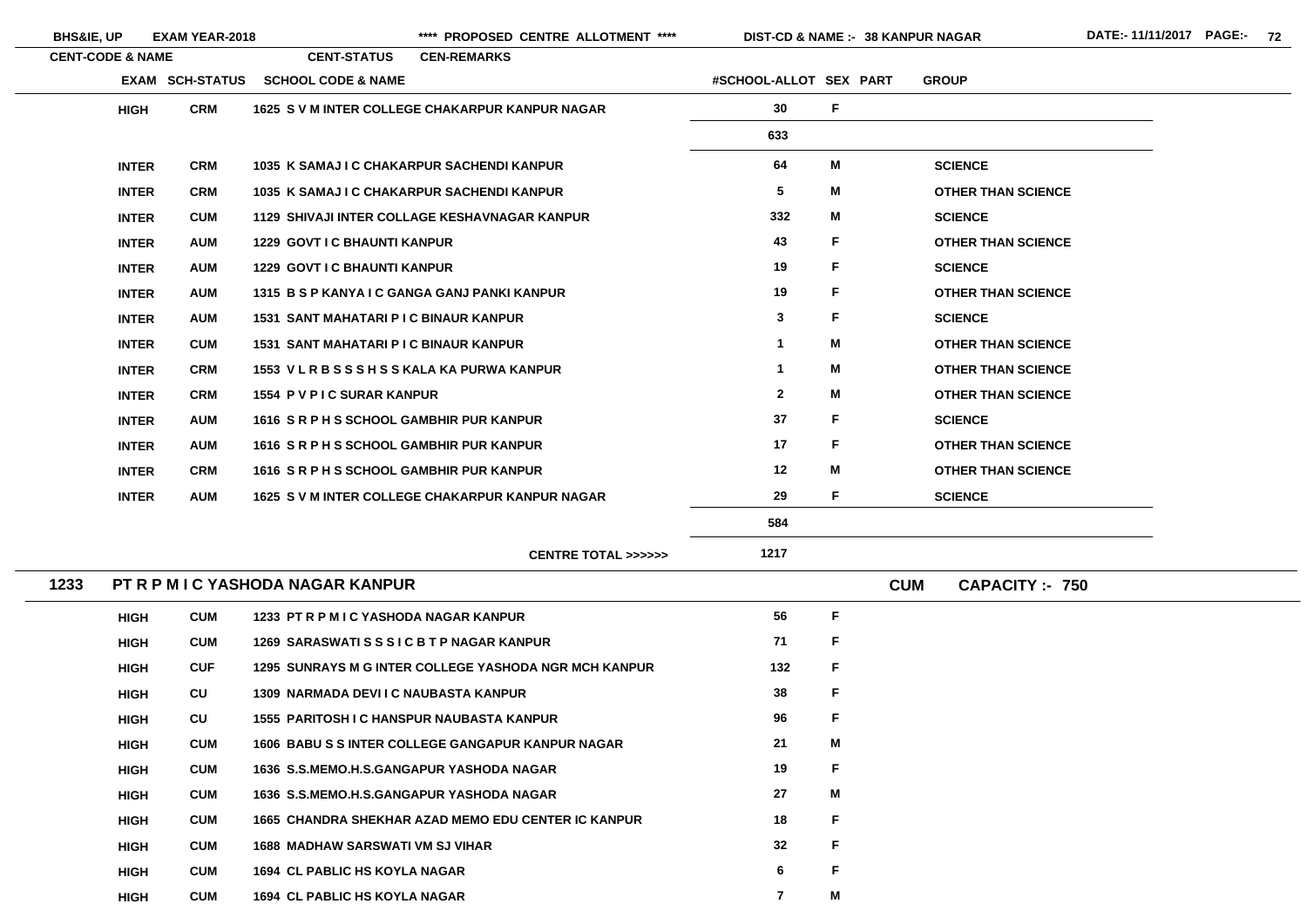**PROPOSED CENTRE ALLOTMENT** — BHS&IE, UP — EXAM YEAR-2018 — DIST-CD & NAME :- 38 KANPUR NAGAR — DATE:- 11/11/2017

| CENT-CODE & NAME | EXAM | SCH-STATUS | SCHOOL CODE & NAME | #SCHOOL-ALLOT | SEX | PART | GROUP |
|---|---|---|---|---|---|---|---|
| | HIGH | CRM | 1625 S V M INTER COLLEGE CHAKARPUR KANPUR NAGAR | 30 | F | | |
| | | | | 633 | | | |
| | INTER | CRM | 1035 K SAMAJ I C CHAKARPUR SACHENDI KANPUR | 64 | M | | SCIENCE |
| | INTER | CRM | 1035 K SAMAJ I C CHAKARPUR SACHENDI KANPUR | 5 | M | | OTHER THAN SCIENCE |
| | INTER | CUM | 1129 SHIVAJI INTER COLLAGE KESHAVNAGAR KANPUR | 332 | M | | SCIENCE |
| | INTER | AUM | 1229 GOVT I C BHAUNTI KANPUR | 43 | F | | OTHER THAN SCIENCE |
| | INTER | AUM | 1229 GOVT I C BHAUNTI KANPUR | 19 | F | | SCIENCE |
| | INTER | AUM | 1315 B S P KANYA I C GANGA GANJ PANKI KANPUR | 19 | F | | OTHER THAN SCIENCE |
| | INTER | AUM | 1531 SANT MAHATARI P I C BINAUR KANPUR | 3 | F | | SCIENCE |
| | INTER | CUM | 1531 SANT MAHATARI P I C BINAUR KANPUR | 1 | M | | OTHER THAN SCIENCE |
| | INTER | CRM | 1553 V L R B S S S H S S KALA KA PURWA KANPUR | 1 | M | | OTHER THAN SCIENCE |
| | INTER | CRM | 1554 P V P I C SURAR KANPUR | 2 | M | | OTHER THAN SCIENCE |
| | INTER | AUM | 1616 S R P H S SCHOOL GAMBHIR PUR KANPUR | 37 | F | | SCIENCE |
| | INTER | AUM | 1616 S R P H S SCHOOL GAMBHIR PUR KANPUR | 17 | F | | OTHER THAN SCIENCE |
| | INTER | CRM | 1616 S R P H S SCHOOL GAMBHIR PUR KANPUR | 12 | M | | OTHER THAN SCIENCE |
| | INTER | AUM | 1625 S V M INTER COLLEGE CHAKARPUR KANPUR NAGAR | 29 | F | | SCIENCE |
| | | | | 584 | | | |
| | | | CENTRE TOTAL >>>>>> | 1217 | | | |

## 1233 PT R P M I C YASHODA NAGAR KANPUR — CUM — CAPACITY :- 750

| EXAM | SCH-STATUS | SCHOOL CODE & NAME | #SCHOOL-ALLOT | SEX | PART | GROUP |
|---|---|---|---|---|---|---|
| HIGH | CUM | 1233 PT R P M I C YASHODA NAGAR KANPUR | 56 | F | | |
| HIGH | CUM | 1269 SARASWATI S S S I C B T P NAGAR KANPUR | 71 | F | | |
| HIGH | CUF | 1295 SUNRAYS M G INTER COLLEGE YASHODA NGR MCH KANPUR | 132 | F | | |
| HIGH | CU | 1309 NARMADA DEVI I C NAUBASTA KANPUR | 38 | F | | |
| HIGH | CU | 1555 PARITOSH I C HANSPUR NAUBASTA KANPUR | 96 | F | | |
| HIGH | CUM | 1606 BABU S S INTER COLLEGE GANGAPUR KANPUR NAGAR | 21 | M | | |
| HIGH | CUM | 1636 S.S.MEMO.H.S.GANGAPUR YASHODA NAGAR | 19 | F | | |
| HIGH | CUM | 1636 S.S.MEMO.H.S.GANGAPUR YASHODA NAGAR | 27 | M | | |
| HIGH | CUM | 1665 CHANDRA SHEKHAR AZAD MEMO EDU CENTER IC KANPUR | 18 | F | | |
| HIGH | CUM | 1688 MADHAW SARSWATI VM SJ VIHAR | 32 | F | | |
| HIGH | CUM | 1694 CL PABLIC HS KOYLA NAGAR | 6 | F | | |
| HIGH | CUM | 1694 CL PABLIC HS KOYLA NAGAR | 7 | M | | |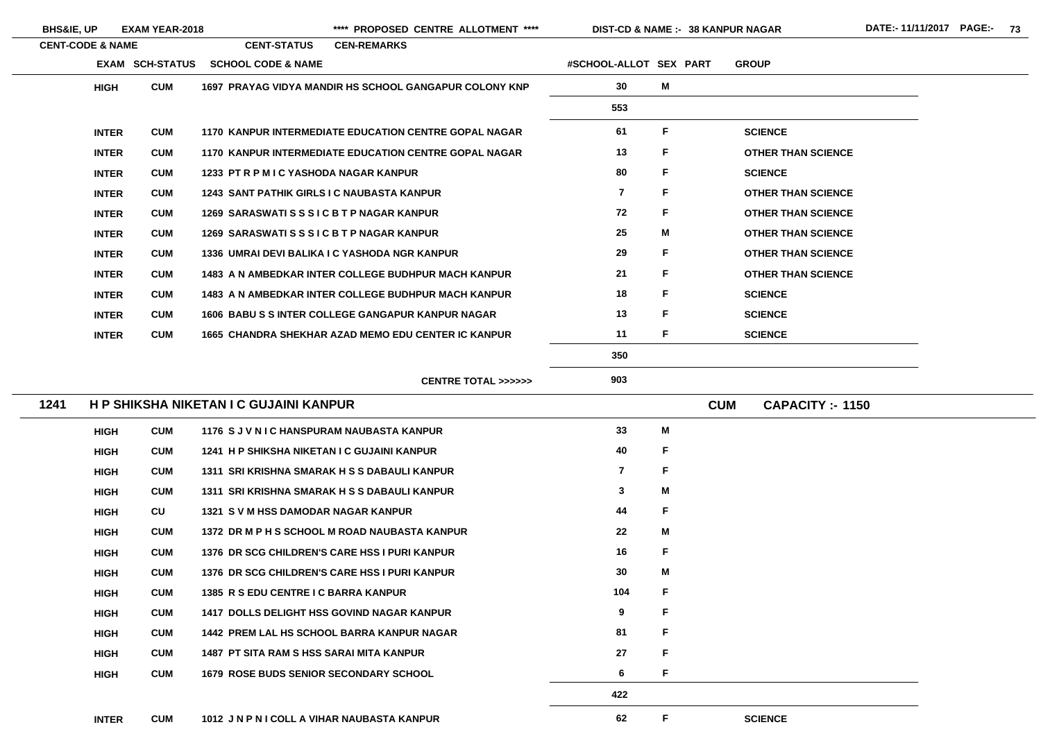**BHS&IE, UP** **EXAM YEAR-2018** **\*\*\*\* PROPOSED CENTRE ALLOTMENT \*\*\*\*** **DIST-CD & NAME :- 38 KANPUR NAGAR** **DATE:- 11/11/2017**

| CENT-CODE & NAME | | CENT-STATUS | CEN-REMARKS | | | | |
|---|---|---|---|---|---|---|---|
| EXAM | SCH-STATUS | SCHOOL CODE & NAME | | #SCHOOL-ALLOT | SEX | PART | GROUP |
| HIGH | CUM | 1697 PRAYAG VIDYA MANDIR HS SCHOOL GANGAPUR COLONY KNP | | 30 | M | | |
| | | | | 553 | | | |
| INTER | CUM | 1170 KANPUR INTERMEDIATE EDUCATION CENTRE GOPAL NAGAR | | 61 | F | | SCIENCE |
| INTER | CUM | 1170 KANPUR INTERMEDIATE EDUCATION CENTRE GOPAL NAGAR | | 13 | F | | OTHER THAN SCIENCE |
| INTER | CUM | 1233 PT R P M I C YASHODA NAGAR KANPUR | | 80 | F | | SCIENCE |
| INTER | CUM | 1243 SANT PATHIK GIRLS I C NAUBASTA KANPUR | | 7 | F | | OTHER THAN SCIENCE |
| INTER | CUM | 1269 SARASWATI S S S I C B T P NAGAR KANPUR | | 72 | F | | OTHER THAN SCIENCE |
| INTER | CUM | 1269 SARASWATI S S S I C B T P NAGAR KANPUR | | 25 | M | | OTHER THAN SCIENCE |
| INTER | CUM | 1336 UMRAI DEVI BALIKA I C YASHODA NGR KANPUR | | 29 | F | | OTHER THAN SCIENCE |
| INTER | CUM | 1483 A N AMBEDKAR INTER COLLEGE BUDHPUR MACH KANPUR | | 21 | F | | OTHER THAN SCIENCE |
| INTER | CUM | 1483 A N AMBEDKAR INTER COLLEGE BUDHPUR MACH KANPUR | | 18 | F | | SCIENCE |
| INTER | CUM | 1606 BABU S S INTER COLLEGE GANGAPUR KANPUR NAGAR | | 13 | F | | SCIENCE |
| INTER | CUM | 1665 CHANDRA SHEKHAR AZAD MEMO EDU CENTER IC KANPUR | | 11 | F | | SCIENCE |
| | | | | 350 | | | |
| | | | CENTRE TOTAL >>>>>> | 903 | | | |

**1241 H P SHIKSHA NIKETAN I C GUJAINI KANPUR** **CUM** **CAPACITY :- 1150**

| EXAM | SCH-STATUS | SCHOOL CODE & NAME | #SCHOOL-ALLOT | SEX | PART | GROUP |
|---|---|---|---|---|---|---|
| HIGH | CUM | 1176 S J V N I C HANSPURAM NAUBASTA KANPUR | 33 | M | | |
| HIGH | CUM | 1241 H P SHIKSHA NIKETAN I C GUJAINI KANPUR | 40 | F | | |
| HIGH | CUM | 1311 SRI KRISHNA SMARAK H S S DABAULI KANPUR | 7 | F | | |
| HIGH | CUM | 1311 SRI KRISHNA SMARAK H S S DABAULI KANPUR | 3 | M | | |
| HIGH | CU | 1321 S V M HSS DAMODAR NAGAR KANPUR | 44 | F | | |
| HIGH | CUM | 1372 DR M P H S SCHOOL M ROAD NAUBASTA KANPUR | 22 | M | | |
| HIGH | CUM | 1376 DR SCG CHILDREN'S CARE HSS I PURI KANPUR | 16 | F | | |
| HIGH | CUM | 1376 DR SCG CHILDREN'S CARE HSS I PURI KANPUR | 30 | M | | |
| HIGH | CUM | 1385 R S EDU CENTRE I C BARRA KANPUR | 104 | F | | |
| HIGH | CUM | 1417 DOLLS DELIGHT HSS GOVIND NAGAR KANPUR | 9 | F | | |
| HIGH | CUM | 1442 PREM LAL HS SCHOOL BARRA KANPUR NAGAR | 81 | F | | |
| HIGH | CUM | 1487 PT SITA RAM S HSS SARAI MITA KANPUR | 27 | F | | |
| HIGH | CUM | 1679 ROSE BUDS SENIOR SECONDARY SCHOOL | 6 | F | | |
| | | | 422 | | | |
| INTER | CUM | 1012 J N P N I COLL A VIHAR NAUBASTA KANPUR | 62 | F | | SCIENCE |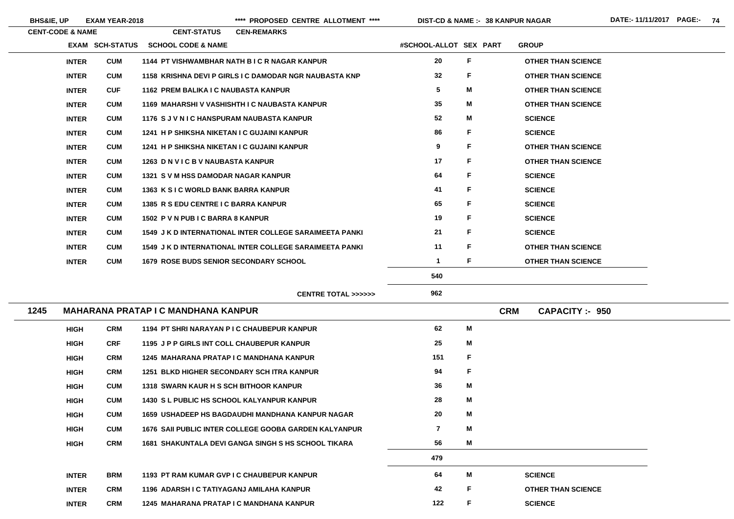| CENT-CODE & NAME | EXAM | SCH-STATUS | SCHOOL CODE & NAME | #SCHOOL-ALLOT | SEX | PART | GROUP |
|---|---|---|---|---|---|---|---|
| | INTER | CUM | 1144 PT VISHWAMBHAR NATH B I C R NAGAR KANPUR | 20 | F | | OTHER THAN SCIENCE |
| | INTER | CUM | 1158 KRISHNA DEVI P GIRLS I C DAMODAR NGR NAUBASTA KNP | 32 | F | | OTHER THAN SCIENCE |
| | INTER | CUF | 1162 PREM BALIKA I C NAUBASTA KANPUR | 5 | M | | OTHER THAN SCIENCE |
| | INTER | CUM | 1169 MAHARSHI V VASHISHTH I C NAUBASTA KANPUR | 35 | M | | OTHER THAN SCIENCE |
| | INTER | CUM | 1176 S J V N I C HANSPURAM NAUBASTA KANPUR | 52 | M | | SCIENCE |
| | INTER | CUM | 1241 H P SHIKSHA NIKETAN I C GUJAINI KANPUR | 86 | F | | SCIENCE |
| | INTER | CUM | 1241 H P SHIKSHA NIKETAN I C GUJAINI KANPUR | 9 | F | | OTHER THAN SCIENCE |
| | INTER | CUM | 1263 D N V I C B V NAUBASTA KANPUR | 17 | F | | OTHER THAN SCIENCE |
| | INTER | CUM | 1321 S V M HSS DAMODAR NAGAR KANPUR | 64 | F | | SCIENCE |
| | INTER | CUM | 1363 K S I C WORLD BANK BARRA KANPUR | 41 | F | | SCIENCE |
| | INTER | CUM | 1385 R S EDU CENTRE I C BARRA KANPUR | 65 | F | | SCIENCE |
| | INTER | CUM | 1502 P V N PUB I C BARRA 8 KANPUR | 19 | F | | SCIENCE |
| | INTER | CUM | 1549 J K D INTERNATIONAL INTER COLLEGE SARAIMEETA PANKI | 21 | F | | SCIENCE |
| | INTER | CUM | 1549 J K D INTERNATIONAL INTER COLLEGE SARAIMEETA PANKI | 11 | F | | OTHER THAN SCIENCE |
| | INTER | CUM | 1679 ROSE BUDS SENIOR SECONDARY SCHOOL | 1 | F | | OTHER THAN SCIENCE |
| | | | | 540 | | | |
| | | | CENTRE TOTAL >>>>>> | 962 | | | |

**1245 MAHARANA PRATAP I C MANDHANA KANPUR** — CRM — CAPACITY :- 950

| CENT-CODE & NAME | EXAM | SCH-STATUS | SCHOOL CODE & NAME | #SCHOOL-ALLOT | SEX | PART | GROUP |
|---|---|---|---|---|---|---|---|
| | HIGH | CRM | 1194 PT SHRI NARAYAN P I C CHAUBEPUR KANPUR | 62 | M | | |
| | HIGH | CRF | 1195 J P P GIRLS INT COLL CHAUBEPUR KANPUR | 25 | M | | |
| | HIGH | CRM | 1245 MAHARANA PRATAP I C MANDHANA KANPUR | 151 | F | | |
| | HIGH | CRM | 1251 BLKD HIGHER SECONDARY SCH ITRA KANPUR | 94 | F | | |
| | HIGH | CUM | 1318 SWARN KAUR H S SCH BITHOOR KANPUR | 36 | M | | |
| | HIGH | CUM | 1430 S L PUBLIC HS SCHOOL KALYANPUR KANPUR | 28 | M | | |
| | HIGH | CUM | 1659 USHADEEP HS BAGDAUDHI MANDHANA KANPUR NAGAR | 20 | M | | |
| | HIGH | CUM | 1676 SAII PUBLIC INTER COLLEGE GOOBA GARDEN KALYANPUR | 7 | M | | |
| | HIGH | CRM | 1681 SHAKUNTALA DEVI GANGA SINGH S HS SCHOOL TIKARA | 56 | M | | |
| | | | | 479 | | | |
| | INTER | BRM | 1193 PT RAM KUMAR GVP I C CHAUBEPUR KANPUR | 64 | M | | SCIENCE |
| | INTER | CRM | 1196 ADARSH I C TATIYAGANJ AMILAHA KANPUR | 42 | F | | OTHER THAN SCIENCE |
| | INTER | CRM | 1245 MAHARANA PRATAP I C MANDHANA KANPUR | 122 | F | | SCIENCE |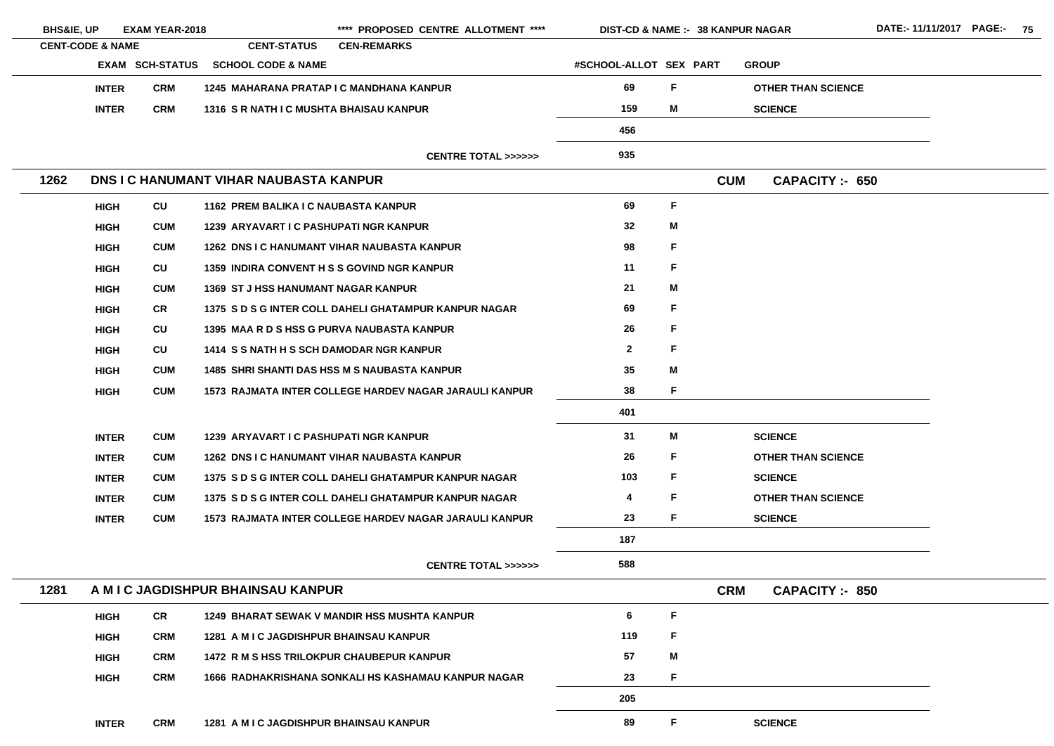| CENT-CODE & NAME | EXAM | SCH-STATUS | SCHOOL CODE & NAME | #SCHOOL-ALLOT | SEX | PART | GROUP |
|---|---|---|---|---|---|---|---|
| | INTER | CRM | 1245 MAHARANA PRATAP I C MANDHANA KANPUR | 69 | F | | OTHER THAN SCIENCE |
| | INTER | CRM | 1316 S R NATH I C MUSHTA BHAISAU KANPUR | 159 | M | | SCIENCE |
| | | | | 456 | | | |
| | | | CENTRE TOTAL >>>>>> | 935 | | | |
| **1262** | **DNS I C HANUMANT VIHAR NAUBASTA KANPUR** | | | | | **CUM** | **CAPACITY :- 650** |
| | HIGH | CU | 1162 PREM BALIKA I C NAUBASTA KANPUR | 69 | F | | |
| | HIGH | CUM | 1239 ARYAVART I C PASHUPATI NGR KANPUR | 32 | M | | |
| | HIGH | CUM | 1262 DNS I C HANUMANT VIHAR NAUBASTA KANPUR | 98 | F | | |
| | HIGH | CU | 1359 INDIRA CONVENT H S S GOVIND NGR KANPUR | 11 | F | | |
| | HIGH | CUM | 1369 ST J HSS HANUMANT NAGAR KANPUR | 21 | M | | |
| | HIGH | CR | 1375 S D S G INTER COLL DAHELI GHATAMPUR KANPUR NAGAR | 69 | F | | |
| | HIGH | CU | 1395 MAA R D S HSS G PURVA NAUBASTA KANPUR | 26 | F | | |
| | HIGH | CU | 1414 S S NATH H S SCH DAMODAR NGR KANPUR | 2 | F | | |
| | HIGH | CUM | 1485 SHRI SHANTI DAS HSS M S NAUBASTA KANPUR | 35 | M | | |
| | HIGH | CUM | 1573 RAJMATA INTER COLLEGE HARDEV NAGAR JARAULI KANPUR | 38 | F | | |
| | | | | 401 | | | |
| | INTER | CUM | 1239 ARYAVART I C PASHUPATI NGR KANPUR | 31 | M | | SCIENCE |
| | INTER | CUM | 1262 DNS I C HANUMANT VIHAR NAUBASTA KANPUR | 26 | F | | OTHER THAN SCIENCE |
| | INTER | CUM | 1375 S D S G INTER COLL DAHELI GHATAMPUR KANPUR NAGAR | 103 | F | | SCIENCE |
| | INTER | CUM | 1375 S D S G INTER COLL DAHELI GHATAMPUR KANPUR NAGAR | 4 | F | | OTHER THAN SCIENCE |
| | INTER | CUM | 1573 RAJMATA INTER COLLEGE HARDEV NAGAR JARAULI KANPUR | 23 | F | | SCIENCE |
| | | | | 187 | | | |
| | | | CENTRE TOTAL >>>>>> | 588 | | | |
| **1281** | **A M I C JAGDISHPUR BHAINSAU KANPUR** | | | | | **CRM** | **CAPACITY :- 850** |
| | HIGH | CR | 1249 BHARAT SEWAK V MANDIR HSS MUSHTA KANPUR | 6 | F | | |
| | HIGH | CRM | 1281 A M I C JAGDISHPUR BHAINSAU KANPUR | 119 | F | | |
| | HIGH | CRM | 1472 R M S HSS TRILOKPUR CHAUBEPUR KANPUR | 57 | M | | |
| | HIGH | CRM | 1666 RADHAKRISHANA SONKALI HS KASHAMAU KANPUR NAGAR | 23 | F | | |
| | | | | 205 | | | |
| | INTER | CRM | 1281 A M I C JAGDISHPUR BHAINSAU KANPUR | 89 | F | | SCIENCE |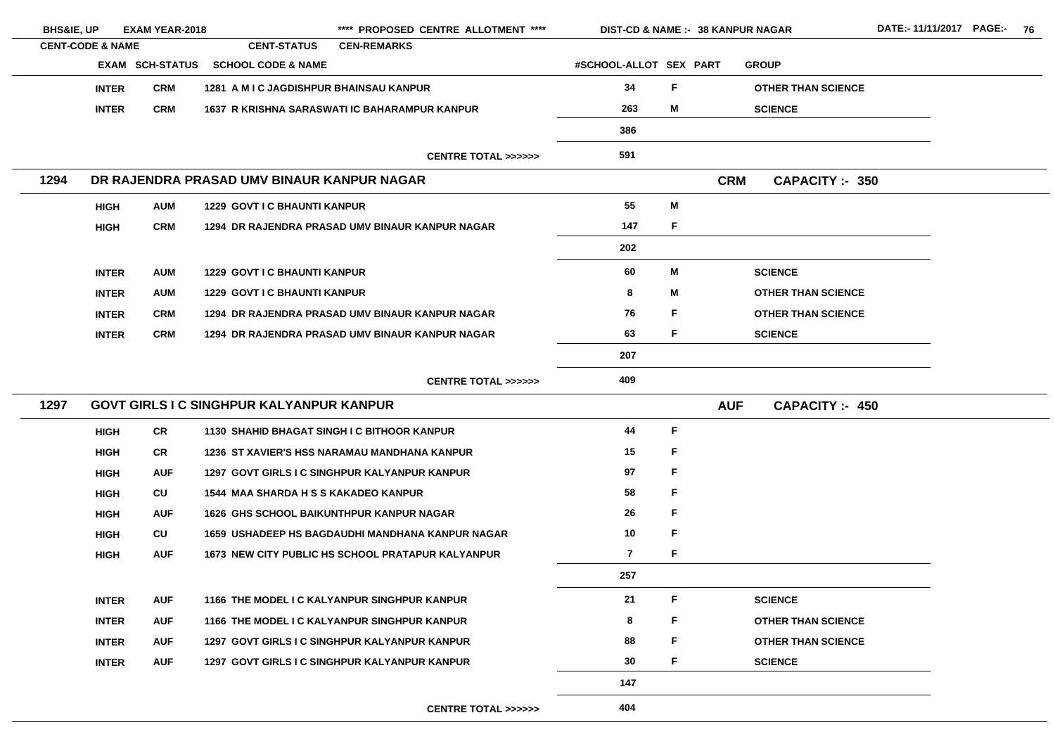**BHS&IE, UP EXAM YEAR-2018 \*\*\*\* PROPOSED CENTRE ALLOTMENT \*\*\*\* DIST-CD & NAME :- 38 KANPUR NAGAR DATE:- 11/11/2017**

| CENT-CODE & NAME | EXAM | SCH-STATUS | SCHOOL CODE & NAME | #SCHOOL-ALLOT | SEX | PART | GROUP |
|---|---|---|---|---|---|---|---|
| | INTER | CRM | 1281 A M I C JAGDISHPUR BHAINSAU KANPUR | 34 | F | | OTHER THAN SCIENCE |
| | INTER | CRM | 1637 R KRISHNA SARASWATI IC BAHARAMPUR KANPUR | 263 | M | | SCIENCE |
| | | | | 386 | | | |
| | | | CENTRE TOTAL >>>>>> | 591 | | | |

## 1294 DR RAJENDRA PRASAD UMV BINAUR KANPUR NAGAR — CRM — CAPACITY :- 350

| EXAM | SCH-STATUS | SCHOOL CODE & NAME | #SCHOOL-ALLOT | SEX | PART | GROUP |
|---|---|---|---|---|---|---|
| HIGH | AUM | 1229 GOVT I C BHAUNTI KANPUR | 55 | M | | |
| HIGH | CRM | 1294 DR RAJENDRA PRASAD UMV BINAUR KANPUR NAGAR | 147 | F | | |
| | | | 202 | | | |
| INTER | AUM | 1229 GOVT I C BHAUNTI KANPUR | 60 | M | | SCIENCE |
| INTER | AUM | 1229 GOVT I C BHAUNTI KANPUR | 8 | M | | OTHER THAN SCIENCE |
| INTER | CRM | 1294 DR RAJENDRA PRASAD UMV BINAUR KANPUR NAGAR | 76 | F | | OTHER THAN SCIENCE |
| INTER | CRM | 1294 DR RAJENDRA PRASAD UMV BINAUR KANPUR NAGAR | 63 | F | | SCIENCE |
| | | | 207 | | | |
| | | CENTRE TOTAL >>>>>> | 409 | | | |

## 1297 GOVT GIRLS I C SINGHPUR KALYANPUR KANPUR — AUF — CAPACITY :- 450

| EXAM | SCH-STATUS | SCHOOL CODE & NAME | #SCHOOL-ALLOT | SEX | PART | GROUP |
|---|---|---|---|---|---|---|
| HIGH | CR | 1130 SHAHID BHAGAT SINGH I C BITHOOR KANPUR | 44 | F | | |
| HIGH | CR | 1236 ST XAVIER'S HSS NARAMAU MANDHANA KANPUR | 15 | F | | |
| HIGH | AUF | 1297 GOVT GIRLS I C SINGHPUR KALYANPUR KANPUR | 97 | F | | |
| HIGH | CU | 1544 MAA SHARDA H S S KAKADEO KANPUR | 58 | F | | |
| HIGH | AUF | 1626 GHS SCHOOL BAIKUNTHPUR KANPUR NAGAR | 26 | F | | |
| HIGH | CU | 1659 USHADEEP HS BAGDAUDHI MANDHANA KANPUR NAGAR | 10 | F | | |
| HIGH | AUF | 1673 NEW CITY PUBLIC HS SCHOOL PRATAPUR KALYANPUR | 7 | F | | |
| | | | 257 | | | |
| INTER | AUF | 1166 THE MODEL I C KALYANPUR SINGHPUR KANPUR | 21 | F | | SCIENCE |
| INTER | AUF | 1166 THE MODEL I C KALYANPUR SINGHPUR KANPUR | 8 | F | | OTHER THAN SCIENCE |
| INTER | AUF | 1297 GOVT GIRLS I C SINGHPUR KALYANPUR KANPUR | 88 | F | | OTHER THAN SCIENCE |
| INTER | AUF | 1297 GOVT GIRLS I C SINGHPUR KALYANPUR KANPUR | 30 | F | | SCIENCE |
| | | | 147 | | | |
| | | CENTRE TOTAL >>>>>> | 404 | | | |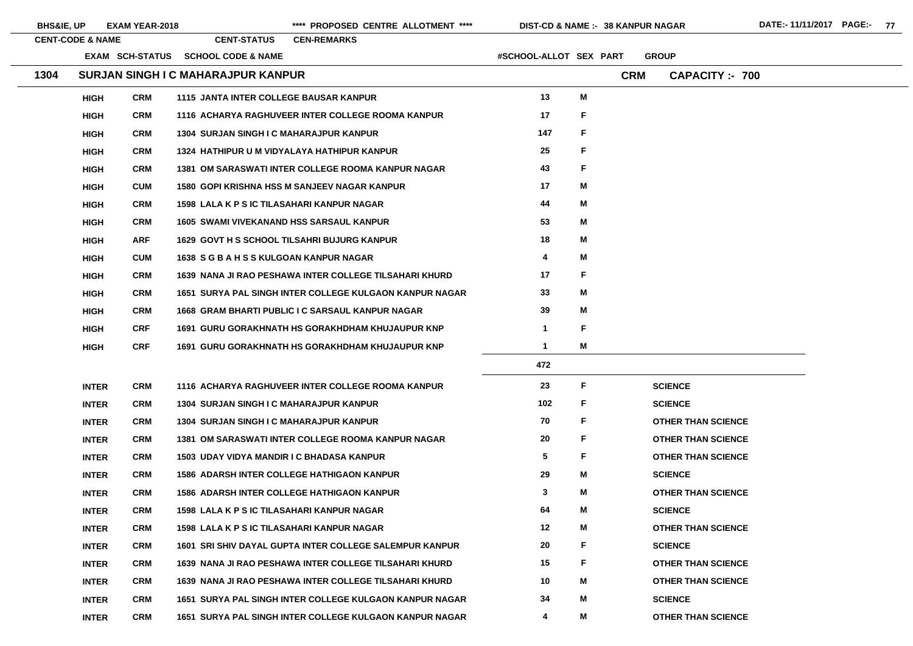BHS&IE, UP EXAM YEAR-2018 **** PROPOSED CENTRE ALLOTMENT **** DIST-CD & NAME :- 38 KANPUR NAGAR DATE:- 11/11/2017

| CENT-CODE & NAME | EXAM | SCH-STATUS | SCHOOL CODE & NAME | #SCHOOL-ALLOT | SEX | PART | GROUP |
|---|---|---|---|---|---|---|---|
| **1304 SURJAN SINGH I C MAHARAJPUR KANPUR** | | | | | | **CRM** | **CAPACITY :- 700** |
| | HIGH | CRM | 1115 JANTA INTER COLLEGE BAUSAR KANPUR | 13 | M | | |
| | HIGH | CRM | 1116 ACHARYA RAGHUVEER INTER COLLEGE ROOMA KANPUR | 17 | F | | |
| | HIGH | CRM | 1304 SURJAN SINGH I C MAHARAJPUR KANPUR | 147 | F | | |
| | HIGH | CRM | 1324 HATHIPUR U M VIDYALAYA HATHIPUR KANPUR | 25 | F | | |
| | HIGH | CRM | 1381 OM SARASWATI INTER COLLEGE ROOMA KANPUR NAGAR | 43 | F | | |
| | HIGH | CUM | 1580 GOPI KRISHNA HSS M SANJEEV NAGAR KANPUR | 17 | M | | |
| | HIGH | CRM | 1598 LALA K P S IC TILASAHARI KANPUR NAGAR | 44 | M | | |
| | HIGH | CRM | 1605 SWAMI VIVEKANAND HSS SARSAUL KANPUR | 53 | M | | |
| | HIGH | ARF | 1629 GOVT H S SCHOOL TILSAHRI BUJURG KANPUR | 18 | M | | |
| | HIGH | CUM | 1638 S G B A H S S KULGOAN KANPUR NAGAR | 4 | M | | |
| | HIGH | CRM | 1639 NANA JI RAO PESHAWA INTER COLLEGE TILSAHARI KHURD | 17 | F | | |
| | HIGH | CRM | 1651 SURYA PAL SINGH INTER COLLEGE KULGAON KANPUR NAGAR | 33 | M | | |
| | HIGH | CRM | 1668 GRAM BHARTI PUBLIC I C SARSAUL KANPUR NAGAR | 39 | M | | |
| | HIGH | CRF | 1691 GURU GORAKHNATH HS GORAKHDHAM KHUJAUPUR KNP | 1 | F | | |
| | HIGH | CRF | 1691 GURU GORAKHNATH HS GORAKHDHAM KHUJAUPUR KNP | 1 | M | | |
| | | | | **472** | | | |
| | INTER | CRM | 1116 ACHARYA RAGHUVEER INTER COLLEGE ROOMA KANPUR | 23 | F | | SCIENCE |
| | INTER | CRM | 1304 SURJAN SINGH I C MAHARAJPUR KANPUR | 102 | F | | SCIENCE |
| | INTER | CRM | 1304 SURJAN SINGH I C MAHARAJPUR KANPUR | 70 | F | | OTHER THAN SCIENCE |
| | INTER | CRM | 1381 OM SARASWATI INTER COLLEGE ROOMA KANPUR NAGAR | 20 | F | | OTHER THAN SCIENCE |
| | INTER | CRM | 1503 UDAY VIDYA MANDIR I C BHADASA KANPUR | 5 | F | | OTHER THAN SCIENCE |
| | INTER | CRM | 1586 ADARSH INTER COLLEGE HATHIGAON KANPUR | 29 | M | | SCIENCE |
| | INTER | CRM | 1586 ADARSH INTER COLLEGE HATHIGAON KANPUR | 3 | M | | OTHER THAN SCIENCE |
| | INTER | CRM | 1598 LALA K P S IC TILASAHARI KANPUR NAGAR | 64 | M | | SCIENCE |
| | INTER | CRM | 1598 LALA K P S IC TILASAHARI KANPUR NAGAR | 12 | M | | OTHER THAN SCIENCE |
| | INTER | CRM | 1601 SRI SHIV DAYAL GUPTA INTER COLLEGE SALEMPUR KANPUR | 20 | F | | SCIENCE |
| | INTER | CRM | 1639 NANA JI RAO PESHAWA INTER COLLEGE TILSAHARI KHURD | 15 | F | | OTHER THAN SCIENCE |
| | INTER | CRM | 1639 NANA JI RAO PESHAWA INTER COLLEGE TILSAHARI KHURD | 10 | M | | OTHER THAN SCIENCE |
| | INTER | CRM | 1651 SURYA PAL SINGH INTER COLLEGE KULGAON KANPUR NAGAR | 34 | M | | SCIENCE |
| | INTER | CRM | 1651 SURYA PAL SINGH INTER COLLEGE KULGAON KANPUR NAGAR | 4 | M | | OTHER THAN SCIENCE |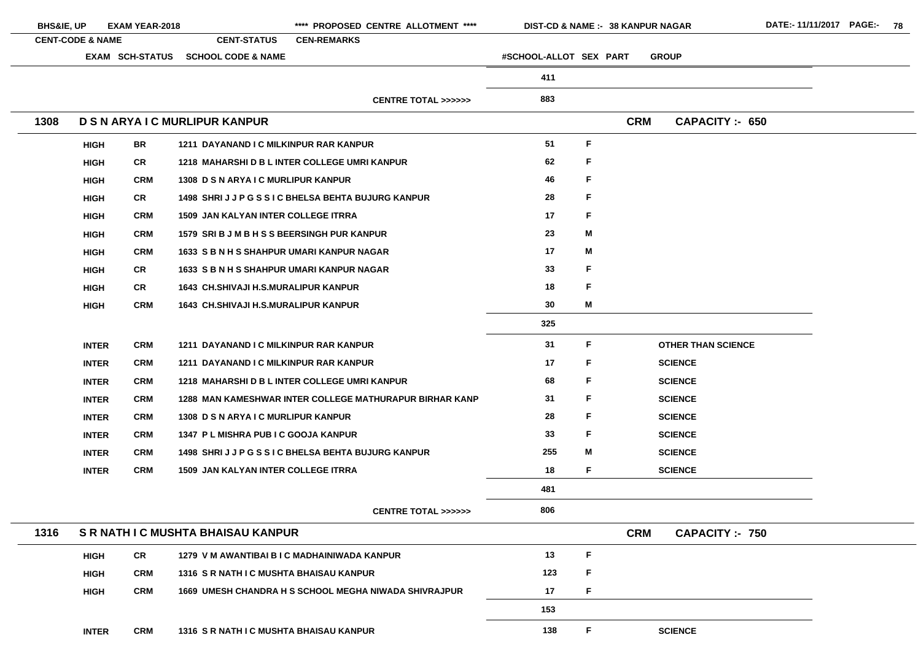| CENT-CODE & NAME | CENT-STATUS | CEN-REMARKS | | | | | |
|---|---|---|---|---|---|---|---|
| EXAM | SCH-STATUS | SCHOOL CODE & NAME | #SCHOOL-ALLOT | SEX | PART | GROUP | |
| | | | 411 | | | | |
| | | CENTRE TOTAL >>>>>> | 883 | | | | |
| **1308** | **D S N ARYA I C MURLIPUR KANPUR** | | | | **CRM** | **CAPACITY :- 650** | |
| HIGH | BR | 1211 DAYANAND I C MILKINPUR RAR KANPUR | 51 | F | | | |
| HIGH | CR | 1218 MAHARSHI D B L INTER COLLEGE UMRI KANPUR | 62 | F | | | |
| HIGH | CRM | 1308 D S N ARYA I C MURLIPUR KANPUR | 46 | F | | | |
| HIGH | CR | 1498 SHRI J J P G S S I C BHELSA BEHTA BUJURG KANPUR | 28 | F | | | |
| HIGH | CRM | 1509 JAN KALYAN INTER COLLEGE ITRRA | 17 | F | | | |
| HIGH | CRM | 1579 SRI B J M B H S S BEERSINGH PUR KANPUR | 23 | M | | | |
| HIGH | CRM | 1633 S B N H S SHAHPUR UMARI KANPUR NAGAR | 17 | M | | | |
| HIGH | CR | 1633 S B N H S SHAHPUR UMARI KANPUR NAGAR | 33 | F | | | |
| HIGH | CR | 1643 CH.SHIVAJI H.S.MURALIPUR KANPUR | 18 | F | | | |
| HIGH | CRM | 1643 CH.SHIVAJI H.S.MURALIPUR KANPUR | 30 | M | | | |
| | | | 325 | | | | |
| INTER | CRM | 1211 DAYANAND I C MILKINPUR RAR KANPUR | 31 | F | | OTHER THAN SCIENCE | |
| INTER | CRM | 1211 DAYANAND I C MILKINPUR RAR KANPUR | 17 | F | | SCIENCE | |
| INTER | CRM | 1218 MAHARSHI D B L INTER COLLEGE UMRI KANPUR | 68 | F | | SCIENCE | |
| INTER | CRM | 1288 MAN KAMESHWAR INTER COLLEGE MATHURAPUR BIRHAR KANP | 31 | F | | SCIENCE | |
| INTER | CRM | 1308 D S N ARYA I C MURLIPUR KANPUR | 28 | F | | SCIENCE | |
| INTER | CRM | 1347 P L MISHRA PUB I C GOOJA KANPUR | 33 | F | | SCIENCE | |
| INTER | CRM | 1498 SHRI J J P G S S I C BHELSA BEHTA BUJURG KANPUR | 255 | M | | SCIENCE | |
| INTER | CRM | 1509 JAN KALYAN INTER COLLEGE ITRRA | 18 | F | | SCIENCE | |
| | | | 481 | | | | |
| | | CENTRE TOTAL >>>>>> | 806 | | | | |
| **1316** | **S R NATH I C MUSHTA BHAISAU KANPUR** | | | | **CRM** | **CAPACITY :- 750** | |
| HIGH | CR | 1279 V M AWANTIBAI B I C MADHAINIWADA KANPUR | 13 | F | | | |
| HIGH | CRM | 1316 S R NATH I C MUSHTA BHAISAU KANPUR | 123 | F | | | |
| HIGH | CRM | 1669 UMESH CHANDRA H S SCHOOL MEGHA NIWADA SHIVRAJPUR | 17 | F | | | |
| | | | 153 | | | | |
| INTER | CRM | 1316 S R NATH I C MUSHTA BHAISAU KANPUR | 138 | F | | SCIENCE | |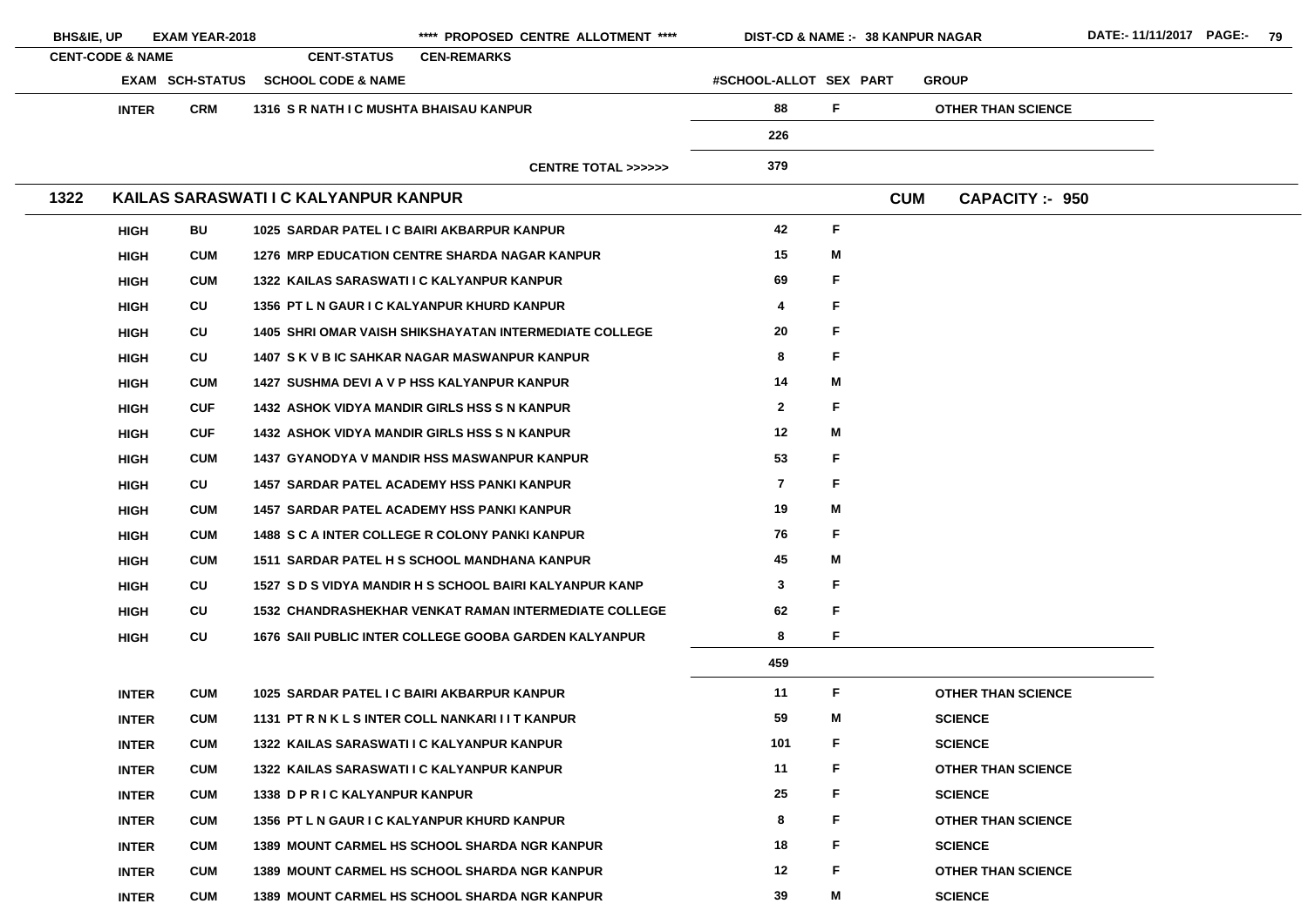| CENT-CODE & NAME | EXAM | SCH-STATUS | SCHOOL CODE & NAME | #SCHOOL-ALLOT | SEX | PART | GROUP |
|---|---|---|---|---|---|---|---|
| | INTER | CRM | 1316 S R NATH I C MUSHTA BHAISAU KANPUR | 88 | F | | OTHER THAN SCIENCE |
| | | | | 226 | | | |
| | | | CENTRE TOTAL >>>>>> | 379 | | | |

## 1322 KAILAS SARASWATI I C KALYANPUR KANPUR — CUM — CAPACITY :- 950

| EXAM | SCH-STATUS | SCHOOL CODE & NAME | #SCHOOL-ALLOT | SEX | PART | GROUP |
|---|---|---|---|---|---|---|
| HIGH | BU | 1025 SARDAR PATEL I C BAIRI AKBARPUR KANPUR | 42 | F | | |
| HIGH | CUM | 1276 MRP EDUCATION CENTRE SHARDA NAGAR KANPUR | 15 | M | | |
| HIGH | CUM | 1322 KAILAS SARASWATI I C KALYANPUR KANPUR | 69 | F | | |
| HIGH | CU | 1356 PT L N GAUR I C KALYANPUR KHURD KANPUR | 4 | F | | |
| HIGH | CU | 1405 SHRI OMAR VAISH SHIKSHAYATAN INTERMEDIATE COLLEGE | 20 | F | | |
| HIGH | CU | 1407 S K V B IC SAHKAR NAGAR MASWANPUR KANPUR | 8 | F | | |
| HIGH | CUM | 1427 SUSHMA DEVI A V P HSS KALYANPUR KANPUR | 14 | M | | |
| HIGH | CUF | 1432 ASHOK VIDYA MANDIR GIRLS HSS S N KANPUR | 2 | F | | |
| HIGH | CUF | 1432 ASHOK VIDYA MANDIR GIRLS HSS S N KANPUR | 12 | M | | |
| HIGH | CUM | 1437 GYANODYA V MANDIR HSS MASWANPUR KANPUR | 53 | F | | |
| HIGH | CU | 1457 SARDAR PATEL ACADEMY HSS PANKI KANPUR | 7 | F | | |
| HIGH | CUM | 1457 SARDAR PATEL ACADEMY HSS PANKI KANPUR | 19 | M | | |
| HIGH | CUM | 1488 S C A INTER COLLEGE R COLONY PANKI KANPUR | 76 | F | | |
| HIGH | CUM | 1511 SARDAR PATEL H S SCHOOL MANDHANA KANPUR | 45 | M | | |
| HIGH | CU | 1527 S D S VIDYA MANDIR H S SCHOOL BAIRI KALYANPUR KANP | 3 | F | | |
| HIGH | CU | 1532 CHANDRASHEKHAR VENKAT RAMAN INTERMEDIATE COLLEGE | 62 | F | | |
| HIGH | CU | 1676 SAII PUBLIC INTER COLLEGE GOOBA GARDEN KALYANPUR | 8 | F | | |
| | | | 459 | | | |
| INTER | CUM | 1025 SARDAR PATEL I C BAIRI AKBARPUR KANPUR | 11 | F | | OTHER THAN SCIENCE |
| INTER | CUM | 1131 PT R N K L S INTER COLL NANKARI I I T KANPUR | 59 | M | | SCIENCE |
| INTER | CUM | 1322 KAILAS SARASWATI I C KALYANPUR KANPUR | 101 | F | | SCIENCE |
| INTER | CUM | 1322 KAILAS SARASWATI I C KALYANPUR KANPUR | 11 | F | | OTHER THAN SCIENCE |
| INTER | CUM | 1338 D P R I C KALYANPUR KANPUR | 25 | F | | SCIENCE |
| INTER | CUM | 1356 PT L N GAUR I C KALYANPUR KHURD KANPUR | 8 | F | | OTHER THAN SCIENCE |
| INTER | CUM | 1389 MOUNT CARMEL HS SCHOOL SHARDA NGR KANPUR | 18 | F | | SCIENCE |
| INTER | CUM | 1389 MOUNT CARMEL HS SCHOOL SHARDA NGR KANPUR | 12 | F | | OTHER THAN SCIENCE |
| INTER | CUM | 1389 MOUNT CARMEL HS SCHOOL SHARDA NGR KANPUR | 39 | M | | SCIENCE |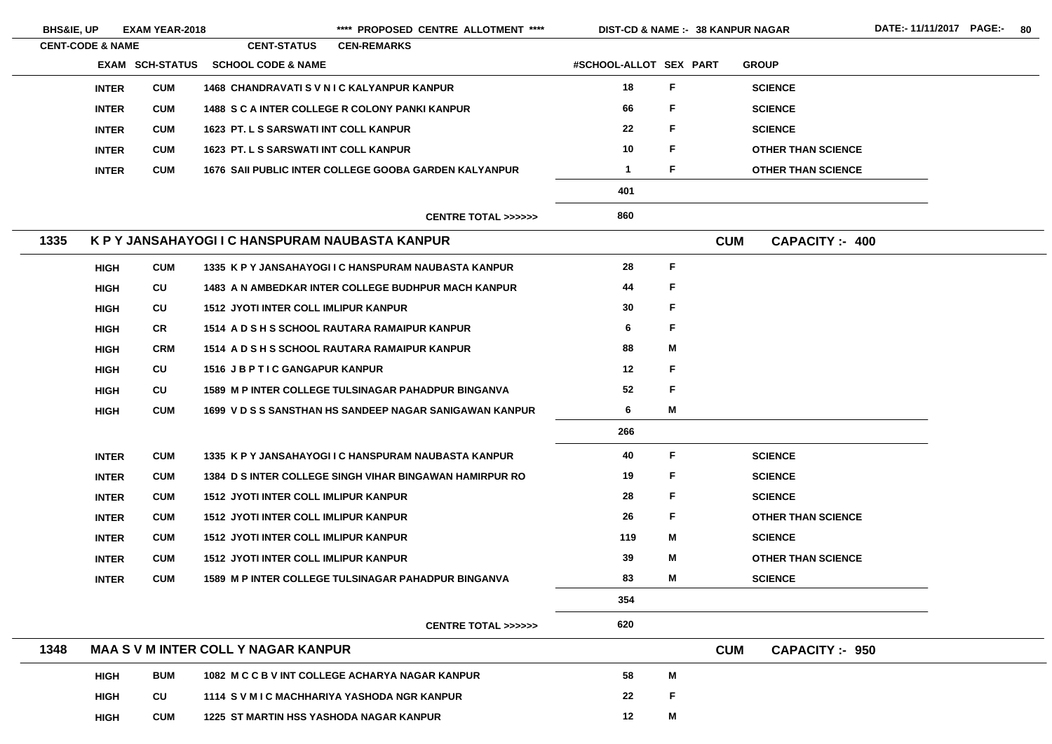| CENT-CODE & NAME | EXAM | SCH-STATUS | SCHOOL CODE & NAME | #SCHOOL-ALLOT | SEX | PART | GROUP |
|---|---|---|---|---|---|---|---|
| | INTER | CUM | 1468 CHANDRAVATI S V N I C KALYANPUR KANPUR | 18 | F | | SCIENCE |
| | INTER | CUM | 1488 S C A INTER COLLEGE R COLONY PANKI KANPUR | 66 | F | | SCIENCE |
| | INTER | CUM | 1623 PT. L S SARSWATI INT COLL KANPUR | 22 | F | | SCIENCE |
| | INTER | CUM | 1623 PT. L S SARSWATI INT COLL KANPUR | 10 | F | | OTHER THAN SCIENCE |
| | INTER | CUM | 1676 SAII PUBLIC INTER COLLEGE GOOBA GARDEN KALYANPUR | 1 | F | | OTHER THAN SCIENCE |
| | | | | 401 | | | |
| | | | CENTRE TOTAL >>>>>> | 860 | | | |

## 1335 K P Y JANSAHAYOGI I C HANSPURAM NAUBASTA KANPUR — CUM — CAPACITY :- 400

| EXAM | SCH-STATUS | SCHOOL CODE & NAME | #SCHOOL-ALLOT | SEX | PART | GROUP |
|---|---|---|---|---|---|---|
| HIGH | CUM | 1335 K P Y JANSAHAYOGI I C HANSPURAM NAUBASTA KANPUR | 28 | F | | |
| HIGH | CU | 1483 A N AMBEDKAR INTER COLLEGE BUDHPUR MACH KANPUR | 44 | F | | |
| HIGH | CU | 1512 JYOTI INTER COLL IMLIPUR KANPUR | 30 | F | | |
| HIGH | CR | 1514 A D S H S SCHOOL RAUTARA RAMAIPUR KANPUR | 6 | F | | |
| HIGH | CRM | 1514 A D S H S SCHOOL RAUTARA RAMAIPUR KANPUR | 88 | M | | |
| HIGH | CU | 1516 J B P T I C GANGAPUR KANPUR | 12 | F | | |
| HIGH | CU | 1589 M P INTER COLLEGE TULSINAGAR PAHADPUR BINGANVA | 52 | F | | |
| HIGH | CUM | 1699 V D S S SANSTHAN HS SANDEEP NAGAR SANIGAWAN KANPUR | 6 | M | | |
| | | | 266 | | | |
| INTER | CUM | 1335 K P Y JANSAHAYOGI I C HANSPURAM NAUBASTA KANPUR | 40 | F | | SCIENCE |
| INTER | CUM | 1384 D S INTER COLLEGE SINGH VIHAR BINGAWAN HAMIRPUR RO | 19 | F | | SCIENCE |
| INTER | CUM | 1512 JYOTI INTER COLL IMLIPUR KANPUR | 28 | F | | SCIENCE |
| INTER | CUM | 1512 JYOTI INTER COLL IMLIPUR KANPUR | 26 | F | | OTHER THAN SCIENCE |
| INTER | CUM | 1512 JYOTI INTER COLL IMLIPUR KANPUR | 119 | M | | SCIENCE |
| INTER | CUM | 1512 JYOTI INTER COLL IMLIPUR KANPUR | 39 | M | | OTHER THAN SCIENCE |
| INTER | CUM | 1589 M P INTER COLLEGE TULSINAGAR PAHADPUR BINGANVA | 83 | M | | SCIENCE |
| | | | 354 | | | |
| | | CENTRE TOTAL >>>>>> | 620 | | | |

## 1348 MAA S V M INTER COLL Y NAGAR KANPUR — CUM — CAPACITY :- 950

| EXAM | SCH-STATUS | SCHOOL CODE & NAME | #SCHOOL-ALLOT | SEX | PART | GROUP |
|---|---|---|---|---|---|---|
| HIGH | BUM | 1082 M C C B V INT COLLEGE ACHARYA NAGAR KANPUR | 58 | M | | |
| HIGH | CU | 1114 S V M I C MACHHARIYA YASHODA NGR KANPUR | 22 | F | | |
| HIGH | CUM | 1225 ST MARTIN HSS YASHODA NAGAR KANPUR | 12 | M | | |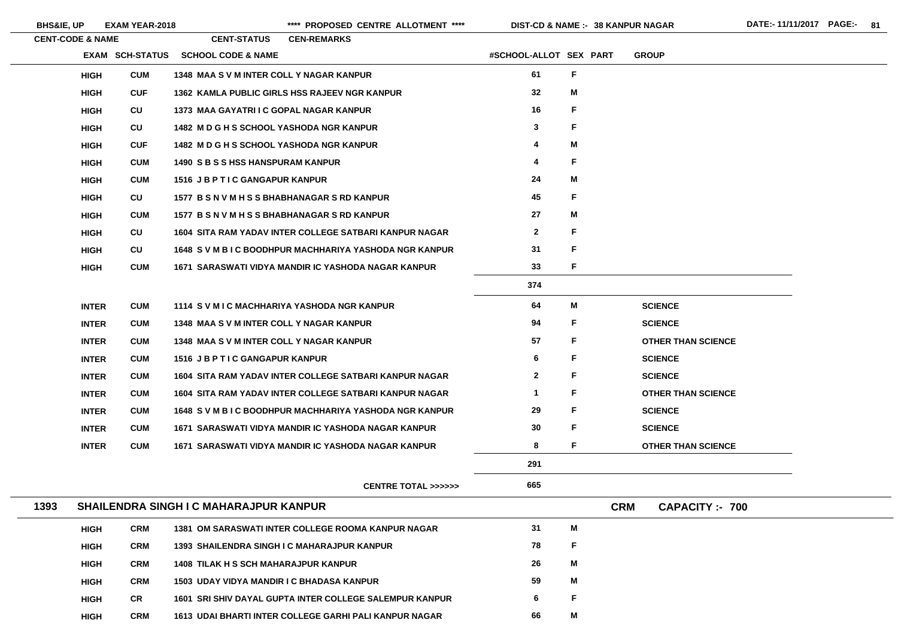| CENT-CODE & NAME | | CENT-STATUS | CEN-REMARKS | | | | |
|---|---|---|---|---|---|---|---|
| | EXAM | SCH-STATUS | SCHOOL CODE & NAME | #SCHOOL-ALLOT | SEX | PART | GROUP |
| | HIGH | CUM | 1348 MAA S V M INTER COLL Y NAGAR KANPUR | 61 | F | | |
| | HIGH | CUF | 1362 KAMLA PUBLIC GIRLS HSS RAJEEV NGR KANPUR | 32 | M | | |
| | HIGH | CU | 1373 MAA GAYATRI I C GOPAL NAGAR KANPUR | 16 | F | | |
| | HIGH | CU | 1482 M D G H S SCHOOL YASHODA NGR KANPUR | 3 | F | | |
| | HIGH | CUF | 1482 M D G H S SCHOOL YASHODA NGR KANPUR | 4 | M | | |
| | HIGH | CUM | 1490 S B S S HSS HANSPURAM KANPUR | 4 | F | | |
| | HIGH | CUM | 1516 J B P T I C GANGAPUR KANPUR | 24 | M | | |
| | HIGH | CU | 1577 B S N V M H S S BHABHANAGAR S RD KANPUR | 45 | F | | |
| | HIGH | CUM | 1577 B S N V M H S S BHABHANAGAR S RD KANPUR | 27 | M | | |
| | HIGH | CU | 1604 SITA RAM YADAV INTER COLLEGE SATBARI KANPUR NAGAR | 2 | F | | |
| | HIGH | CU | 1648 S V M B I C BOODHPUR MACHHARIYA YASHODA NGR KANPUR | 31 | F | | |
| | HIGH | CUM | 1671 SARASWATI VIDYA MANDIR IC YASHODA NAGAR KANPUR | 33 | F | | |
| | | | | 374 | | | |
| | INTER | CUM | 1114 S V M I C MACHHARIYA YASHODA NGR KANPUR | 64 | M | | SCIENCE |
| | INTER | CUM | 1348 MAA S V M INTER COLL Y NAGAR KANPUR | 94 | F | | SCIENCE |
| | INTER | CUM | 1348 MAA S V M INTER COLL Y NAGAR KANPUR | 57 | F | | OTHER THAN SCIENCE |
| | INTER | CUM | 1516 J B P T I C GANGAPUR KANPUR | 6 | F | | SCIENCE |
| | INTER | CUM | 1604 SITA RAM YADAV INTER COLLEGE SATBARI KANPUR NAGAR | 2 | F | | SCIENCE |
| | INTER | CUM | 1604 SITA RAM YADAV INTER COLLEGE SATBARI KANPUR NAGAR | 1 | F | | OTHER THAN SCIENCE |
| | INTER | CUM | 1648 S V M B I C BOODHPUR MACHHARIYA YASHODA NGR KANPUR | 29 | F | | SCIENCE |
| | INTER | CUM | 1671 SARASWATI VIDYA MANDIR IC YASHODA NAGAR KANPUR | 30 | F | | SCIENCE |
| | INTER | CUM | 1671 SARASWATI VIDYA MANDIR IC YASHODA NAGAR KANPUR | 8 | F | | OTHER THAN SCIENCE |
| | | | | 291 | | | |
| | | | CENTRE TOTAL >>>>>> | 665 | | | |
| 1393 | SHAILENDRA SINGH I C MAHARAJPUR KANPUR | CRM | CAPACITY :- 700 | | | | |
| | HIGH | CRM | 1381 OM SARASWATI INTER COLLEGE ROOMA KANPUR NAGAR | 31 | M | | |
| | HIGH | CRM | 1393 SHAILENDRA SINGH I C MAHARAJPUR KANPUR | 78 | F | | |
| | HIGH | CRM | 1408 TILAK H S SCH MAHARAJPUR KANPUR | 26 | M | | |
| | HIGH | CRM | 1503 UDAY VIDYA MANDIR I C BHADASA KANPUR | 59 | M | | |
| | HIGH | CR | 1601 SRI SHIV DAYAL GUPTA INTER COLLEGE SALEMPUR KANPUR | 6 | F | | |
| | HIGH | CRM | 1613 UDAI BHARTI INTER COLLEGE GARHI PALI KANPUR NAGAR | 66 | M | | |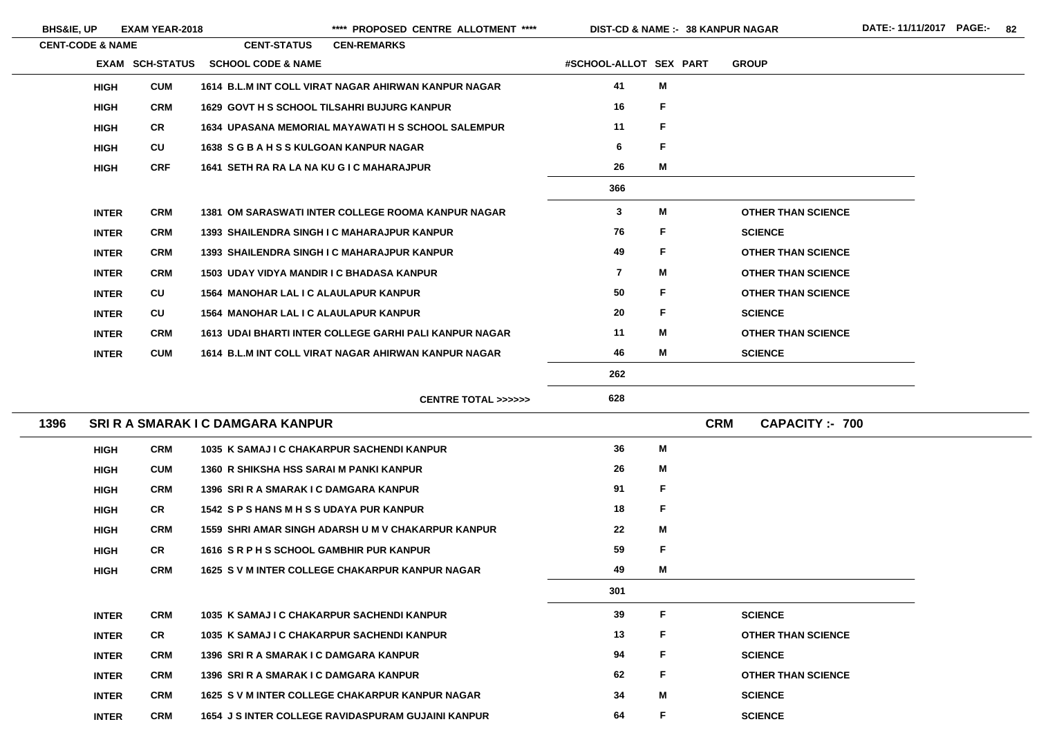| EXAM | SCH-STATUS | SCHOOL CODE & NAME | #SCHOOL-ALLOT | SEX | PART | GROUP |
|---|---|---|---|---|---|---|
| HIGH | CUM | 1614 B.L.M INT COLL VIRAT NAGAR AHIRWAN KANPUR NAGAR | 41 | M | | |
| HIGH | CRM | 1629 GOVT H S SCHOOL TILSAHRI BUJURG KANPUR | 16 | F | | |
| HIGH | CR | 1634 UPASANA MEMORIAL MAYAWATI H S SCHOOL SALEMPUR | 11 | F | | |
| HIGH | CU | 1638 S G B A H S S KULGOAN KANPUR NAGAR | 6 | F | | |
| HIGH | CRF | 1641 SETH RA RA LA NA KU G I C MAHARAJPUR | 26 | M | | |
| | | | 366 | | | |
| INTER | CRM | 1381 OM SARASWATI INTER COLLEGE ROOMA KANPUR NAGAR | 3 | M | | OTHER THAN SCIENCE |
| INTER | CRM | 1393 SHAILENDRA SINGH I C MAHARAJPUR KANPUR | 76 | F | | SCIENCE |
| INTER | CRM | 1393 SHAILENDRA SINGH I C MAHARAJPUR KANPUR | 49 | F | | OTHER THAN SCIENCE |
| INTER | CRM | 1503 UDAY VIDYA MANDIR I C BHADASA KANPUR | 7 | M | | OTHER THAN SCIENCE |
| INTER | CU | 1564 MANOHAR LAL I C ALAULAPUR KANPUR | 50 | F | | OTHER THAN SCIENCE |
| INTER | CU | 1564 MANOHAR LAL I C ALAULAPUR KANPUR | 20 | F | | SCIENCE |
| INTER | CRM | 1613 UDAI BHARTI INTER COLLEGE GARHI PALI KANPUR NAGAR | 11 | M | | OTHER THAN SCIENCE |
| INTER | CUM | 1614 B.L.M INT COLL VIRAT NAGAR AHIRWAN KANPUR NAGAR | 46 | M | | SCIENCE |
| | | | 262 | | | |
| | | CENTRE TOTAL >>>>>> | 628 | | | |

## 1396 SRI R A SMARAK I C DAMGARA KANPUR — CRM — CAPACITY :- 700

| EXAM | SCH-STATUS | SCHOOL CODE & NAME | #SCHOOL-ALLOT | SEX | PART | GROUP |
|---|---|---|---|---|---|---|
| HIGH | CRM | 1035 K SAMAJ I C CHAKARPUR SACHENDI KANPUR | 36 | M | | |
| HIGH | CUM | 1360 R SHIKSHA HSS SARAI M PANKI KANPUR | 26 | M | | |
| HIGH | CRM | 1396 SRI R A SMARAK I C DAMGARA KANPUR | 91 | F | | |
| HIGH | CR | 1542 S P S HANS M H S S UDAYA PUR KANPUR | 18 | F | | |
| HIGH | CRM | 1559 SHRI AMAR SINGH ADARSH U M V CHAKARPUR KANPUR | 22 | M | | |
| HIGH | CR | 1616 S R P H S SCHOOL GAMBHIR PUR KANPUR | 59 | F | | |
| HIGH | CRM | 1625 S V M INTER COLLEGE CHAKARPUR KANPUR NAGAR | 49 | M | | |
| | | | 301 | | | |
| INTER | CRM | 1035 K SAMAJ I C CHAKARPUR SACHENDI KANPUR | 39 | F | | SCIENCE |
| INTER | CR | 1035 K SAMAJ I C CHAKARPUR SACHENDI KANPUR | 13 | F | | OTHER THAN SCIENCE |
| INTER | CRM | 1396 SRI R A SMARAK I C DAMGARA KANPUR | 94 | F | | SCIENCE |
| INTER | CRM | 1396 SRI R A SMARAK I C DAMGARA KANPUR | 62 | F | | OTHER THAN SCIENCE |
| INTER | CRM | 1625 S V M INTER COLLEGE CHAKARPUR KANPUR NAGAR | 34 | M | | SCIENCE |
| INTER | CRM | 1654 J S INTER COLLEGE RAVIDASPURAM GUJAINI KANPUR | 64 | F | | SCIENCE |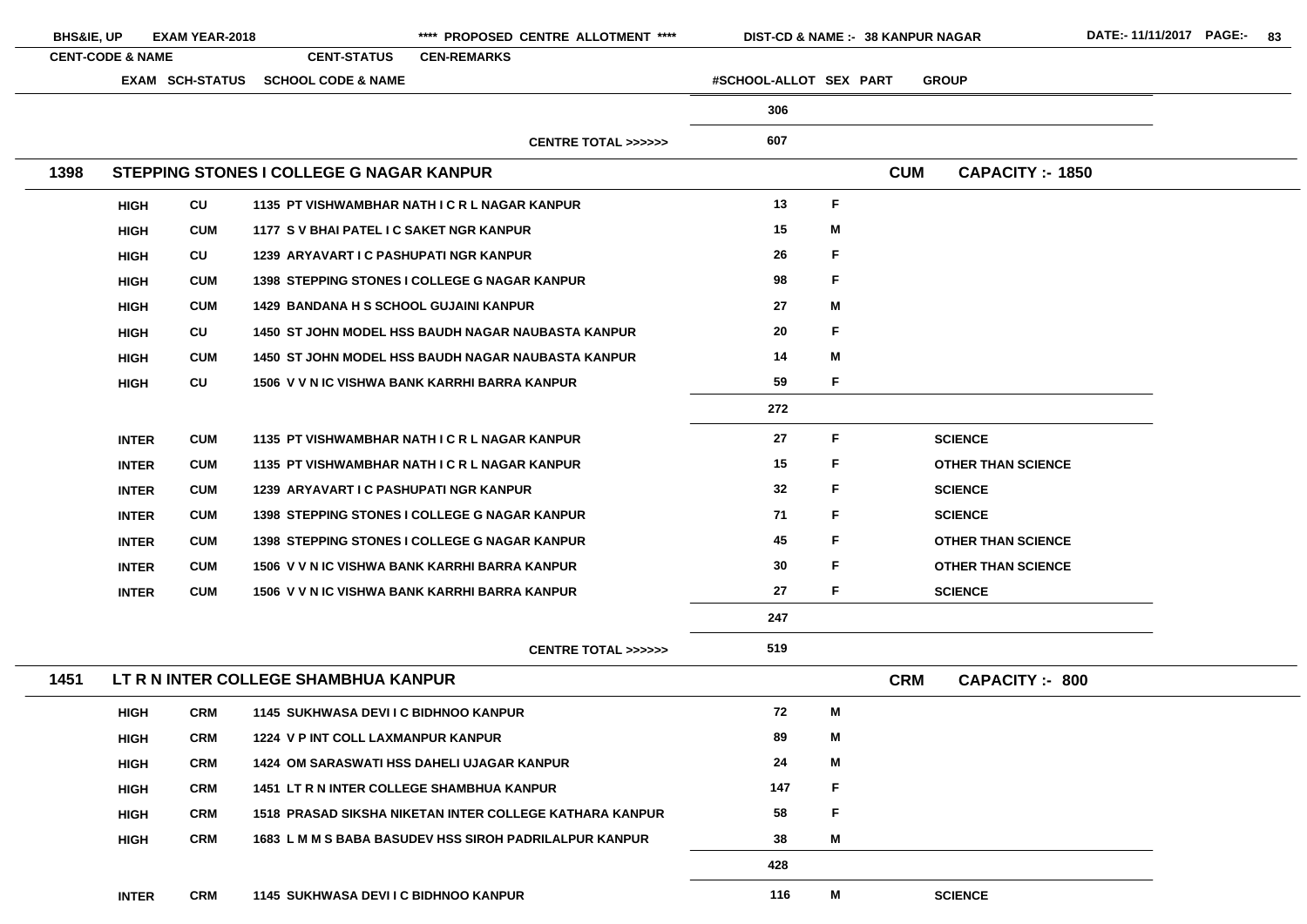| CENT-CODE & NAME | EXAM | SCH-STATUS | SCHOOL CODE & NAME | #SCHOOL-ALLOT | SEX | PART | GROUP |
|---|---|---|---|---|---|---|---|
| | | | | 306 | | | |
| | | | CENTRE TOTAL >>>>>> | 607 | | | |
| **1398 STEPPING STONES I COLLEGE G NAGAR KANPUR** | | | | | | **CUM** | **CAPACITY :- 1850** |
| | HIGH | CU | 1135 PT VISHWAMBHAR NATH I C R L NAGAR KANPUR | 13 | F | | |
| | HIGH | CUM | 1177 S V BHAI PATEL I C SAKET NGR KANPUR | 15 | M | | |
| | HIGH | CU | 1239 ARYAVART I C PASHUPATI NGR KANPUR | 26 | F | | |
| | HIGH | CUM | 1398 STEPPING STONES I COLLEGE G NAGAR KANPUR | 98 | F | | |
| | HIGH | CUM | 1429 BANDANA H S SCHOOL GUJAINI KANPUR | 27 | M | | |
| | HIGH | CU | 1450 ST JOHN MODEL HSS BAUDH NAGAR NAUBASTA KANPUR | 20 | F | | |
| | HIGH | CUM | 1450 ST JOHN MODEL HSS BAUDH NAGAR NAUBASTA KANPUR | 14 | M | | |
| | HIGH | CU | 1506 V V N IC VISHWA BANK KARRHI BARRA KANPUR | 59 | F | | |
| | | | | 272 | | | |
| | INTER | CUM | 1135 PT VISHWAMBHAR NATH I C R L NAGAR KANPUR | 27 | F | | SCIENCE |
| | INTER | CUM | 1135 PT VISHWAMBHAR NATH I C R L NAGAR KANPUR | 15 | F | | OTHER THAN SCIENCE |
| | INTER | CUM | 1239 ARYAVART I C PASHUPATI NGR KANPUR | 32 | F | | SCIENCE |
| | INTER | CUM | 1398 STEPPING STONES I COLLEGE G NAGAR KANPUR | 71 | F | | SCIENCE |
| | INTER | CUM | 1398 STEPPING STONES I COLLEGE G NAGAR KANPUR | 45 | F | | OTHER THAN SCIENCE |
| | INTER | CUM | 1506 V V N IC VISHWA BANK KARRHI BARRA KANPUR | 30 | F | | OTHER THAN SCIENCE |
| | INTER | CUM | 1506 V V N IC VISHWA BANK KARRHI BARRA KANPUR | 27 | F | | SCIENCE |
| | | | | 247 | | | |
| | | | CENTRE TOTAL >>>>>> | 519 | | | |
| **1451 LT R N INTER COLLEGE SHAMBHUA KANPUR** | | | | | | **CRM** | **CAPACITY :- 800** |
| | HIGH | CRM | 1145 SUKHWASA DEVI I C BIDHNOO KANPUR | 72 | M | | |
| | HIGH | CRM | 1224 V P INT COLL LAXMANPUR KANPUR | 89 | M | | |
| | HIGH | CRM | 1424 OM SARASWATI HSS DAHELI UJAGAR KANPUR | 24 | M | | |
| | HIGH | CRM | 1451 LT R N INTER COLLEGE SHAMBHUA KANPUR | 147 | F | | |
| | HIGH | CRM | 1518 PRASAD SIKSHA NIKETAN INTER COLLEGE KATHARA KANPUR | 58 | F | | |
| | HIGH | CRM | 1683 L M M S BABA BASUDEV HSS SIROH PADRILALPUR KANPUR | 38 | M | | |
| | | | | 428 | | | |
| | INTER | CRM | 1145 SUKHWASA DEVI I C BIDHNOO KANPUR | 116 | M | | SCIENCE |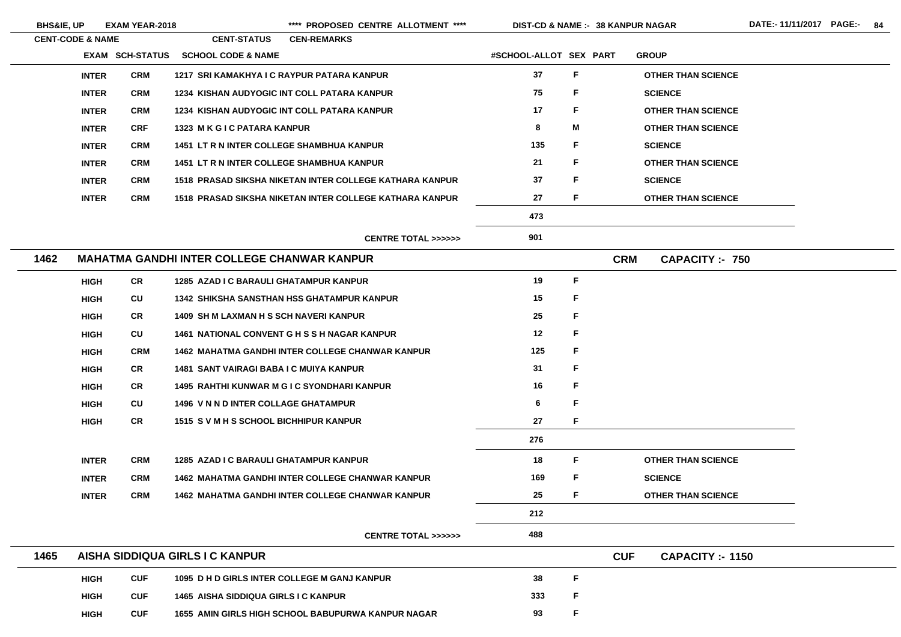| EXAM | SCH-STATUS | SCHOOL CODE & NAME | #SCHOOL-ALLOT | SEX | PART | GROUP |
|---|---|---|---|---|---|---|
| INTER | CRM | 1217 SRI KAMAKHYA I C RAYPUR PATARA KANPUR | 37 | F | | OTHER THAN SCIENCE |
| INTER | CRM | 1234 KISHAN AUDYOGIC INT COLL PATARA KANPUR | 75 | F | | SCIENCE |
| INTER | CRM | 1234 KISHAN AUDYOGIC INT COLL PATARA KANPUR | 17 | F | | OTHER THAN SCIENCE |
| INTER | CRF | 1323 M K G I C PATARA KANPUR | 8 | M | | OTHER THAN SCIENCE |
| INTER | CRM | 1451 LT R N INTER COLLEGE SHAMBHUA KANPUR | 135 | F | | SCIENCE |
| INTER | CRM | 1451 LT R N INTER COLLEGE SHAMBHUA KANPUR | 21 | F | | OTHER THAN SCIENCE |
| INTER | CRM | 1518 PRASAD SIKSHA NIKETAN INTER COLLEGE KATHARA KANPUR | 37 | F | | SCIENCE |
| INTER | CRM | 1518 PRASAD SIKSHA NIKETAN INTER COLLEGE KATHARA KANPUR | 27 | F | | OTHER THAN SCIENCE |
| | | | 473 | | | |
| | | CENTRE TOTAL >>>>>> | 901 | | | |

## 1462 MAHATMA GANDHI INTER COLLEGE CHANWAR KANPUR — CRM — CAPACITY :- 750

| EXAM | SCH-STATUS | SCHOOL CODE & NAME | #SCHOOL-ALLOT | SEX | PART | GROUP |
|---|---|---|---|---|---|---|
| HIGH | CR | 1285 AZAD I C BARAULI GHATAMPUR KANPUR | 19 | F | | |
| HIGH | CU | 1342 SHIKSHA SANSTHAN HSS GHATAMPUR KANPUR | 15 | F | | |
| HIGH | CR | 1409 SH M LAXMAN H S SCH NAVERI KANPUR | 25 | F | | |
| HIGH | CU | 1461 NATIONAL CONVENT G H S S H NAGAR KANPUR | 12 | F | | |
| HIGH | CRM | 1462 MAHATMA GANDHI INTER COLLEGE CHANWAR KANPUR | 125 | F | | |
| HIGH | CR | 1481 SANT VAIRAGI BABA I C MUIYA KANPUR | 31 | F | | |
| HIGH | CR | 1495 RAHTHI KUNWAR M G I C SYONDHARI KANPUR | 16 | F | | |
| HIGH | CU | 1496 V N N D INTER COLLAGE GHATAMPUR | 6 | F | | |
| HIGH | CR | 1515 S V M H S SCHOOL BICHHIPUR KANPUR | 27 | F | | |
| | | | 276 | | | |
| INTER | CRM | 1285 AZAD I C BARAULI GHATAMPUR KANPUR | 18 | F | | OTHER THAN SCIENCE |
| INTER | CRM | 1462 MAHATMA GANDHI INTER COLLEGE CHANWAR KANPUR | 169 | F | | SCIENCE |
| INTER | CRM | 1462 MAHATMA GANDHI INTER COLLEGE CHANWAR KANPUR | 25 | F | | OTHER THAN SCIENCE |
| | | | 212 | | | |
| | | CENTRE TOTAL >>>>>> | 488 | | | |

## 1465 AISHA SIDDIQUA GIRLS I C KANPUR — CUF — CAPACITY :- 1150

| EXAM | SCH-STATUS | SCHOOL CODE & NAME | #SCHOOL-ALLOT | SEX | PART | GROUP |
|---|---|---|---|---|---|---|
| HIGH | CUF | 1095 D H D GIRLS INTER COLLEGE M GANJ KANPUR | 38 | F | | |
| HIGH | CUF | 1465 AISHA SIDDIQUA GIRLS I C KANPUR | 333 | F | | |
| HIGH | CUF | 1655 AMIN GIRLS HIGH SCHOOL BABUPURWA KANPUR NAGAR | 93 | F | | |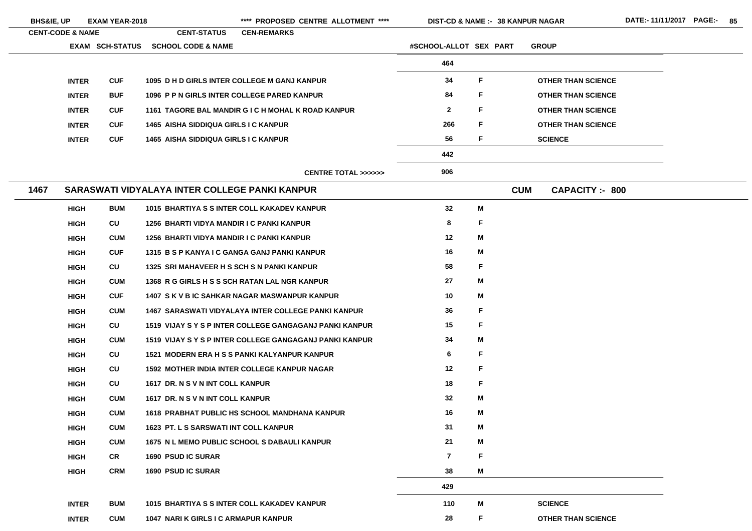| EXAM | SCH-STATUS | SCHOOL CODE & NAME | #SCHOOL-ALLOT | SEX | PART | GROUP |
|---|---|---|---|---|---|---|
| | | | 464 | | | |
| INTER | CUF | 1095 D H D GIRLS INTER COLLEGE M GANJ KANPUR | 34 | F | | OTHER THAN SCIENCE |
| INTER | BUF | 1096 P P N GIRLS INTER COLLEGE PARED KANPUR | 84 | F | | OTHER THAN SCIENCE |
| INTER | CUF | 1161 TAGORE BAL MANDIR G I C H MOHAL K ROAD KANPUR | 2 | F | | OTHER THAN SCIENCE |
| INTER | CUF | 1465 AISHA SIDDIQUA GIRLS I C KANPUR | 266 | F | | OTHER THAN SCIENCE |
| INTER | CUF | 1465 AISHA SIDDIQUA GIRLS I C KANPUR | 56 | F | | SCIENCE |
| | | | 442 | | | |
| | | CENTRE TOTAL >>>>>> | 906 | | | |

## 1467 SARASWATI VIDYALAYA INTER COLLEGE PANKI KANPUR — CUM — CAPACITY :- 800

| EXAM | SCH-STATUS | SCHOOL CODE & NAME | #SCHOOL-ALLOT | SEX | PART | GROUP |
|---|---|---|---|---|---|---|
| HIGH | BUM | 1015 BHARTIYA S S INTER COLL KAKADEV KANPUR | 32 | M | | |
| HIGH | CU | 1256 BHARTI VIDYA MANDIR I C PANKI KANPUR | 8 | F | | |
| HIGH | CUM | 1256 BHARTI VIDYA MANDIR I C PANKI KANPUR | 12 | M | | |
| HIGH | CUF | 1315 B S P KANYA I C GANGA GANJ PANKI KANPUR | 16 | M | | |
| HIGH | CU | 1325 SRI MAHAVEER H S SCH S N PANKI KANPUR | 58 | F | | |
| HIGH | CUM | 1368 R G GIRLS H S S SCH RATAN LAL NGR KANPUR | 27 | M | | |
| HIGH | CUF | 1407 S K V B IC SAHKAR NAGAR MASWANPUR KANPUR | 10 | M | | |
| HIGH | CUM | 1467 SARASWATI VIDYALAYA INTER COLLEGE PANKI KANPUR | 36 | F | | |
| HIGH | CU | 1519 VIJAY S Y S P INTER COLLEGE GANGAGANJ PANKI KANPUR | 15 | F | | |
| HIGH | CUM | 1519 VIJAY S Y S P INTER COLLEGE GANGAGANJ PANKI KANPUR | 34 | M | | |
| HIGH | CU | 1521 MODERN ERA H S S PANKI KALYANPUR KANPUR | 6 | F | | |
| HIGH | CU | 1592 MOTHER INDIA INTER COLLEGE KANPUR NAGAR | 12 | F | | |
| HIGH | CU | 1617 DR. N S V N INT COLL KANPUR | 18 | F | | |
| HIGH | CUM | 1617 DR. N S V N INT COLL KANPUR | 32 | M | | |
| HIGH | CUM | 1618 PRABHAT PUBLIC HS SCHOOL MANDHANA KANPUR | 16 | M | | |
| HIGH | CUM | 1623 PT. L S SARSWATI INT COLL KANPUR | 31 | M | | |
| HIGH | CUM | 1675 N L MEMO PUBLIC SCHOOL S DABAULI KANPUR | 21 | M | | |
| HIGH | CR | 1690 PSUD IC SURAR | 7 | F | | |
| HIGH | CRM | 1690 PSUD IC SURAR | 38 | M | | |
| | | | 429 | | | |
| INTER | BUM | 1015 BHARTIYA S S INTER COLL KAKADEV KANPUR | 110 | M | | SCIENCE |
| INTER | CUM | 1047 NARI K GIRLS I C ARMAPUR KANPUR | 28 | F | | OTHER THAN SCIENCE |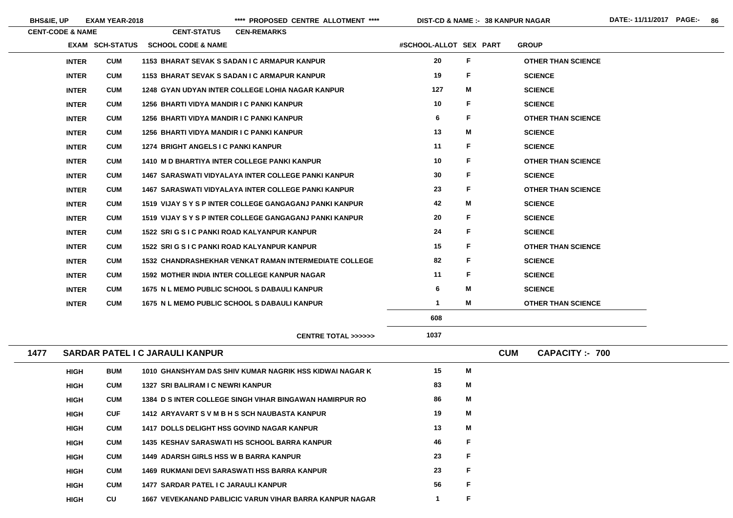| EXAM | SCH-STATUS | SCHOOL CODE & NAME | #SCHOOL-ALLOT | SEX | PART | GROUP |
|---|---|---|---|---|---|---|
| INTER | CUM | 1153 BHARAT SEVAK S SADAN I C ARMAPUR KANPUR | 20 | F | | OTHER THAN SCIENCE |
| INTER | CUM | 1153 BHARAT SEVAK S SADAN I C ARMAPUR KANPUR | 19 | F | | SCIENCE |
| INTER | CUM | 1248 GYAN UDYAN INTER COLLEGE LOHIA NAGAR KANPUR | 127 | M | | SCIENCE |
| INTER | CUM | 1256 BHARTI VIDYA MANDIR I C PANKI KANPUR | 10 | F | | SCIENCE |
| INTER | CUM | 1256 BHARTI VIDYA MANDIR I C PANKI KANPUR | 6 | F | | OTHER THAN SCIENCE |
| INTER | CUM | 1256 BHARTI VIDYA MANDIR I C PANKI KANPUR | 13 | M | | SCIENCE |
| INTER | CUM | 1274 BRIGHT ANGELS I C PANKI KANPUR | 11 | F | | SCIENCE |
| INTER | CUM | 1410 M D BHARTIYA INTER COLLEGE PANKI KANPUR | 10 | F | | OTHER THAN SCIENCE |
| INTER | CUM | 1467 SARASWATI VIDYALAYA INTER COLLEGE PANKI KANPUR | 30 | F | | SCIENCE |
| INTER | CUM | 1467 SARASWATI VIDYALAYA INTER COLLEGE PANKI KANPUR | 23 | F | | OTHER THAN SCIENCE |
| INTER | CUM | 1519 VIJAY S Y S P INTER COLLEGE GANGAGANJ PANKI KANPUR | 42 | M | | SCIENCE |
| INTER | CUM | 1519 VIJAY S Y S P INTER COLLEGE GANGAGANJ PANKI KANPUR | 20 | F | | SCIENCE |
| INTER | CUM | 1522 SRI G S I C PANKI ROAD KALYANPUR KANPUR | 24 | F | | SCIENCE |
| INTER | CUM | 1522 SRI G S I C PANKI ROAD KALYANPUR KANPUR | 15 | F | | OTHER THAN SCIENCE |
| INTER | CUM | 1532 CHANDRASHEKHAR VENKAT RAMAN INTERMEDIATE COLLEGE | 82 | F | | SCIENCE |
| INTER | CUM | 1592 MOTHER INDIA INTER COLLEGE KANPUR NAGAR | 11 | F | | SCIENCE |
| INTER | CUM | 1675 N L MEMO PUBLIC SCHOOL S DABAULI KANPUR | 6 | M | | SCIENCE |
| INTER | CUM | 1675 N L MEMO PUBLIC SCHOOL S DABAULI KANPUR | 1 | M | | OTHER THAN SCIENCE |
| | | | 608 | | | |
| | | CENTRE TOTAL >>>>>> | 1037 | | | |

## 1477 SARDAR PATEL I C JARAULI KANPUR — CUM — CAPACITY :- 700

| EXAM | SCH-STATUS | SCHOOL CODE & NAME | #SCHOOL-ALLOT | SEX | PART | GROUP |
|---|---|---|---|---|---|---|
| HIGH | BUM | 1010 GHANSHYAM DAS SHIV KUMAR NAGRIK HSS KIDWAI NAGAR K | 15 | M | | |
| HIGH | CUM | 1327 SRI BALIRAM I C NEWRI KANPUR | 83 | M | | |
| HIGH | CUM | 1384 D S INTER COLLEGE SINGH VIHAR BINGAWAN HAMIRPUR RO | 86 | M | | |
| HIGH | CUF | 1412 ARYAVART S V M B H S SCH NAUBASTA KANPUR | 19 | M | | |
| HIGH | CUM | 1417 DOLLS DELIGHT HSS GOVIND NAGAR KANPUR | 13 | M | | |
| HIGH | CUM | 1435 KESHAV SARASWATI HS SCHOOL BARRA KANPUR | 46 | F | | |
| HIGH | CUM | 1449 ADARSH GIRLS HSS W B BARRA KANPUR | 23 | F | | |
| HIGH | CUM | 1469 RUKMANI DEVI SARASWATI HSS BARRA KANPUR | 23 | F | | |
| HIGH | CUM | 1477 SARDAR PATEL I C JARAULI KANPUR | 56 | F | | |
| HIGH | CU | 1667 VEVEKANAND PABLICIC VARUN VIHAR BARRA KANPUR NAGAR | 1 | F | | |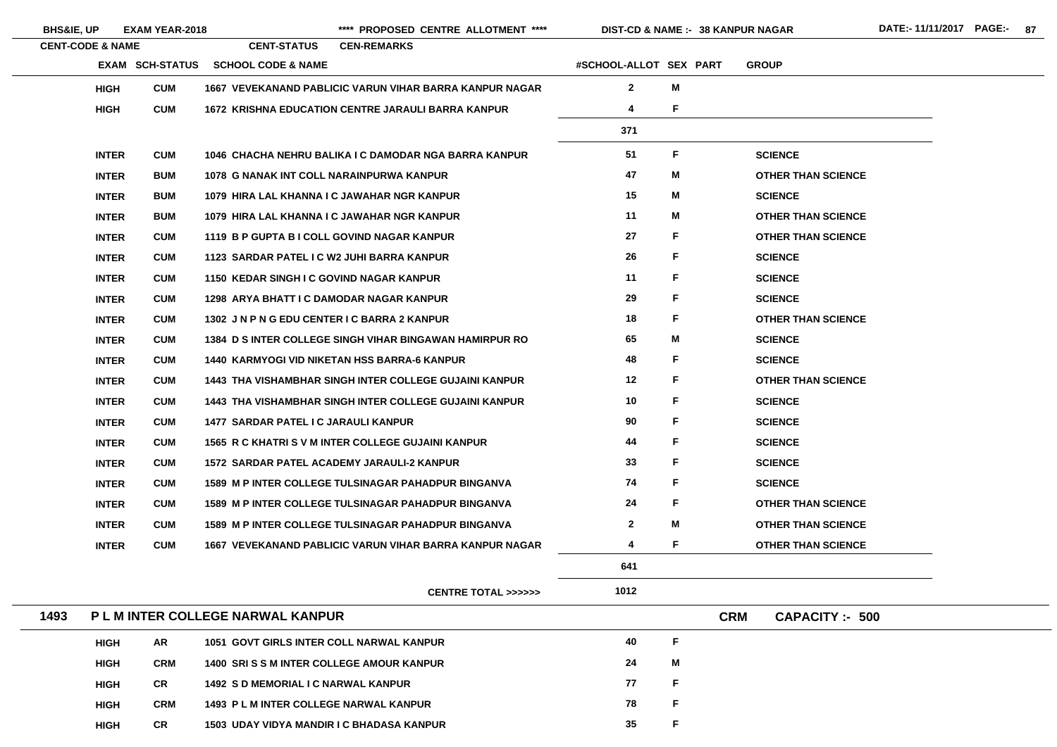| CENT-CODE & NAME | EXAM | SCH-STATUS | SCHOOL CODE & NAME | #SCHOOL-ALLOT | SEX | PART | GROUP |
|---|---|---|---|---|---|---|---|
| | HIGH | CUM | 1667 VEVEKANAND PABLICIC VARUN VIHAR BARRA KANPUR NAGAR | 2 | M | | |
| | HIGH | CUM | 1672 KRISHNA EDUCATION CENTRE JARAULI BARRA KANPUR | 4 | F | | |
| | | | | 371 | | | |
| | INTER | CUM | 1046 CHACHA NEHRU BALIKA I C DAMODAR NGA BARRA KANPUR | 51 | F | | SCIENCE |
| | INTER | BUM | 1078 G NANAK INT COLL NARAINPURWA KANPUR | 47 | M | | OTHER THAN SCIENCE |
| | INTER | BUM | 1079 HIRA LAL KHANNA I C JAWAHAR NGR KANPUR | 15 | M | | SCIENCE |
| | INTER | BUM | 1079 HIRA LAL KHANNA I C JAWAHAR NGR KANPUR | 11 | M | | OTHER THAN SCIENCE |
| | INTER | CUM | 1119 B P GUPTA B I COLL GOVIND NAGAR KANPUR | 27 | F | | OTHER THAN SCIENCE |
| | INTER | CUM | 1123 SARDAR PATEL I C W2 JUHI BARRA KANPUR | 26 | F | | SCIENCE |
| | INTER | CUM | 1150 KEDAR SINGH I C GOVIND NAGAR KANPUR | 11 | F | | SCIENCE |
| | INTER | CUM | 1298 ARYA BHATT I C DAMODAR NAGAR KANPUR | 29 | F | | SCIENCE |
| | INTER | CUM | 1302 J N P N G EDU CENTER I C BARRA 2 KANPUR | 18 | F | | OTHER THAN SCIENCE |
| | INTER | CUM | 1384 D S INTER COLLEGE SINGH VIHAR BINGAWAN HAMIRPUR RO | 65 | M | | SCIENCE |
| | INTER | CUM | 1440 KARMYOGI VID NIKETAN HSS BARRA-6 KANPUR | 48 | F | | SCIENCE |
| | INTER | CUM | 1443 THA VISHAMBHAR SINGH INTER COLLEGE GUJAINI KANPUR | 12 | F | | OTHER THAN SCIENCE |
| | INTER | CUM | 1443 THA VISHAMBHAR SINGH INTER COLLEGE GUJAINI KANPUR | 10 | F | | SCIENCE |
| | INTER | CUM | 1477 SARDAR PATEL I C JARAULI KANPUR | 90 | F | | SCIENCE |
| | INTER | CUM | 1565 R C KHATRI S V M INTER COLLEGE GUJAINI KANPUR | 44 | F | | SCIENCE |
| | INTER | CUM | 1572 SARDAR PATEL ACADEMY JARAULI-2 KANPUR | 33 | F | | SCIENCE |
| | INTER | CUM | 1589 M P INTER COLLEGE TULSINAGAR PAHADPUR BINGANVA | 74 | F | | SCIENCE |
| | INTER | CUM | 1589 M P INTER COLLEGE TULSINAGAR PAHADPUR BINGANVA | 24 | F | | OTHER THAN SCIENCE |
| | INTER | CUM | 1589 M P INTER COLLEGE TULSINAGAR PAHADPUR BINGANVA | 2 | M | | OTHER THAN SCIENCE |
| | INTER | CUM | 1667 VEVEKANAND PABLICIC VARUN VIHAR BARRA KANPUR NAGAR | 4 | F | | OTHER THAN SCIENCE |
| | | | | 641 | | | |
| | | | CENTRE TOTAL >>>>>> | 1012 | | | |

**1493 P L M INTER COLLEGE NARWAL KANPUR** — CRM — CAPACITY :- 500

| CENT-CODE & NAME | EXAM | SCH-STATUS | SCHOOL CODE & NAME | #SCHOOL-ALLOT | SEX | PART | GROUP |
|---|---|---|---|---|---|---|---|
| | HIGH | AR | 1051 GOVT GIRLS INTER COLL NARWAL KANPUR | 40 | F | | |
| | HIGH | CRM | 1400 SRI S S M INTER COLLEGE AMOUR KANPUR | 24 | M | | |
| | HIGH | CR | 1492 S D MEMORIAL I C NARWAL KANPUR | 77 | F | | |
| | HIGH | CRM | 1493 P L M INTER COLLEGE NARWAL KANPUR | 78 | F | | |
| | HIGH | CR | 1503 UDAY VIDYA MANDIR I C BHADASA KANPUR | 35 | F | | |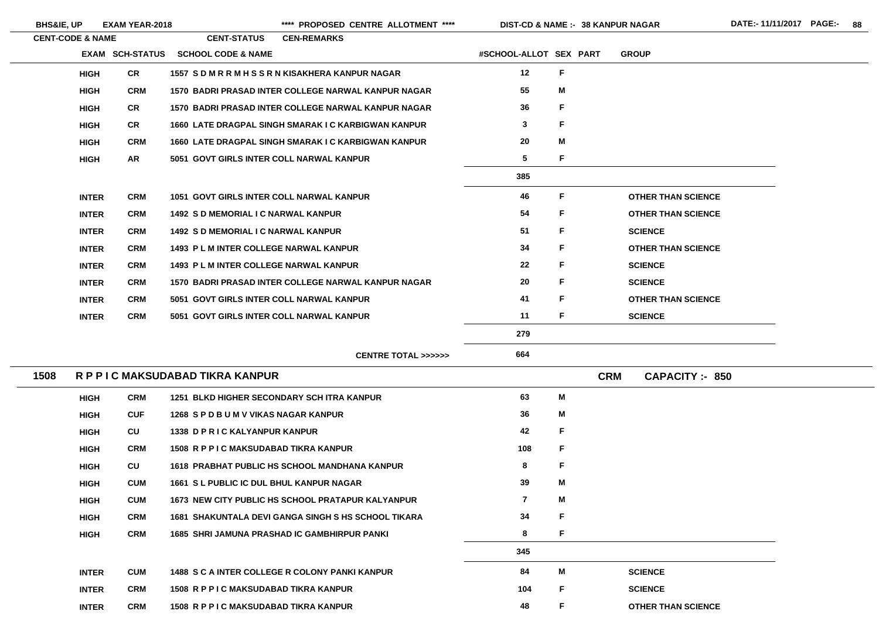| CENT-CODE & NAME | EXAM | SCH-STATUS | CENT-STATUS / SCHOOL CODE & NAME | #SCHOOL-ALLOT | SEX | PART | GROUP |
|---|---|---|---|---|---|---|---|
| | HIGH | CR | 1557 S D M R R M H S S R N KISAKHERA KANPUR NAGAR | 12 | F | | |
| | HIGH | CRM | 1570 BADRI PRASAD INTER COLLEGE NARWAL KANPUR NAGAR | 55 | M | | |
| | HIGH | CR | 1570 BADRI PRASAD INTER COLLEGE NARWAL KANPUR NAGAR | 36 | F | | |
| | HIGH | CR | 1660 LATE DRAGPAL SINGH SMARAK I C KARBIGWAN KANPUR | 3 | F | | |
| | HIGH | CRM | 1660 LATE DRAGPAL SINGH SMARAK I C KARBIGWAN KANPUR | 20 | M | | |
| | HIGH | AR | 5051 GOVT GIRLS INTER COLL NARWAL KANPUR | 5 | F | | |
| | | | | 385 | | | |
| | INTER | CRM | 1051 GOVT GIRLS INTER COLL NARWAL KANPUR | 46 | F | | OTHER THAN SCIENCE |
| | INTER | CRM | 1492 S D MEMORIAL I C NARWAL KANPUR | 54 | F | | OTHER THAN SCIENCE |
| | INTER | CRM | 1492 S D MEMORIAL I C NARWAL KANPUR | 51 | F | | SCIENCE |
| | INTER | CRM | 1493 P L M INTER COLLEGE NARWAL KANPUR | 34 | F | | OTHER THAN SCIENCE |
| | INTER | CRM | 1493 P L M INTER COLLEGE NARWAL KANPUR | 22 | F | | SCIENCE |
| | INTER | CRM | 1570 BADRI PRASAD INTER COLLEGE NARWAL KANPUR NAGAR | 20 | F | | SCIENCE |
| | INTER | CRM | 5051 GOVT GIRLS INTER COLL NARWAL KANPUR | 41 | F | | OTHER THAN SCIENCE |
| | INTER | CRM | 5051 GOVT GIRLS INTER COLL NARWAL KANPUR | 11 | F | | SCIENCE |
| | | | | 279 | | | |
| | | | CENTRE TOTAL >>>>>> | 664 | | | |
| **1508 R P P I C MAKSUDABAD TIKRA KANPUR** | | | **CRM** | | | | **CAPACITY :- 850** |
| | HIGH | CRM | 1251 BLKD HIGHER SECONDARY SCH ITRA KANPUR | 63 | M | | |
| | HIGH | CUF | 1268 S P D B U M V VIKAS NAGAR KANPUR | 36 | M | | |
| | HIGH | CU | 1338 D P R I C KALYANPUR KANPUR | 42 | F | | |
| | HIGH | CRM | 1508 R P P I C MAKSUDABAD TIKRA KANPUR | 108 | F | | |
| | HIGH | CU | 1618 PRABHAT PUBLIC HS SCHOOL MANDHANA KANPUR | 8 | F | | |
| | HIGH | CUM | 1661 S L PUBLIC IC DUL BHUL KANPUR NAGAR | 39 | M | | |
| | HIGH | CUM | 1673 NEW CITY PUBLIC HS SCHOOL PRATAPUR KALYANPUR | 7 | M | | |
| | HIGH | CRM | 1681 SHAKUNTALA DEVI GANGA SINGH S HS SCHOOL TIKARA | 34 | F | | |
| | HIGH | CRM | 1685 SHRI JAMUNA PRASHAD IC GAMBHIRPUR PANKI | 8 | F | | |
| | | | | 345 | | | |
| | INTER | CUM | 1488 S C A INTER COLLEGE R COLONY PANKI KANPUR | 84 | M | | SCIENCE |
| | INTER | CRM | 1508 R P P I C MAKSUDABAD TIKRA KANPUR | 104 | F | | SCIENCE |
| | INTER | CRM | 1508 R P P I C MAKSUDABAD TIKRA KANPUR | 48 | F | | OTHER THAN SCIENCE |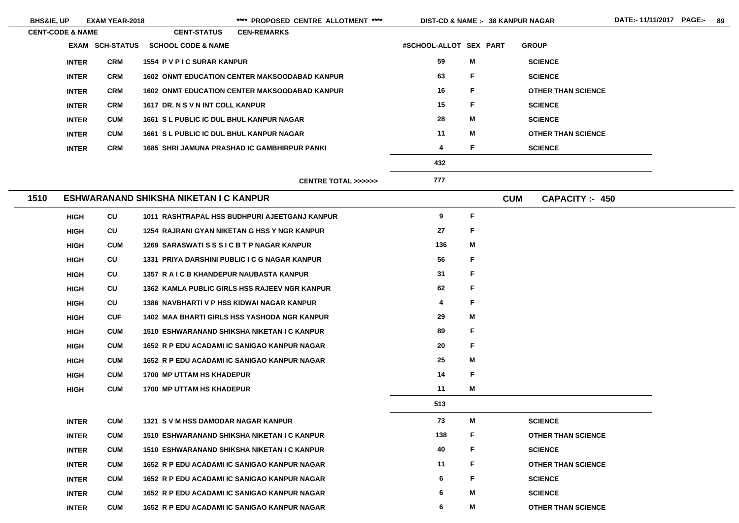| CENT-CODE & NAME | EXAM | SCH-STATUS | SCHOOL CODE & NAME | #SCHOOL-ALLOT | SEX | PART | GROUP |
|---|---|---|---|---|---|---|---|
| | INTER | CRM | 1554 P V P I C SURAR KANPUR | 59 | M | | SCIENCE |
| | INTER | CRM | 1602 ONMT EDUCATION CENTER MAKSOODABAD KANPUR | 63 | F | | SCIENCE |
| | INTER | CRM | 1602 ONMT EDUCATION CENTER MAKSOODABAD KANPUR | 16 | F | | OTHER THAN SCIENCE |
| | INTER | CRM | 1617 DR. N S V N INT COLL KANPUR | 15 | F | | SCIENCE |
| | INTER | CUM | 1661 S L PUBLIC IC DUL BHUL KANPUR NAGAR | 28 | M | | SCIENCE |
| | INTER | CUM | 1661 S L PUBLIC IC DUL BHUL KANPUR NAGAR | 11 | M | | OTHER THAN SCIENCE |
| | INTER | CRM | 1685 SHRI JAMUNA PRASHAD IC GAMBHIRPUR PANKI | 4 | F | | SCIENCE |
| | | | | 432 | | | |
| | | | CENTRE TOTAL >>>>>> | 777 | | | |

## 1510 ESHWARANAND SHIKSHA NIKETAN I C KANPUR — CUM — CAPACITY :- 450

| EXAM | SCH-STATUS | SCHOOL CODE & NAME | #SCHOOL-ALLOT | SEX | PART | GROUP |
|---|---|---|---|---|---|---|
| HIGH | CU | 1011 RASHTRAPAL HSS BUDHPURI AJEETGANJ KANPUR | 9 | F | | |
| HIGH | CU | 1254 RAJRANI GYAN NIKETAN G HSS Y NGR KANPUR | 27 | F | | |
| HIGH | CUM | 1269 SARASWATI S S S I C B T P NAGAR KANPUR | 136 | M | | |
| HIGH | CU | 1331 PRIYA DARSHINI PUBLIC I C G NAGAR KANPUR | 56 | F | | |
| HIGH | CU | 1357 R A I C B KHANDEPUR NAUBASTA KANPUR | 31 | F | | |
| HIGH | CU | 1362 KAMLA PUBLIC GIRLS HSS RAJEEV NGR KANPUR | 62 | F | | |
| HIGH | CU | 1386 NAVBHARTI V P HSS KIDWAI NAGAR KANPUR | 4 | F | | |
| HIGH | CUF | 1402 MAA BHARTI GIRLS HSS YASHODA NGR KANPUR | 29 | M | | |
| HIGH | CUM | 1510 ESHWARANAND SHIKSHA NIKETAN I C KANPUR | 89 | F | | |
| HIGH | CUM | 1652 R P EDU ACADAMI IC SANIGAO KANPUR NAGAR | 20 | F | | |
| HIGH | CUM | 1652 R P EDU ACADAMI IC SANIGAO KANPUR NAGAR | 25 | M | | |
| HIGH | CUM | 1700 MP UTTAM HS KHADEPUR | 14 | F | | |
| HIGH | CUM | 1700 MP UTTAM HS KHADEPUR | 11 | M | | |
| | | | 513 | | | |
| INTER | CUM | 1321 S V M HSS DAMODAR NAGAR KANPUR | 73 | M | | SCIENCE |
| INTER | CUM | 1510 ESHWARANAND SHIKSHA NIKETAN I C KANPUR | 138 | F | | OTHER THAN SCIENCE |
| INTER | CUM | 1510 ESHWARANAND SHIKSHA NIKETAN I C KANPUR | 40 | F | | SCIENCE |
| INTER | CUM | 1652 R P EDU ACADAMI IC SANIGAO KANPUR NAGAR | 11 | F | | OTHER THAN SCIENCE |
| INTER | CUM | 1652 R P EDU ACADAMI IC SANIGAO KANPUR NAGAR | 6 | F | | SCIENCE |
| INTER | CUM | 1652 R P EDU ACADAMI IC SANIGAO KANPUR NAGAR | 6 | M | | SCIENCE |
| INTER | CUM | 1652 R P EDU ACADAMI IC SANIGAO KANPUR NAGAR | 6 | M | | OTHER THAN SCIENCE |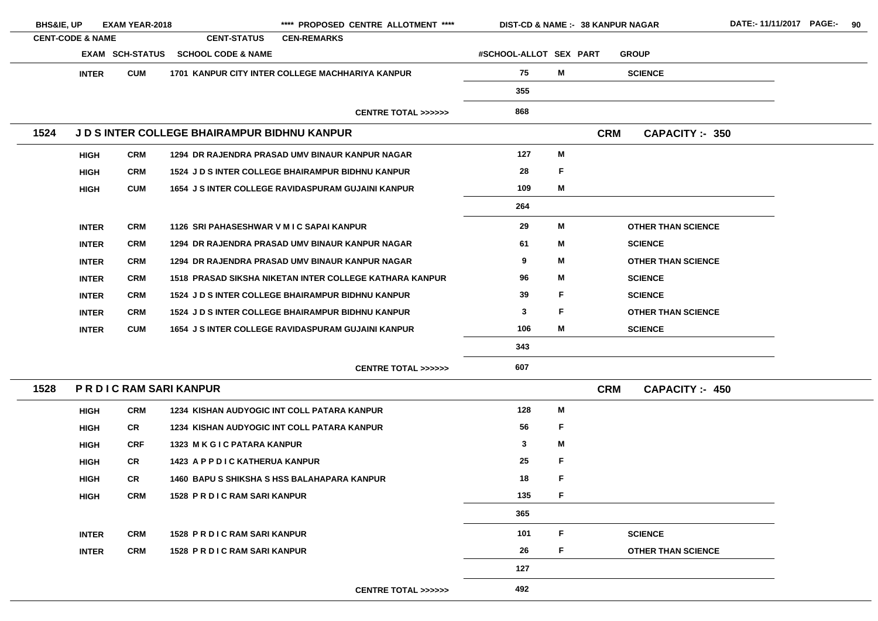**BHS&IE, UP** EXAM YEAR-2018 **** PROPOSED CENTRE ALLOTMENT **** DIST-CD & NAME :- 38 KANPUR NAGAR DATE:- 11/11/2017

| CENT-CODE & NAME | EXAM | SCH-STATUS | SCHOOL CODE & NAME | #SCHOOL-ALLOT | SEX | PART | GROUP |
|---|---|---|---|---|---|---|---|
| | INTER | CUM | 1701 KANPUR CITY INTER COLLEGE MACHHARIYA KANPUR | 75 | M | | SCIENCE |
| | | | | 355 | | | |
| | | | CENTRE TOTAL >>>>>> | 868 | | | |
| **1524 J D S INTER COLLEGE BHAIRAMPUR BIDHNU KANPUR** | | | | | | CRM | CAPACITY :- 350 |
| | HIGH | CRM | 1294 DR RAJENDRA PRASAD UMV BINAUR KANPUR NAGAR | 127 | M | | |
| | HIGH | CRM | 1524 J D S INTER COLLEGE BHAIRAMPUR BIDHNU KANPUR | 28 | F | | |
| | HIGH | CUM | 1654 J S INTER COLLEGE RAVIDASPURAM GUJAINI KANPUR | 109 | M | | |
| | | | | 264 | | | |
| | INTER | CRM | 1126 SRI PAHASESHWAR V M I C SAPAI KANPUR | 29 | M | | OTHER THAN SCIENCE |
| | INTER | CRM | 1294 DR RAJENDRA PRASAD UMV BINAUR KANPUR NAGAR | 61 | M | | SCIENCE |
| | INTER | CRM | 1294 DR RAJENDRA PRASAD UMV BINAUR KANPUR NAGAR | 9 | M | | OTHER THAN SCIENCE |
| | INTER | CRM | 1518 PRASAD SIKSHA NIKETAN INTER COLLEGE KATHARA KANPUR | 96 | M | | SCIENCE |
| | INTER | CRM | 1524 J D S INTER COLLEGE BHAIRAMPUR BIDHNU KANPUR | 39 | F | | SCIENCE |
| | INTER | CRM | 1524 J D S INTER COLLEGE BHAIRAMPUR BIDHNU KANPUR | 3 | F | | OTHER THAN SCIENCE |
| | INTER | CUM | 1654 J S INTER COLLEGE RAVIDASPURAM GUJAINI KANPUR | 106 | M | | SCIENCE |
| | | | | 343 | | | |
| | | | CENTRE TOTAL >>>>>> | 607 | | | |
| **1528 P R D I C RAM SARI KANPUR** | | | | | | CRM | CAPACITY :- 450 |
| | HIGH | CRM | 1234 KISHAN AUDYOGIC INT COLL PATARA KANPUR | 128 | M | | |
| | HIGH | CR | 1234 KISHAN AUDYOGIC INT COLL PATARA KANPUR | 56 | F | | |
| | HIGH | CRF | 1323 M K G I C PATARA KANPUR | 3 | M | | |
| | HIGH | CR | 1423 A P P D I C KATHERUA KANPUR | 25 | F | | |
| | HIGH | CR | 1460 BAPU S SHIKSHA S HSS BALAHAPARA KANPUR | 18 | F | | |
| | HIGH | CRM | 1528 P R D I C RAM SARI KANPUR | 135 | F | | |
| | | | | 365 | | | |
| | INTER | CRM | 1528 P R D I C RAM SARI KANPUR | 101 | F | | SCIENCE |
| | INTER | CRM | 1528 P R D I C RAM SARI KANPUR | 26 | F | | OTHER THAN SCIENCE |
| | | | | 127 | | | |
| | | | CENTRE TOTAL >>>>>> | 492 | | | |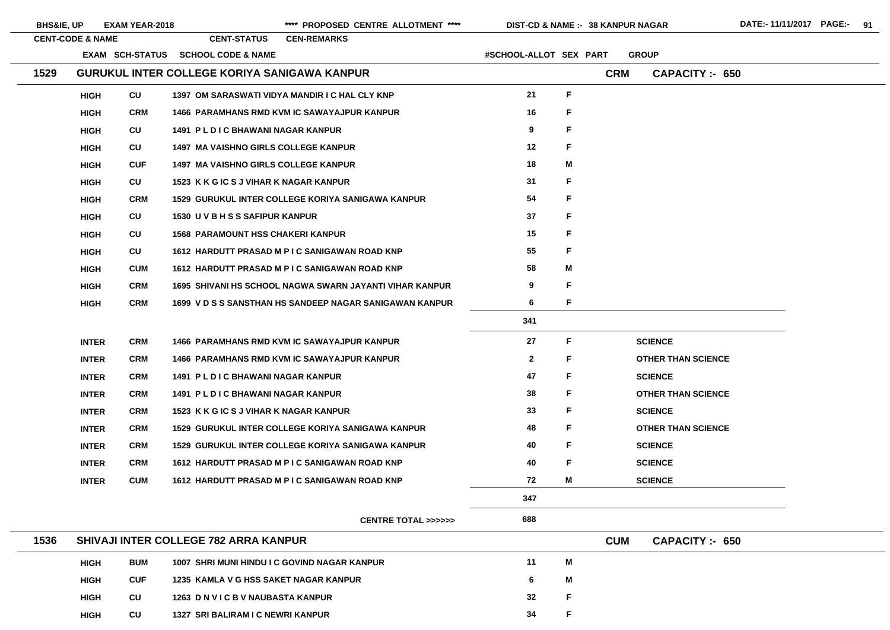BHS&IE, UP EXAM YEAR-2018 **** PROPOSED CENTRE ALLOTMENT **** DIST-CD & NAME :- 38 KANPUR NAGAR DATE:- 11/11/2017

| CENT-CODE & NAME | EXAM | SCH-STATUS | SCHOOL CODE & NAME | #SCHOOL-ALLOT | SEX | PART | GROUP |
|---|---|---|---|---|---|---|---|
| **1529 GURUKUL INTER COLLEGE KORIYA SANIGAWA KANPUR** | | | | | | CRM | CAPACITY :- 650 |
| | HIGH | CU | 1397 OM SARASWATI VIDYA MANDIR I C HAL CLY KNP | 21 | F | | |
| | HIGH | CRM | 1466 PARAMHANS RMD KVM IC SAWAYAJPUR KANPUR | 16 | F | | |
| | HIGH | CU | 1491 P L D I C BHAWANI NAGAR KANPUR | 9 | F | | |
| | HIGH | CU | 1497 MA VAISHNO GIRLS COLLEGE KANPUR | 12 | F | | |
| | HIGH | CUF | 1497 MA VAISHNO GIRLS COLLEGE KANPUR | 18 | M | | |
| | HIGH | CU | 1523 K K G IC S J VIHAR K NAGAR KANPUR | 31 | F | | |
| | HIGH | CRM | 1529 GURUKUL INTER COLLEGE KORIYA SANIGAWA KANPUR | 54 | F | | |
| | HIGH | CU | 1530 U V B H S S SAFIPUR KANPUR | 37 | F | | |
| | HIGH | CU | 1568 PARAMOUNT HSS CHAKERI KANPUR | 15 | F | | |
| | HIGH | CU | 1612 HARDUTT PRASAD M P I C SANIGAWAN ROAD KNP | 55 | F | | |
| | HIGH | CUM | 1612 HARDUTT PRASAD M P I C SANIGAWAN ROAD KNP | 58 | M | | |
| | HIGH | CRM | 1695 SHIVANI HS SCHOOL NAGWA SWARN JAYANTI VIHAR KANPUR | 9 | F | | |
| | HIGH | CRM | 1699 V D S S SANSTHAN HS SANDEEP NAGAR SANIGAWAN KANPUR | 6 | F | | |
| | | | | 341 | | | |
| | INTER | CRM | 1466 PARAMHANS RMD KVM IC SAWAYAJPUR KANPUR | 27 | F | | SCIENCE |
| | INTER | CRM | 1466 PARAMHANS RMD KVM IC SAWAYAJPUR KANPUR | 2 | F | | OTHER THAN SCIENCE |
| | INTER | CRM | 1491 P L D I C BHAWANI NAGAR KANPUR | 47 | F | | SCIENCE |
| | INTER | CRM | 1491 P L D I C BHAWANI NAGAR KANPUR | 38 | F | | OTHER THAN SCIENCE |
| | INTER | CRM | 1523 K K G IC S J VIHAR K NAGAR KANPUR | 33 | F | | SCIENCE |
| | INTER | CRM | 1529 GURUKUL INTER COLLEGE KORIYA SANIGAWA KANPUR | 48 | F | | OTHER THAN SCIENCE |
| | INTER | CRM | 1529 GURUKUL INTER COLLEGE KORIYA SANIGAWA KANPUR | 40 | F | | SCIENCE |
| | INTER | CRM | 1612 HARDUTT PRASAD M P I C SANIGAWAN ROAD KNP | 40 | F | | SCIENCE |
| | INTER | CUM | 1612 HARDUTT PRASAD M P I C SANIGAWAN ROAD KNP | 72 | M | | SCIENCE |
| | | | | 347 | | | |
| | | | CENTRE TOTAL >>>>>> | 688 | | | |
| **1536 SHIVAJI INTER COLLEGE 782 ARRA KANPUR** | | | | | | CUM | CAPACITY :- 650 |
| | HIGH | BUM | 1007 SHRI MUNI HINDU I C GOVIND NAGAR KANPUR | 11 | M | | |
| | HIGH | CUF | 1235 KAMLA V G HSS SAKET NAGAR KANPUR | 6 | M | | |
| | HIGH | CU | 1263 D N V I C B V NAUBASTA KANPUR | 32 | F | | |
| | HIGH | CU | 1327 SRI BALIRAM I C NEWRI KANPUR | 34 | F | | |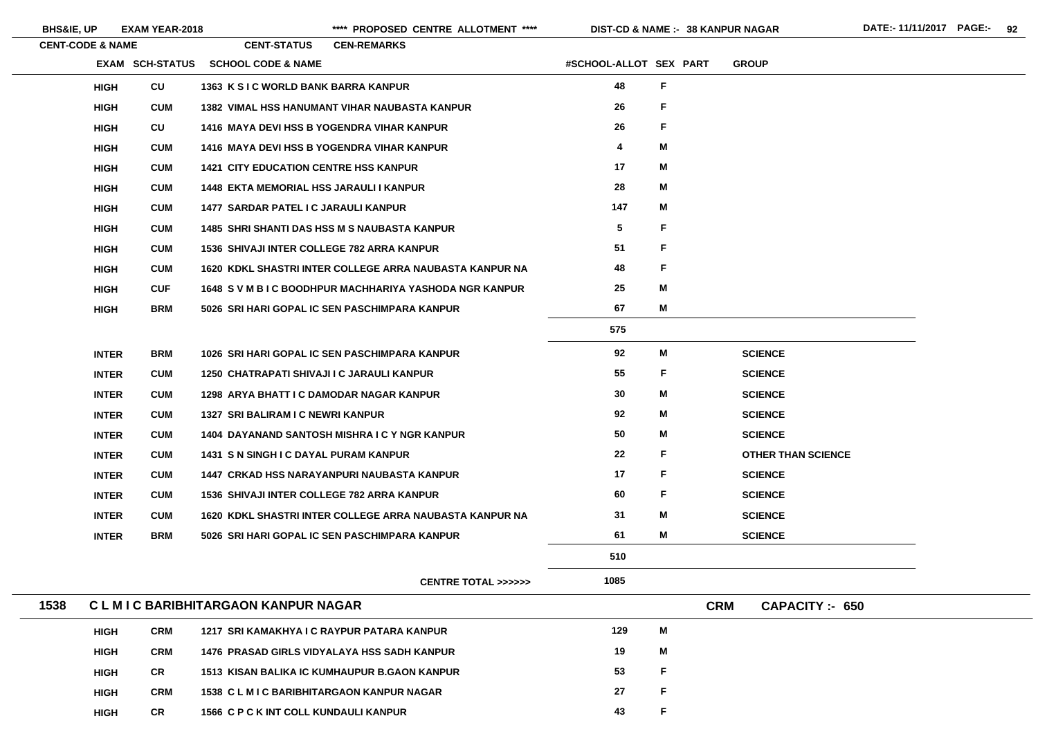| CENT-CODE & NAME | | CENT-STATUS | CEN-REMARKS | | | | |
|---|---|---|---|---|---|---|---|
| | EXAM | SCH-STATUS | SCHOOL CODE & NAME | #SCHOOL-ALLOT | SEX | PART | GROUP |
| | HIGH | CU | 1363 K S I C WORLD BANK BARRA KANPUR | 48 | F | | |
| | HIGH | CUM | 1382 VIMAL HSS HANUMANT VIHAR NAUBASTA KANPUR | 26 | F | | |
| | HIGH | CU | 1416 MAYA DEVI HSS B YOGENDRA VIHAR KANPUR | 26 | F | | |
| | HIGH | CUM | 1416 MAYA DEVI HSS B YOGENDRA VIHAR KANPUR | 4 | M | | |
| | HIGH | CUM | 1421 CITY EDUCATION CENTRE HSS KANPUR | 17 | M | | |
| | HIGH | CUM | 1448 EKTA MEMORIAL HSS JARAULI I KANPUR | 28 | M | | |
| | HIGH | CUM | 1477 SARDAR PATEL I C JARAULI KANPUR | 147 | M | | |
| | HIGH | CUM | 1485 SHRI SHANTI DAS HSS M S NAUBASTA KANPUR | 5 | F | | |
| | HIGH | CUM | 1536 SHIVAJI INTER COLLEGE 782 ARRA KANPUR | 51 | F | | |
| | HIGH | CUM | 1620 KDKL SHASTRI INTER COLLEGE ARRA NAUBASTA KANPUR NA | 48 | F | | |
| | HIGH | CUF | 1648 S V M B I C BOODHPUR MACHHARIYA YASHODA NGR KANPUR | 25 | M | | |
| | HIGH | BRM | 5026 SRI HARI GOPAL IC SEN PASCHIMPARA KANPUR | 67 | M | | |
| | | | | 575 | | | |
| | INTER | BRM | 1026 SRI HARI GOPAL IC SEN PASCHIMPARA KANPUR | 92 | M | | SCIENCE |
| | INTER | CUM | 1250 CHATRAPATI SHIVAJI I C JARAULI KANPUR | 55 | F | | SCIENCE |
| | INTER | CUM | 1298 ARYA BHATT I C DAMODAR NAGAR KANPUR | 30 | M | | SCIENCE |
| | INTER | CUM | 1327 SRI BALIRAM I C NEWRI KANPUR | 92 | M | | SCIENCE |
| | INTER | CUM | 1404 DAYANAND SANTOSH MISHRA I C Y NGR KANPUR | 50 | M | | SCIENCE |
| | INTER | CUM | 1431 S N SINGH I C DAYAL PURAM KANPUR | 22 | F | | OTHER THAN SCIENCE |
| | INTER | CUM | 1447 CRKAD HSS NARAYANPURI NAUBASTA KANPUR | 17 | F | | SCIENCE |
| | INTER | CUM | 1536 SHIVAJI INTER COLLEGE 782 ARRA KANPUR | 60 | F | | SCIENCE |
| | INTER | CUM | 1620 KDKL SHASTRI INTER COLLEGE ARRA NAUBASTA KANPUR NA | 31 | M | | SCIENCE |
| | INTER | BRM | 5026 SRI HARI GOPAL IC SEN PASCHIMPARA KANPUR | 61 | M | | SCIENCE |
| | | | | 510 | | | |
| | | | CENTRE TOTAL >>>>>> | 1085 | | | |
| 1538 | C L M I C BARIBHITARGAON KANPUR NAGAR | | | | | CRM | CAPACITY :- 650 |
| | HIGH | CRM | 1217 SRI KAMAKHYA I C RAYPUR PATARA KANPUR | 129 | M | | |
| | HIGH | CRM | 1476 PRASAD GIRLS VIDYALAYA HSS SADH KANPUR | 19 | M | | |
| | HIGH | CR | 1513 KISAN BALIKA IC KUMHAUPUR B.GAON KANPUR | 53 | F | | |
| | HIGH | CRM | 1538 C L M I C BARIBHITARGAON KANPUR NAGAR | 27 | F | | |
| | HIGH | CR | 1566 C P C K INT COLL KUNDAULI KANPUR | 43 | F | | |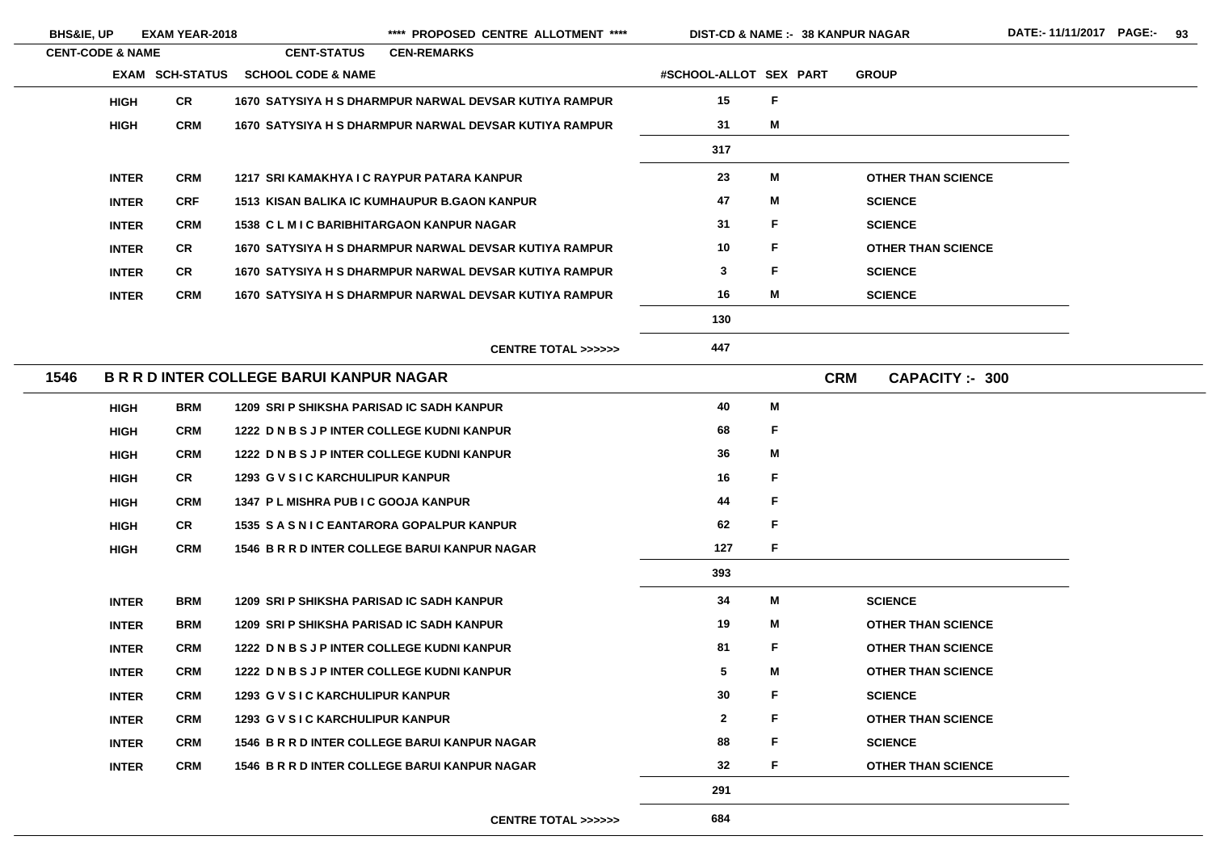BHS&IE, UP EXAM YEAR-2018 **** PROPOSED CENTRE ALLOTMENT **** DIST-CD & NAME :- 38 KANPUR NAGAR DATE:- 11/11/2017

| CENT-CODE & NAME | EXAM | SCH-STATUS | SCHOOL CODE & NAME | #SCHOOL-ALLOT | SEX | PART | GROUP |
|---|---|---|---|---|---|---|---|
| | HIGH | CR | 1670 SATYSIYA H S DHARMPUR NARWAL DEVSAR KUTIYA RAMPUR | 15 | F | | |
| | HIGH | CRM | 1670 SATYSIYA H S DHARMPUR NARWAL DEVSAR KUTIYA RAMPUR | 31 | M | | |
| | | | | 317 | | | |
| | INTER | CRM | 1217 SRI KAMAKHYA I C RAYPUR PATARA KANPUR | 23 | M | | OTHER THAN SCIENCE |
| | INTER | CRF | 1513 KISAN BALIKA IC KUMHAUPUR B.GAON KANPUR | 47 | M | | SCIENCE |
| | INTER | CRM | 1538 C L M I C BARIBHITARGAON KANPUR NAGAR | 31 | F | | SCIENCE |
| | INTER | CR | 1670 SATYSIYA H S DHARMPUR NARWAL DEVSAR KUTIYA RAMPUR | 10 | F | | OTHER THAN SCIENCE |
| | INTER | CR | 1670 SATYSIYA H S DHARMPUR NARWAL DEVSAR KUTIYA RAMPUR | 3 | F | | SCIENCE |
| | INTER | CRM | 1670 SATYSIYA H S DHARMPUR NARWAL DEVSAR KUTIYA RAMPUR | 16 | M | | SCIENCE |
| | | | | 130 | | | |
| | | | CENTRE TOTAL >>>>>> | 447 | | | |
| **1546 B R R D INTER COLLEGE BARUI KANPUR NAGAR** | | | | | | CRM | CAPACITY :- 300 |
| | HIGH | BRM | 1209 SRI P SHIKSHA PARISAD IC SADH KANPUR | 40 | M | | |
| | HIGH | CRM | 1222 D N B S J P INTER COLLEGE KUDNI KANPUR | 68 | F | | |
| | HIGH | CRM | 1222 D N B S J P INTER COLLEGE KUDNI KANPUR | 36 | M | | |
| | HIGH | CR | 1293 G V S I C KARCHULIPUR KANPUR | 16 | F | | |
| | HIGH | CRM | 1347 P L MISHRA PUB I C GOOJA KANPUR | 44 | F | | |
| | HIGH | CR | 1535 S A S N I C EANTARORA GOPALPUR KANPUR | 62 | F | | |
| | HIGH | CRM | 1546 B R R D INTER COLLEGE BARUI KANPUR NAGAR | 127 | F | | |
| | | | | 393 | | | |
| | INTER | BRM | 1209 SRI P SHIKSHA PARISAD IC SADH KANPUR | 34 | M | | SCIENCE |
| | INTER | BRM | 1209 SRI P SHIKSHA PARISAD IC SADH KANPUR | 19 | M | | OTHER THAN SCIENCE |
| | INTER | CRM | 1222 D N B S J P INTER COLLEGE KUDNI KANPUR | 81 | F | | OTHER THAN SCIENCE |
| | INTER | CRM | 1222 D N B S J P INTER COLLEGE KUDNI KANPUR | 5 | M | | OTHER THAN SCIENCE |
| | INTER | CRM | 1293 G V S I C KARCHULIPUR KANPUR | 30 | F | | SCIENCE |
| | INTER | CRM | 1293 G V S I C KARCHULIPUR KANPUR | 2 | F | | OTHER THAN SCIENCE |
| | INTER | CRM | 1546 B R R D INTER COLLEGE BARUI KANPUR NAGAR | 88 | F | | SCIENCE |
| | INTER | CRM | 1546 B R R D INTER COLLEGE BARUI KANPUR NAGAR | 32 | F | | OTHER THAN SCIENCE |
| | | | | 291 | | | |
| | | | CENTRE TOTAL >>>>>> | 684 | | | |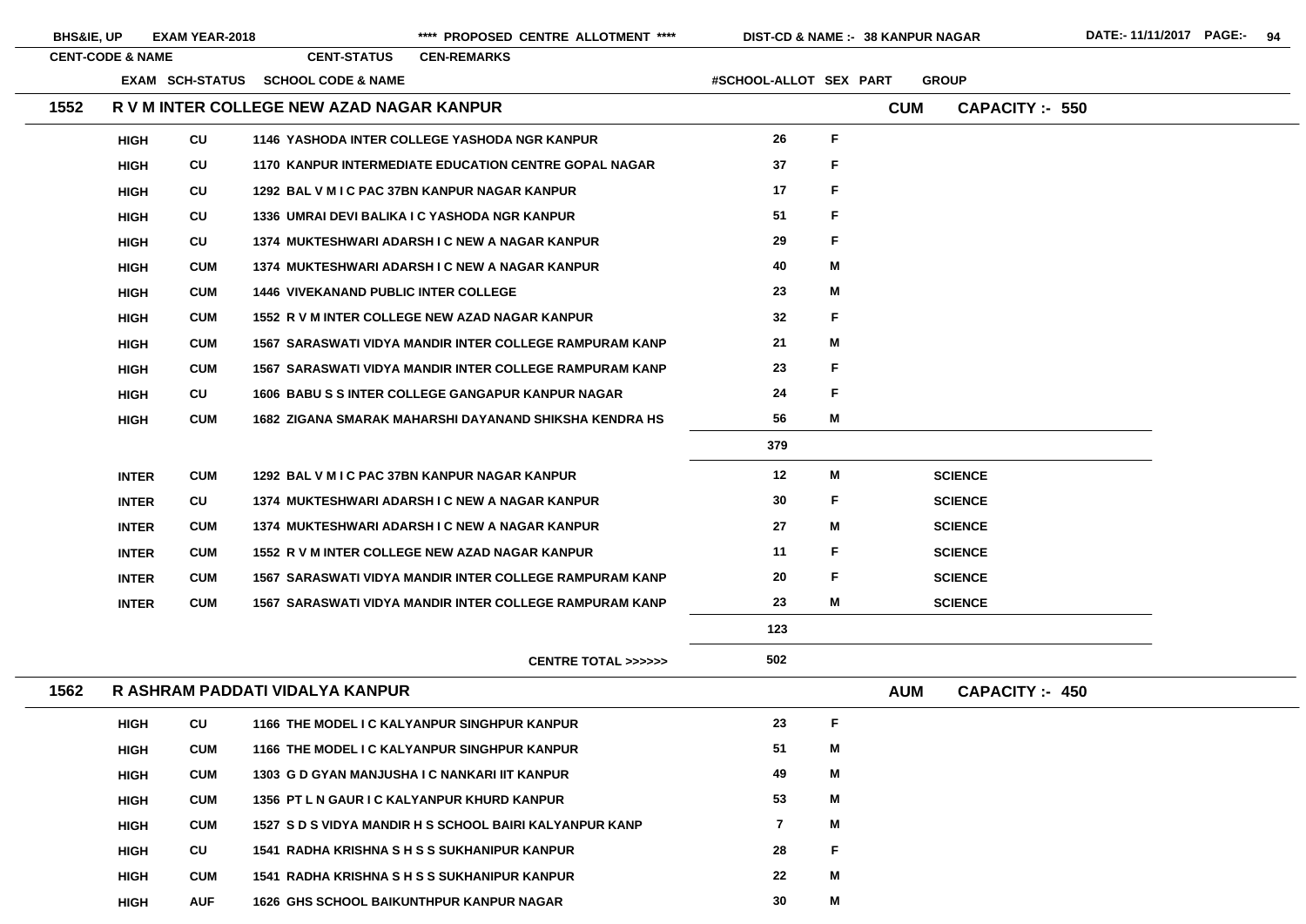BHS&IE, UP EXAM YEAR-2018 **** PROPOSED CENTRE ALLOTMENT **** DIST-CD & NAME :- 38 KANPUR NAGAR DATE:- 11/11/2017

| CENT-CODE & NAME | | | CENT-STATUS | CEN-REMARKS | | | |
|---|---|---|---|---|---|---|---|
| | EXAM | SCH-STATUS | SCHOOL CODE & NAME | #SCHOOL-ALLOT | SEX | PART | GROUP |

## 1552 R V M INTER COLLEGE NEW AZAD NAGAR KANPUR — CUM — CAPACITY :- 550

| EXAM | SCH-STATUS | SCHOOL CODE & NAME | #SCHOOL-ALLOT | SEX | PART | GROUP |
|---|---|---|---|---|---|---|
| HIGH | CU | 1146 YASHODA INTER COLLEGE YASHODA NGR KANPUR | 26 | F | | |
| HIGH | CU | 1170 KANPUR INTERMEDIATE EDUCATION CENTRE GOPAL NAGAR | 37 | F | | |
| HIGH | CU | 1292 BAL V M I C PAC 37BN KANPUR NAGAR KANPUR | 17 | F | | |
| HIGH | CU | 1336 UMRAI DEVI BALIKA I C YASHODA NGR KANPUR | 51 | F | | |
| HIGH | CU | 1374 MUKTESHWARI ADARSH I C NEW A NAGAR KANPUR | 29 | F | | |
| HIGH | CUM | 1374 MUKTESHWARI ADARSH I C NEW A NAGAR KANPUR | 40 | M | | |
| HIGH | CUM | 1446 VIVEKANAND PUBLIC INTER COLLEGE | 23 | M | | |
| HIGH | CUM | 1552 R V M INTER COLLEGE NEW AZAD NAGAR KANPUR | 32 | F | | |
| HIGH | CUM | 1567 SARASWATI VIDYA MANDIR INTER COLLEGE RAMPURAM KANP | 21 | M | | |
| HIGH | CUM | 1567 SARASWATI VIDYA MANDIR INTER COLLEGE RAMPURAM KANP | 23 | F | | |
| HIGH | CU | 1606 BABU S S INTER COLLEGE GANGAPUR KANPUR NAGAR | 24 | F | | |
| HIGH | CUM | 1682 ZIGANA SMARAK MAHARSHI DAYANAND SHIKSHA KENDRA HS | 56 | M | | |
| | | | 379 | | | |
| INTER | CUM | 1292 BAL V M I C PAC 37BN KANPUR NAGAR KANPUR | 12 | M | | SCIENCE |
| INTER | CU | 1374 MUKTESHWARI ADARSH I C NEW A NAGAR KANPUR | 30 | F | | SCIENCE |
| INTER | CUM | 1374 MUKTESHWARI ADARSH I C NEW A NAGAR KANPUR | 27 | M | | SCIENCE |
| INTER | CUM | 1552 R V M INTER COLLEGE NEW AZAD NAGAR KANPUR | 11 | F | | SCIENCE |
| INTER | CUM | 1567 SARASWATI VIDYA MANDIR INTER COLLEGE RAMPURAM KANP | 20 | F | | SCIENCE |
| INTER | CUM | 1567 SARASWATI VIDYA MANDIR INTER COLLEGE RAMPURAM KANP | 23 | M | | SCIENCE |
| | | | 123 | | | |
| | | CENTRE TOTAL >>>>>> | 502 | | | |

## 1562 R ASHRAM PADDATI VIDALYA KANPUR — AUM — CAPACITY :- 450

| EXAM | SCH-STATUS | SCHOOL CODE & NAME | #SCHOOL-ALLOT | SEX | PART | GROUP |
|---|---|---|---|---|---|---|
| HIGH | CU | 1166 THE MODEL I C KALYANPUR SINGHPUR KANPUR | 23 | F | | |
| HIGH | CUM | 1166 THE MODEL I C KALYANPUR SINGHPUR KANPUR | 51 | M | | |
| HIGH | CUM | 1303 G D GYAN MANJUSHA I C NANKARI IIT KANPUR | 49 | M | | |
| HIGH | CUM | 1356 PT L N GAUR I C KALYANPUR KHURD KANPUR | 53 | M | | |
| HIGH | CUM | 1527 S D S VIDYA MANDIR H S SCHOOL BAIRI KALYANPUR KANP | 7 | M | | |
| HIGH | CU | 1541 RADHA KRISHNA S H S S SUKHANIPUR KANPUR | 28 | F | | |
| HIGH | CUM | 1541 RADHA KRISHNA S H S S SUKHANIPUR KANPUR | 22 | M | | |
| HIGH | AUF | 1626 GHS SCHOOL BAIKUNTHPUR KANPUR NAGAR | 30 | M | | |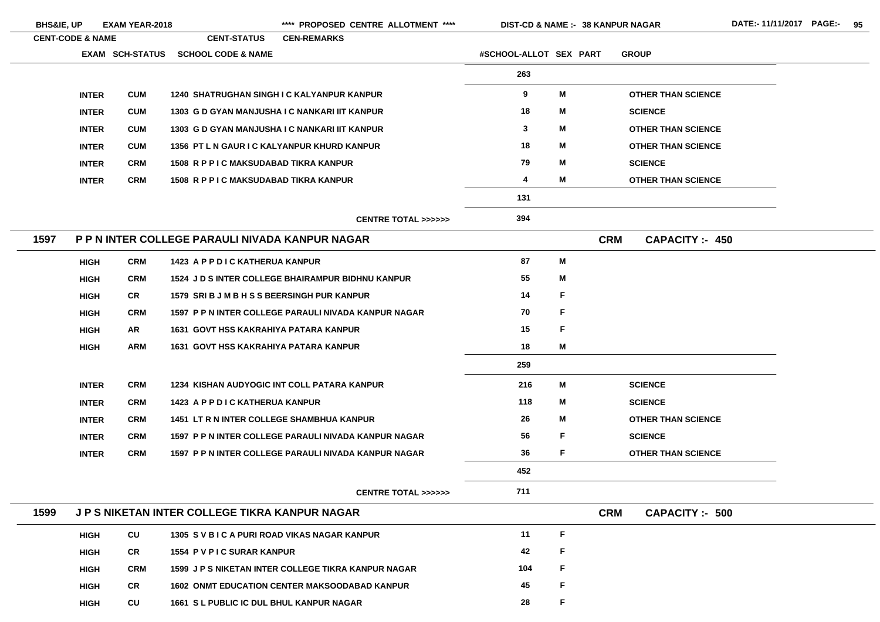| CENT-CODE & NAME | EXAM | SCH-STATUS | SCHOOL CODE & NAME | #SCHOOL-ALLOT | SEX | PART | GROUP |
|---|---|---|---|---|---|---|---|
| | | | | 263 | | | |
| | INTER | CUM | 1240 SHATRUGHAN SINGH I C KALYANPUR KANPUR | 9 | M | | OTHER THAN SCIENCE |
| | INTER | CUM | 1303 G D GYAN MANJUSHA I C NANKARI IIT KANPUR | 18 | M | | SCIENCE |
| | INTER | CUM | 1303 G D GYAN MANJUSHA I C NANKARI IIT KANPUR | 3 | M | | OTHER THAN SCIENCE |
| | INTER | CUM | 1356 PT L N GAUR I C KALYANPUR KHURD KANPUR | 18 | M | | OTHER THAN SCIENCE |
| | INTER | CRM | 1508 R P P I C MAKSUDABAD TIKRA KANPUR | 79 | M | | SCIENCE |
| | INTER | CRM | 1508 R P P I C MAKSUDABAD TIKRA KANPUR | 4 | M | | OTHER THAN SCIENCE |
| | | | | 131 | | | |
| | | | CENTRE TOTAL >>>>>> | 394 | | | |
| **1597 P P N INTER COLLEGE PARAULI NIVADA KANPUR NAGAR** | | | | | | CRM | CAPACITY :- 450 |
| | HIGH | CRM | 1423 A P P D I C KATHERUA KANPUR | 87 | M | | |
| | HIGH | CRM | 1524 J D S INTER COLLEGE BHAIRAMPUR BIDHNU KANPUR | 55 | M | | |
| | HIGH | CR | 1579 SRI B J M B H S S BEERSINGH PUR KANPUR | 14 | F | | |
| | HIGH | CRM | 1597 P P N INTER COLLEGE PARAULI NIVADA KANPUR NAGAR | 70 | F | | |
| | HIGH | AR | 1631 GOVT HSS KAKRAHIYA PATARA KANPUR | 15 | F | | |
| | HIGH | ARM | 1631 GOVT HSS KAKRAHIYA PATARA KANPUR | 18 | M | | |
| | | | | 259 | | | |
| | INTER | CRM | 1234 KISHAN AUDYOGIC INT COLL PATARA KANPUR | 216 | M | | SCIENCE |
| | INTER | CRM | 1423 A P P D I C KATHERUA KANPUR | 118 | M | | SCIENCE |
| | INTER | CRM | 1451 LT R N INTER COLLEGE SHAMBHUA KANPUR | 26 | M | | OTHER THAN SCIENCE |
| | INTER | CRM | 1597 P P N INTER COLLEGE PARAULI NIVADA KANPUR NAGAR | 56 | F | | SCIENCE |
| | INTER | CRM | 1597 P P N INTER COLLEGE PARAULI NIVADA KANPUR NAGAR | 36 | F | | OTHER THAN SCIENCE |
| | | | | 452 | | | |
| | | | CENTRE TOTAL >>>>>> | 711 | | | |
| **1599 J P S NIKETAN INTER COLLEGE TIKRA KANPUR NAGAR** | | | | | | CRM | CAPACITY :- 500 |
| | HIGH | CU | 1305 S V B I C A PURI ROAD VIKAS NAGAR KANPUR | 11 | F | | |
| | HIGH | CR | 1554 P V P I C SURAR KANPUR | 42 | F | | |
| | HIGH | CRM | 1599 J P S NIKETAN INTER COLLEGE TIKRA KANPUR NAGAR | 104 | F | | |
| | HIGH | CR | 1602 ONMT EDUCATION CENTER MAKSOODABAD KANPUR | 45 | F | | |
| | HIGH | CU | 1661 S L PUBLIC IC DUL BHUL KANPUR NAGAR | 28 | F | | |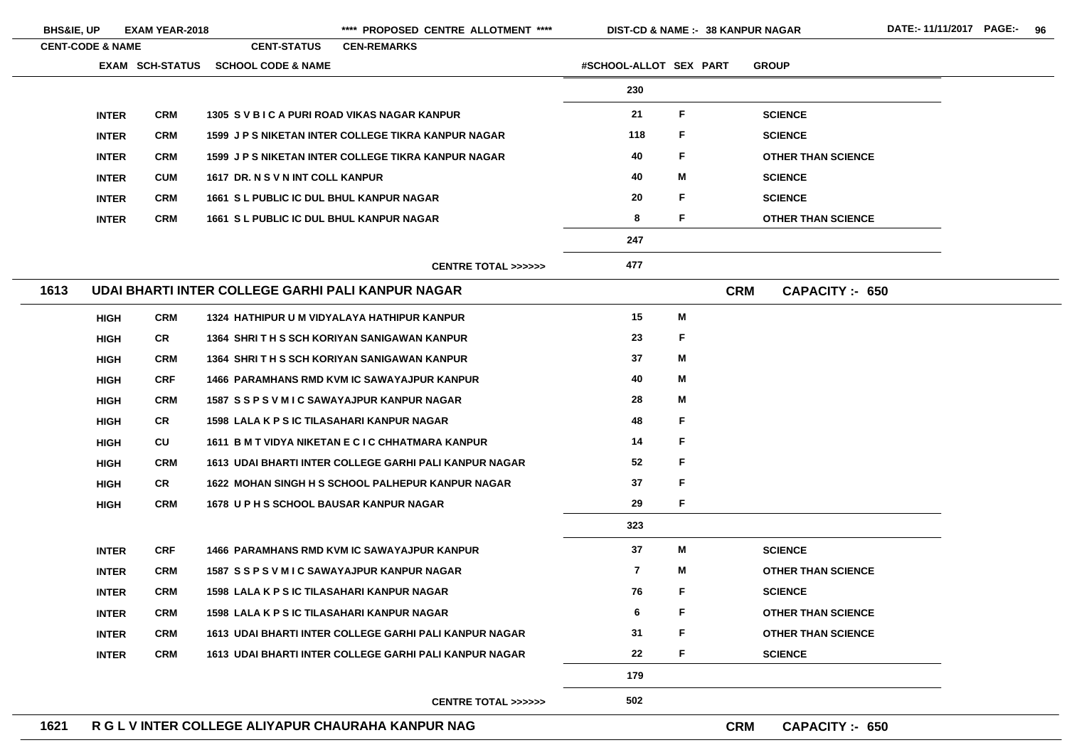| EXAM | SCH-STATUS | SCHOOL CODE & NAME | #SCHOOL-ALLOT | SEX | PART | GROUP |
|---|---|---|---|---|---|---|
| | | | 230 | | | |
| INTER | CRM | 1305 S V B I C A PURI ROAD VIKAS NAGAR KANPUR | 21 | F | | SCIENCE |
| INTER | CRM | 1599 J P S NIKETAN INTER COLLEGE TIKRA KANPUR NAGAR | 118 | F | | SCIENCE |
| INTER | CRM | 1599 J P S NIKETAN INTER COLLEGE TIKRA KANPUR NAGAR | 40 | F | | OTHER THAN SCIENCE |
| INTER | CUM | 1617 DR. N S V N INT COLL KANPUR | 40 | M | | SCIENCE |
| INTER | CRM | 1661 S L PUBLIC IC DUL BHUL KANPUR NAGAR | 20 | F | | SCIENCE |
| INTER | CRM | 1661 S L PUBLIC IC DUL BHUL KANPUR NAGAR | 8 | F | | OTHER THAN SCIENCE |
| | | | 247 | | | |
| | | CENTRE TOTAL >>>>>> | 477 | | | |

## 1613 UDAI BHARTI INTER COLLEGE GARHI PALI KANPUR NAGAR — CRM — CAPACITY :- 650

| EXAM | SCH-STATUS | SCHOOL CODE & NAME | #SCHOOL-ALLOT | SEX | PART | GROUP |
|---|---|---|---|---|---|---|
| HIGH | CRM | 1324 HATHIPUR U M VIDYALAYA HATHIPUR KANPUR | 15 | M | | |
| HIGH | CR | 1364 SHRI T H S SCH KORIYAN SANIGAWAN KANPUR | 23 | F | | |
| HIGH | CRM | 1364 SHRI T H S SCH KORIYAN SANIGAWAN KANPUR | 37 | M | | |
| HIGH | CRF | 1466 PARAMHANS RMD KVM IC SAWAYAJPUR KANPUR | 40 | M | | |
| HIGH | CRM | 1587 S S P S V M I C SAWAYAJPUR KANPUR NAGAR | 28 | M | | |
| HIGH | CR | 1598 LALA K P S IC TILASAHARI KANPUR NAGAR | 48 | F | | |
| HIGH | CU | 1611 B M T VIDYA NIKETAN E C I C CHHATMARA KANPUR | 14 | F | | |
| HIGH | CRM | 1613 UDAI BHARTI INTER COLLEGE GARHI PALI KANPUR NAGAR | 52 | F | | |
| HIGH | CR | 1622 MOHAN SINGH H S SCHOOL PALHEPUR KANPUR NAGAR | 37 | F | | |
| HIGH | CRM | 1678 U P H S SCHOOL BAUSAR KANPUR NAGAR | 29 | F | | |
| | | | 323 | | | |
| INTER | CRF | 1466 PARAMHANS RMD KVM IC SAWAYAJPUR KANPUR | 37 | M | | SCIENCE |
| INTER | CRM | 1587 S S P S V M I C SAWAYAJPUR KANPUR NAGAR | 7 | M | | OTHER THAN SCIENCE |
| INTER | CRM | 1598 LALA K P S IC TILASAHARI KANPUR NAGAR | 76 | F | | SCIENCE |
| INTER | CRM | 1598 LALA K P S IC TILASAHARI KANPUR NAGAR | 6 | F | | OTHER THAN SCIENCE |
| INTER | CRM | 1613 UDAI BHARTI INTER COLLEGE GARHI PALI KANPUR NAGAR | 31 | F | | OTHER THAN SCIENCE |
| INTER | CRM | 1613 UDAI BHARTI INTER COLLEGE GARHI PALI KANPUR NAGAR | 22 | F | | SCIENCE |
| | | | 179 | | | |
| | | CENTRE TOTAL >>>>>> | 502 | | | |

## 1621 R G L V INTER COLLEGE ALIYAPUR CHAURAHA KANPUR NAG — CRM — CAPACITY :- 650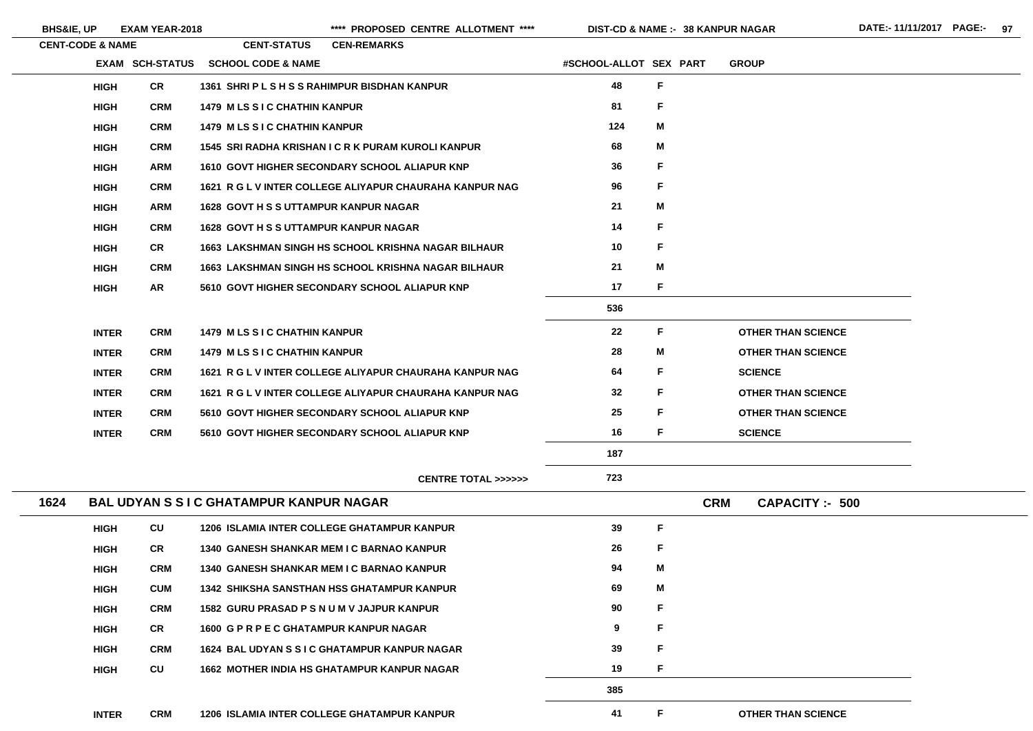| CENT-CODE & NAME | | CENT-STATUS | CEN-REMARKS | | | |
|---|---|---|---|---|---|---|
| EXAM | SCH-STATUS | SCHOOL CODE & NAME | #SCHOOL-ALLOT | SEX | PART | GROUP |
| HIGH | CR | 1361 SHRI P L S H S S RAHIMPUR BISDHAN KANPUR | 48 | F | | |
| HIGH | CRM | 1479 M LS S I C CHATHIN KANPUR | 81 | F | | |
| HIGH | CRM | 1479 M LS S I C CHATHIN KANPUR | 124 | M | | |
| HIGH | CRM | 1545 SRI RADHA KRISHAN I C R K PURAM KUROLI KANPUR | 68 | M | | |
| HIGH | ARM | 1610 GOVT HIGHER SECONDARY SCHOOL ALIAPUR KNP | 36 | F | | |
| HIGH | CRM | 1621 R G L V INTER COLLEGE ALIYAPUR CHAURAHA KANPUR NAG | 96 | F | | |
| HIGH | ARM | 1628 GOVT H S S UTTAMPUR KANPUR NAGAR | 21 | M | | |
| HIGH | CRM | 1628 GOVT H S S UTTAMPUR KANPUR NAGAR | 14 | F | | |
| HIGH | CR | 1663 LAKSHMAN SINGH HS SCHOOL KRISHNA NAGAR BILHAUR | 10 | F | | |
| HIGH | CRM | 1663 LAKSHMAN SINGH HS SCHOOL KRISHNA NAGAR BILHAUR | 21 | M | | |
| HIGH | AR | 5610 GOVT HIGHER SECONDARY SCHOOL ALIAPUR KNP | 17 | F | | |
| | | | 536 | | | |
| INTER | CRM | 1479 M LS S I C CHATHIN KANPUR | 22 | F | | OTHER THAN SCIENCE |
| INTER | CRM | 1479 M LS S I C CHATHIN KANPUR | 28 | M | | OTHER THAN SCIENCE |
| INTER | CRM | 1621 R G L V INTER COLLEGE ALIYAPUR CHAURAHA KANPUR NAG | 64 | F | | SCIENCE |
| INTER | CRM | 1621 R G L V INTER COLLEGE ALIYAPUR CHAURAHA KANPUR NAG | 32 | F | | OTHER THAN SCIENCE |
| INTER | CRM | 5610 GOVT HIGHER SECONDARY SCHOOL ALIAPUR KNP | 25 | F | | OTHER THAN SCIENCE |
| INTER | CRM | 5610 GOVT HIGHER SECONDARY SCHOOL ALIAPUR KNP | 16 | F | | SCIENCE |
| | | | 187 | | | |
| | | CENTRE TOTAL >>>>>> | 723 | | | |

## 1624 BAL UDYAN S S I C GHATAMPUR KANPUR NAGAR — CRM — CAPACITY :- 500

| EXAM | SCH-STATUS | SCHOOL CODE & NAME | #SCHOOL-ALLOT | SEX | PART | GROUP |
|---|---|---|---|---|---|---|
| HIGH | CU | 1206 ISLAMIA INTER COLLEGE GHATAMPUR KANPUR | 39 | F | | |
| HIGH | CR | 1340 GANESH SHANKAR MEM I C BARNAO KANPUR | 26 | F | | |
| HIGH | CRM | 1340 GANESH SHANKAR MEM I C BARNAO KANPUR | 94 | M | | |
| HIGH | CUM | 1342 SHIKSHA SANSTHAN HSS GHATAMPUR KANPUR | 69 | M | | |
| HIGH | CRM | 1582 GURU PRASAD P S N U M V JAJPUR KANPUR | 90 | F | | |
| HIGH | CR | 1600 G P R P E C GHATAMPUR KANPUR NAGAR | 9 | F | | |
| HIGH | CRM | 1624 BAL UDYAN S S I C GHATAMPUR KANPUR NAGAR | 39 | F | | |
| HIGH | CU | 1662 MOTHER INDIA HS GHATAMPUR KANPUR NAGAR | 19 | F | | |
| | | | 385 | | | |
| INTER | CRM | 1206 ISLAMIA INTER COLLEGE GHATAMPUR KANPUR | 41 | F | | OTHER THAN SCIENCE |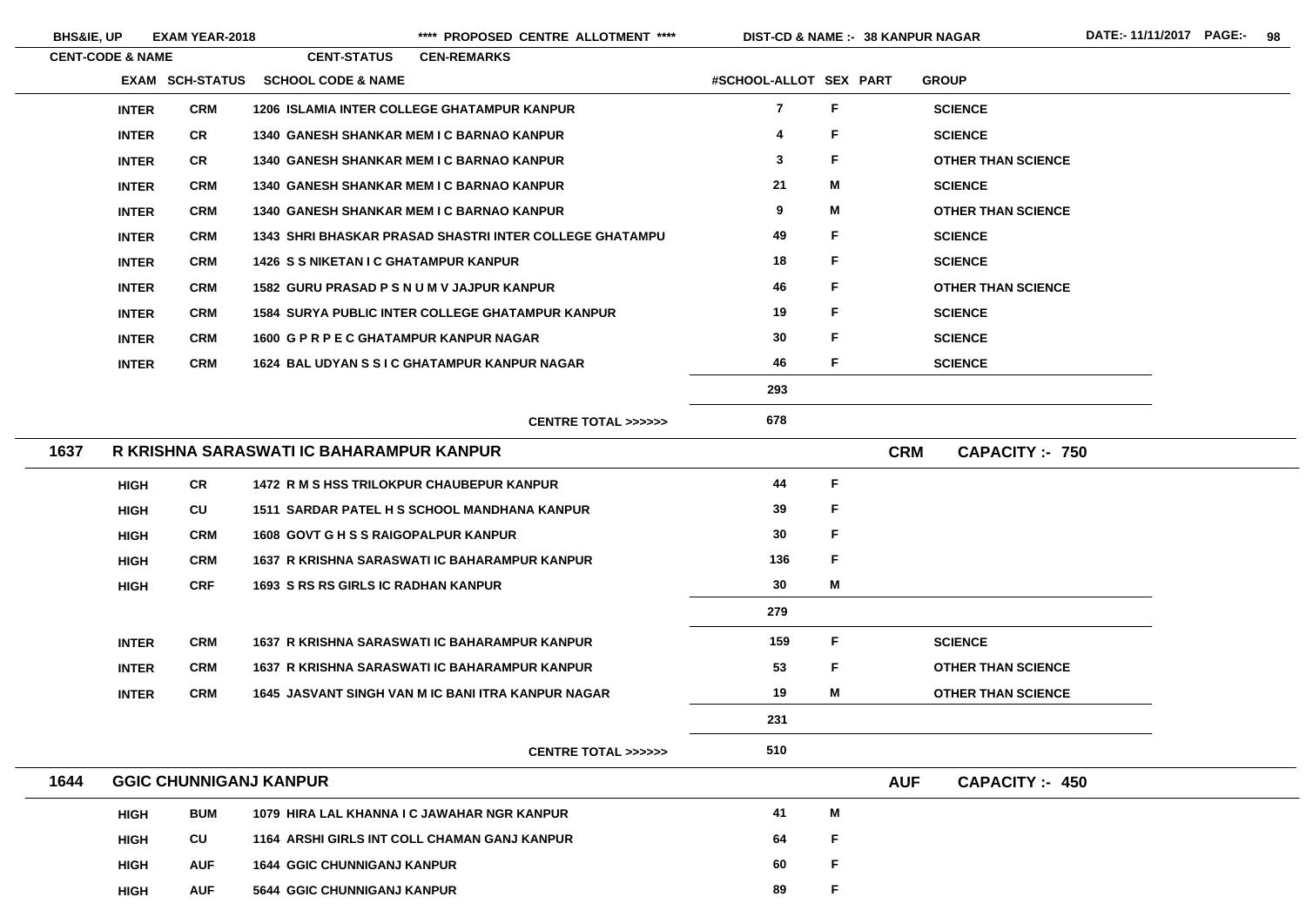BHS&IE, UP EXAM YEAR-2018 **** PROPOSED CENTRE ALLOTMENT **** DIST-CD & NAME :- 38 KANPUR NAGAR DATE:- 11/11/2017

| CENT-CODE & NAME | EXAM | SCH-STATUS | SCHOOL CODE & NAME | #SCHOOL-ALLOT | SEX | PART | GROUP |
|---|---|---|---|---|---|---|---|
| | INTER | CRM | 1206 ISLAMIA INTER COLLEGE GHATAMPUR KANPUR | 7 | F | | SCIENCE |
| | INTER | CR | 1340 GANESH SHANKAR MEM I C BARNAO KANPUR | 4 | F | | SCIENCE |
| | INTER | CR | 1340 GANESH SHANKAR MEM I C BARNAO KANPUR | 3 | F | | OTHER THAN SCIENCE |
| | INTER | CRM | 1340 GANESH SHANKAR MEM I C BARNAO KANPUR | 21 | M | | SCIENCE |
| | INTER | CRM | 1340 GANESH SHANKAR MEM I C BARNAO KANPUR | 9 | M | | OTHER THAN SCIENCE |
| | INTER | CRM | 1343 SHRI BHASKAR PRASAD SHASTRI INTER COLLEGE GHATAMPU | 49 | F | | SCIENCE |
| | INTER | CRM | 1426 S S NIKETAN I C GHATAMPUR KANPUR | 18 | F | | SCIENCE |
| | INTER | CRM | 1582 GURU PRASAD P S N U M V JAJPUR KANPUR | 46 | F | | OTHER THAN SCIENCE |
| | INTER | CRM | 1584 SURYA PUBLIC INTER COLLEGE GHATAMPUR KANPUR | 19 | F | | SCIENCE |
| | INTER | CRM | 1600 G P R P E C GHATAMPUR KANPUR NAGAR | 30 | F | | SCIENCE |
| | INTER | CRM | 1624 BAL UDYAN S S I C GHATAMPUR KANPUR NAGAR | 46 | F | | SCIENCE |
| | | | | 293 | | | |
| | | | CENTRE TOTAL >>>>>> | 678 | | | |

## 1637 R KRISHNA SARASWATI IC BAHARAMPUR KANPUR — CRM — CAPACITY :- 750

| EXAM | SCH-STATUS | SCHOOL CODE & NAME | #SCHOOL-ALLOT | SEX | PART | GROUP |
|---|---|---|---|---|---|---|
| HIGH | CR | 1472 R M S HSS TRILOKPUR CHAUBEPUR KANPUR | 44 | F | | |
| HIGH | CU | 1511 SARDAR PATEL H S SCHOOL MANDHANA KANPUR | 39 | F | | |
| HIGH | CRM | 1608 GOVT G H S S RAIGOPALPUR KANPUR | 30 | F | | |
| HIGH | CRM | 1637 R KRISHNA SARASWATI IC BAHARAMPUR KANPUR | 136 | F | | |
| HIGH | CRF | 1693 S RS RS GIRLS IC RADHAN KANPUR | 30 | M | | |
| | | | 279 | | | |
| INTER | CRM | 1637 R KRISHNA SARASWATI IC BAHARAMPUR KANPUR | 159 | F | | SCIENCE |
| INTER | CRM | 1637 R KRISHNA SARASWATI IC BAHARAMPUR KANPUR | 53 | F | | OTHER THAN SCIENCE |
| INTER | CRM | 1645 JASVANT SINGH VAN M IC BANI ITRA KANPUR NAGAR | 19 | M | | OTHER THAN SCIENCE |
| | | | 231 | | | |
| | | CENTRE TOTAL >>>>>> | 510 | | | |

## 1644 GGIC CHUNNIGANJ KANPUR — AUF — CAPACITY :- 450

| EXAM | SCH-STATUS | SCHOOL CODE & NAME | #SCHOOL-ALLOT | SEX | PART | GROUP |
|---|---|---|---|---|---|---|
| HIGH | BUM | 1079 HIRA LAL KHANNA I C JAWAHAR NGR KANPUR | 41 | M | | |
| HIGH | CU | 1164 ARSHI GIRLS INT COLL CHAMAN GANJ KANPUR | 64 | F | | |
| HIGH | AUF | 1644 GGIC CHUNNIGANJ KANPUR | 60 | F | | |
| HIGH | AUF | 5644 GGIC CHUNNIGANJ KANPUR | 89 | F | | |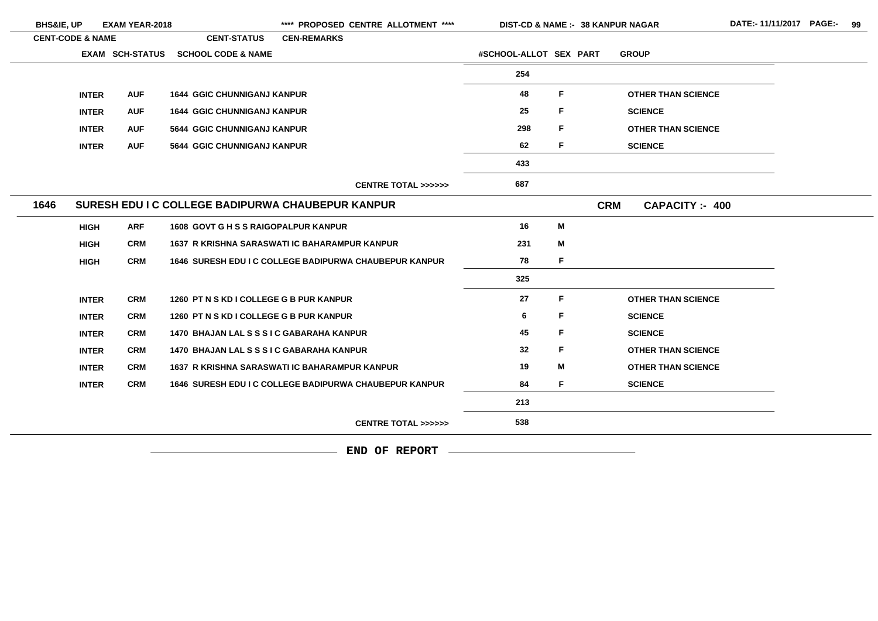**BHS&IE, UP** **EXAM YEAR-2018** **\*\*\*\* PROPOSED CENTRE ALLOTMENT \*\*\*\*** **DIST-CD & NAME :- 38 KANPUR NAGAR** **DATE:- 11/11/2017**

| CENT-CODE & NAME | EXAM | SCH-STATUS | SCHOOL CODE & NAME | #SCHOOL-ALLOT | SEX | PART | GROUP |
|---|---|---|---|---|---|---|---|
| | | | | 254 | | | |
| | INTER | AUF | 1644 GGIC CHUNNIGANJ KANPUR | 48 | F | | OTHER THAN SCIENCE |
| | INTER | AUF | 1644 GGIC CHUNNIGANJ KANPUR | 25 | F | | SCIENCE |
| | INTER | AUF | 5644 GGIC CHUNNIGANJ KANPUR | 298 | F | | OTHER THAN SCIENCE |
| | INTER | AUF | 5644 GGIC CHUNNIGANJ KANPUR | 62 | F | | SCIENCE |
| | | | | 433 | | | |
| | | | CENTRE TOTAL >>>>>> | 687 | | | |
| **1646 SURESH EDU I C COLLEGE BADIPURWA CHAUBEPUR KANPUR** | | | | | | CRM | CAPACITY :- 400 |
| | HIGH | ARF | 1608 GOVT G H S S RAIGOPALPUR KANPUR | 16 | M | | |
| | HIGH | CRM | 1637 R KRISHNA SARASWATI IC BAHARAMPUR KANPUR | 231 | M | | |
| | HIGH | CRM | 1646 SURESH EDU I C COLLEGE BADIPURWA CHAUBEPUR KANPUR | 78 | F | | |
| | | | | 325 | | | |
| | INTER | CRM | 1260 PT N S KD I COLLEGE G B PUR KANPUR | 27 | F | | OTHER THAN SCIENCE |
| | INTER | CRM | 1260 PT N S KD I COLLEGE G B PUR KANPUR | 6 | F | | SCIENCE |
| | INTER | CRM | 1470 BHAJAN LAL S S S I C GABARAHA KANPUR | 45 | F | | SCIENCE |
| | INTER | CRM | 1470 BHAJAN LAL S S S I C GABARAHA KANPUR | 32 | F | | OTHER THAN SCIENCE |
| | INTER | CRM | 1637 R KRISHNA SARASWATI IC BAHARAMPUR KANPUR | 19 | M | | OTHER THAN SCIENCE |
| | INTER | CRM | 1646 SURESH EDU I C COLLEGE BADIPURWA CHAUBEPUR KANPUR | 84 | F | | SCIENCE |
| | | | | 213 | | | |
| | | | CENTRE TOTAL >>>>>> | 538 | | | |

**END OF REPORT**